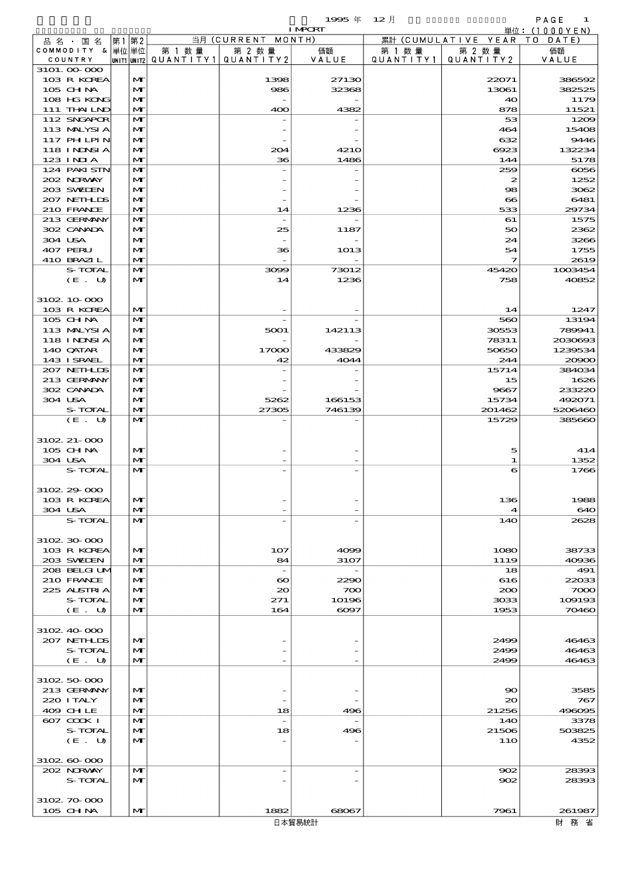1995 年 12 月 IMPORT

単位：(1000YEN)

| 品名・国名 COMMODITY & COUNTRY | 第1 単位 UNIT1 | 第2 単位 UNIT2 | 当月 (CURRENT MONTH) 第1数量 QUANTITY1 | 第2数量 QUANTITY2 | 価額 VALUE | 累計 (CUMULATIVE YEAR TO DATE) 第1数量 QUANTITY1 | 第2数量 QUANTITY2 | 価額 VALUE |
|---|---|---|---|---|---|---|---|---|
| 3101.00-000 | | | | | | | | |
| 103 R KOREA | | MT | | 1398 | 27130 | | 22071 | 386592 |
| 105 CHINA | | MT | | 986 | 32368 | | 13061 | 382525 |
| 108 HG KONG | | MT | | - | - | | 40 | 1179 |
| 111 THAILND | | MT | | 400 | 4382 | | 878 | 11521 |
| 112 SNGAPOR | | MT | | - | - | | 53 | 1209 |
| 113 MALYSIA | | MT | | - | - | | 464 | 15408 |
| 117 PHLPIN | | MT | | - | - | | 632 | 9446 |
| 118 INDNSIA | | MT | | 204 | 4210 | | 6923 | 132234 |
| 123 INDIA | | MT | | 36 | 1486 | | 144 | 5178 |
| 124 PAKISTN | | MT | | - | - | | 259 | 6056 |
| 202 NORWAY | | MT | | - | - | | 2 | 1252 |
| 203 SWEDEN | | MT | | - | - | | 98 | 3062 |
| 207 NETHLDS | | MT | | - | - | | 66 | 6481 |
| 210 FRANCE | | MT | | 14 | 1236 | | 533 | 29734 |
| 213 GERMANY | | MT | | - | - | | 61 | 1575 |
| 302 CANADA | | MT | | 25 | 1187 | | 50 | 2362 |
| 304 USA | | MT | | - | - | | 24 | 3266 |
| 407 PERU | | MT | | 36 | 1013 | | 54 | 1755 |
| 410 BRAZIL | | MT | | - | - | | 7 | 2619 |
| S-TOTAL | | MT | | 3099 | 73012 | | 45420 | 1003454 |
| (E. U) | | MT | | 14 | 1236 | | 758 | 40852 |
| 3102.10-000 | | | | | | | | |
| 103 R KOREA | | MT | | - | - | | 14 | 1247 |
| 105 CHINA | | MT | | - | - | | 560 | 13194 |
| 113 MALYSIA | | MT | | 5001 | 142113 | | 30553 | 789941 |
| 118 INDNSIA | | MT | | - | - | | 78311 | 2030693 |
| 140 QATAR | | MT | | 17000 | 433829 | | 50650 | 1239534 |
| 143 ISRAEL | | MT | | 42 | 4044 | | 244 | 20900 |
| 207 NETHLDS | | MT | | - | - | | 15714 | 384034 |
| 213 GERMANY | | MT | | - | - | | 15 | 1626 |
| 302 CANADA | | MT | | - | - | | 9667 | 233220 |
| 304 USA | | MT | | 5262 | 166153 | | 15734 | 492071 |
| S-TOTAL | | MT | | 27305 | 746139 | | 201462 | 5206460 |
| (E. U) | | MT | | - | - | | 15729 | 385660 |
| 3102.21-000 | | | | | | | | |
| 105 CHINA | | MT | | - | - | | 5 | 414 |
| 304 USA | | MT | | - | - | | 1 | 1352 |
| S-TOTAL | | MT | | - | - | | 6 | 1766 |
| 3102.29-000 | | | | | | | | |
| 103 R KOREA | | MT | | - | - | | 136 | 1988 |
| 304 USA | | MT | | - | - | | 4 | 640 |
| S-TOTAL | | MT | | - | - | | 140 | 2628 |
| 3102.30-000 | | | | | | | | |
| 103 R KOREA | | MT | | 107 | 4099 | | 1080 | 38733 |
| 203 SWEDEN | | MT | | 84 | 3107 | | 1119 | 40936 |
| 208 BELGIUM | | MT | | - | - | | 18 | 491 |
| 210 FRANCE | | MT | | 60 | 2290 | | 616 | 22033 |
| 225 AUSTRIA | | MT | | 20 | 700 | | 200 | 7000 |
| S-TOTAL | | MT | | 271 | 10196 | | 3033 | 109193 |
| (E. U) | | MT | | 164 | 6097 | | 1953 | 70460 |
| 3102.40-000 | | | | | | | | |
| 207 NETHLDS | | MT | | - | - | | 2499 | 46463 |
| S-TOTAL | | MT | | - | - | | 2499 | 46463 |
| (E. U) | | MT | | - | - | | 2499 | 46463 |
| 3102.50-000 | | | | | | | | |
| 213 GERMANY | | MT | | - | - | | 90 | 3585 |
| 220 ITALY | | MT | | - | - | | 20 | 767 |
| 409 CHILE | | MT | | 18 | 496 | | 21256 | 496095 |
| 607 COOK I | | MT | | - | - | | 140 | 3378 |
| S-TOTAL | | MT | | 18 | 496 | | 21506 | 503825 |
| (E. U) | | MT | | - | - | | 110 | 4352 |
| 3102.60-000 | | | | | | | | |
| 202 NORWAY | | MT | | - | - | | 902 | 28393 |
| S-TOTAL | | MT | | - | - | | 902 | 28393 |
| 3102.70-000 | | | | | | | | |
| 105 CHINA | | MT | | 1882 | 68067 | | 7961 | 261987 |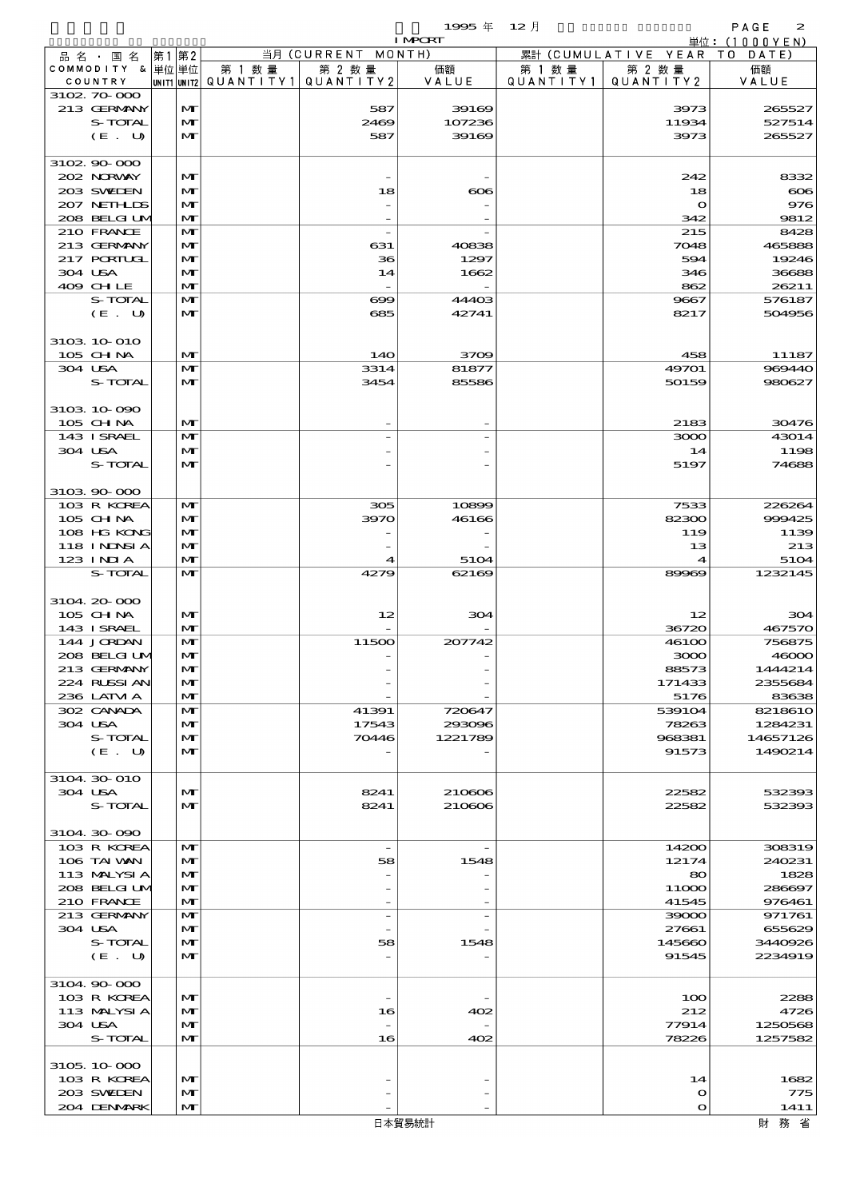| 品名・国名 COMMODITY & COUNTRY | 第1 単位 UNIT1 | 第2 単位 UNIT2 | 当月 (CURRENT MONTH) 第1数量 QUANTITY1 | 第2数量 QUANTITY2 | 価額 VALUE | 累計 (CUMULATIVE YEAR TO DATE) 第1数量 QUANTITY1 | 第2数量 QUANTITY2 | 価額 VALUE |
|---|---|---|---|---|---|---|---|---|
| 3102.70-000 | | | | | | | | |
| 213 GERMANY | | MT | | 587 | 39169 | | 3973 | 265527 |
| S-TOTAL | | MT | | 2469 | 107236 | | 11934 | 527514 |
| (E. U) | | MT | | 587 | 39169 | | 3973 | 265527 |
| 3102.90-000 | | | | | | | | |
| 202 NORWAY | | MT | | - | - | | 242 | 8332 |
| 203 SWEDEN | | MT | | 18 | 606 | | 18 | 606 |
| 207 NETHLDS | | MT | | - | - | | 0 | 976 |
| 208 BELGIUM | | MT | | - | - | | 342 | 9812 |
| 210 FRANCE | | MT | | - | - | | 215 | 8428 |
| 213 GERMANY | | MT | | 631 | 40838 | | 7048 | 465888 |
| 217 PORTUGL | | MT | | 36 | 1297 | | 594 | 19246 |
| 304 USA | | MT | | 14 | 1662 | | 346 | 36688 |
| 409 CHILE | | MT | | - | - | | 862 | 26211 |
| S-TOTAL | | MT | | 699 | 44403 | | 9667 | 576187 |
| (E. U) | | MT | | 685 | 42741 | | 8217 | 504956 |
| 3103.10-010 | | | | | | | | |
| 105 CHINA | | MT | | 140 | 3709 | | 458 | 11187 |
| 304 USA | | MT | | 3314 | 81877 | | 49701 | 969440 |
| S-TOTAL | | MT | | 3454 | 85586 | | 50159 | 980627 |
| 3103.10-090 | | | | | | | | |
| 105 CHINA | | MT | | - | - | | 2183 | 30476 |
| 143 ISRAEL | | MT | | - | - | | 3000 | 43014 |
| 304 USA | | MT | | - | - | | 14 | 1198 |
| S-TOTAL | | MT | | - | - | | 5197 | 74688 |
| 3103.90-000 | | | | | | | | |
| 103 R KOREA | | MT | | 305 | 10899 | | 7533 | 226264 |
| 105 CHINA | | MT | | 3970 | 46166 | | 82300 | 999425 |
| 108 HG KONG | | MT | | - | - | | 119 | 1139 |
| 118 INDNSIA | | MT | | - | - | | 13 | 213 |
| 123 INDIA | | MT | | 4 | 5104 | | 4 | 5104 |
| S-TOTAL | | MT | | 4279 | 62169 | | 89969 | 1232145 |
| 3104.20-000 | | | | | | | | |
| 105 CHINA | | MT | | 12 | 304 | | 12 | 304 |
| 143 ISRAEL | | MT | | - | - | | 36720 | 467570 |
| 144 JORDAN | | MT | | 11500 | 207742 | | 46100 | 756875 |
| 208 BELGIUM | | MT | | - | - | | 3000 | 46000 |
| 213 GERMANY | | MT | | - | - | | 88573 | 1444214 |
| 224 RUSSIAN | | MT | | - | - | | 171433 | 2355684 |
| 236 LATVIA | | MT | | - | - | | 5176 | 83638 |
| 302 CANADA | | MT | | 41391 | 720647 | | 539104 | 8218610 |
| 304 USA | | MT | | 17543 | 293096 | | 78263 | 1284231 |
| S-TOTAL | | MT | | 70446 | 1221789 | | 968381 | 14657126 |
| (E. U) | | MT | | - | - | | 91573 | 1490214 |
| 3104.30-010 | | | | | | | | |
| 304 USA | | MT | | 8241 | 210606 | | 22582 | 532393 |
| S-TOTAL | | MT | | 8241 | 210606 | | 22582 | 532393 |
| 3104.30-090 | | | | | | | | |
| 103 R KOREA | | MT | | - | - | | 14200 | 308319 |
| 106 TAIWAN | | MT | | 58 | 1548 | | 12174 | 240231 |
| 113 MALYSIA | | MT | | - | - | | 80 | 1828 |
| 208 BELGIUM | | MT | | - | - | | 11000 | 286697 |
| 210 FRANCE | | MT | | - | - | | 41545 | 976461 |
| 213 GERMANY | | MT | | - | - | | 39000 | 971761 |
| 304 USA | | MT | | - | - | | 27661 | 655629 |
| S-TOTAL | | MT | | 58 | 1548 | | 145660 | 3440926 |
| (E. U) | | MT | | - | - | | 91545 | 2234919 |
| 3104.90-000 | | | | | | | | |
| 103 R KOREA | | MT | | - | - | | 100 | 2288 |
| 113 MALYSIA | | MT | | 16 | 402 | | 212 | 4726 |
| 304 USA | | MT | | - | - | | 77914 | 1250568 |
| S-TOTAL | | MT | | 16 | 402 | | 78226 | 1257582 |
| 3105.10-000 | | | | | | | | |
| 103 R KOREA | | MT | | - | - | | 14 | 1682 |
| 203 SWEDEN | | MT | | - | - | | 0 | 775 |
| 204 DENMARK | | MT | | - | - | | 0 | 1411 |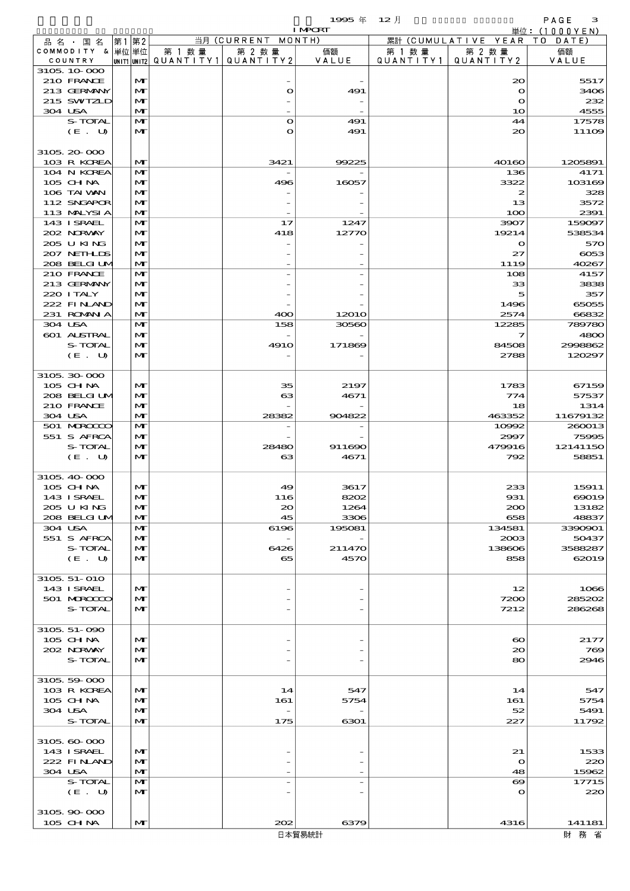1995 年 12 月 IMPORT

単位：(1000YEN)

| 品名・国名 COMMODITY & COUNTRY | 第1 単位 UNIT1 | 第2 単位 UNIT2 | 当月 (CURRENT MONTH) 第1数量 QUANTITY1 | 第2数量 QUANTITY2 | 価額 VALUE | 累計 (CUMULATIVE YEAR TO DATE) 第1数量 QUANTITY1 | 第2数量 QUANTITY2 | 価額 VALUE |
|---|---|---|---|---|---|---|---|---|
| 3105.10-000 | | | | | | | | |
| 210 FRANCE | | MT | | - | - | | 20 | 5517 |
| 213 GERMANY | | MT | | 0 | 491 | | 0 | 3406 |
| 215 SWITZLD | | MT | | - | - | | 0 | 232 |
| 304 USA | | MT | | - | - | | 10 | 4555 |
| S-TOTAL | | MT | | 0 | 491 | | 44 | 17578 |
| (E. U) | | MT | | 0 | 491 | | 20 | 11109 |
| 3105.20-000 | | | | | | | | |
| 103 R KOREA | | MT | | 3421 | 99225 | | 40160 | 1205891 |
| 104 N KOREA | | MT | | - | - | | 136 | 4171 |
| 105 CHINA | | MT | | 496 | 16057 | | 3322 | 103169 |
| 106 TAIWAN | | MT | | - | - | | 2 | 328 |
| 112 SNGAPOR | | MT | | - | - | | 13 | 3572 |
| 113 MALYSIA | | MT | | - | - | | 100 | 2391 |
| 143 ISRAEL | | MT | | 17 | 1247 | | 3907 | 159097 |
| 202 NORWAY | | MT | | 418 | 12770 | | 19214 | 538534 |
| 205 U KING | | MT | | - | - | | 0 | 570 |
| 207 NETHLDS | | MT | | - | - | | 27 | 6053 |
| 208 BELGIUM | | MT | | - | - | | 1119 | 40267 |
| 210 FRANCE | | MT | | - | - | | 108 | 4157 |
| 213 GERMANY | | MT | | - | - | | 33 | 3838 |
| 220 ITALY | | MT | | - | - | | 5 | 357 |
| 222 FINLAND | | MT | | - | - | | 1496 | 65055 |
| 231 ROMANIA | | MT | | 400 | 12010 | | 2574 | 66832 |
| 304 USA | | MT | | 158 | 30560 | | 12285 | 789780 |
| 601 AUSTRAL | | MT | | - | - | | 7 | 4800 |
| S-TOTAL | | MT | | 4910 | 171869 | | 84508 | 2998862 |
| (E. U) | | MT | | - | - | | 2788 | 120297 |
| 3105.30-000 | | | | | | | | |
| 105 CHINA | | MT | | 35 | 2197 | | 1783 | 67159 |
| 208 BELGIUM | | MT | | 63 | 4671 | | 774 | 57537 |
| 210 FRANCE | | MT | | - | - | | 18 | 1314 |
| 304 USA | | MT | | 28382 | 904822 | | 463352 | 11679132 |
| 501 MOROCCO | | MT | | - | - | | 10992 | 260013 |
| 551 S AFRCA | | MT | | - | - | | 2997 | 75995 |
| S-TOTAL | | MT | | 28480 | 911690 | | 479916 | 12141150 |
| (E. U) | | MT | | 63 | 4671 | | 792 | 58851 |
| 3105.40-000 | | | | | | | | |
| 105 CHINA | | MT | | 49 | 3617 | | 233 | 15911 |
| 143 ISRAEL | | MT | | 116 | 8202 | | 931 | 69019 |
| 205 U KING | | MT | | 20 | 1264 | | 200 | 13182 |
| 208 BELGIUM | | MT | | 45 | 3306 | | 658 | 48837 |
| 304 USA | | MT | | 6196 | 195081 | | 134581 | 3390901 |
| 551 S AFRCA | | MT | | - | - | | 2003 | 50437 |
| S-TOTAL | | MT | | 6426 | 211470 | | 138606 | 3588287 |
| (E. U) | | MT | | 65 | 4570 | | 858 | 62019 |
| 3105.51-010 | | | | | | | | |
| 143 ISRAEL | | MT | | - | - | | 12 | 1066 |
| 501 MOROCCO | | MT | | - | - | | 7200 | 285202 |
| S-TOTAL | | MT | | - | - | | 7212 | 286268 |
| 3105.51-090 | | | | | | | | |
| 105 CHINA | | MT | | - | - | | 60 | 2177 |
| 202 NORWAY | | MT | | - | - | | 20 | 769 |
| S-TOTAL | | MT | | - | - | | 80 | 2946 |
| 3105.59-000 | | | | | | | | |
| 103 R KOREA | | MT | | 14 | 547 | | 14 | 547 |
| 105 CHINA | | MT | | 161 | 5754 | | 161 | 5754 |
| 304 USA | | MT | | - | - | | 52 | 5491 |
| S-TOTAL | | MT | | 175 | 6301 | | 227 | 11792 |
| 3105.60-000 | | | | | | | | |
| 143 ISRAEL | | MT | | - | - | | 21 | 1533 |
| 222 FINLAND | | MT | | - | - | | 0 | 220 |
| 304 USA | | MT | | - | - | | 48 | 15962 |
| S-TOTAL | | MT | | - | - | | 69 | 17715 |
| (E. U) | | MT | | - | - | | 0 | 220 |
| 3105.90-000 | | | | | | | | |
| 105 CHINA | | MT | | 202 | 6379 | | 4316 | 141181 |

日本貿易統計　財務省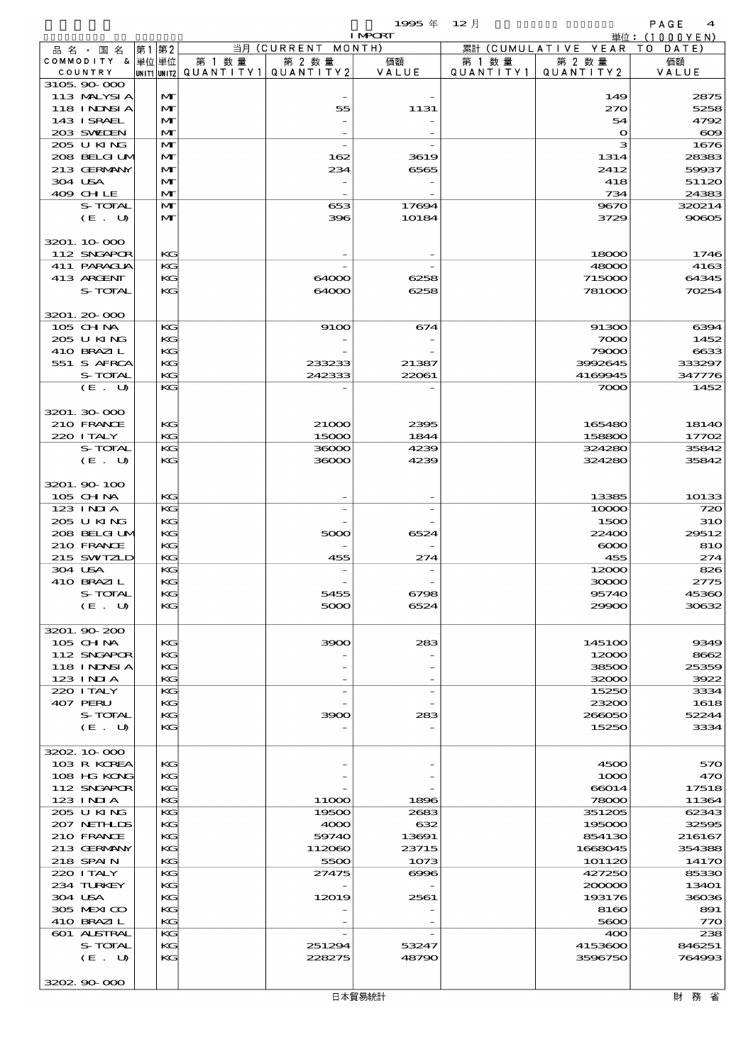1995 年 12 月 IMPORT

単位：(1000YEN)

| 品名・国名 COMMODITY & COUNTRY | 第1 単位 UNIT1 | 第2 単位 UNIT2 | 当月 (CURRENT MONTH) 第1数量 QUANTITY1 | 第2数量 QUANTITY2 | 価額 VALUE | 累計 (CUMULATIVE YEAR TO DATE) 第1数量 QUANTITY1 | 第2数量 QUANTITY2 | 価額 VALUE |
|---|---|---|---|---|---|---|---|---|
| 3105.90-000 | | | | | | | | |
| 113 MALYSIA | | MT | | - | - | | 149 | 2875 |
| 118 INDNSIA | | MT | | 55 | 1131 | | 270 | 5258 |
| 143 ISRAEL | | MT | | - | - | | 54 | 4792 |
| 203 SWEDEN | | MT | | - | - | | 0 | 609 |
| 205 U KING | | MT | | - | - | | 3 | 1676 |
| 208 BELGIUM | | MT | | 162 | 3619 | | 1314 | 28383 |
| 213 GERMANY | | MT | | 234 | 6565 | | 2412 | 59937 |
| 304 USA | | MT | | - | - | | 418 | 51120 |
| 409 CHILE | | MT | | - | - | | 734 | 24383 |
| S-TOTAL | | MT | | 653 | 17694 | | 9670 | 320214 |
| (E. U) | | MT | | 396 | 10184 | | 3729 | 90605 |
| 3201.10-000 | | | | | | | | |
| 112 SNGAPOR | | KG | | - | - | | 18000 | 1746 |
| 411 PARAGUA | | KG | | - | - | | 48000 | 4163 |
| 413 ARGENT | | KG | | 64000 | 6258 | | 715000 | 64345 |
| S-TOTAL | | KG | | 64000 | 6258 | | 781000 | 70254 |
| 3201.20-000 | | | | | | | | |
| 105 CHINA | | KG | | 9100 | 674 | | 91300 | 6394 |
| 205 U KING | | KG | | - | - | | 7000 | 1452 |
| 410 BRAZIL | | KG | | - | - | | 79000 | 6633 |
| 551 S AFRCA | | KG | | 233233 | 21387 | | 3992645 | 333297 |
| S-TOTAL | | KG | | 242333 | 22061 | | 4169945 | 347776 |
| (E. U) | | KG | | - | - | | 7000 | 1452 |
| 3201.30-000 | | | | | | | | |
| 210 FRANCE | | KG | | 21000 | 2395 | | 165480 | 18140 |
| 220 ITALY | | KG | | 15000 | 1844 | | 158800 | 17702 |
| S-TOTAL | | KG | | 36000 | 4239 | | 324280 | 35842 |
| (E. U) | | KG | | 36000 | 4239 | | 324280 | 35842 |
| 3201.90-100 | | | | | | | | |
| 105 CHINA | | KG | | - | - | | 13385 | 10133 |
| 123 INDIA | | KG | | - | - | | 10000 | 720 |
| 205 U KING | | KG | | - | - | | 1500 | 310 |
| 208 BELGIUM | | KG | | 5000 | 6524 | | 22400 | 29512 |
| 210 FRANCE | | KG | | - | - | | 6000 | 810 |
| 215 SWTZLD | | KG | | 455 | 274 | | 455 | 274 |
| 304 USA | | KG | | - | - | | 12000 | 826 |
| 410 BRAZIL | | KG | | - | - | | 30000 | 2775 |
| S-TOTAL | | KG | | 5455 | 6798 | | 95740 | 45360 |
| (E. U) | | KG | | 5000 | 6524 | | 29900 | 30632 |
| 3201.90-200 | | | | | | | | |
| 105 CHINA | | KG | | 3900 | 283 | | 145100 | 9349 |
| 112 SNGAPOR | | KG | | - | - | | 12000 | 8662 |
| 118 INDNSIA | | KG | | - | - | | 38500 | 25359 |
| 123 INDIA | | KG | | - | - | | 32000 | 3922 |
| 220 ITALY | | KG | | - | - | | 15250 | 3334 |
| 407 PERU | | KG | | - | - | | 23200 | 1618 |
| S-TOTAL | | KG | | 3900 | 283 | | 266050 | 52244 |
| (E. U) | | KG | | - | - | | 15250 | 3334 |
| 3202.10-000 | | | | | | | | |
| 103 R KOREA | | KG | | - | - | | 4500 | 570 |
| 108 HG KONG | | KG | | - | - | | 1000 | 470 |
| 112 SNGAPOR | | KG | | - | - | | 66014 | 17518 |
| 123 INDIA | | KG | | 11000 | 1896 | | 78000 | 11364 |
| 205 U KING | | KG | | 19500 | 2683 | | 351205 | 62343 |
| 207 NETHLDS | | KG | | 4000 | 632 | | 195000 | 32595 |
| 210 FRANCE | | KG | | 59740 | 13691 | | 854130 | 216167 |
| 213 GERMANY | | KG | | 112060 | 23715 | | 1668045 | 354388 |
| 218 SPAIN | | KG | | 5500 | 1073 | | 101120 | 14170 |
| 220 ITALY | | KG | | 27475 | 6996 | | 427250 | 85330 |
| 234 TURKEY | | KG | | - | - | | 200000 | 13401 |
| 304 USA | | KG | | 12019 | 2561 | | 193176 | 36036 |
| 305 MEXICO | | KG | | - | - | | 8160 | 891 |
| 410 BRAZIL | | KG | | - | - | | 5600 | 770 |
| 601 AUSTRAL | | KG | | - | - | | 400 | 238 |
| S-TOTAL | | KG | | 251294 | 53247 | | 4153600 | 846251 |
| (E. U) | | KG | | 228275 | 48790 | | 3596750 | 764993 |
| 3202.90-000 | | | | | | | | |

日本貿易統計　　財務省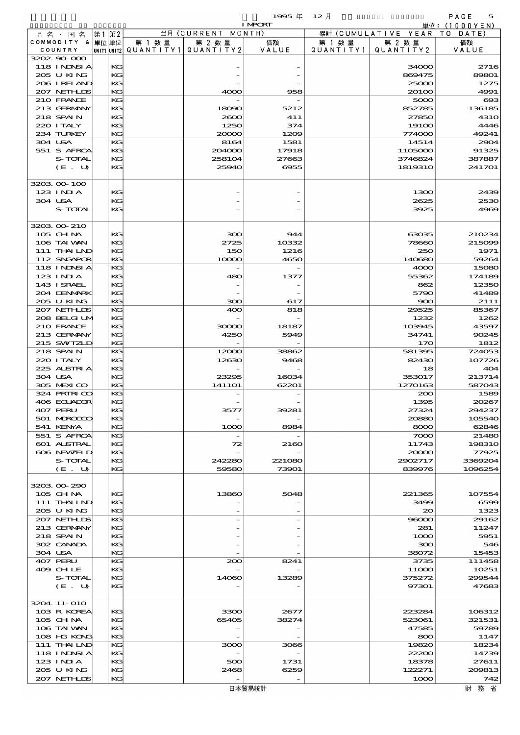| 品名・国名 COMMODITY & COUNTRY | 第1 単位 UNIT1 | 第2 単位 UNIT2 | 当月 (CURRENT MONTH) 第1数量 QUANTITY1 | 第2数量 QUANTITY2 | 価額 VALUE | 累計 (CUMULATIVE YEAR TO DATE) 第1数量 QUANTITY1 | 第2数量 QUANTITY2 | 価額 VALUE |
|---|---|---|---|---|---|---|---|---|
| 3202.90-000 | | | | | | | | |
| 118 INDNSIA | | KG | | - | - | | 34000 | 2716 |
| 205 U KING | | KG | | - | - | | 869475 | 89801 |
| 206 IRELAND | | KG | | - | - | | 25000 | 1275 |
| 207 NETHLDS | | KG | | 4000 | 958 | | 20100 | 4991 |
| 210 FRANCE | | KG | | - | - | | 5000 | 693 |
| 213 GERMANY | | KG | | 18090 | 5212 | | 852785 | 136185 |
| 218 SPAIN | | KG | | 2600 | 411 | | 27850 | 4310 |
| 220 ITALY | | KG | | 1250 | 374 | | 19100 | 4446 |
| 234 TURKEY | | KG | | 20000 | 1209 | | 774000 | 49241 |
| 304 USA | | KG | | 8164 | 1581 | | 14514 | 2904 |
| 551 S AFRCA | | KG | | 204000 | 17918 | | 1105000 | 91325 |
| S-TOTAL | | KG | | 258104 | 27663 | | 3746824 | 387887 |
| (E. U) | | KG | | 25940 | 6955 | | 1819310 | 241701 |
| 3203.00-100 | | | | | | | | |
| 123 INDIA | | KG | | - | - | | 1300 | 2439 |
| 304 USA | | KG | | - | - | | 2625 | 2530 |
| S-TOTAL | | KG | | - | - | | 3925 | 4969 |
| 3203.00-210 | | | | | | | | |
| 105 CHINA | | KG | | 300 | 944 | | 63035 | 210234 |
| 106 TAIWAN | | KG | | 2725 | 10332 | | 78660 | 215099 |
| 111 THAILND | | KG | | 150 | 1216 | | 250 | 1971 |
| 112 SNGAPOR | | KG | | 10000 | 4650 | | 140680 | 59264 |
| 118 INDNSIA | | KG | | - | - | | 4000 | 15080 |
| 123 INDIA | | KG | | 480 | 1377 | | 55362 | 174189 |
| 143 ISRAEL | | KG | | - | - | | 862 | 12350 |
| 204 DENMARK | | KG | | - | - | | 5790 | 41489 |
| 205 U KING | | KG | | 300 | 617 | | 900 | 2111 |
| 207 NETHLDS | | KG | | 400 | 818 | | 29525 | 85367 |
| 208 BELGIUM | | KG | | - | - | | 1232 | 1262 |
| 210 FRANCE | | KG | | 30000 | 18187 | | 103945 | 43597 |
| 213 GERMANY | | KG | | 4250 | 5949 | | 34741 | 90245 |
| 215 SWITZLD | | KG | | - | - | | 170 | 1812 |
| 218 SPAIN | | KG | | 12000 | 38862 | | 581395 | 724053 |
| 220 ITALY | | KG | | 12630 | 9468 | | 82430 | 107726 |
| 225 AUSTRIA | | KG | | - | - | | 18 | 404 |
| 304 USA | | KG | | 23295 | 16034 | | 353017 | 213714 |
| 305 MEXICO | | KG | | 141101 | 62201 | | 1270163 | 587043 |
| 324 PRTRICO | | KG | | - | - | | 200 | 1589 |
| 406 ECUADOR | | KG | | - | - | | 1395 | 20267 |
| 407 PERU | | KG | | 3577 | 39281 | | 27324 | 294237 |
| 501 MOROCCO | | KG | | - | - | | 20880 | 105540 |
| 541 KENYA | | KG | | 1000 | 8984 | | 8000 | 62846 |
| 551 S AFRCA | | KG | | - | - | | 7000 | 21480 |
| 601 AUSTRAL | | KG | | 72 | 2160 | | 11743 | 198310 |
| 606 NEWZELD | | KG | | - | - | | 20000 | 77925 |
| S-TOTAL | | KG | | 242280 | 221080 | | 2902717 | 3369204 |
| (E. U) | | KG | | 59580 | 73901 | | 839976 | 1096254 |
| 3203.00-290 | | | | | | | | |
| 105 CHINA | | KG | | 13860 | 5048 | | 221365 | 107554 |
| 111 THAILND | | KG | | - | - | | 3499 | 6599 |
| 205 U KING | | KG | | - | - | | 20 | 1323 |
| 207 NETHLDS | | KG | | - | - | | 96000 | 29162 |
| 213 GERMANY | | KG | | - | - | | 281 | 11247 |
| 218 SPAIN | | KG | | - | - | | 1000 | 5951 |
| 302 CANADA | | KG | | - | - | | 300 | 546 |
| 304 USA | | KG | | - | - | | 38072 | 15453 |
| 407 PERU | | KG | | 200 | 8241 | | 3735 | 111458 |
| 409 CHILE | | KG | | - | - | | 11000 | 10251 |
| S-TOTAL | | KG | | 14060 | 13289 | | 375272 | 299544 |
| (E. U) | | KG | | - | - | | 97301 | 47683 |
| 3204.11-010 | | | | | | | | |
| 103 R KOREA | | KG | | 3300 | 2677 | | 223284 | 106312 |
| 105 CHINA | | KG | | 65405 | 38274 | | 523061 | 321531 |
| 106 TAIWAN | | KG | | - | - | | 47585 | 59789 |
| 108 HG KONG | | KG | | - | - | | 800 | 1147 |
| 111 THAILND | | KG | | 3000 | 3066 | | 19820 | 18234 |
| 118 INDNSIA | | KG | | - | - | | 22200 | 14739 |
| 123 INDIA | | KG | | 500 | 1731 | | 18378 | 27611 |
| 205 U KING | | KG | | 2468 | 6259 | | 122271 | 209813 |
| 207 NETHLDS | | KG | | - | - | | 1000 | 742 |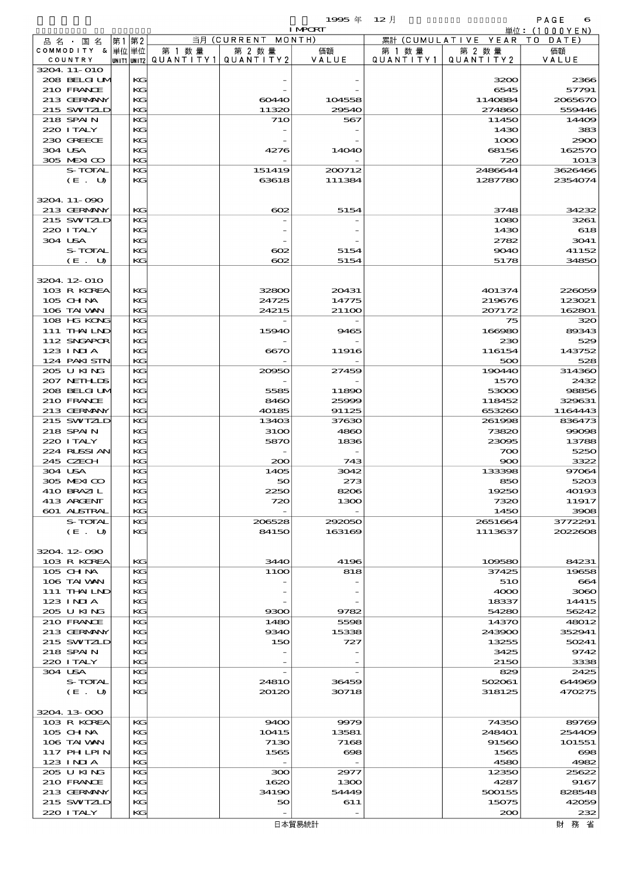1995 年 12 月 IMPORT 単位：(1000YEN)

| 品名・国名 COMMODITY & COUNTRY | 第1 UNIT1 | 第2 UNIT2 | 当月 (CURRENT MONTH) 第1数量 QUANTITY1 | 第2数量 QUANTITY2 | 価額 VALUE | 累計 (CUMULATIVE YEAR TO DATE) 第1数量 QUANTITY1 | 第2数量 QUANTITY2 | 価額 VALUE |
|---|---|---|---|---|---|---|---|---|
| 3204.11-010 | | | | | | | | |
| 208 BELGIUM | | KG | | - | - | | 3200 | 2366 |
| 210 FRANCE | | KG | | - | - | | 6545 | 57791 |
| 213 GERMANY | | KG | | 60440 | 104558 | | 1140884 | 2065670 |
| 215 SWITZLD | | KG | | 11320 | 29540 | | 274860 | 559446 |
| 218 SPAIN | | KG | | 710 | 567 | | 11450 | 14409 |
| 220 ITALY | | KG | | - | - | | 1430 | 383 |
| 230 GREECE | | KG | | - | - | | 1000 | 2900 |
| 304 USA | | KG | | 4276 | 14040 | | 68156 | 162570 |
| 305 MEXICO | | KG | | - | - | | 720 | 1013 |
| S-TOTAL | | KG | | 151419 | 200712 | | 2486644 | 3626466 |
| (E. U) | | KG | | 63618 | 111384 | | 1287780 | 2354074 |
| 3204.11-090 | | | | | | | | |
| 213 GERMANY | | KG | | 602 | 5154 | | 3748 | 34232 |
| 215 SWITZLD | | KG | | - | - | | 1080 | 3261 |
| 220 ITALY | | KG | | - | - | | 1430 | 618 |
| 304 USA | | KG | | - | - | | 2782 | 3041 |
| S-TOTAL | | KG | | 602 | 5154 | | 9040 | 41152 |
| (E. U) | | KG | | 602 | 5154 | | 5178 | 34850 |
| 3204.12-010 | | | | | | | | |
| 103 R KOREA | | KG | | 32800 | 20431 | | 401374 | 226059 |
| 105 CHINA | | KG | | 24725 | 14775 | | 219676 | 123021 |
| 106 TAIWAN | | KG | | 24215 | 21100 | | 207172 | 162801 |
| 108 HG KONG | | KG | | - | - | | 75 | 320 |
| 111 THAILND | | KG | | 15940 | 9465 | | 166980 | 89343 |
| 112 SNGAPOR | | KG | | - | - | | 230 | 529 |
| 123 INDIA | | KG | | 6670 | 11916 | | 116154 | 143752 |
| 124 PAKISTN | | KG | | - | - | | 500 | 528 |
| 205 U KING | | KG | | 20950 | 27459 | | 190440 | 314360 |
| 207 NETHLDS | | KG | | - | - | | 1570 | 2432 |
| 208 BELGIUM | | KG | | 5585 | 11890 | | 53000 | 98856 |
| 210 FRANCE | | KG | | 8460 | 25999 | | 118452 | 329631 |
| 213 GERMANY | | KG | | 40185 | 91125 | | 653260 | 1164443 |
| 215 SWITZLD | | KG | | 13403 | 37630 | | 261998 | 836473 |
| 218 SPAIN | | KG | | 3100 | 4860 | | 73820 | 99098 |
| 220 ITALY | | KG | | 5870 | 1836 | | 23095 | 13788 |
| 224 RUSSIAN | | KG | | - | - | | 700 | 5250 |
| 245 CZECH | | KG | | 200 | 743 | | 900 | 3322 |
| 304 USA | | KG | | 1405 | 3042 | | 133398 | 97064 |
| 305 MEXICO | | KG | | 50 | 273 | | 850 | 5203 |
| 410 BRAZIL | | KG | | 2250 | 8206 | | 19250 | 40193 |
| 413 ARGENT | | KG | | 720 | 1300 | | 7320 | 11917 |
| 601 AUSTRAL | | KG | | - | - | | 1450 | 3908 |
| S-TOTAL | | KG | | 206528 | 292050 | | 2651664 | 3772291 |
| (E. U) | | KG | | 84150 | 163169 | | 1113637 | 2022608 |
| 3204.12-090 | | | | | | | | |
| 103 R KOREA | | KG | | 3440 | 4196 | | 109580 | 84231 |
| 105 CHINA | | KG | | 1100 | 818 | | 37425 | 19658 |
| 106 TAIWAN | | KG | | - | - | | 510 | 664 |
| 111 THAILND | | KG | | - | - | | 4000 | 3060 |
| 123 INDIA | | KG | | - | - | | 18337 | 14415 |
| 205 U KING | | KG | | 9300 | 9782 | | 54280 | 56242 |
| 210 FRANCE | | KG | | 1480 | 5598 | | 14370 | 48012 |
| 213 GERMANY | | KG | | 9340 | 15338 | | 243900 | 352941 |
| 215 SWITZLD | | KG | | 150 | 727 | | 13255 | 50241 |
| 218 SPAIN | | KG | | - | - | | 3425 | 9742 |
| 220 ITALY | | KG | | - | - | | 2150 | 3338 |
| 304 USA | | KG | | - | - | | 829 | 2425 |
| S-TOTAL | | KG | | 24810 | 36459 | | 502061 | 644969 |
| (E. U) | | KG | | 20120 | 30718 | | 318125 | 470275 |
| 3204.13-000 | | | | | | | | |
| 103 R KOREA | | KG | | 9400 | 9979 | | 74350 | 89769 |
| 105 CHINA | | KG | | 10415 | 13581 | | 248401 | 254409 |
| 106 TAIWAN | | KG | | 7130 | 7168 | | 91560 | 101551 |
| 117 PHLPIN | | KG | | 1565 | 698 | | 1565 | 698 |
| 123 INDIA | | KG | | - | - | | 4580 | 4982 |
| 205 U KING | | KG | | 300 | 2977 | | 12350 | 25622 |
| 210 FRANCE | | KG | | 1620 | 1300 | | 4287 | 9167 |
| 213 GERMANY | | KG | | 34190 | 54449 | | 500155 | 828548 |
| 215 SWITZLD | | KG | | 50 | 611 | | 15075 | 42059 |
| 220 ITALY | | KG | | - | - | | 200 | 232 |

日本貿易統計　財務省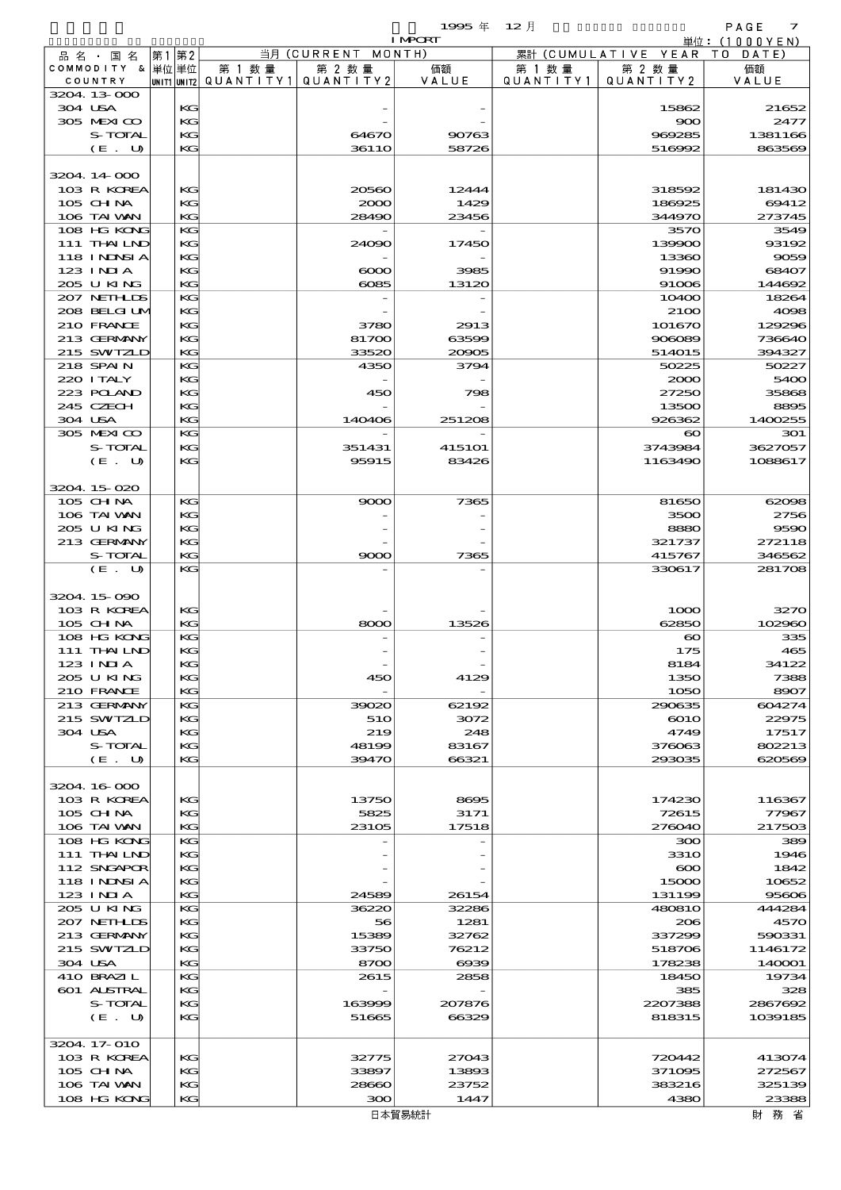1995 年 12 月 IMPORT

単位：(1000YEN)

| 品名・国名 COMMODITY & COUNTRY | 第1 単位 UNIT1 | 第2 単位 UNIT2 | 当月 (CURRENT MONTH) 第1数量 QUANTITY1 | 第2数量 QUANTITY2 | 価額 VALUE | 累計 (CUMULATIVE YEAR TO DATE) 第1数量 QUANTITY1 | 第2数量 QUANTITY2 | 価額 VALUE |
|---|---|---|---|---|---|---|---|---|
| 3204.13-000 | | | | | | | | |
| 304 USA | | KG | | - | - | | 15862 | 21652 |
| 305 MEXICO | | KG | | - | - | | 900 | 2477 |
| S-TOTAL | | KG | | 64670 | 90763 | | 969285 | 1381166 |
| (E. U) | | KG | | 36110 | 58726 | | 516992 | 863569 |
| 3204.14-000 | | | | | | | | |
| 103 R KOREA | | KG | | 20560 | 12444 | | 318592 | 181430 |
| 105 CHINA | | KG | | 2000 | 1429 | | 186925 | 69412 |
| 106 TAIWAN | | KG | | 28490 | 23456 | | 344970 | 273745 |
| 108 HG KONG | | KG | | - | - | | 3570 | 3549 |
| 111 THAILND | | KG | | 24090 | 17450 | | 139900 | 93192 |
| 118 INDNSIA | | KG | | - | - | | 13360 | 9059 |
| 123 INDIA | | KG | | 6000 | 3985 | | 91990 | 68407 |
| 205 U KING | | KG | | 6085 | 13120 | | 91006 | 144692 |
| 207 NETHLDS | | KG | | - | - | | 10400 | 18264 |
| 208 BELGIUM | | KG | | - | - | | 2100 | 4098 |
| 210 FRANCE | | KG | | 3780 | 2913 | | 101670 | 129296 |
| 213 GERMANY | | KG | | 81700 | 63599 | | 906089 | 736640 |
| 215 SWITZLD | | KG | | 33520 | 20905 | | 514015 | 394327 |
| 218 SPAIN | | KG | | 4350 | 3794 | | 50225 | 50227 |
| 220 ITALY | | KG | | - | - | | 2000 | 5400 |
| 223 POLAND | | KG | | 450 | 798 | | 27250 | 35868 |
| 245 CZECH | | KG | | - | - | | 13500 | 8895 |
| 304 USA | | KG | | 140406 | 251208 | | 926362 | 1400255 |
| 305 MEXICO | | KG | | - | - | | 60 | 301 |
| S-TOTAL | | KG | | 351431 | 415101 | | 3743984 | 3627057 |
| (E. U) | | KG | | 95915 | 83426 | | 1163490 | 1088617 |
| 3204.15-020 | | | | | | | | |
| 105 CHINA | | KG | | 9000 | 7365 | | 81650 | 62098 |
| 106 TAIWAN | | KG | | - | - | | 3500 | 2756 |
| 205 U KING | | KG | | - | - | | 8880 | 9590 |
| 213 GERMANY | | KG | | - | - | | 321737 | 272118 |
| S-TOTAL | | KG | | 9000 | 7365 | | 415767 | 346562 |
| (E. U) | | KG | | - | - | | 330617 | 281708 |
| 3204.15-090 | | | | | | | | |
| 103 R KOREA | | KG | | - | - | | 1000 | 3270 |
| 105 CHINA | | KG | | 8000 | 13526 | | 62850 | 102960 |
| 108 HG KONG | | KG | | - | - | | 60 | 335 |
| 111 THAILND | | KG | | - | - | | 175 | 465 |
| 123 INDIA | | KG | | - | - | | 8184 | 34122 |
| 205 U KING | | KG | | 450 | 4129 | | 1350 | 7388 |
| 210 FRANCE | | KG | | - | - | | 1050 | 8907 |
| 213 GERMANY | | KG | | 39020 | 62192 | | 290635 | 604274 |
| 215 SWITZLD | | KG | | 510 | 3072 | | 6010 | 22975 |
| 304 USA | | KG | | 219 | 248 | | 4749 | 17517 |
| S-TOTAL | | KG | | 48199 | 83167 | | 376063 | 802213 |
| (E. U) | | KG | | 39470 | 66321 | | 293035 | 620569 |
| 3204.16-000 | | | | | | | | |
| 103 R KOREA | | KG | | 13750 | 8695 | | 174230 | 116367 |
| 105 CHINA | | KG | | 5825 | 3171 | | 72615 | 77967 |
| 106 TAIWAN | | KG | | 23105 | 17518 | | 276040 | 217503 |
| 108 HG KONG | | KG | | - | - | | 300 | 389 |
| 111 THAILND | | KG | | - | - | | 3310 | 1946 |
| 112 SNGAPOR | | KG | | - | - | | 600 | 1842 |
| 118 INDNSIA | | KG | | - | - | | 15000 | 10652 |
| 123 INDIA | | KG | | 24589 | 26154 | | 131199 | 95606 |
| 205 U KING | | KG | | 36220 | 32286 | | 480810 | 444284 |
| 207 NETHLDS | | KG | | 56 | 1281 | | 206 | 4570 |
| 213 GERMANY | | KG | | 15389 | 32762 | | 337299 | 590331 |
| 215 SWITZLD | | KG | | 33750 | 76212 | | 518706 | 1146172 |
| 304 USA | | KG | | 8700 | 6939 | | 178238 | 140001 |
| 410 BRAZIL | | KG | | 2615 | 2858 | | 18450 | 19734 |
| 601 ASTRAL | | KG | | - | - | | 385 | 328 |
| S-TOTAL | | KG | | 163999 | 207876 | | 2207388 | 2867692 |
| (E. U) | | KG | | 51665 | 66329 | | 818315 | 1039185 |
| 3204.17-010 | | | | | | | | |
| 103 R KOREA | | KG | | 32775 | 27043 | | 720442 | 413074 |
| 105 CHINA | | KG | | 33897 | 13893 | | 371095 | 272567 |
| 106 TAIWAN | | KG | | 28660 | 23752 | | 383216 | 325139 |
| 108 HG KONG | | KG | | 300 | 1447 | | 4380 | 23388 |

日本貿易統計　財務省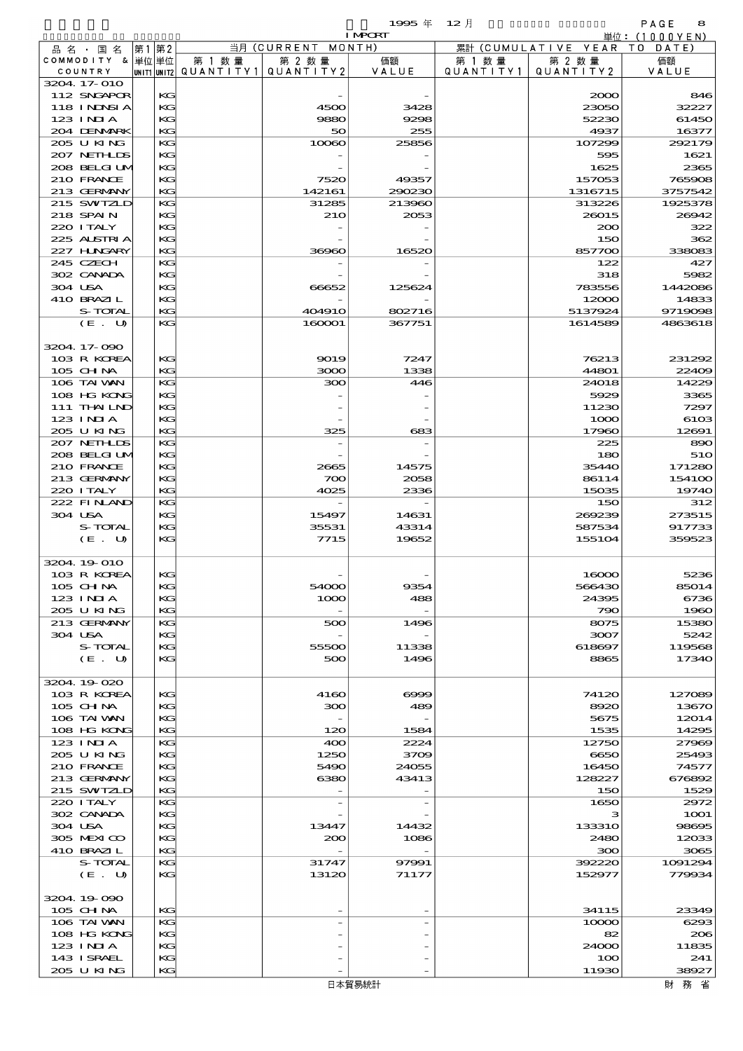1995 年 12 月 IMPORT 単位：(1000YEN)

| 品名・国名 COMMODITY & COUNTRY | 第1 単位 UNIT1 | 第2 単位 UNIT2 | 当月 (CURRENT MONTH) 第1数量 QUANTITY1 | 第2数量 QUANTITY2 | 価額 VALUE | 累計 (CUMULATIVE YEAR TO DATE) 第1数量 QUANTITY1 | 第2数量 QUANTITY2 | 価額 VALUE |
|---|---|---|---|---|---|---|---|---|
| 3204.17-010 | | | | | | | | |
| 112 SNGAPOR | | KG | | - | - | | 2000 | 846 |
| 118 INDNSIA | | KG | | 4500 | 3428 | | 23050 | 32227 |
| 123 INDIA | | KG | | 9880 | 9298 | | 52230 | 61450 |
| 204 DENMARK | | KG | | 50 | 255 | | 4937 | 16377 |
| 205 U KING | | KG | | 10060 | 25856 | | 107299 | 292179 |
| 207 NETHLDS | | KG | | - | - | | 595 | 1621 |
| 208 BELGIUM | | KG | | - | - | | 1625 | 2365 |
| 210 FRANCE | | KG | | 7520 | 49357 | | 157053 | 765908 |
| 213 GERMANY | | KG | | 142161 | 290230 | | 1316715 | 3757542 |
| 215 SWTZLD | | KG | | 31285 | 213960 | | 313226 | 1925378 |
| 218 SPAIN | | KG | | 210 | 2053 | | 26015 | 26942 |
| 220 ITALY | | KG | | - | - | | 200 | 322 |
| 225 ALSTRIA | | KG | | - | - | | 150 | 362 |
| 227 HUNGARY | | KG | | 36960 | 16520 | | 857700 | 338083 |
| 245 CZECH | | KG | | - | - | | 122 | 427 |
| 302 CANADA | | KG | | - | - | | 318 | 5982 |
| 304 USA | | KG | | 66652 | 125624 | | 783556 | 1442086 |
| 410 BRAZIL | | KG | | - | - | | 12000 | 14833 |
| S-TOTAL | | KG | | 404910 | 802716 | | 5137924 | 9719098 |
| (E. U) | | KG | | 160001 | 367751 | | 1614589 | 4863618 |
| 3204.17-090 | | | | | | | | |
| 103 R KOREA | | KG | | 9019 | 7247 | | 76213 | 231292 |
| 105 CHINA | | KG | | 3000 | 1338 | | 44801 | 22409 |
| 106 TAIWAN | | KG | | 300 | 446 | | 24018 | 14229 |
| 108 HG KONG | | KG | | - | - | | 5929 | 3365 |
| 111 THAILND | | KG | | - | - | | 11230 | 7297 |
| 123 INDIA | | KG | | - | - | | 1000 | 6103 |
| 205 U KING | | KG | | 325 | 683 | | 17960 | 12691 |
| 207 NETHLDS | | KG | | - | - | | 225 | 890 |
| 208 BELGIUM | | KG | | - | - | | 180 | 510 |
| 210 FRANCE | | KG | | 2665 | 14575 | | 35440 | 171280 |
| 213 GERMANY | | KG | | 700 | 2058 | | 86114 | 154100 |
| 220 ITALY | | KG | | 4025 | 2336 | | 15035 | 19740 |
| 222 FINLAND | | KG | | - | - | | 150 | 312 |
| 304 USA | | KG | | 15497 | 14631 | | 269239 | 273515 |
| S-TOTAL | | KG | | 35531 | 43314 | | 587534 | 917733 |
| (E. U) | | KG | | 7715 | 19652 | | 155104 | 359523 |
| 3204.19-010 | | | | | | | | |
| 103 R KOREA | | KG | | - | - | | 16000 | 5236 |
| 105 CHINA | | KG | | 54000 | 9354 | | 566430 | 85014 |
| 123 INDIA | | KG | | 1000 | 488 | | 24395 | 6736 |
| 205 U KING | | KG | | - | - | | 790 | 1960 |
| 213 GERMANY | | KG | | 500 | 1496 | | 8075 | 15380 |
| 304 USA | | KG | | - | - | | 3007 | 5242 |
| S-TOTAL | | KG | | 55500 | 11338 | | 618697 | 119568 |
| (E. U) | | KG | | 500 | 1496 | | 8865 | 17340 |
| 3204.19-020 | | | | | | | | |
| 103 R KOREA | | KG | | 4160 | 6999 | | 74120 | 127089 |
| 105 CHINA | | KG | | 300 | 489 | | 8920 | 13670 |
| 106 TAIWAN | | KG | | - | - | | 5675 | 12014 |
| 108 HG KONG | | KG | | 120 | 1584 | | 1535 | 14295 |
| 123 INDIA | | KG | | 400 | 2224 | | 12750 | 27969 |
| 205 U KING | | KG | | 1250 | 3709 | | 6650 | 25493 |
| 210 FRANCE | | KG | | 5490 | 24055 | | 16450 | 74577 |
| 213 GERMANY | | KG | | 6380 | 43413 | | 128227 | 676892 |
| 215 SWTZLD | | KG | | - | - | | 150 | 1529 |
| 220 ITALY | | KG | | - | - | | 1650 | 2972 |
| 302 CANADA | | KG | | - | - | | 3 | 1001 |
| 304 USA | | KG | | 13447 | 14432 | | 133310 | 98695 |
| 305 MEXICO | | KG | | 200 | 1086 | | 2480 | 12033 |
| 410 BRAZIL | | KG | | - | - | | 300 | 3065 |
| S-TOTAL | | KG | | 31747 | 97991 | | 392220 | 1091294 |
| (E. U) | | KG | | 13120 | 71177 | | 152977 | 779934 |
| 3204.19-090 | | | | | | | | |
| 105 CHINA | | KG | | - | - | | 34115 | 23349 |
| 106 TAIWAN | | KG | | - | - | | 10000 | 6293 |
| 108 HG KONG | | KG | | - | - | | 82 | 206 |
| 123 INDIA | | KG | | - | - | | 24000 | 11835 |
| 143 ISRAEL | | KG | | - | - | | 100 | 241 |
| 205 U KING | | KG | | - | - | | 11930 | 38927 |

日本貿易統計　財務省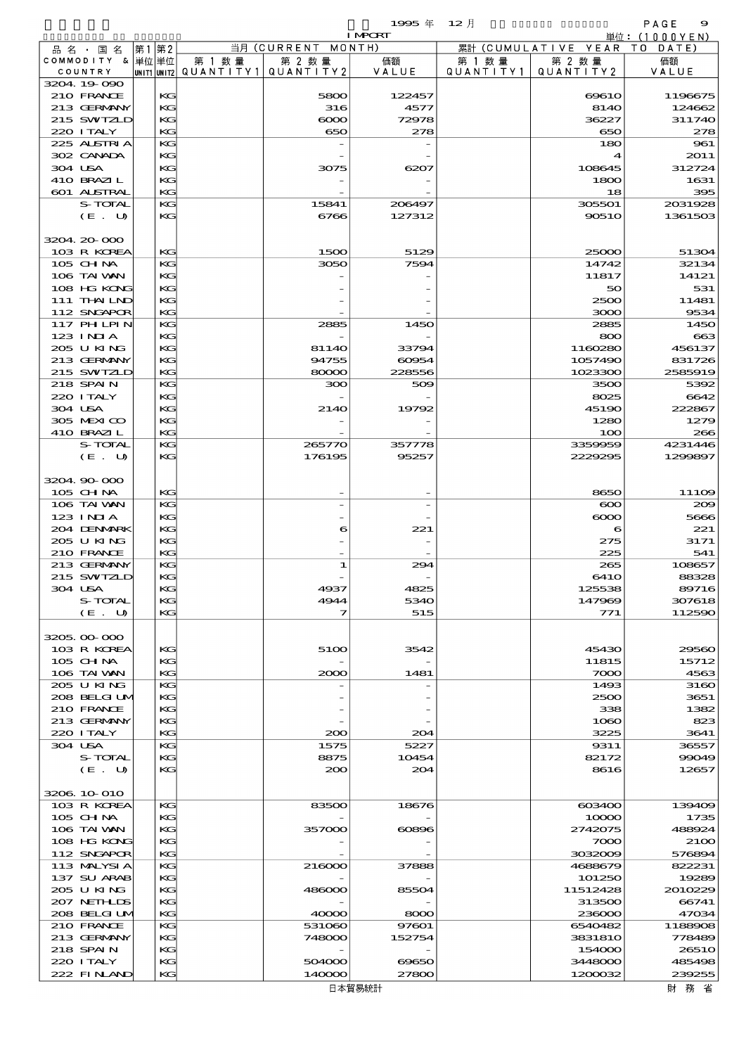1995年 12月 IMPORT

単位：(1000YEN)

| 品名・国名 COMMODITY & COUNTRY | 第1 単位 UNIT1 | 第2 単位 UNIT2 | 当月 (CURRENT MONTH) 第1数量 QUANTITY1 | 第2数量 QUANTITY2 | 価額 VALUE | 累計 (CUMULATIVE YEAR TO DATE) 第1数量 QUANTITY1 | 第2数量 QUANTITY2 | 価額 VALUE |
|---|---|---|---|---|---|---|---|---|
| 3204.19-090 | | | | | | | | |
| 210 FRANCE | | KG | | 5800 | 122457 | | 69610 | 1196675 |
| 213 GERMANY | | KG | | 316 | 4577 | | 8140 | 124662 |
| 215 SWITZLD | | KG | | 6000 | 72978 | | 36227 | 311740 |
| 220 ITALY | | KG | | 650 | 278 | | 650 | 278 |
| 225 AUSTRIA | | KG | | - | - | | 180 | 961 |
| 302 CANADA | | KG | | - | - | | 4 | 2011 |
| 304 USA | | KG | | 3075 | 6207 | | 108645 | 312724 |
| 410 BRAZIL | | KG | | - | - | | 1800 | 1631 |
| 601 AUSTRAL | | KG | | - | - | | 18 | 395 |
| S-TOTAL | | KG | | 15841 | 206497 | | 305501 | 2031928 |
| (E. U) | | KG | | 6766 | 127312 | | 90510 | 1361503 |
| 3204.20-000 | | | | | | | | |
| 103 R KOREA | | KG | | 1500 | 5129 | | 25000 | 51304 |
| 105 CHINA | | KG | | 3050 | 7594 | | 14742 | 32134 |
| 106 TAIWAN | | KG | | - | - | | 11817 | 14121 |
| 108 HG KONG | | KG | | - | - | | 50 | 531 |
| 111 THAILND | | KG | | - | - | | 2500 | 11481 |
| 112 SNGAPOR | | KG | | - | - | | 3000 | 9534 |
| 117 PHILPIN | | KG | | 2885 | 1450 | | 2885 | 1450 |
| 123 INDIA | | KG | | - | - | | 800 | 663 |
| 205 U KING | | KG | | 81140 | 33794 | | 1160280 | 456137 |
| 213 GERMANY | | KG | | 94755 | 60954 | | 1057490 | 831726 |
| 215 SWITZLD | | KG | | 80000 | 228556 | | 1023300 | 2585919 |
| 218 SPAIN | | KG | | 300 | 509 | | 3500 | 5392 |
| 220 ITALY | | KG | | - | - | | 8025 | 6642 |
| 304 USA | | KG | | 2140 | 19792 | | 45190 | 222867 |
| 305 MEXICO | | KG | | - | - | | 1280 | 1279 |
| 410 BRAZIL | | KG | | - | - | | 100 | 266 |
| S-TOTAL | | KG | | 265770 | 357778 | | 3359959 | 4231446 |
| (E. U) | | KG | | 176195 | 95257 | | 2229295 | 1299897 |
| 3204.90-000 | | | | | | | | |
| 105 CHINA | | KG | | - | - | | 8650 | 11109 |
| 106 TAIWAN | | KG | | - | - | | 600 | 209 |
| 123 INDIA | | KG | | - | - | | 6000 | 5666 |
| 204 DENMARK | | KG | | 6 | 221 | | 6 | 221 |
| 205 U KING | | KG | | - | - | | 275 | 3171 |
| 210 FRANCE | | KG | | - | - | | 225 | 541 |
| 213 GERMANY | | KG | | 1 | 294 | | 265 | 108657 |
| 215 SWITZLD | | KG | | - | - | | 6410 | 88328 |
| 304 USA | | KG | | 4937 | 4825 | | 125538 | 89716 |
| S-TOTAL | | KG | | 4944 | 5340 | | 147969 | 307618 |
| (E. U) | | KG | | 7 | 515 | | 771 | 112590 |
| 3205.00-000 | | | | | | | | |
| 103 R KOREA | | KG | | 5100 | 3542 | | 45430 | 29560 |
| 105 CHINA | | KG | | - | - | | 11815 | 15712 |
| 106 TAIWAN | | KG | | 2000 | 1481 | | 7000 | 4563 |
| 205 U KING | | KG | | - | - | | 1493 | 3160 |
| 208 BELGIUM | | KG | | - | - | | 2500 | 3651 |
| 210 FRANCE | | KG | | - | - | | 338 | 1382 |
| 213 GERMANY | | KG | | - | - | | 1060 | 823 |
| 220 ITALY | | KG | | 200 | 204 | | 3225 | 3641 |
| 304 USA | | KG | | 1575 | 5227 | | 9311 | 36557 |
| S-TOTAL | | KG | | 8875 | 10454 | | 82172 | 99049 |
| (E. U) | | KG | | 200 | 204 | | 8616 | 12657 |
| 3206.10-010 | | | | | | | | |
| 103 R KOREA | | KG | | 83500 | 18676 | | 603400 | 139409 |
| 105 CHINA | | KG | | - | - | | 10000 | 1735 |
| 106 TAIWAN | | KG | | 357000 | 60896 | | 2742075 | 488924 |
| 108 HG KONG | | KG | | - | - | | 7000 | 2100 |
| 112 SNGAPOR | | KG | | - | - | | 3032009 | 576894 |
| 113 MALYSIA | | KG | | 216000 | 37888 | | 4688679 | 822231 |
| 137 SU ARAB | | KG | | - | - | | 101250 | 19289 |
| 205 U KING | | KG | | 486000 | 85504 | | 11512428 | 2010229 |
| 207 NETHLDS | | KG | | - | - | | 313500 | 66741 |
| 208 BELGIUM | | KG | | 40000 | 8000 | | 236000 | 47034 |
| 210 FRANCE | | KG | | 531060 | 97601 | | 6540482 | 1188908 |
| 213 GERMANY | | KG | | 748000 | 152754 | | 3831810 | 778489 |
| 218 SPAIN | | KG | | - | - | | 154000 | 26510 |
| 220 ITALY | | KG | | 504000 | 69650 | | 3448000 | 485498 |
| 222 FINLAND | | KG | | 140000 | 27800 | | 1200032 | 239255 |

日本貿易統計　　財務省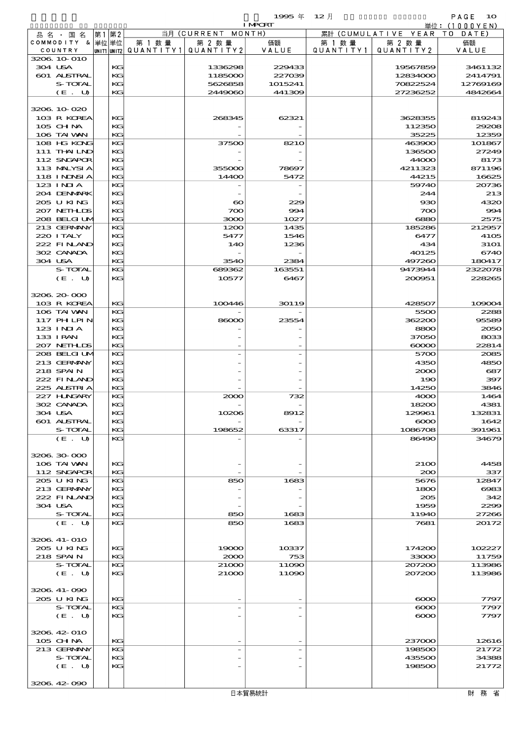1995 年 12 月 IMPORT

単位：(1000YEN)

| 品名・国名 COMMODITY & COUNTRY | 第1 単位 UNIT1 | 第2 単位 UNIT2 | 当月 (CURRENT MONTH) 第1数量 QUANTITY1 | 第2数量 QUANTITY2 | 価額 VALUE | 累計 (CUMULATIVE YEAR TO DATE) 第1数量 QUANTITY1 | 第2数量 QUANTITY2 | 価額 VALUE |
|---|---|---|---|---|---|---|---|---|
| 3206.10-010 | | | | | | | | |
| 304 USA | | KG | | 1336298 | 229433 | | 19567859 | 3461132 |
| 601 AUSTRAL | | KG | | 1185000 | 227039 | | 12834000 | 2414791 |
| S-TOTAL | | KG | | 5626858 | 1015241 | | 70822524 | 12769169 |
| (E. U) | | KG | | 2449060 | 441309 | | 27236252 | 4842664 |
| 3206.10-020 | | | | | | | | |
| 103 R KOREA | | KG | | 268345 | 62321 | | 3628355 | 819243 |
| 105 CHINA | | KG | | - | - | | 112350 | 29208 |
| 106 TAIWAN | | KG | | - | - | | 35225 | 12359 |
| 108 HG KONG | | KG | | 37500 | 8210 | | 463900 | 101867 |
| 111 THAILND | | KG | | - | - | | 136500 | 27249 |
| 112 SNGAPOR | | KG | | - | - | | 44000 | 8173 |
| 113 MALYSIA | | KG | | 355000 | 78697 | | 4211323 | 871196 |
| 118 INDNSIA | | KG | | 14400 | 5472 | | 44215 | 16625 |
| 123 INDIA | | KG | | - | - | | 59740 | 20736 |
| 204 DENMARK | | KG | | - | - | | 244 | 213 |
| 205 U KING | | KG | | 60 | 229 | | 930 | 4320 |
| 207 NETHLDS | | KG | | 700 | 994 | | 700 | 994 |
| 208 BELGIUM | | KG | | 3000 | 1027 | | 6880 | 2575 |
| 213 GERMANY | | KG | | 1200 | 1435 | | 185286 | 212957 |
| 220 ITALY | | KG | | 5477 | 1546 | | 6477 | 4105 |
| 222 FINLAND | | KG | | 140 | 1236 | | 434 | 3101 |
| 302 CANADA | | KG | | - | - | | 40125 | 6740 |
| 304 USA | | KG | | 3540 | 2384 | | 497260 | 180417 |
| S-TOTAL | | KG | | 689362 | 163551 | | 9473944 | 2322078 |
| (E. U) | | KG | | 10577 | 6467 | | 200951 | 228265 |
| 3206.20-000 | | | | | | | | |
| 103 R KOREA | | KG | | 100446 | 30119 | | 428507 | 109004 |
| 106 TAIWAN | | KG | | - | - | | 5500 | 2288 |
| 117 PHILPIN | | KG | | 86000 | 23554 | | 362200 | 95589 |
| 123 INDIA | | KG | | - | - | | 8800 | 2050 |
| 133 IRAN | | KG | | - | - | | 37050 | 8033 |
| 207 NETHLDS | | KG | | - | - | | 60000 | 22814 |
| 208 BELGIUM | | KG | | - | - | | 5700 | 2085 |
| 213 GERMANY | | KG | | - | - | | 4350 | 4850 |
| 218 SPAIN | | KG | | - | - | | 2000 | 687 |
| 222 FINLAND | | KG | | - | - | | 190 | 397 |
| 225 AUSTRIA | | KG | | - | - | | 14250 | 3846 |
| 227 HUNGARY | | KG | | 2000 | 732 | | 4000 | 1464 |
| 302 CANADA | | KG | | - | - | | 18200 | 4381 |
| 304 USA | | KG | | 10206 | 8912 | | 129961 | 132831 |
| 601 AUSTRAL | | KG | | - | - | | 6000 | 1642 |
| S-TOTAL | | KG | | 198652 | 63317 | | 1086708 | 391961 |
| (E. U) | | KG | | - | - | | 86490 | 34679 |
| 3206.30-000 | | | | | | | | |
| 106 TAIWAN | | KG | | - | - | | 2100 | 4458 |
| 112 SNGAPOR | | KG | | - | - | | 200 | 337 |
| 205 U KING | | KG | | 850 | 1683 | | 5676 | 12847 |
| 213 GERMANY | | KG | | - | - | | 1800 | 6983 |
| 222 FINLAND | | KG | | - | - | | 205 | 342 |
| 304 USA | | KG | | - | - | | 1959 | 2299 |
| S-TOTAL | | KG | | 850 | 1683 | | 11940 | 27266 |
| (E. U) | | KG | | 850 | 1683 | | 7681 | 20172 |
| 3206.41-010 | | | | | | | | |
| 205 U KING | | KG | | 19000 | 10337 | | 174200 | 102227 |
| 218 SPAIN | | KG | | 2000 | 753 | | 33000 | 11759 |
| S-TOTAL | | KG | | 21000 | 11090 | | 207200 | 113986 |
| (E. U) | | KG | | 21000 | 11090 | | 207200 | 113986 |
| 3206.41-090 | | | | | | | | |
| 205 U KING | | KG | | - | - | | 6000 | 7797 |
| S-TOTAL | | KG | | - | - | | 6000 | 7797 |
| (E. U) | | KG | | - | - | | 6000 | 7797 |
| 3206.42-010 | | | | | | | | |
| 105 CHINA | | KG | | - | - | | 237000 | 12616 |
| 213 GERMANY | | KG | | - | - | | 198500 | 21772 |
| S-TOTAL | | KG | | - | - | | 435500 | 34388 |
| (E. U) | | KG | | - | - | | 198500 | 21772 |
| 3206.42-090 | | | | | | | | |

日本貿易統計　財務省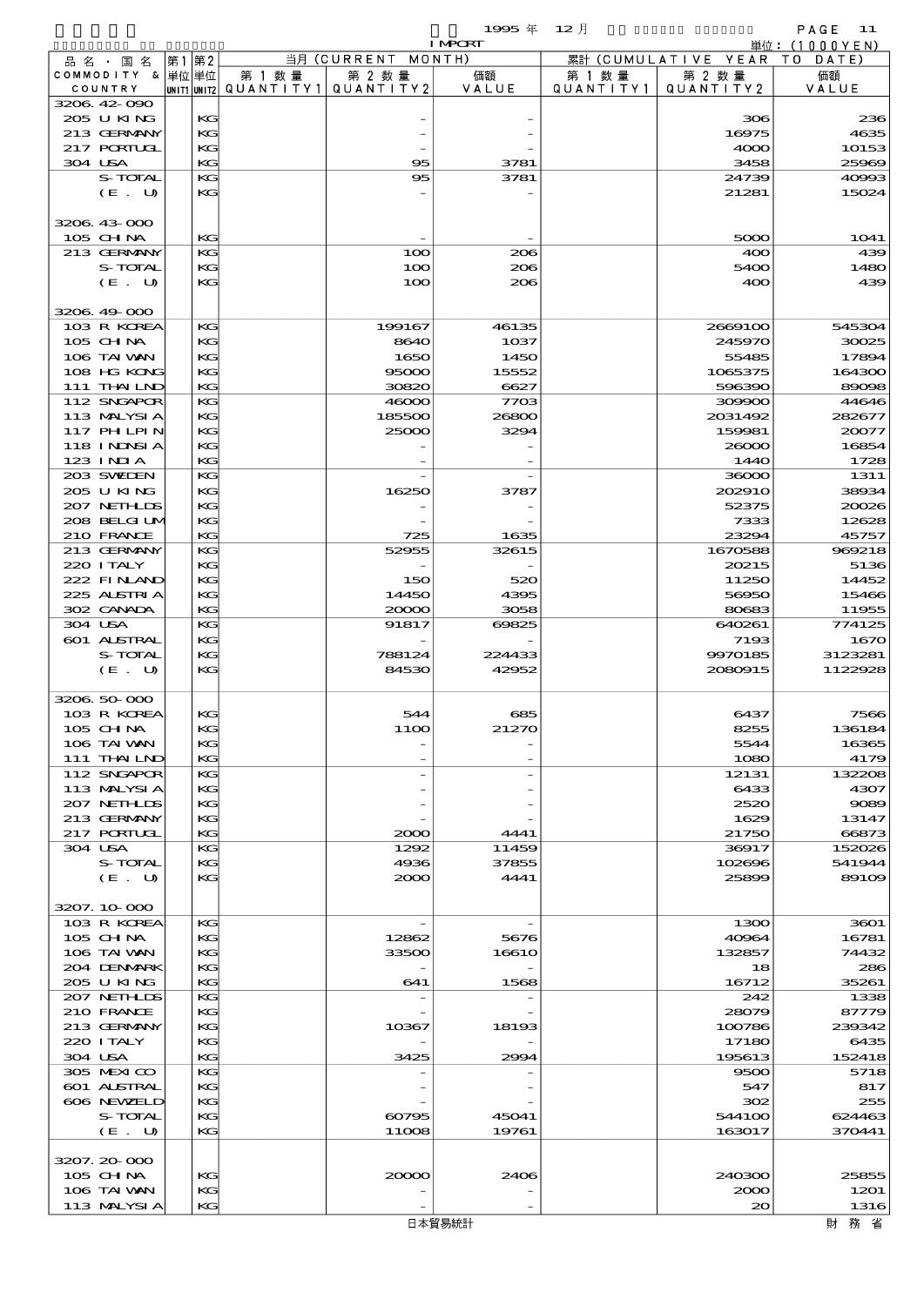1995 年 12 月 IMPORT

単位：(1000YEN)

| 品名・国名 COMMODITY & COUNTRY | 第1 単位 UNIT1 | 第2 単位 UNIT2 | 当月 (CURRENT MONTH) 第1数量 QUANTITY1 | 第2数量 QUANTITY2 | 価額 VALUE | 累計 (CUMULATIVE YEAR TO DATE) 第1数量 QUANTITY1 | 第2数量 QUANTITY2 | 価額 VALUE |
|---|---|---|---|---|---|---|---|---|
| 3206.42-090 | | | | | | | | |
| 205 U KING | | KG | | - | - | | 306 | 236 |
| 213 GERMANY | | KG | | - | - | | 16975 | 4635 |
| 217 PORTUGL | | KG | | - | - | | 4000 | 10153 |
| 304 USA | | KG | | 95 | 3781 | | 3458 | 25969 |
| S-TOTAL | | KG | | 95 | 3781 | | 24739 | 40993 |
| (E. U) | | KG | | - | - | | 21281 | 15024 |
| 3206.43-000 | | | | | | | | |
| 105 CHINA | | KG | | - | - | | 5000 | 1041 |
| 213 GERMANY | | KG | | 100 | 206 | | 400 | 439 |
| S-TOTAL | | KG | | 100 | 206 | | 5400 | 1480 |
| (E. U) | | KG | | 100 | 206 | | 400 | 439 |
| 3206.49-000 | | | | | | | | |
| 103 R KOREA | | KG | | 199167 | 46135 | | 2669100 | 545304 |
| 105 CHINA | | KG | | 8640 | 1037 | | 245970 | 30025 |
| 106 TAIWAN | | KG | | 1650 | 1450 | | 55485 | 17894 |
| 108 HG KONG | | KG | | 95000 | 15552 | | 1065375 | 164300 |
| 111 THAILND | | KG | | 30820 | 6627 | | 596390 | 89098 |
| 112 SNGAPOR | | KG | | 46000 | 7703 | | 309900 | 44646 |
| 113 MALYSIA | | KG | | 185500 | 26800 | | 2031492 | 282677 |
| 117 PHLPIN | | KG | | 25000 | 3294 | | 159981 | 20077 |
| 118 INDNSIA | | KG | | - | - | | 26000 | 16854 |
| 123 INDIA | | KG | | - | - | | 1440 | 1728 |
| 203 SWEDEN | | KG | | - | - | | 36000 | 1311 |
| 205 U KING | | KG | | 16250 | 3787 | | 202910 | 38934 |
| 207 NETHLDS | | KG | | - | - | | 52375 | 20026 |
| 208 BELGIUM | | KG | | - | - | | 7333 | 12628 |
| 210 FRANCE | | KG | | 725 | 1635 | | 23294 | 45757 |
| 213 GERMANY | | KG | | 52955 | 32615 | | 1670588 | 969218 |
| 220 ITALY | | KG | | - | - | | 20215 | 5136 |
| 222 FINLAND | | KG | | 150 | 520 | | 11250 | 14452 |
| 225 AUSTRIA | | KG | | 14450 | 4395 | | 56950 | 15466 |
| 302 CANADA | | KG | | 20000 | 3058 | | 80683 | 11955 |
| 304 USA | | KG | | 91817 | 69825 | | 640261 | 774125 |
| 601 AUSTRAL | | KG | | - | - | | 7193 | 1670 |
| S-TOTAL | | KG | | 788124 | 224433 | | 9970185 | 3123281 |
| (E. U) | | KG | | 84530 | 42952 | | 2080915 | 1122928 |
| 3206.50-000 | | | | | | | | |
| 103 R KOREA | | KG | | 544 | 685 | | 6437 | 7566 |
| 105 CHINA | | KG | | 1100 | 21270 | | 8255 | 136184 |
| 106 TAIWAN | | KG | | - | - | | 5544 | 16365 |
| 111 THAILND | | KG | | - | - | | 1080 | 4179 |
| 112 SNGAPOR | | KG | | - | - | | 12131 | 132208 |
| 113 MALYSIA | | KG | | - | - | | 6433 | 4307 |
| 207 NETHLDS | | KG | | - | - | | 2520 | 9089 |
| 213 GERMANY | | KG | | - | - | | 1629 | 13147 |
| 217 PORTUGL | | KG | | 2000 | 4441 | | 21750 | 66873 |
| 304 USA | | KG | | 1292 | 11459 | | 36917 | 152026 |
| S-TOTAL | | KG | | 4936 | 37855 | | 102696 | 541944 |
| (E. U) | | KG | | 2000 | 4441 | | 25899 | 89109 |
| 3207.10-000 | | | | | | | | |
| 103 R KOREA | | KG | | - | - | | 1300 | 3601 |
| 105 CHINA | | KG | | 12862 | 5676 | | 40964 | 16781 |
| 106 TAIWAN | | KG | | 33500 | 16610 | | 132857 | 74432 |
| 204 DENMARK | | KG | | - | - | | 18 | 286 |
| 205 U KING | | KG | | 641 | 1568 | | 16712 | 35261 |
| 207 NETHLDS | | KG | | - | - | | 242 | 1338 |
| 210 FRANCE | | KG | | - | - | | 28079 | 87779 |
| 213 GERMANY | | KG | | 10367 | 18193 | | 100786 | 239342 |
| 220 ITALY | | KG | | - | - | | 17180 | 6435 |
| 304 USA | | KG | | 3425 | 2994 | | 195613 | 152418 |
| 305 MEXICO | | KG | | - | - | | 9500 | 5718 |
| 601 AUSTRAL | | KG | | - | - | | 547 | 817 |
| 606 NEWZELD | | KG | | - | - | | 302 | 255 |
| S-TOTAL | | KG | | 60795 | 45041 | | 544100 | 624463 |
| (E. U) | | KG | | 11008 | 19761 | | 163017 | 370441 |
| 3207.20-000 | | | | | | | | |
| 105 CHINA | | KG | | 20000 | 2406 | | 240300 | 25855 |
| 106 TAIWAN | | KG | | - | - | | 2000 | 1201 |
| 113 MALYSIA | | KG | | - | - | | 20 | 1316 |

日本貿易統計　財務省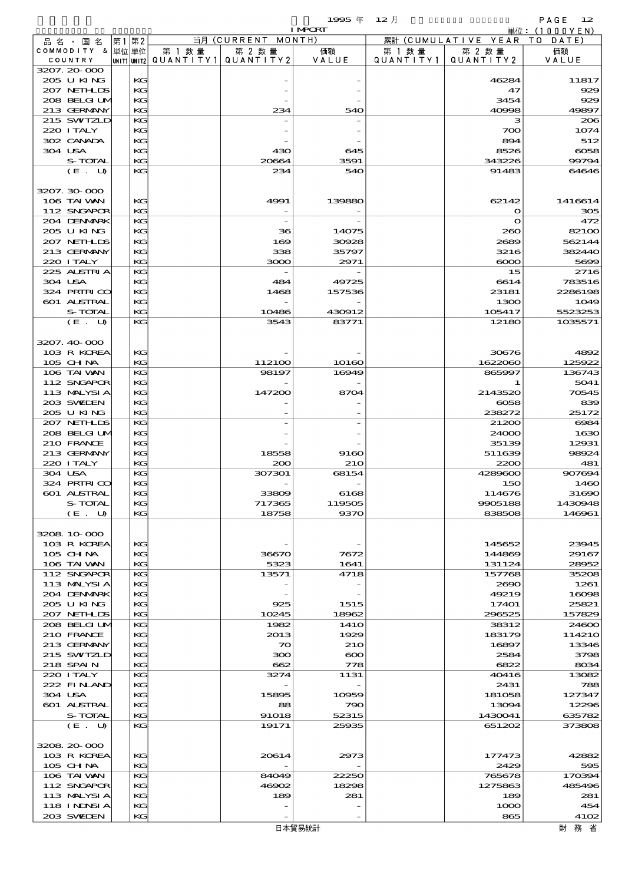| 品名・国名 COMMODITY & COUNTRY | 第1 単位 UNIT1 | 第2 単位 UNIT2 | 当月 (CURRENT MONTH) 第1数量 QUANTITY1 | 第2数量 QUANTITY2 | 価額 VALUE | 累計 (CUMULATIVE YEAR TO DATE) 第1数量 QUANTITY1 | 第2数量 QUANTITY2 | 価額 VALUE |
|---|---|---|---|---|---|---|---|---|
| 3207.20-000 | | | | | | | | |
| 205 U KING | | KG | | - | - | | 46284 | 11817 |
| 207 NETHLDS | | KG | | - | - | | 47 | 929 |
| 208 BELGIUM | | KG | | - | - | | 3454 | 929 |
| 213 GERMANY | | KG | | 234 | 540 | | 40998 | 49897 |
| 215 SWITZLD | | KG | | - | - | | 3 | 206 |
| 220 ITALY | | KG | | - | - | | 700 | 1074 |
| 302 CANADA | | KG | | - | - | | 894 | 512 |
| 304 USA | | KG | | 430 | 645 | | 8526 | 6058 |
| S-TOTAL | | KG | | 20664 | 3591 | | 343226 | 99794 |
| (E. U) | | KG | | 234 | 540 | | 91483 | 64646 |
| 3207.30-000 | | | | | | | | |
| 106 TAIWAN | | KG | | 4991 | 139880 | | 62142 | 1416614 |
| 112 SNGAPOR | | KG | | - | - | | 0 | 305 |
| 204 DENMARK | | KG | | - | - | | 0 | 472 |
| 205 U KING | | KG | | 36 | 14075 | | 260 | 82100 |
| 207 NETHLDS | | KG | | 169 | 30928 | | 2689 | 562144 |
| 213 GERMANY | | KG | | 338 | 35797 | | 3216 | 382440 |
| 220 ITALY | | KG | | 3000 | 2971 | | 6000 | 5699 |
| 225 AUSTRIA | | KG | | - | - | | 15 | 2716 |
| 304 USA | | KG | | 484 | 49725 | | 6614 | 783516 |
| 324 PRTRICO | | KG | | 1468 | 157536 | | 23181 | 2286198 |
| 601 AUSTRAL | | KG | | - | - | | 1300 | 1049 |
| S-TOTAL | | KG | | 10486 | 430912 | | 105417 | 5523253 |
| (E. U) | | KG | | 3543 | 83771 | | 12180 | 1035571 |
| 3207.40-000 | | | | | | | | |
| 103 R KOREA | | KG | | - | - | | 30676 | 4892 |
| 105 CHINA | | KG | | 112100 | 10160 | | 1622060 | 125922 |
| 106 TAIWAN | | KG | | 98197 | 16949 | | 865997 | 136743 |
| 112 SNGAPOR | | KG | | - | - | | 1 | 5041 |
| 113 MALYSIA | | KG | | 147200 | 8704 | | 2143520 | 70545 |
| 203 SWEDEN | | KG | | - | - | | 6058 | 839 |
| 205 U KING | | KG | | - | - | | 238272 | 25172 |
| 207 NETHLDS | | KG | | - | - | | 21200 | 6984 |
| 208 BELGIUM | | KG | | - | - | | 24000 | 1630 |
| 210 FRANCE | | KG | | - | - | | 35139 | 12931 |
| 213 GERMANY | | KG | | 18558 | 9160 | | 511639 | 98924 |
| 220 ITALY | | KG | | 200 | 210 | | 2200 | 481 |
| 304 USA | | KG | | 307301 | 68154 | | 4289600 | 907694 |
| 324 PRTRICO | | KG | | - | - | | 150 | 1460 |
| 601 AUSTRAL | | KG | | 33809 | 6168 | | 114676 | 31690 |
| S-TOTAL | | KG | | 717365 | 119505 | | 9905188 | 1430948 |
| (E. U) | | KG | | 18758 | 9370 | | 838508 | 146961 |
| 3208.10-000 | | | | | | | | |
| 103 R KOREA | | KG | | - | - | | 145652 | 23945 |
| 105 CHINA | | KG | | 36670 | 7672 | | 144869 | 29167 |
| 106 TAIWAN | | KG | | 5323 | 1641 | | 131124 | 28952 |
| 112 SNGAPOR | | KG | | 13571 | 4718 | | 157768 | 35208 |
| 113 MALYSIA | | KG | | - | - | | 2690 | 1261 |
| 204 DENMARK | | KG | | - | - | | 49219 | 16098 |
| 205 U KING | | KG | | 925 | 1515 | | 17401 | 25821 |
| 207 NETHLDS | | KG | | 10245 | 18962 | | 296525 | 157829 |
| 208 BELGIUM | | KG | | 1982 | 1410 | | 38312 | 24600 |
| 210 FRANCE | | KG | | 2013 | 1929 | | 183179 | 114210 |
| 213 GERMANY | | KG | | 70 | 210 | | 16897 | 13346 |
| 215 SWITZLD | | KG | | 300 | 600 | | 2584 | 3798 |
| 218 SPAIN | | KG | | 662 | 778 | | 6822 | 8034 |
| 220 ITALY | | KG | | 3274 | 1131 | | 40416 | 13082 |
| 222 FINLAND | | KG | | - | - | | 2431 | 788 |
| 304 USA | | KG | | 15895 | 10959 | | 181058 | 127347 |
| 601 AUSTRAL | | KG | | 88 | 790 | | 13094 | 12296 |
| S-TOTAL | | KG | | 91018 | 52315 | | 1430041 | 635782 |
| (E. U) | | KG | | 19171 | 25935 | | 651202 | 373808 |
| 3208.20-000 | | | | | | | | |
| 103 R KOREA | | KG | | 20614 | 2973 | | 177473 | 42882 |
| 105 CHINA | | KG | | - | - | | 2429 | 595 |
| 106 TAIWAN | | KG | | 84049 | 22250 | | 765678 | 170394 |
| 112 SNGAPOR | | KG | | 46902 | 18298 | | 1275863 | 485496 |
| 113 MALYSIA | | KG | | 189 | 281 | | 189 | 281 |
| 118 INDNSIA | | KG | | - | - | | 1000 | 454 |
| 203 SWEDEN | | KG | | - | - | | 865 | 4102 |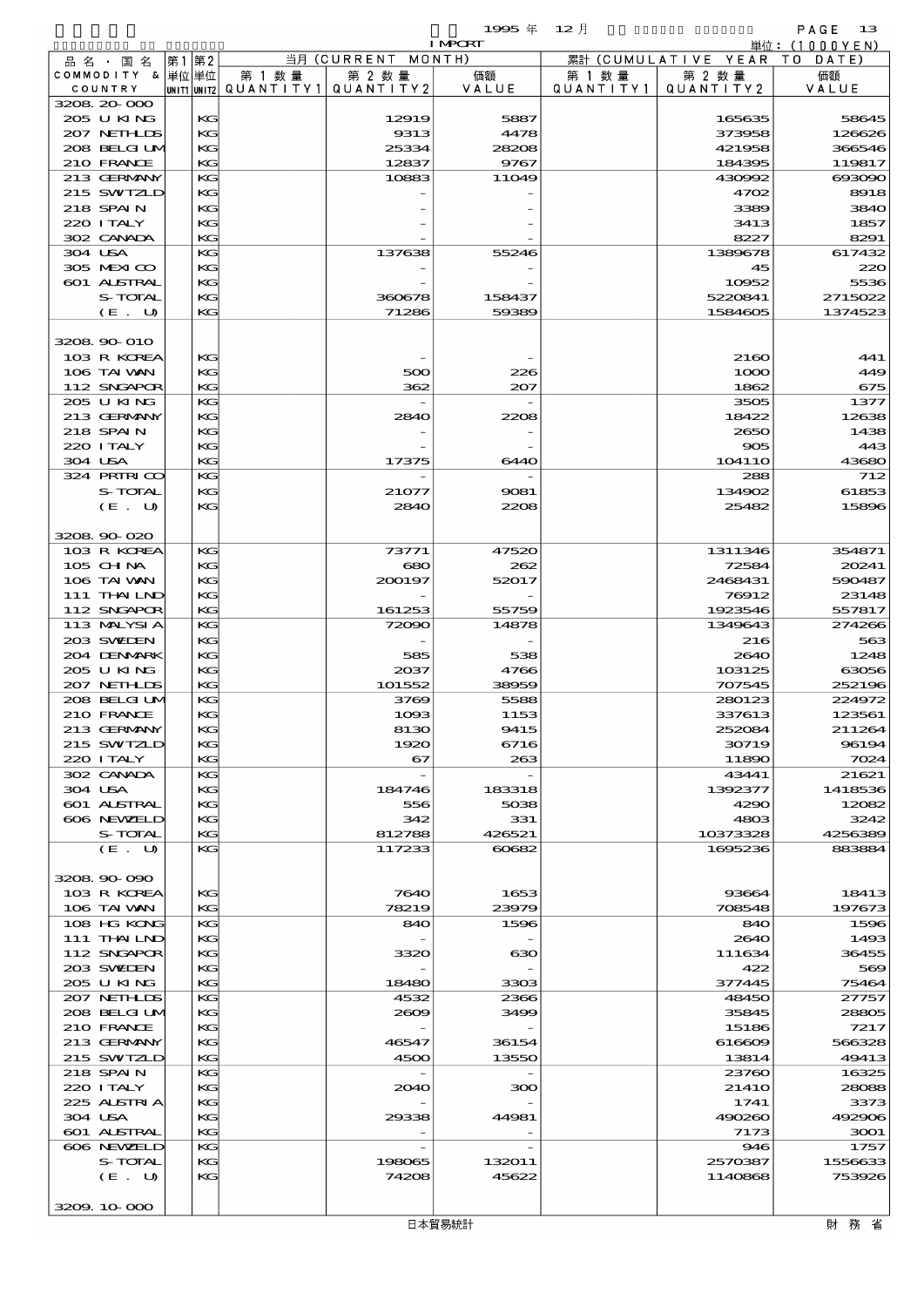1995 年 12 月 IMPORT 単位：(1000YEN)

| 品名・国名 COMMODITY & COUNTRY | 第1単位 UNIT1 | 第2単位 UNIT2 | 当月 (CURRENT MONTH) 第1数量 QUANTITY1 | 第2数量 QUANTITY2 | 価額 VALUE | 累計 (CUMULATIVE YEAR TO DATE) 第1数量 QUANTITY1 | 第2数量 QUANTITY2 | 価額 VALUE |
|---|---|---|---|---|---|---|---|---|
| 3208.20-000 | | | | | | | | |
| 205 U KING | | KG | | 12919 | 5887 | | 165635 | 58645 |
| 207 NETHLDS | | KG | | 9313 | 4478 | | 373958 | 126626 |
| 208 BELGIUM | | KG | | 25334 | 28208 | | 421958 | 366546 |
| 210 FRANCE | | KG | | 12837 | 9767 | | 184395 | 119817 |
| 213 GERMANY | | KG | | 10883 | 11049 | | 430992 | 693090 |
| 215 SWITZLD | | KG | | - | - | | 4702 | 8918 |
| 218 SPAIN | | KG | | - | - | | 3389 | 3840 |
| 220 ITALY | | KG | | - | - | | 3413 | 1857 |
| 302 CANADA | | KG | | - | - | | 8227 | 8291 |
| 304 USA | | KG | | 137638 | 55246 | | 1389678 | 617432 |
| 305 MEXICO | | KG | | - | - | | 45 | 220 |
| 601 AUSTRAL | | KG | | - | - | | 10952 | 5536 |
| S-TOTAL | | KG | | 360678 | 158437 | | 5220841 | 2715022 |
| (E. U) | | KG | | 71286 | 59389 | | 1584605 | 1374523 |
| 3208.90-010 | | | | | | | | |
| 103 R KOREA | | KG | | - | - | | 2160 | 441 |
| 106 TAIWAN | | KG | | 500 | 226 | | 1000 | 449 |
| 112 SNGAPOR | | KG | | 362 | 207 | | 1862 | 675 |
| 205 U KING | | KG | | - | - | | 3505 | 1377 |
| 213 GERMANY | | KG | | 2840 | 2208 | | 18422 | 12638 |
| 218 SPAIN | | KG | | - | - | | 2650 | 1438 |
| 220 ITALY | | KG | | - | - | | 905 | 443 |
| 304 USA | | KG | | 17375 | 6440 | | 104110 | 43680 |
| 324 PRTRICO | | KG | | - | - | | 288 | 712 |
| S-TOTAL | | KG | | 21077 | 9081 | | 134902 | 61853 |
| (E. U) | | KG | | 2840 | 2208 | | 25482 | 15896 |
| 3208.90-020 | | | | | | | | |
| 103 R KOREA | | KG | | 73771 | 47520 | | 1311346 | 354871 |
| 105 CHINA | | KG | | 680 | 262 | | 72584 | 20241 |
| 106 TAIWAN | | KG | | 200197 | 52017 | | 2468431 | 590487 |
| 111 THAILND | | KG | | - | - | | 76912 | 23148 |
| 112 SNGAPOR | | KG | | 161253 | 55759 | | 1923546 | 557817 |
| 113 MALYSIA | | KG | | 72090 | 14878 | | 1349643 | 274266 |
| 203 SWEDEN | | KG | | - | - | | 216 | 563 |
| 204 DENMARK | | KG | | 585 | 538 | | 2640 | 1248 |
| 205 U KING | | KG | | 2037 | 4766 | | 103125 | 63056 |
| 207 NETHLDS | | KG | | 101552 | 38959 | | 707545 | 252196 |
| 208 BELGIUM | | KG | | 3769 | 5588 | | 280123 | 224972 |
| 210 FRANCE | | KG | | 1093 | 1153 | | 337613 | 123561 |
| 213 GERMANY | | KG | | 8130 | 9415 | | 252084 | 211264 |
| 215 SWITZLD | | KG | | 1920 | 6716 | | 30719 | 96194 |
| 220 ITALY | | KG | | 67 | 263 | | 11890 | 7024 |
| 302 CANADA | | KG | | - | - | | 43441 | 21621 |
| 304 USA | | KG | | 184746 | 183318 | | 1392377 | 1418536 |
| 601 AUSTRAL | | KG | | 556 | 5038 | | 4290 | 12082 |
| 606 NEWZELD | | KG | | 342 | 331 | | 4803 | 3242 |
| S-TOTAL | | KG | | 812788 | 426521 | | 10373328 | 4256389 |
| (E. U) | | KG | | 117233 | 60682 | | 1695236 | 883884 |
| 3208.90-090 | | | | | | | | |
| 103 R KOREA | | KG | | 7640 | 1653 | | 93664 | 18413 |
| 106 TAIWAN | | KG | | 78219 | 23979 | | 708548 | 197673 |
| 108 HG KONG | | KG | | 840 | 1596 | | 840 | 1596 |
| 111 THAILND | | KG | | - | - | | 2640 | 1493 |
| 112 SNGAPOR | | KG | | 3320 | 630 | | 111634 | 36455 |
| 203 SWEDEN | | KG | | - | - | | 422 | 569 |
| 205 U KING | | KG | | 18480 | 3303 | | 377445 | 75464 |
| 207 NETHLDS | | KG | | 4532 | 2366 | | 48450 | 27757 |
| 208 BELGIUM | | KG | | 2609 | 3499 | | 35845 | 28805 |
| 210 FRANCE | | KG | | - | - | | 15186 | 7217 |
| 213 GERMANY | | KG | | 46547 | 36154 | | 616609 | 566328 |
| 215 SWITZLD | | KG | | 4500 | 13550 | | 13814 | 49413 |
| 218 SPAIN | | KG | | - | - | | 23760 | 16325 |
| 220 ITALY | | KG | | 2040 | 300 | | 21410 | 28088 |
| 225 AUSTRIA | | KG | | - | - | | 1741 | 3373 |
| 304 USA | | KG | | 29338 | 44981 | | 490260 | 492906 |
| 601 AUSTRAL | | KG | | - | - | | 7173 | 3001 |
| 606 NEWZELD | | KG | | - | - | | 946 | 1757 |
| S-TOTAL | | KG | | 198065 | 132011 | | 2570387 | 1556633 |
| (E. U) | | KG | | 74208 | 45622 | | 1140868 | 753926 |
| 3209.10-000 | | | | | | | | |

日本貿易統計　財務省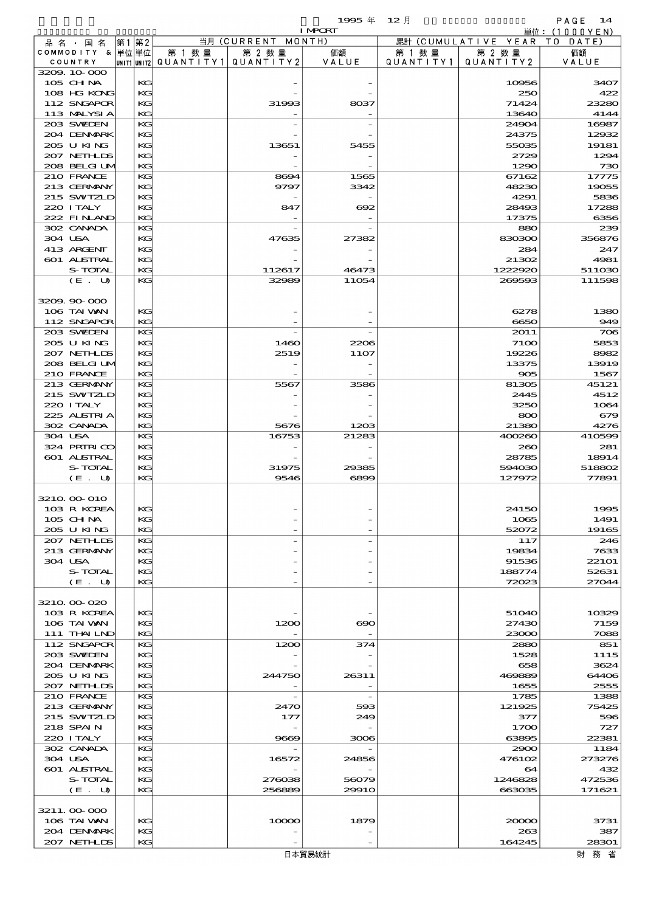1995 年 12 月 IMPORT

単位：(1000YEN)

| 品名・国名 COMMODITY & COUNTRY | 第1 単位 UNIT1 | 第2 単位 UNIT2 | 当月 (CURRENT MONTH) 第1数量 QUANTITY1 | 第2数量 QUANTITY2 | 価額 VALUE | 累計 (CUMULATIVE YEAR TO DATE) 第1数量 QUANTITY1 | 第2数量 QUANTITY2 | 価額 VALUE |
|---|---|---|---|---|---|---|---|---|
| 3209.10-000 | | | | | | | | |
| 105 CHINA | | KG | | - | - | | 10956 | 3407 |
| 108 HG KONG | | KG | | - | - | | 250 | 422 |
| 112 SNGAPOR | | KG | | 31993 | 8037 | | 71424 | 23280 |
| 113 MALYSIA | | KG | | - | - | | 13640 | 4144 |
| 203 SWEDEN | | KG | | - | - | | 24904 | 16987 |
| 204 DENMARK | | KG | | - | - | | 24375 | 12932 |
| 205 U KING | | KG | | 13651 | 5455 | | 55035 | 19181 |
| 207 NETHLDS | | KG | | - | - | | 2729 | 1294 |
| 208 BELGIUM | | KG | | - | - | | 1290 | 730 |
| 210 FRANCE | | KG | | 8694 | 1565 | | 67162 | 17775 |
| 213 GERMANY | | KG | | 9797 | 3342 | | 48230 | 19055 |
| 215 SWITZLD | | KG | | - | - | | 4291 | 5836 |
| 220 ITALY | | KG | | 847 | 692 | | 28493 | 17288 |
| 222 FINLAND | | KG | | - | - | | 17375 | 6356 |
| 302 CANADA | | KG | | - | - | | 880 | 239 |
| 304 USA | | KG | | 47635 | 27382 | | 830300 | 356876 |
| 413 ARGENT | | KG | | - | - | | 284 | 247 |
| 601 AUSTRAL | | KG | | - | - | | 21302 | 4981 |
| S-TOTAL | | KG | | 112617 | 46473 | | 1222920 | 511030 |
| (E. U) | | KG | | 32989 | 11054 | | 269593 | 111598 |
| 3209.90-000 | | | | | | | | |
| 106 TAIWAN | | KG | | - | - | | 6278 | 1380 |
| 112 SNGAPOR | | KG | | - | - | | 6650 | 949 |
| 203 SWEDEN | | KG | | - | - | | 2011 | 706 |
| 205 U KING | | KG | | 1460 | 2206 | | 7100 | 5853 |
| 207 NETHLDS | | KG | | 2519 | 1107 | | 19226 | 8982 |
| 208 BELGIUM | | KG | | - | - | | 13375 | 13919 |
| 210 FRANCE | | KG | | - | - | | 905 | 1567 |
| 213 GERMANY | | KG | | 5567 | 3586 | | 81305 | 45121 |
| 215 SWITZLD | | KG | | - | - | | 2445 | 4512 |
| 220 ITALY | | KG | | - | - | | 3250 | 1064 |
| 225 AUSTRIA | | KG | | - | - | | 800 | 679 |
| 302 CANADA | | KG | | 5676 | 1203 | | 21380 | 4276 |
| 304 USA | | KG | | 16753 | 21283 | | 400260 | 410599 |
| 324 PRTRICO | | KG | | - | - | | 260 | 281 |
| 601 AUSTRAL | | KG | | - | - | | 28785 | 18914 |
| S-TOTAL | | KG | | 31975 | 29385 | | 594030 | 518802 |
| (E. U) | | KG | | 9546 | 6899 | | 127972 | 77891 |
| 3210.00-010 | | | | | | | | |
| 103 R KOREA | | KG | | - | - | | 24150 | 1995 |
| 105 CHINA | | KG | | - | - | | 1065 | 1491 |
| 205 U KING | | KG | | - | - | | 52072 | 19165 |
| 207 NETHLDS | | KG | | - | - | | 117 | 246 |
| 213 GERMANY | | KG | | - | - | | 19834 | 7633 |
| 304 USA | | KG | | - | - | | 91536 | 22101 |
| S-TOTAL | | KG | | - | - | | 188774 | 52631 |
| (E. U) | | KG | | - | - | | 72023 | 27044 |
| 3210.00-020 | | | | | | | | |
| 103 R KOREA | | KG | | - | - | | 51040 | 10329 |
| 106 TAIWAN | | KG | | 1200 | 690 | | 27430 | 7159 |
| 111 THAILND | | KG | | - | - | | 23000 | 7088 |
| 112 SNGAPOR | | KG | | 1200 | 374 | | 2880 | 851 |
| 203 SWEDEN | | KG | | - | - | | 1528 | 1115 |
| 204 DENMARK | | KG | | - | - | | 658 | 3624 |
| 205 U KING | | KG | | 244750 | 26311 | | 469889 | 64406 |
| 207 NETHLDS | | KG | | - | - | | 1655 | 2555 |
| 210 FRANCE | | KG | | - | - | | 1785 | 1388 |
| 213 GERMANY | | KG | | 2470 | 593 | | 121925 | 75425 |
| 215 SWITZLD | | KG | | 177 | 249 | | 377 | 596 |
| 218 SPAIN | | KG | | - | - | | 1700 | 727 |
| 220 ITALY | | KG | | 9669 | 3006 | | 63895 | 22381 |
| 302 CANADA | | KG | | - | - | | 2900 | 1184 |
| 304 USA | | KG | | 16572 | 24856 | | 476102 | 273276 |
| 601 AUSTRAL | | KG | | - | - | | 64 | 432 |
| S-TOTAL | | KG | | 276038 | 56079 | | 1246828 | 472536 |
| (E. U) | | KG | | 256889 | 29910 | | 663035 | 171621 |
| 3211.00-000 | | | | | | | | |
| 106 TAIWAN | | KG | | 10000 | 1879 | | 20000 | 3731 |
| 204 DENMARK | | KG | | - | - | | 263 | 387 |
| 207 NETHLDS | | KG | | - | - | | 164245 | 28301 |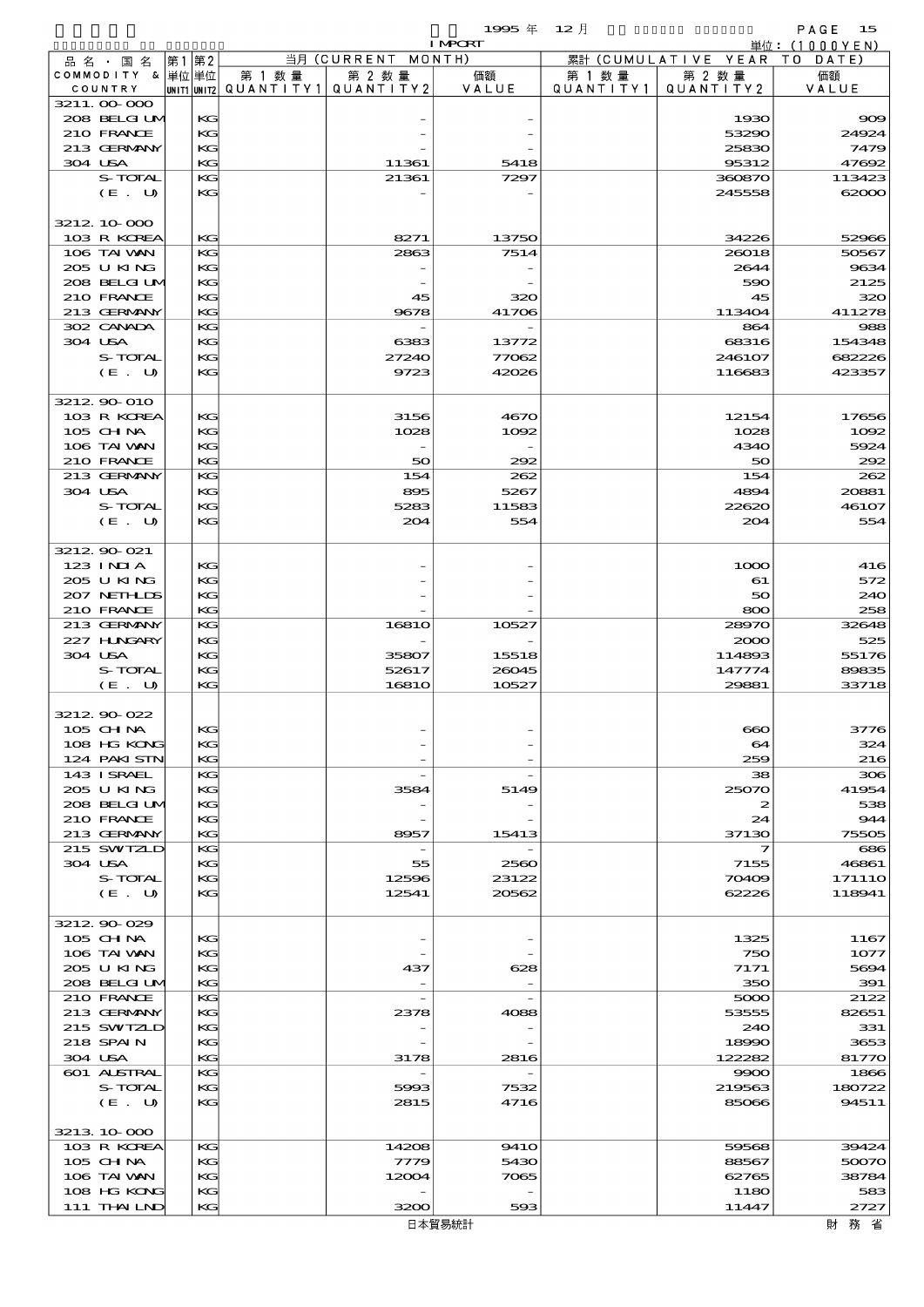1995 年 12 月 IMPORT 単位：(1000YEN)

| 品名・国名 COMMODITY & COUNTRY | 第1単位 UNIT1 | 第2単位 UNIT2 | 当月(CURRENT MONTH) 第1数量 QUANTITY1 | 第2数量 QUANTITY2 | 価額 VALUE | 累計(CUMULATIVE YEAR TO DATE) 第1数量 QUANTITY1 | 第2数量 QUANTITY2 | 価額 VALUE |
|---|---|---|---|---|---|---|---|---|
| 3211.00-000 | | | | | | | | |
| 208 BELGIUM | | KG | | - | - | | 1930 | 909 |
| 210 FRANCE | | KG | | - | - | | 53290 | 24924 |
| 213 GERMANY | | KG | | - | - | | 25830 | 7479 |
| 304 USA | | KG | | 11361 | 5418 | | 95312 | 47692 |
| S-TOTAL | | KG | | 21361 | 7297 | | 360870 | 113423 |
| (E. U) | | KG | | - | - | | 245558 | 62000 |
| 3212.10-000 | | | | | | | | |
| 103 R KOREA | | KG | | 8271 | 13750 | | 34226 | 52966 |
| 106 TAIWAN | | KG | | 2863 | 7514 | | 26018 | 50567 |
| 205 U KING | | KG | | - | - | | 2644 | 9634 |
| 208 BELGIUM | | KG | | - | - | | 590 | 2125 |
| 210 FRANCE | | KG | | 45 | 320 | | 45 | 320 |
| 213 GERMANY | | KG | | 9678 | 41706 | | 113404 | 411278 |
| 302 CANADA | | KG | | - | - | | 864 | 988 |
| 304 USA | | KG | | 6383 | 13772 | | 68316 | 154348 |
| S-TOTAL | | KG | | 27240 | 77062 | | 246107 | 682226 |
| (E. U) | | KG | | 9723 | 42026 | | 116683 | 423357 |
| 3212.90-010 | | | | | | | | |
| 103 R KOREA | | KG | | 3156 | 4670 | | 12154 | 17656 |
| 105 CHINA | | KG | | 1028 | 1092 | | 1028 | 1092 |
| 106 TAIWAN | | KG | | - | - | | 4340 | 5924 |
| 210 FRANCE | | KG | | 50 | 292 | | 50 | 292 |
| 213 GERMANY | | KG | | 154 | 262 | | 154 | 262 |
| 304 USA | | KG | | 895 | 5267 | | 4894 | 20881 |
| S-TOTAL | | KG | | 5283 | 11583 | | 22620 | 46107 |
| (E. U) | | KG | | 204 | 554 | | 204 | 554 |
| 3212.90-021 | | | | | | | | |
| 123 INDIA | | KG | | - | - | | 1000 | 416 |
| 205 U KING | | KG | | - | - | | 61 | 572 |
| 207 NETHLDS | | KG | | - | - | | 50 | 240 |
| 210 FRANCE | | KG | | - | - | | 800 | 258 |
| 213 GERMANY | | KG | | 16810 | 10527 | | 28970 | 32648 |
| 227 HUNGARY | | KG | | - | - | | 2000 | 525 |
| 304 USA | | KG | | 35807 | 15518 | | 114893 | 55176 |
| S-TOTAL | | KG | | 52617 | 26045 | | 147774 | 89835 |
| (E. U) | | KG | | 16810 | 10527 | | 29881 | 33718 |
| 3212.90-022 | | | | | | | | |
| 105 CHINA | | KG | | - | - | | 660 | 3776 |
| 108 HG KONG | | KG | | - | - | | 64 | 324 |
| 124 PAKISTN | | KG | | - | - | | 259 | 216 |
| 143 ISRAEL | | KG | | - | - | | 38 | 306 |
| 205 U KING | | KG | | 3584 | 5149 | | 25070 | 41954 |
| 208 BELGIUM | | KG | | - | - | | 2 | 538 |
| 210 FRANCE | | KG | | - | - | | 24 | 944 |
| 213 GERMANY | | KG | | 8957 | 15413 | | 37130 | 75505 |
| 215 SWITZLD | | KG | | - | - | | 7 | 686 |
| 304 USA | | KG | | 55 | 2560 | | 7155 | 46861 |
| S-TOTAL | | KG | | 12596 | 23122 | | 70409 | 171110 |
| (E. U) | | KG | | 12541 | 20562 | | 62226 | 118941 |
| 3212.90-029 | | | | | | | | |
| 105 CHINA | | KG | | - | - | | 1325 | 1167 |
| 106 TAIWAN | | KG | | - | - | | 750 | 1077 |
| 205 U KING | | KG | | 437 | 628 | | 7171 | 5694 |
| 208 BELGIUM | | KG | | - | - | | 350 | 391 |
| 210 FRANCE | | KG | | - | - | | 5000 | 2122 |
| 213 GERMANY | | KG | | 2378 | 4088 | | 53555 | 82651 |
| 215 SWITZLD | | KG | | - | - | | 240 | 331 |
| 218 SPAIN | | KG | | - | - | | 18990 | 3653 |
| 304 USA | | KG | | 3178 | 2816 | | 122282 | 81770 |
| 601 AUSTRAL | | KG | | - | - | | 9900 | 1866 |
| S-TOTAL | | KG | | 5993 | 7532 | | 219563 | 180722 |
| (E. U) | | KG | | 2815 | 4716 | | 85066 | 94511 |
| 3213.10-000 | | | | | | | | |
| 103 R KOREA | | KG | | 14208 | 9410 | | 59568 | 39424 |
| 105 CHINA | | KG | | 7779 | 5430 | | 88567 | 50070 |
| 106 TAIWAN | | KG | | 12004 | 7065 | | 62765 | 38784 |
| 108 HG KONG | | KG | | - | - | | 1180 | 583 |
| 111 THAILND | | KG | | 3200 | 593 | | 11447 | 2727 |

日本貿易統計　財務省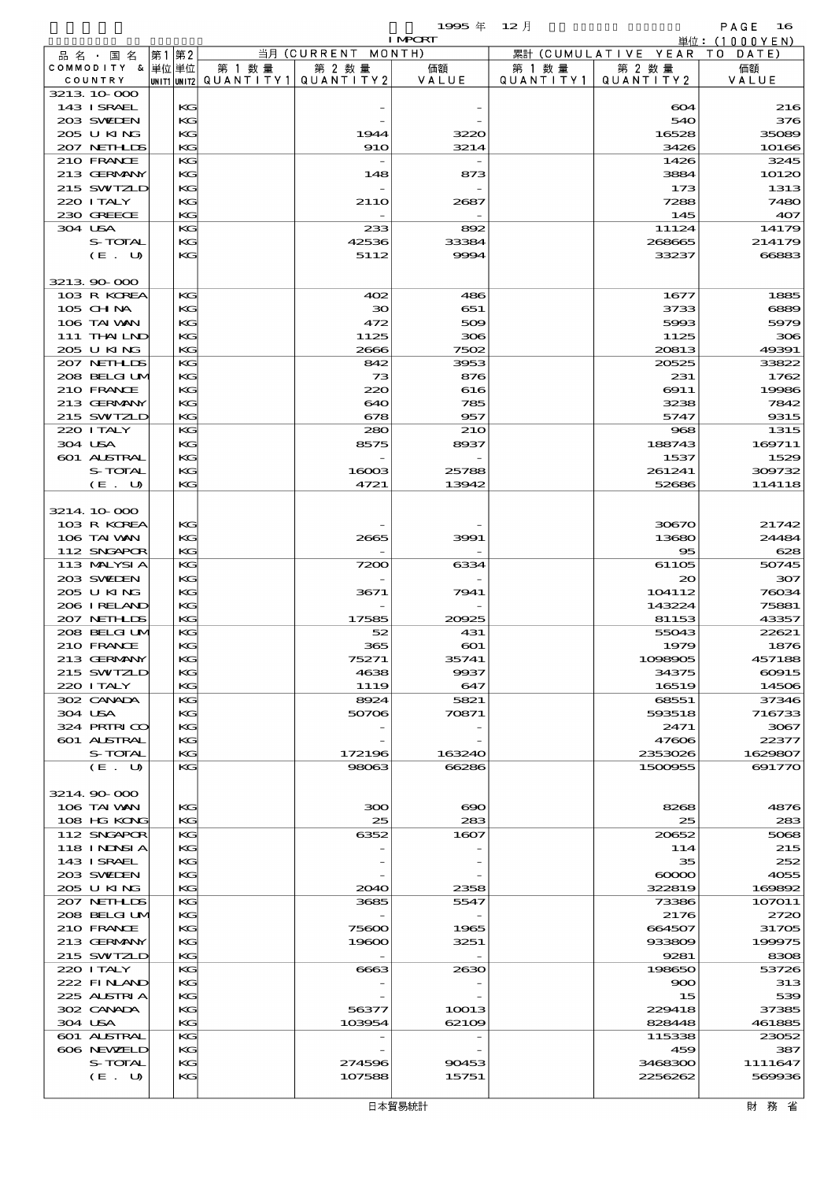1995 年 12 月 IMPORT

単位：(1000YEN)

| 品名・国名 COMMODITY & COUNTRY | 第1 単位 UNIT1 | 第2 単位 UNIT2 | 当月 (CURRENT MONTH) 第1数量 QUANTITY1 | 第2数量 QUANTITY2 | 価額 VALUE | 累計 (CUMULATIVE YEAR TO DATE) 第1数量 QUANTITY1 | 第2数量 QUANTITY2 | 価額 VALUE |
|---|---|---|---|---|---|---|---|---|
| 3213.10-000 | | | | | | | | |
| 143 ISRAEL | | KG | | - | - | | 604 | 216 |
| 203 SWEDEN | | KG | | - | - | | 540 | 376 |
| 205 U KING | | KG | | 1944 | 3220 | | 16528 | 35089 |
| 207 NETHLDS | | KG | | 910 | 3214 | | 3426 | 10166 |
| 210 FRANCE | | KG | | - | - | | 1426 | 3245 |
| 213 GERMANY | | KG | | 148 | 873 | | 3884 | 10120 |
| 215 SWTZLD | | KG | | - | - | | 173 | 1313 |
| 220 ITALY | | KG | | 2110 | 2687 | | 7288 | 7480 |
| 230 GREECE | | KG | | - | - | | 145 | 407 |
| 304 USA | | KG | | 233 | 892 | | 11124 | 14179 |
| S-TOTAL | | KG | | 42536 | 33384 | | 268665 | 214179 |
| (E. U) | | KG | | 5112 | 9994 | | 33237 | 66883 |
| 3213.90-000 | | | | | | | | |
| 103 R KOREA | | KG | | 402 | 486 | | 1677 | 1885 |
| 105 CHINA | | KG | | 30 | 651 | | 3733 | 6889 |
| 106 TAIWAN | | KG | | 472 | 509 | | 5993 | 5979 |
| 111 THAILND | | KG | | 1125 | 306 | | 1125 | 306 |
| 205 U KING | | KG | | 2666 | 7502 | | 20813 | 49391 |
| 207 NETHLDS | | KG | | 842 | 3953 | | 20525 | 33822 |
| 208 BELGIUM | | KG | | 73 | 876 | | 231 | 1762 |
| 210 FRANCE | | KG | | 220 | 616 | | 6911 | 19986 |
| 213 GERMANY | | KG | | 640 | 785 | | 3238 | 7842 |
| 215 SWTZLD | | KG | | 678 | 957 | | 5747 | 9315 |
| 220 ITALY | | KG | | 280 | 210 | | 968 | 1315 |
| 304 USA | | KG | | 8575 | 8937 | | 188743 | 169711 |
| 601 AUSTRAL | | KG | | - | - | | 1537 | 1529 |
| S-TOTAL | | KG | | 16003 | 25788 | | 261241 | 309732 |
| (E. U) | | KG | | 4721 | 13942 | | 52686 | 114118 |
| 3214.10-000 | | | | | | | | |
| 103 R KOREA | | KG | | - | - | | 30670 | 21742 |
| 106 TAIWAN | | KG | | 2665 | 3991 | | 13680 | 24484 |
| 112 SNGAPOR | | KG | | - | - | | 95 | 628 |
| 113 MALYSIA | | KG | | 7200 | 6334 | | 61105 | 50745 |
| 203 SWEDEN | | KG | | - | - | | 20 | 307 |
| 205 U KING | | KG | | 3671 | 7941 | | 104112 | 76034 |
| 206 IRELAND | | KG | | - | - | | 143224 | 75881 |
| 207 NETHLDS | | KG | | 17585 | 20925 | | 81153 | 43357 |
| 208 BELGIUM | | KG | | 52 | 431 | | 55043 | 22621 |
| 210 FRANCE | | KG | | 365 | 601 | | 1979 | 1876 |
| 213 GERMANY | | KG | | 75271 | 35741 | | 1098905 | 457188 |
| 215 SWTZLD | | KG | | 4638 | 9937 | | 34375 | 60915 |
| 220 ITALY | | KG | | 1119 | 647 | | 16519 | 14506 |
| 302 CANADA | | KG | | 8924 | 5821 | | 68551 | 37346 |
| 304 USA | | KG | | 50706 | 70871 | | 593518 | 716733 |
| 324 PRTRICO | | KG | | - | - | | 2471 | 3067 |
| 601 AUSTRAL | | KG | | - | - | | 47606 | 22377 |
| S-TOTAL | | KG | | 172196 | 163240 | | 2353026 | 1629807 |
| (E. U) | | KG | | 98063 | 66286 | | 1500955 | 691770 |
| 3214.90-000 | | | | | | | | |
| 106 TAIWAN | | KG | | 300 | 690 | | 8268 | 4876 |
| 108 HG KONG | | KG | | 25 | 283 | | 25 | 283 |
| 112 SNGAPOR | | KG | | 6352 | 1607 | | 20652 | 5068 |
| 118 INDNSIA | | KG | | - | - | | 114 | 215 |
| 143 ISRAEL | | KG | | - | - | | 35 | 252 |
| 203 SWEDEN | | KG | | - | - | | 60000 | 4055 |
| 205 U KING | | KG | | 2040 | 2358 | | 322819 | 169892 |
| 207 NETHLDS | | KG | | 3685 | 5547 | | 73386 | 107011 |
| 208 BELGIUM | | KG | | - | - | | 2176 | 2720 |
| 210 FRANCE | | KG | | 75600 | 1965 | | 664507 | 31705 |
| 213 GERMANY | | KG | | 19600 | 3251 | | 933809 | 199975 |
| 215 SWTZLD | | KG | | - | - | | 9281 | 8308 |
| 220 ITALY | | KG | | 6663 | 2630 | | 198650 | 53726 |
| 222 FINLAND | | KG | | - | - | | 900 | 313 |
| 225 AUSTRIA | | KG | | - | - | | 15 | 539 |
| 302 CANADA | | KG | | 56377 | 10013 | | 229418 | 37385 |
| 304 USA | | KG | | 103954 | 62109 | | 828448 | 461885 |
| 601 AUSTRAL | | KG | | - | - | | 115338 | 23052 |
| 606 NEWZELD | | KG | | - | - | | 459 | 387 |
| S-TOTAL | | KG | | 274596 | 90453 | | 3468300 | 1111647 |
| (E. U) | | KG | | 107588 | 15751 | | 2256262 | 569936 |

日本貿易統計　　財務省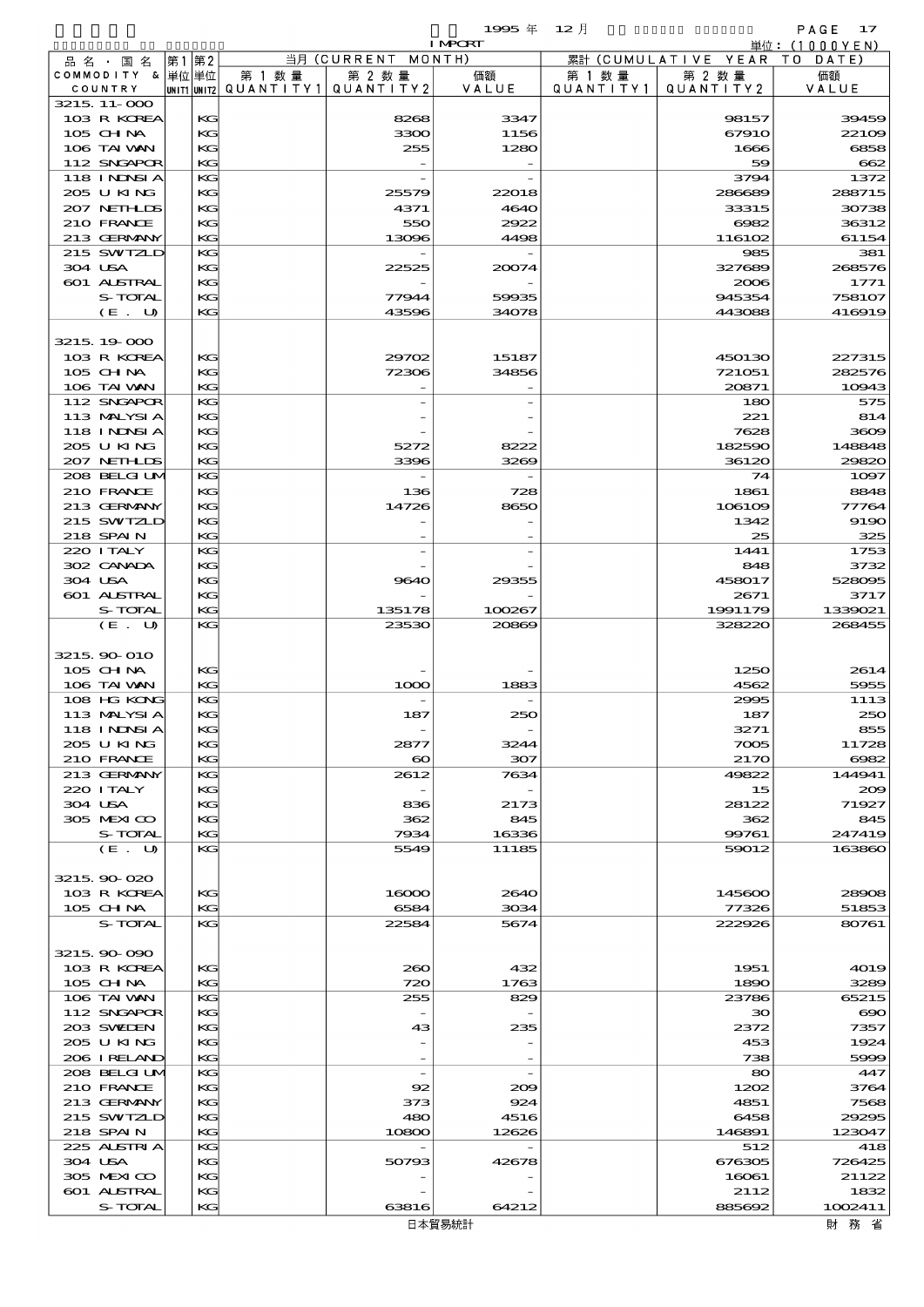1995 年 12 月 IMPORT

単位：(1000YEN)

| 品名・国名 COMMODITY & COUNTRY | 第1 単位 UNIT1 | 第2 単位 UNIT2 | 当月 (CURRENT MONTH) 第1数量 QUANTITY1 | 第2数量 QUANTITY2 | 価額 VALUE | 累計 (CUMULATIVE YEAR TO DATE) 第1数量 QUANTITY1 | 第2数量 QUANTITY2 | 価額 VALUE |
|---|---|---|---|---|---|---|---|---|
| 3215.11-000 | | | | | | | | |
| 103 R KOREA | | KG | | 8268 | 3347 | | 98157 | 39459 |
| 105 CHINA | | KG | | 3300 | 1156 | | 67910 | 22109 |
| 106 TAIWAN | | KG | | 255 | 1280 | | 1666 | 6858 |
| 112 SNGAPOR | | KG | | - | - | | 59 | 662 |
| 118 INDNSIA | | KG | | - | - | | 3794 | 1372 |
| 205 U KING | | KG | | 25579 | 22018 | | 286689 | 288715 |
| 207 NETHLDS | | KG | | 4371 | 4640 | | 33315 | 30738 |
| 210 FRANCE | | KG | | 550 | 2922 | | 6982 | 36312 |
| 213 GERMANY | | KG | | 13096 | 4498 | | 116102 | 61154 |
| 215 SWITZLD | | KG | | - | - | | 985 | 381 |
| 304 USA | | KG | | 22525 | 20074 | | 327689 | 268576 |
| 601 AUSTRAL | | KG | | - | - | | 2006 | 1771 |
| S-TOTAL | | KG | | 77944 | 59935 | | 945354 | 758107 |
| (E. U) | | KG | | 43596 | 34078 | | 443088 | 416919 |
| 3215.19-000 | | | | | | | | |
| 103 R KOREA | | KG | | 29702 | 15187 | | 450130 | 227315 |
| 105 CHINA | | KG | | 72306 | 34856 | | 721051 | 282576 |
| 106 TAIWAN | | KG | | - | - | | 20871 | 10943 |
| 112 SNGAPOR | | KG | | - | - | | 180 | 575 |
| 113 MALYSIA | | KG | | - | - | | 221 | 814 |
| 118 INDNSIA | | KG | | - | - | | 7628 | 3609 |
| 205 U KING | | KG | | 5272 | 8222 | | 182590 | 148848 |
| 207 NETHLDS | | KG | | 3396 | 3269 | | 36120 | 29820 |
| 208 BELGIUM | | KG | | - | - | | 74 | 1097 |
| 210 FRANCE | | KG | | 136 | 728 | | 1861 | 8848 |
| 213 GERMANY | | KG | | 14726 | 8650 | | 106109 | 77764 |
| 215 SWITZLD | | KG | | - | - | | 1342 | 9190 |
| 218 SPAIN | | KG | | - | - | | 25 | 325 |
| 220 ITALY | | KG | | - | - | | 1441 | 1753 |
| 302 CANADA | | KG | | - | - | | 848 | 3732 |
| 304 USA | | KG | | 9640 | 29355 | | 458017 | 528095 |
| 601 AUSTRAL | | KG | | - | - | | 2671 | 3717 |
| S-TOTAL | | KG | | 135178 | 100267 | | 1991179 | 1339021 |
| (E. U) | | KG | | 23530 | 20869 | | 328220 | 268455 |
| 3215.90-010 | | | | | | | | |
| 105 CHINA | | KG | | - | - | | 1250 | 2614 |
| 106 TAIWAN | | KG | | 1000 | 1883 | | 4562 | 5955 |
| 108 HG KONG | | KG | | - | - | | 2995 | 1113 |
| 113 MALYSIA | | KG | | 187 | 250 | | 187 | 250 |
| 118 INDNSIA | | KG | | - | - | | 3271 | 855 |
| 205 U KING | | KG | | 2877 | 3244 | | 7005 | 11728 |
| 210 FRANCE | | KG | | 60 | 307 | | 2170 | 6982 |
| 213 GERMANY | | KG | | 2612 | 7634 | | 49822 | 144941 |
| 220 ITALY | | KG | | - | - | | 15 | 209 |
| 304 USA | | KG | | 836 | 2173 | | 28122 | 71927 |
| 305 MEXICO | | KG | | 362 | 845 | | 362 | 845 |
| S-TOTAL | | KG | | 7934 | 16336 | | 99761 | 247419 |
| (E. U) | | KG | | 5549 | 11185 | | 59012 | 163860 |
| 3215.90-020 | | | | | | | | |
| 103 R KOREA | | KG | | 16000 | 2640 | | 145600 | 28908 |
| 105 CHINA | | KG | | 6584 | 3034 | | 77326 | 51853 |
| S-TOTAL | | KG | | 22584 | 5674 | | 222926 | 80761 |
| 3215.90-090 | | | | | | | | |
| 103 R KOREA | | KG | | 260 | 432 | | 1951 | 4019 |
| 105 CHINA | | KG | | 720 | 1763 | | 1890 | 3289 |
| 106 TAIWAN | | KG | | 255 | 829 | | 23786 | 65215 |
| 112 SNGAPOR | | KG | | - | - | | 30 | 690 |
| 203 SWEDEN | | KG | | 43 | 235 | | 2372 | 7357 |
| 205 U KING | | KG | | - | - | | 453 | 1924 |
| 206 IRELAND | | KG | | - | - | | 738 | 5999 |
| 208 BELGIUM | | KG | | - | - | | 80 | 447 |
| 210 FRANCE | | KG | | 92 | 209 | | 1202 | 3764 |
| 213 GERMANY | | KG | | 373 | 924 | | 4851 | 7568 |
| 215 SWITZLD | | KG | | 480 | 4516 | | 6458 | 29295 |
| 218 SPAIN | | KG | | 10800 | 12626 | | 146891 | 123047 |
| 225 AUSTRIA | | KG | | - | - | | 512 | 418 |
| 304 USA | | KG | | 50793 | 42678 | | 676305 | 726425 |
| 305 MEXICO | | KG | | - | - | | 16061 | 21122 |
| 601 AUSTRAL | | KG | | - | - | | 2112 | 1832 |
| S-TOTAL | | KG | | 63816 | 64212 | | 885692 | 1002411 |

日本貿易統計　　財務省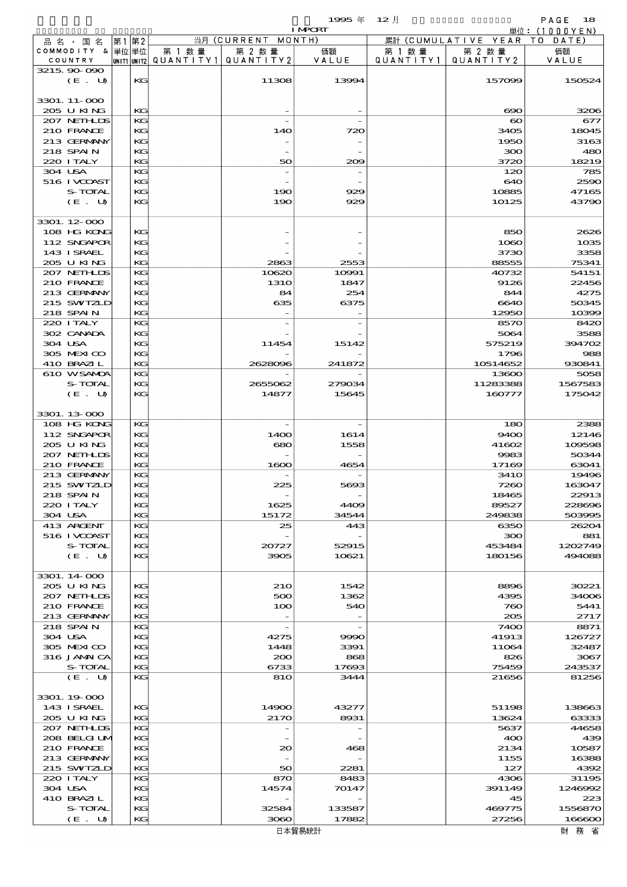| 品名・国名 COMMODITY & COUNTRY | 第1 単位 UNIT1 | 第2 単位 UNIT2 | 当月 (CURRENT MONTH) 第1数量 QUANTITY1 | 第2数量 QUANTITY2 | 価額 VALUE | 累計 (CUMULATIVE YEAR TO DATE) 第1数量 QUANTITY1 | 第2数量 QUANTITY2 | 価額 VALUE |
|---|---|---|---|---|---|---|---|---|
| 3215.90-090 | | | | | | | | |
| (E. U) | | KG | | 11308 | 13994 | | 157099 | 150524 |
| 3301.11-000 | | | | | | | | |
| 205 U KING | | KG | | - | - | | 690 | 3206 |
| 207 NETHLDS | | KG | | - | - | | 60 | 677 |
| 210 FRANCE | | KG | | 140 | 720 | | 3405 | 18045 |
| 213 GERMANY | | KG | | - | - | | 1950 | 3163 |
| 218 SPAIN | | KG | | - | - | | 300 | 480 |
| 220 ITALY | | KG | | 50 | 209 | | 3720 | 18219 |
| 304 USA | | KG | | - | - | | 120 | 785 |
| 516 IVCOAST | | KG | | - | - | | 640 | 2590 |
| S-TOTAL | | KG | | 190 | 929 | | 10885 | 47165 |
| (E. U) | | KG | | 190 | 929 | | 10125 | 43790 |
| 3301.12-000 | | | | | | | | |
| 108 HG KONG | | KG | | - | - | | 850 | 2626 |
| 112 SNGAPOR | | KG | | - | - | | 1060 | 1035 |
| 143 ISRAEL | | KG | | - | - | | 3730 | 3358 |
| 205 U KING | | KG | | 2863 | 2553 | | 88555 | 75341 |
| 207 NETHLDS | | KG | | 10620 | 10991 | | 40732 | 54151 |
| 210 FRANCE | | KG | | 1310 | 1847 | | 9126 | 22456 |
| 213 GERMANY | | KG | | 84 | 254 | | 844 | 4275 |
| 215 SWTZLD | | KG | | 635 | 6375 | | 6640 | 50345 |
| 218 SPAIN | | KG | | - | - | | 12950 | 10399 |
| 220 ITALY | | KG | | - | - | | 8570 | 8420 |
| 302 CANADA | | KG | | - | - | | 5064 | 3588 |
| 304 USA | | KG | | 11454 | 15142 | | 575219 | 394702 |
| 305 MEXICO | | KG | | - | - | | 1796 | 988 |
| 410 BRAZIL | | KG | | 2628096 | 241872 | | 10514652 | 930841 |
| 610 WSAMOA | | KG | | - | - | | 13600 | 5058 |
| S-TOTAL | | KG | | 2655062 | 279034 | | 11283388 | 1567583 |
| (E. U) | | KG | | 14877 | 15645 | | 160777 | 175042 |
| 3301.13-000 | | | | | | | | |
| 108 HG KONG | | KG | | - | - | | 180 | 2388 |
| 112 SNGAPOR | | KG | | 1400 | 1614 | | 9400 | 12146 |
| 205 U KING | | KG | | 680 | 1558 | | 41602 | 109598 |
| 207 NETHLDS | | KG | | - | - | | 9983 | 50344 |
| 210 FRANCE | | KG | | 1600 | 4654 | | 17169 | 63041 |
| 213 GERMANY | | KG | | - | - | | 3410 | 19496 |
| 215 SWTZLD | | KG | | 225 | 5693 | | 7260 | 163047 |
| 218 SPAIN | | KG | | - | - | | 18465 | 22913 |
| 220 ITALY | | KG | | 1625 | 4409 | | 89527 | 228696 |
| 304 USA | | KG | | 15172 | 34544 | | 249838 | 503995 |
| 413 ARGENT | | KG | | 25 | 443 | | 6350 | 26204 |
| 516 IVCOAST | | KG | | - | - | | 300 | 881 |
| S-TOTAL | | KG | | 20727 | 52915 | | 453484 | 1202749 |
| (E. U) | | KG | | 3905 | 10621 | | 180156 | 494088 |
| 3301.14-000 | | | | | | | | |
| 205 U KING | | KG | | 210 | 1542 | | 8896 | 30221 |
| 207 NETHLDS | | KG | | 500 | 1362 | | 4395 | 34006 |
| 210 FRANCE | | KG | | 100 | 540 | | 760 | 5441 |
| 213 GERMANY | | KG | | - | - | | 205 | 2717 |
| 218 SPAIN | | KG | | - | - | | 7400 | 8871 |
| 304 USA | | KG | | 4275 | 9990 | | 41913 | 126727 |
| 305 MEXICO | | KG | | 1448 | 3391 | | 11064 | 32487 |
| 316 JAMAICA | | KG | | 200 | 868 | | 826 | 3067 |
| S-TOTAL | | KG | | 6733 | 17693 | | 75459 | 243537 |
| (E. U) | | KG | | 810 | 3444 | | 21656 | 81256 |
| 3301.19-000 | | | | | | | | |
| 143 ISRAEL | | KG | | 14900 | 43277 | | 51198 | 138663 |
| 205 U KING | | KG | | 2170 | 8931 | | 13624 | 63333 |
| 207 NETHLDS | | KG | | - | - | | 5637 | 44658 |
| 208 BELGIUM | | KG | | - | - | | 400 | 439 |
| 210 FRANCE | | KG | | 20 | 468 | | 2134 | 10587 |
| 213 GERMANY | | KG | | - | - | | 1155 | 16388 |
| 215 SWTZLD | | KG | | 50 | 2281 | | 127 | 4392 |
| 220 ITALY | | KG | | 870 | 8483 | | 4306 | 31195 |
| 304 USA | | KG | | 14574 | 70147 | | 391149 | 1246992 |
| 410 BRAZIL | | KG | | - | - | | 45 | 223 |
| S-TOTAL | | KG | | 32584 | 133587 | | 469775 | 1556870 |
| (E. U) | | KG | | 3060 | 17882 | | 27256 | 166600 |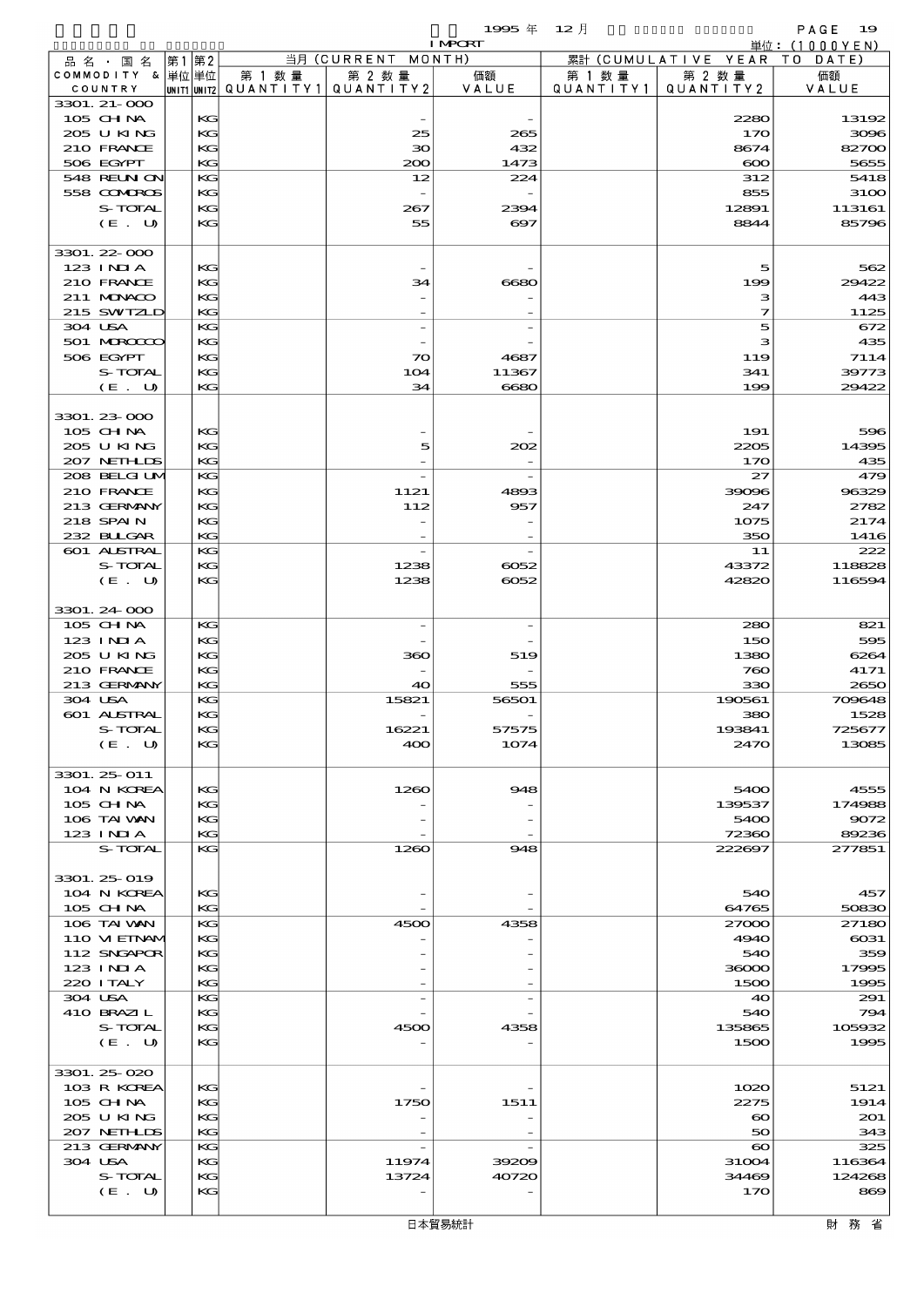| 品名・国名 COMMODITY & COUNTRY | 第1単位 UNIT1 | 第2単位 UNIT2 | 当月 (CURRENT MONTH) 第1数量 QUANTITY1 | 第2数量 QUANTITY2 | 価額 VALUE | 累計 (CUMULATIVE YEAR TO DATE) 第1数量 QUANTITY1 | 第2数量 QUANTITY2 | 価額 VALUE |
|---|---|---|---|---|---|---|---|---|
| 3301.21-000 | | | | | | | | |
| 105 CHINA | | KG | | - | - | | 2280 | 13192 |
| 205 U KING | | KG | | 25 | 265 | | 170 | 3096 |
| 210 FRANCE | | KG | | 30 | 432 | | 8674 | 82700 |
| 506 EGYPT | | KG | | 200 | 1473 | | 600 | 5655 |
| 548 REUNION | | KG | | 12 | 224 | | 312 | 5418 |
| 558 COMOROS | | KG | | - | - | | 855 | 3100 |
| S-TOTAL | | KG | | 267 | 2394 | | 12891 | 113161 |
| (E. U) | | KG | | 55 | 697 | | 8844 | 85796 |
| 3301.22-000 | | | | | | | | |
| 123 INDIA | | KG | | - | - | | 5 | 562 |
| 210 FRANCE | | KG | | 34 | 6680 | | 199 | 29422 |
| 211 MONACO | | KG | | - | - | | 3 | 443 |
| 215 SWITZLD | | KG | | - | - | | 7 | 1125 |
| 304 USA | | KG | | - | - | | 5 | 672 |
| 501 MOROCCO | | KG | | - | - | | 3 | 435 |
| 506 EGYPT | | KG | | 70 | 4687 | | 119 | 7114 |
| S-TOTAL | | KG | | 104 | 11367 | | 341 | 39773 |
| (E. U) | | KG | | 34 | 6680 | | 199 | 29422 |
| 3301.23-000 | | | | | | | | |
| 105 CHINA | | KG | | - | - | | 191 | 596 |
| 205 U KING | | KG | | 5 | 202 | | 2205 | 14395 |
| 207 NETHLDS | | KG | | - | - | | 170 | 435 |
| 208 BELGIUM | | KG | | - | - | | 27 | 479 |
| 210 FRANCE | | KG | | 1121 | 4893 | | 39096 | 96329 |
| 213 GERMANY | | KG | | 112 | 957 | | 247 | 2782 |
| 218 SPAIN | | KG | | - | - | | 1075 | 2174 |
| 232 BULGAR | | KG | | - | - | | 350 | 1416 |
| 601 AUSTRAL | | KG | | - | - | | 11 | 222 |
| S-TOTAL | | KG | | 1238 | 6052 | | 43372 | 118828 |
| (E. U) | | KG | | 1238 | 6052 | | 42820 | 116594 |
| 3301.24-000 | | | | | | | | |
| 105 CHINA | | KG | | - | - | | 280 | 821 |
| 123 INDIA | | KG | | - | - | | 150 | 595 |
| 205 U KING | | KG | | 360 | 519 | | 1380 | 6264 |
| 210 FRANCE | | KG | | - | - | | 760 | 4171 |
| 213 GERMANY | | KG | | 40 | 555 | | 330 | 2650 |
| 304 USA | | KG | | 15821 | 56501 | | 190561 | 709648 |
| 601 AUSTRAL | | KG | | - | - | | 380 | 1528 |
| S-TOTAL | | KG | | 16221 | 57575 | | 193841 | 725677 |
| (E. U) | | KG | | 400 | 1074 | | 2470 | 13085 |
| 3301.25-011 | | | | | | | | |
| 104 N KOREA | | KG | | 1260 | 948 | | 5400 | 4555 |
| 105 CHINA | | KG | | - | - | | 139537 | 174988 |
| 106 TAIWAN | | KG | | - | - | | 5400 | 9072 |
| 123 INDIA | | KG | | - | - | | 72360 | 89236 |
| S-TOTAL | | KG | | 1260 | 948 | | 222697 | 277851 |
| 3301.25-019 | | | | | | | | |
| 104 N KOREA | | KG | | - | - | | 540 | 457 |
| 105 CHINA | | KG | | - | - | | 64765 | 50830 |
| 106 TAIWAN | | KG | | 4500 | 4358 | | 27000 | 27180 |
| 110 VIETNAM | | KG | | - | - | | 4940 | 6031 |
| 112 SNGAPOR | | KG | | - | - | | 540 | 359 |
| 123 INDIA | | KG | | - | - | | 36000 | 17995 |
| 220 ITALY | | KG | | - | - | | 1500 | 1995 |
| 304 USA | | KG | | - | - | | 40 | 291 |
| 410 BRAZIL | | KG | | - | - | | 540 | 794 |
| S-TOTAL | | KG | | 4500 | 4358 | | 135865 | 105932 |
| (E. U) | | KG | | - | - | | 1500 | 1995 |
| 3301.25-020 | | | | | | | | |
| 103 R KOREA | | KG | | - | - | | 1020 | 5121 |
| 105 CHINA | | KG | | 1750 | 1511 | | 2275 | 1914 |
| 205 U KING | | KG | | - | - | | 60 | 201 |
| 207 NETHLDS | | KG | | - | - | | 50 | 343 |
| 213 GERMANY | | KG | | - | - | | 60 | 325 |
| 304 USA | | KG | | 11974 | 39209 | | 31004 | 116364 |
| S-TOTAL | | KG | | 13724 | 40720 | | 34469 | 124268 |
| (E. U) | | KG | | - | - | | 170 | 869 |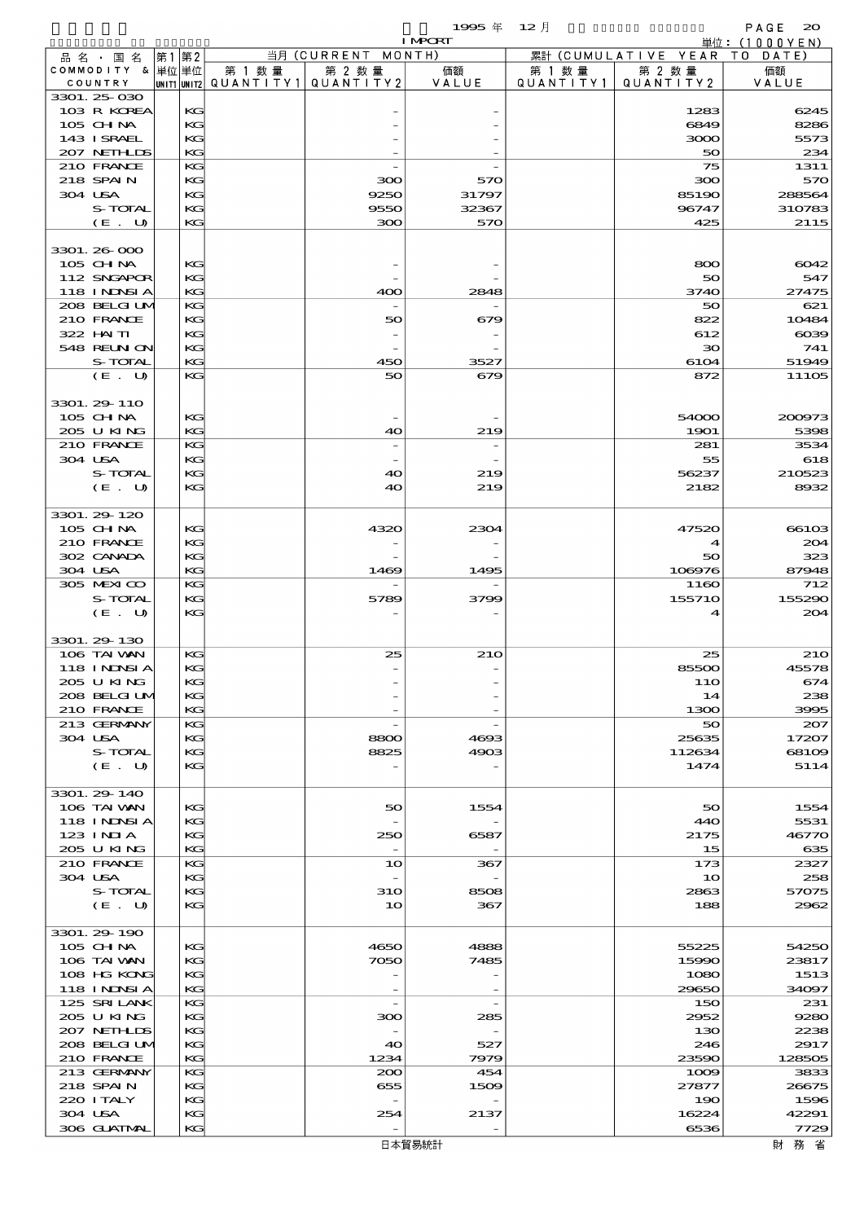1995年 12月

IMPORT

単位：(1000YEN)

| 品名・国名 COMMODITY & COUNTRY | 第1 単位 UNIT1 | 第2 単位 UNIT2 | 当月 (CURRENT MONTH) 第1数量 QUANTITY1 | 第2数量 QUANTITY2 | 価額 VALUE | 累計 (CUMULATIVE YEAR TO DATE) 第1数量 QUANTITY1 | 第2数量 QUANTITY2 | 価額 VALUE |
|---|---|---|---|---|---|---|---|---|
| 3301.25-030 | | | | | | | | |
| 103 R KOREA | | KG | | - | - | | 1283 | 6245 |
| 105 CHINA | | KG | | - | - | | 6849 | 8286 |
| 143 ISRAEL | | KG | | - | - | | 3000 | 5573 |
| 207 NETHLDS | | KG | | - | - | | 50 | 234 |
| 210 FRANCE | | KG | | - | - | | 75 | 1311 |
| 218 SPAIN | | KG | | 300 | 570 | | 300 | 570 |
| 304 USA | | KG | | 9250 | 31797 | | 85190 | 288564 |
| S-TOTAL | | KG | | 9550 | 32367 | | 96747 | 310783 |
| (E. U) | | KG | | 300 | 570 | | 425 | 2115 |
| 3301.26-000 | | | | | | | | |
| 105 CHINA | | KG | | - | - | | 800 | 6042 |
| 112 SNGAPOR | | KG | | - | - | | 50 | 547 |
| 118 INDNSIA | | KG | | 400 | 2848 | | 3740 | 27475 |
| 208 BELGIUM | | KG | | - | - | | 50 | 621 |
| 210 FRANCE | | KG | | 50 | 679 | | 822 | 10484 |
| 322 HAITI | | KG | | - | - | | 612 | 6039 |
| 548 REUNION | | KG | | - | - | | 30 | 741 |
| S-TOTAL | | KG | | 450 | 3527 | | 6104 | 51949 |
| (E. U) | | KG | | 50 | 679 | | 872 | 11105 |
| 3301.29-110 | | | | | | | | |
| 105 CHINA | | KG | | - | - | | 54000 | 200973 |
| 205 U KING | | KG | | 40 | 219 | | 1901 | 5398 |
| 210 FRANCE | | KG | | - | - | | 281 | 3534 |
| 304 USA | | KG | | - | - | | 55 | 618 |
| S-TOTAL | | KG | | 40 | 219 | | 56237 | 210523 |
| (E. U) | | KG | | 40 | 219 | | 2182 | 8932 |
| 3301.29-120 | | | | | | | | |
| 105 CHINA | | KG | | 4320 | 2304 | | 47520 | 66103 |
| 210 FRANCE | | KG | | - | - | | 4 | 204 |
| 302 CANADA | | KG | | - | - | | 50 | 323 |
| 304 USA | | KG | | 1469 | 1495 | | 106976 | 87948 |
| 305 MEXICO | | KG | | - | - | | 1160 | 712 |
| S-TOTAL | | KG | | 5789 | 3799 | | 155710 | 155290 |
| (E. U) | | KG | | - | - | | 4 | 204 |
| 3301.29-130 | | | | | | | | |
| 106 TAIWAN | | KG | | 25 | 210 | | 25 | 210 |
| 118 INDNSIA | | KG | | - | - | | 85500 | 45578 |
| 205 U KING | | KG | | - | - | | 110 | 674 |
| 208 BELGIUM | | KG | | - | - | | 14 | 238 |
| 210 FRANCE | | KG | | - | - | | 1300 | 3995 |
| 213 GERMANY | | KG | | - | - | | 50 | 207 |
| 304 USA | | KG | | 8800 | 4693 | | 25635 | 17207 |
| S-TOTAL | | KG | | 8825 | 4903 | | 112634 | 68109 |
| (E. U) | | KG | | - | - | | 1474 | 5114 |
| 3301.29-140 | | | | | | | | |
| 106 TAIWAN | | KG | | 50 | 1554 | | 50 | 1554 |
| 118 INDNSIA | | KG | | - | - | | 440 | 5531 |
| 123 INDIA | | KG | | 250 | 6587 | | 2175 | 46770 |
| 205 U KING | | KG | | - | - | | 15 | 635 |
| 210 FRANCE | | KG | | 10 | 367 | | 173 | 2327 |
| 304 USA | | KG | | - | - | | 10 | 258 |
| S-TOTAL | | KG | | 310 | 8508 | | 2863 | 57075 |
| (E. U) | | KG | | 10 | 367 | | 188 | 2962 |
| 3301.29-190 | | | | | | | | |
| 105 CHINA | | KG | | 4650 | 4888 | | 55225 | 54250 |
| 106 TAIWAN | | KG | | 7050 | 7485 | | 15990 | 23817 |
| 108 HG KONG | | KG | | - | - | | 1080 | 1513 |
| 118 INDNSIA | | KG | | - | - | | 29650 | 34097 |
| 125 SRI LANK | | KG | | - | - | | 150 | 231 |
| 205 U KING | | KG | | 300 | 285 | | 2952 | 9280 |
| 207 NETHLDS | | KG | | - | - | | 130 | 2238 |
| 208 BELGIUM | | KG | | 40 | 527 | | 246 | 2917 |
| 210 FRANCE | | KG | | 1234 | 7979 | | 23590 | 128505 |
| 213 GERMANY | | KG | | 200 | 454 | | 1009 | 3833 |
| 218 SPAIN | | KG | | 655 | 1509 | | 27877 | 26675 |
| 220 ITALY | | KG | | - | - | | 190 | 1596 |
| 304 USA | | KG | | 254 | 2137 | | 16224 | 42291 |
| 306 GUATMAL | | KG | | - | - | | 6536 | 7729 |

日本貿易統計　財務省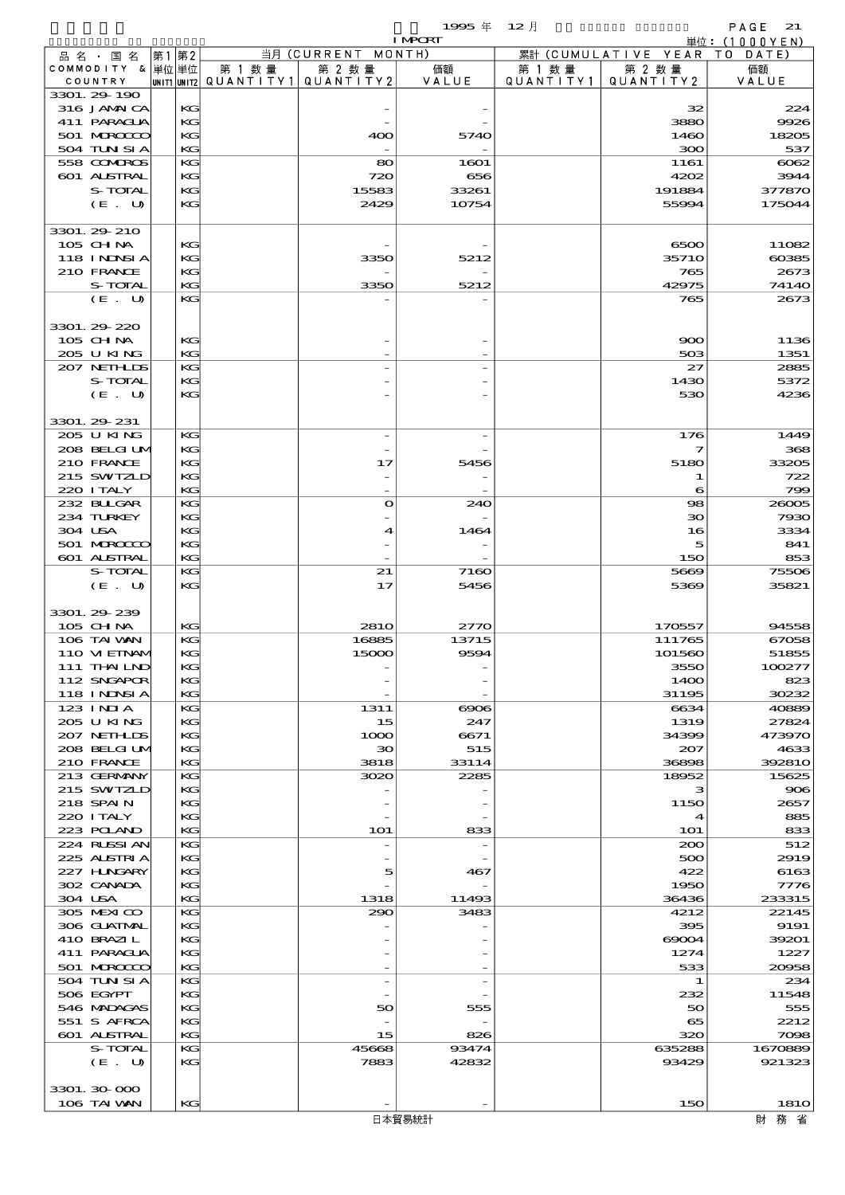1995 年 12 月 IMPORT 単位：(1000YEN)

| 品名・国名 COMMODITY & COUNTRY | 第1 単位 UNIT1 | 第2 単位 UNIT2 | 当月 (CURRENT MONTH) 第1数量 QUANTITY1 | 第2数量 QUANTITY2 | 価額 VALUE | 累計 (CUMULATIVE YEAR TO DATE) 第1数量 QUANTITY1 | 第2数量 QUANTITY2 | 価額 VALUE |
|---|---|---|---|---|---|---|---|---|
| 3301.29-190 | | | | | | | | |
| 316 JAMAICA | | KG | | - | - | | 32 | 224 |
| 411 PARAGUA | | KG | | - | - | | 3880 | 9926 |
| 501 MOROCCO | | KG | | 400 | 5740 | | 1460 | 18205 |
| 504 TUNISIA | | KG | | - | - | | 300 | 537 |
| 558 COMOROS | | KG | | 80 | 1601 | | 1161 | 6062 |
| 601 AUSTRAL | | KG | | 720 | 656 | | 4202 | 3944 |
| S-TOTAL | | KG | | 15583 | 33261 | | 191884 | 377870 |
| (E. U) | | KG | | 2429 | 10754 | | 55994 | 175044 |
| 3301.29-210 | | | | | | | | |
| 105 CHINA | | KG | | - | - | | 6500 | 11082 |
| 118 INDNSIA | | KG | | 3350 | 5212 | | 35710 | 60385 |
| 210 FRANCE | | KG | | - | - | | 765 | 2673 |
| S-TOTAL | | KG | | 3350 | 5212 | | 42975 | 74140 |
| (E. U) | | KG | | - | - | | 765 | 2673 |
| 3301.29-220 | | | | | | | | |
| 105 CHINA | | KG | | - | - | | 900 | 1136 |
| 205 U KING | | KG | | - | - | | 503 | 1351 |
| 207 NETHLDS | | KG | | - | - | | 27 | 2885 |
| S-TOTAL | | KG | | - | - | | 1430 | 5372 |
| (E. U) | | KG | | - | - | | 530 | 4236 |
| 3301.29-231 | | | | | | | | |
| 205 U KING | | KG | | - | - | | 176 | 1449 |
| 208 BELGIUM | | KG | | - | - | | 7 | 368 |
| 210 FRANCE | | KG | | 17 | 5456 | | 5180 | 33205 |
| 215 SWITZLD | | KG | | - | - | | 1 | 722 |
| 220 ITALY | | KG | | - | - | | 6 | 799 |
| 232 BULGAR | | KG | | 0 | 240 | | 98 | 26005 |
| 234 TURKEY | | KG | | - | - | | 30 | 7930 |
| 304 USA | | KG | | 4 | 1464 | | 16 | 3334 |
| 501 MOROCCO | | KG | | - | - | | 5 | 841 |
| 601 AUSTRAL | | KG | | - | - | | 150 | 853 |
| S-TOTAL | | KG | | 21 | 7160 | | 5669 | 75506 |
| (E. U) | | KG | | 17 | 5456 | | 5369 | 35821 |
| 3301.29-239 | | | | | | | | |
| 105 CHINA | | KG | | 2810 | 2770 | | 170557 | 94558 |
| 106 TAIWAN | | KG | | 16885 | 13715 | | 111765 | 67058 |
| 110 VIETNAM | | KG | | 15000 | 9594 | | 101560 | 51855 |
| 111 THAILND | | KG | | - | - | | 3550 | 100277 |
| 112 SNGAPOR | | KG | | - | - | | 1400 | 823 |
| 118 INDNSIA | | KG | | - | - | | 31195 | 30232 |
| 123 INDIA | | KG | | 1311 | 6906 | | 6634 | 40889 |
| 205 U KING | | KG | | 15 | 247 | | 1319 | 27824 |
| 207 NETHLDS | | KG | | 1000 | 6671 | | 34399 | 473970 |
| 208 BELGIUM | | KG | | 30 | 515 | | 207 | 4633 |
| 210 FRANCE | | KG | | 3818 | 33114 | | 36898 | 392810 |
| 213 GERMANY | | KG | | 3020 | 2285 | | 18952 | 15625 |
| 215 SWITZLD | | KG | | - | - | | 3 | 906 |
| 218 SPAIN | | KG | | - | - | | 1150 | 2657 |
| 220 ITALY | | KG | | - | - | | 4 | 885 |
| 223 POLAND | | KG | | 101 | 833 | | 101 | 833 |
| 224 RUSSIAN | | KG | | - | - | | 200 | 512 |
| 225 AUSTRIA | | KG | | - | - | | 500 | 2919 |
| 227 HUNGARY | | KG | | 5 | 467 | | 422 | 6163 |
| 302 CANADA | | KG | | - | - | | 1950 | 7776 |
| 304 USA | | KG | | 1318 | 11493 | | 36436 | 233315 |
| 305 MEXICO | | KG | | 290 | 3483 | | 4212 | 22145 |
| 306 GUATMAL | | KG | | - | - | | 395 | 9191 |
| 410 BRAZIL | | KG | | - | - | | 69004 | 39201 |
| 411 PARAGUA | | KG | | - | - | | 1274 | 1227 |
| 501 MOROCCO | | KG | | - | - | | 533 | 20958 |
| 504 TUNISIA | | KG | | - | - | | 1 | 234 |
| 506 EGYPT | | KG | | - | - | | 232 | 11548 |
| 546 MADAGAS | | KG | | 50 | 555 | | 50 | 555 |
| 551 S AFRCA | | KG | | - | - | | 65 | 2212 |
| 601 AUSTRAL | | KG | | 15 | 826 | | 320 | 7098 |
| S-TOTAL | | KG | | 45668 | 93474 | | 635288 | 1670889 |
| (E. U) | | KG | | 7883 | 42832 | | 93429 | 921323 |
| 3301.30-000 | | | | | | | | |
| 106 TAIWAN | | KG | | - | - | | 150 | 1810 |

日本貿易統計　財務省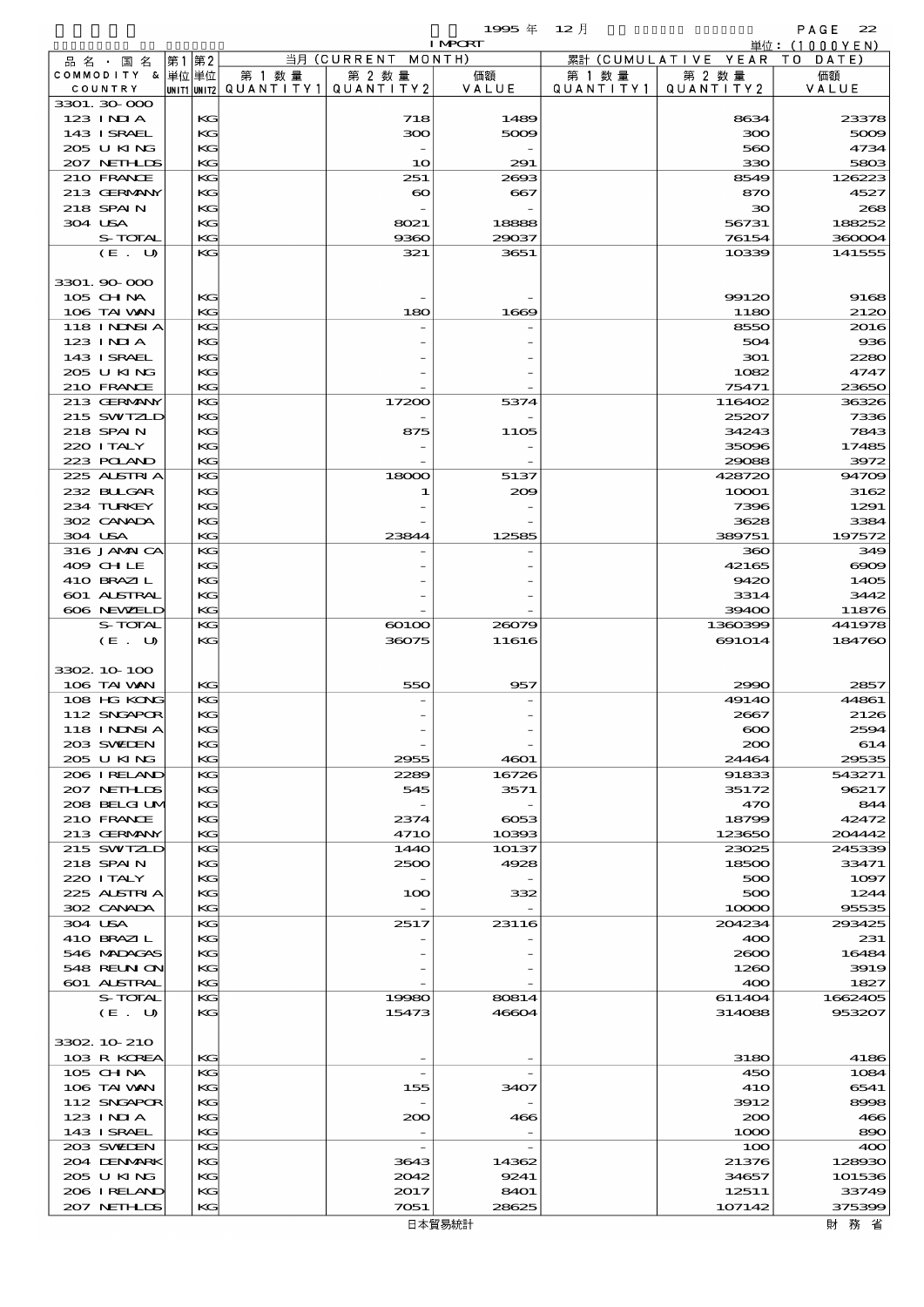1995 年 12 月 IMPORT

単位：(1000YEN)

| 品名・国名 COMMODITY & COUNTRY | 第1単位 UNIT1 | 第2単位 UNIT2 | 当月 (CURRENT MONTH) 第1数量 QUANTITY1 | 第2数量 QUANTITY2 | 価額 VALUE | 累計 (CUMULATIVE YEAR TO DATE) 第1数量 QUANTITY1 | 第2数量 QUANTITY2 | 価額 VALUE |
|---|---|---|---|---|---|---|---|---|
| 3301.30-000 | | | | | | | | |
| 123 INDIA | | KG | | 718 | 1489 | | 8634 | 23378 |
| 143 ISRAEL | | KG | | 300 | 5009 | | 300 | 5009 |
| 205 U KING | | KG | | - | - | | 560 | 4734 |
| 207 NETHLDS | | KG | | 10 | 291 | | 330 | 5803 |
| 210 FRANCE | | KG | | 251 | 2693 | | 8549 | 126223 |
| 213 GERMANY | | KG | | 60 | 667 | | 870 | 4527 |
| 218 SPAIN | | KG | | - | - | | 30 | 268 |
| 304 USA | | KG | | 8021 | 18888 | | 56731 | 188252 |
| S-TOTAL | | KG | | 9360 | 29037 | | 76154 | 360004 |
| (E. U) | | KG | | 321 | 3651 | | 10339 | 141555 |
| 3301.90-000 | | | | | | | | |
| 105 CHINA | | KG | | - | - | | 99120 | 9168 |
| 106 TAIWAN | | KG | | 180 | 1669 | | 1180 | 2120 |
| 118 INDNSIA | | KG | | - | - | | 8550 | 2016 |
| 123 INDIA | | KG | | - | - | | 504 | 936 |
| 143 ISRAEL | | KG | | - | - | | 301 | 2280 |
| 205 U KING | | KG | | - | - | | 1082 | 4747 |
| 210 FRANCE | | KG | | - | - | | 75471 | 23650 |
| 213 GERMANY | | KG | | 17200 | 5374 | | 116402 | 36326 |
| 215 SWITZLD | | KG | | - | - | | 25207 | 7336 |
| 218 SPAIN | | KG | | 875 | 1105 | | 34243 | 7843 |
| 220 ITALY | | KG | | - | - | | 35096 | 17485 |
| 223 POLAND | | KG | | - | - | | 29088 | 3972 |
| 225 AUSTRIA | | KG | | 18000 | 5137 | | 428720 | 94709 |
| 232 BULGAR | | KG | | 1 | 209 | | 10001 | 3162 |
| 234 TURKEY | | KG | | - | - | | 7396 | 1291 |
| 302 CANADA | | KG | | - | - | | 3628 | 3384 |
| 304 USA | | KG | | 23844 | 12585 | | 389751 | 197572 |
| 316 JAMAICA | | KG | | - | - | | 360 | 349 |
| 409 CHILE | | KG | | - | - | | 42165 | 6909 |
| 410 BRAZIL | | KG | | - | - | | 9420 | 1405 |
| 601 AUSTRAL | | KG | | - | - | | 3314 | 3442 |
| 606 NEWZELD | | KG | | - | - | | 39400 | 11876 |
| S-TOTAL | | KG | | 60100 | 26079 | | 1360399 | 441978 |
| (E. U) | | KG | | 36075 | 11616 | | 691014 | 184760 |
| 3302.10-100 | | | | | | | | |
| 106 TAIWAN | | KG | | 550 | 957 | | 2990 | 2857 |
| 108 HG KONG | | KG | | - | - | | 49140 | 44861 |
| 112 SNGAPOR | | KG | | - | - | | 2667 | 2126 |
| 118 INDNSIA | | KG | | - | - | | 600 | 2594 |
| 203 SWEDEN | | KG | | - | - | | 200 | 614 |
| 205 U KING | | KG | | 2955 | 4601 | | 24464 | 29535 |
| 206 IRELAND | | KG | | 2289 | 16726 | | 91833 | 543271 |
| 207 NETHLDS | | KG | | 545 | 3571 | | 35172 | 96217 |
| 208 BELGIUM | | KG | | - | - | | 470 | 844 |
| 210 FRANCE | | KG | | 2374 | 6053 | | 18799 | 42472 |
| 213 GERMANY | | KG | | 4710 | 10393 | | 123650 | 204442 |
| 215 SWITZLD | | KG | | 1440 | 10137 | | 23025 | 245339 |
| 218 SPAIN | | KG | | 2500 | 4928 | | 18500 | 33471 |
| 220 ITALY | | KG | | - | - | | 500 | 1097 |
| 225 AUSTRIA | | KG | | 100 | 332 | | 500 | 1244 |
| 302 CANADA | | KG | | - | - | | 10000 | 95535 |
| 304 USA | | KG | | 2517 | 23116 | | 204234 | 293425 |
| 410 BRAZIL | | KG | | - | - | | 400 | 231 |
| 546 MADAGAS | | KG | | - | - | | 2600 | 16484 |
| 548 REUNION | | KG | | - | - | | 1260 | 3919 |
| 601 AUSTRAL | | KG | | - | - | | 400 | 1827 |
| S-TOTAL | | KG | | 19980 | 80814 | | 611404 | 1662405 |
| (E. U) | | KG | | 15473 | 46604 | | 314088 | 953207 |
| 3302.10-210 | | | | | | | | |
| 103 R KOREA | | KG | | - | - | | 3180 | 4186 |
| 105 CHINA | | KG | | - | - | | 450 | 1084 |
| 106 TAIWAN | | KG | | 155 | 3407 | | 410 | 6541 |
| 112 SNGAPOR | | KG | | - | - | | 3912 | 8998 |
| 123 INDIA | | KG | | 200 | 466 | | 200 | 466 |
| 143 ISRAEL | | KG | | - | - | | 1000 | 890 |
| 203 SWEDEN | | KG | | - | - | | 100 | 400 |
| 204 DENMARK | | KG | | 3643 | 14362 | | 21376 | 128930 |
| 205 U KING | | KG | | 2042 | 9241 | | 34657 | 101536 |
| 206 IRELAND | | KG | | 2017 | 8401 | | 12511 | 33749 |
| 207 NETHLDS | | KG | | 7051 | 28625 | | 107142 | 375399 |

日本貿易統計　　財 務 省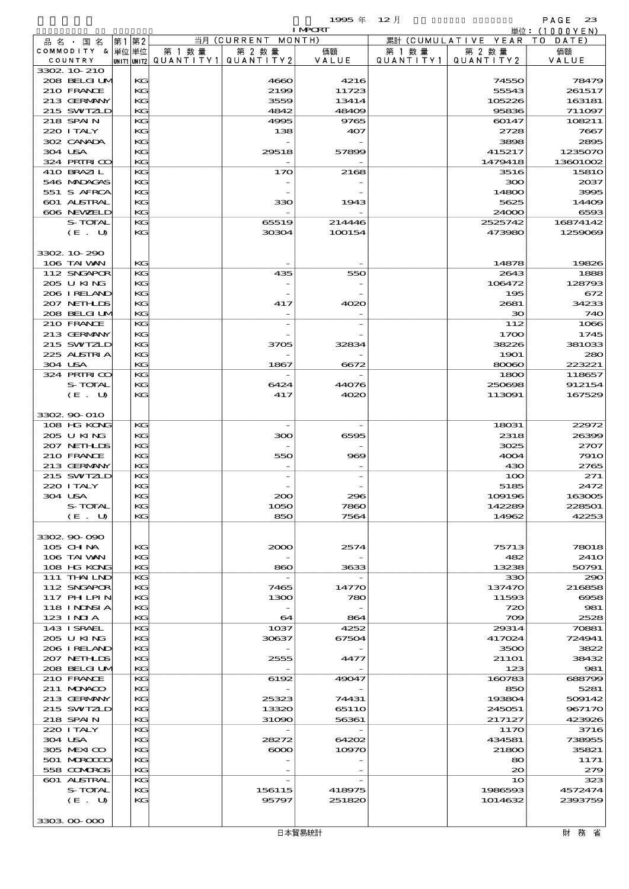1995 年 12 月 IMPORT

単位：(1000YEN)

| 品名・国名 COMMODITY & COUNTRY | 第1 単位 UNIT1 | 第2 単位 UNIT2 | 当月 (CURRENT MONTH) 第1数量 QUANTITY1 | 第2数量 QUANTITY2 | 価額 VALUE | 累計 (CUMULATIVE YEAR TO DATE) 第1数量 QUANTITY1 | 第2数量 QUANTITY2 | 価額 VALUE |
|---|---|---|---|---|---|---|---|---|
| 3302.10-210 | | | | | | | | |
| 208 BELGIUM | | KG | | 4660 | 4216 | | 74550 | 78479 |
| 210 FRANCE | | KG | | 2199 | 11723 | | 55543 | 261517 |
| 213 GERMANY | | KG | | 3559 | 13414 | | 105226 | 163181 |
| 215 SWITZLD | | KG | | 4842 | 48409 | | 95836 | 711097 |
| 218 SPAIN | | KG | | 4995 | 9765 | | 60147 | 108211 |
| 220 ITALY | | KG | | 138 | 407 | | 2728 | 7667 |
| 302 CANADA | | KG | | - | - | | 3898 | 2895 |
| 304 USA | | KG | | 29518 | 57899 | | 415217 | 1235070 |
| 324 PRTRICO | | KG | | - | - | | 1479418 | 13601002 |
| 410 BRAZIL | | KG | | 170 | 2168 | | 3516 | 15810 |
| 546 MADAGAS | | KG | | - | - | | 300 | 2037 |
| 551 S AFRCA | | KG | | - | - | | 14800 | 3995 |
| 601 AUSTRAL | | KG | | 330 | 1943 | | 5625 | 14409 |
| 606 NEWZELD | | KG | | - | - | | 24000 | 6593 |
| S-TOTAL | | KG | | 65519 | 214446 | | 2525742 | 16874142 |
| (E. U) | | KG | | 30304 | 100154 | | 473980 | 1259069 |
| 3302.10-290 | | | | | | | | |
| 106 TAIWAN | | KG | | - | - | | 14878 | 19826 |
| 112 SNGAPOR | | KG | | 435 | 550 | | 2643 | 1888 |
| 205 U KING | | KG | | - | - | | 106472 | 128793 |
| 206 IRELAND | | KG | | - | - | | 195 | 672 |
| 207 NETHLDS | | KG | | 417 | 4020 | | 2681 | 34233 |
| 208 BELGIUM | | KG | | - | - | | 30 | 740 |
| 210 FRANCE | | KG | | - | - | | 112 | 1066 |
| 213 GERMANY | | KG | | - | - | | 1700 | 1745 |
| 215 SWITZLD | | KG | | 3705 | 32834 | | 38226 | 381033 |
| 225 AUSTRIA | | KG | | - | - | | 1901 | 280 |
| 304 USA | | KG | | 1867 | 6672 | | 80060 | 223221 |
| 324 PRTRICO | | KG | | - | - | | 1800 | 118657 |
| S-TOTAL | | KG | | 6424 | 44076 | | 250698 | 912154 |
| (E. U) | | KG | | 417 | 4020 | | 113091 | 167529 |
| 3302.90-010 | | | | | | | | |
| 108 HG KONG | | KG | | - | - | | 18031 | 22972 |
| 205 U KING | | KG | | 300 | 6595 | | 2318 | 26399 |
| 207 NETHLDS | | KG | | - | - | | 3025 | 2707 |
| 210 FRANCE | | KG | | 550 | 969 | | 4004 | 7910 |
| 213 GERMANY | | KG | | - | - | | 430 | 2765 |
| 215 SWITZLD | | KG | | - | - | | 100 | 271 |
| 220 ITALY | | KG | | - | - | | 5185 | 2472 |
| 304 USA | | KG | | 200 | 296 | | 109196 | 163005 |
| S-TOTAL | | KG | | 1050 | 7860 | | 142289 | 228501 |
| (E. U) | | KG | | 850 | 7564 | | 14962 | 42253 |
| 3302.90-090 | | | | | | | | |
| 105 CHINA | | KG | | 2000 | 2574 | | 75713 | 78018 |
| 106 TAIWAN | | KG | | - | - | | 482 | 2410 |
| 108 HG KONG | | KG | | 860 | 3633 | | 13238 | 50791 |
| 111 THAILND | | KG | | - | - | | 330 | 290 |
| 112 SNGAPOR | | KG | | 7465 | 14770 | | 137470 | 216858 |
| 117 PHILPIN | | KG | | 1300 | 780 | | 11593 | 6958 |
| 118 INDNSIA | | KG | | - | - | | 720 | 981 |
| 123 INDIA | | KG | | 64 | 864 | | 709 | 2528 |
| 143 ISRAEL | | KG | | 1037 | 4252 | | 29314 | 70881 |
| 205 U KING | | KG | | 30637 | 67504 | | 417024 | 724941 |
| 206 IRELAND | | KG | | - | - | | 3500 | 3822 |
| 207 NETHLDS | | KG | | 2555 | 4477 | | 21101 | 38432 |
| 208 BELGIUM | | KG | | - | - | | 123 | 981 |
| 210 FRANCE | | KG | | 6192 | 49047 | | 160783 | 688799 |
| 211 MONACO | | KG | | - | - | | 850 | 5281 |
| 213 GERMANY | | KG | | 25323 | 74431 | | 193804 | 509142 |
| 215 SWITZLD | | KG | | 13320 | 65110 | | 245051 | 967170 |
| 218 SPAIN | | KG | | 31090 | 56361 | | 217127 | 423926 |
| 220 ITALY | | KG | | - | - | | 1170 | 3716 |
| 304 USA | | KG | | 28272 | 64202 | | 434581 | 738955 |
| 305 MEXICO | | KG | | 6000 | 10970 | | 21800 | 35821 |
| 501 MOROCCO | | KG | | - | - | | 80 | 1171 |
| 558 COMOROS | | KG | | - | - | | 20 | 279 |
| 601 AUSTRAL | | KG | | - | - | | 10 | 323 |
| S-TOTAL | | KG | | 156115 | 418975 | | 1986593 | 4572474 |
| (E. U) | | KG | | 95797 | 251820 | | 1014632 | 2393759 |
| 3303.00-000 | | | | | | | | |

日本貿易統計　　財務省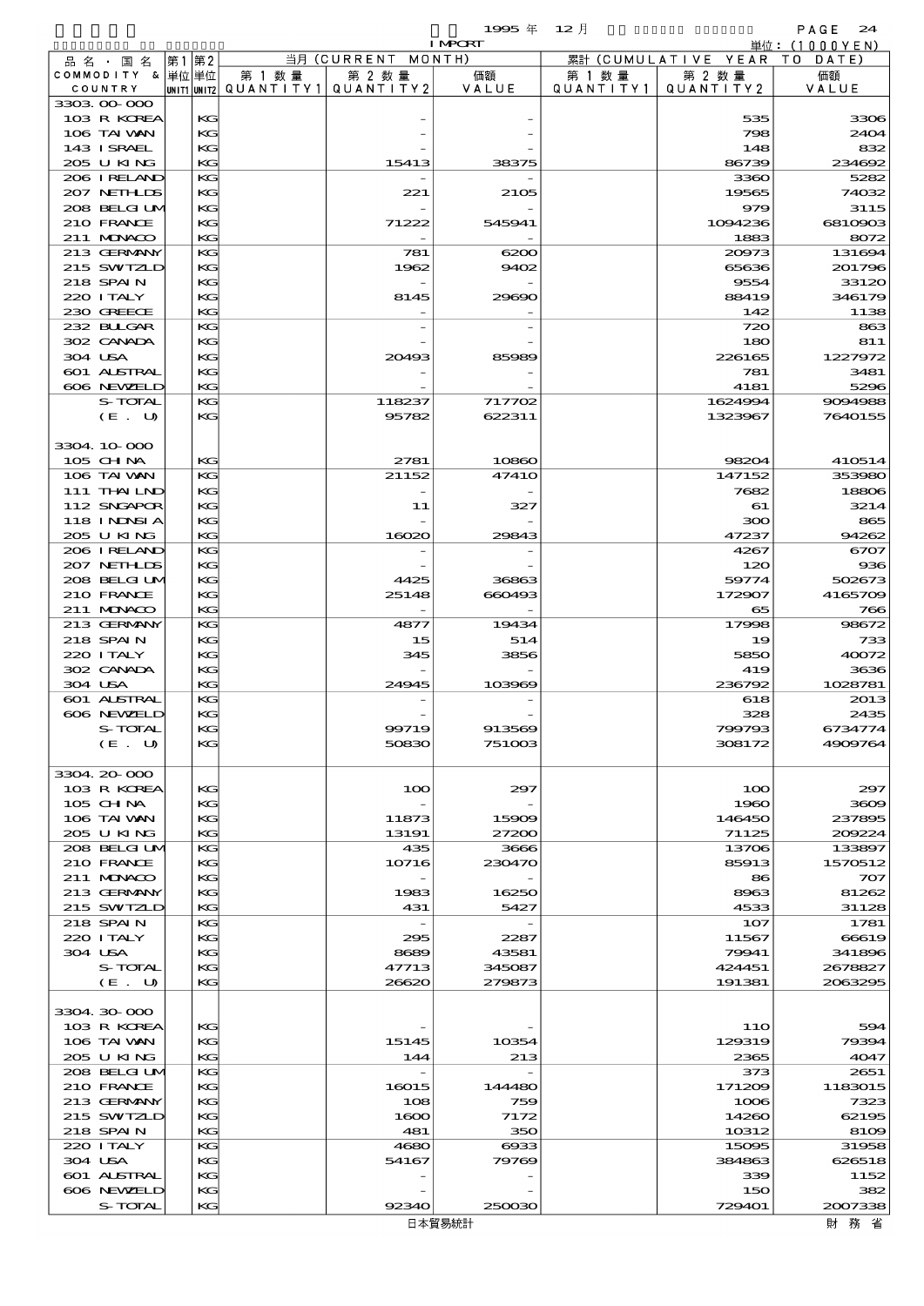1995 年 12 月 IMPORT

単位：(1000YEN)

| 品名・国名 COMMODITY & COUNTRY | 第1 単位 UNIT1 | 第2 単位 UNIT2 | 当月 (CURRENT MONTH) 第1数量 QUANTITY1 | 第2数量 QUANTITY2 | 価額 VALUE | 累計 (CUMULATIVE YEAR TO DATE) 第1数量 QUANTITY1 | 第2数量 QUANTITY2 | 価額 VALUE |
|---|---|---|---|---|---|---|---|---|
| 3303.00-000 | | | | | | | | |
| 103 R KOREA | | KG | | - | - | | 535 | 3306 |
| 106 TAIWAN | | KG | | - | - | | 798 | 2404 |
| 143 ISRAEL | | KG | | - | - | | 148 | 832 |
| 205 U KING | | KG | | 15413 | 38375 | | 86739 | 234692 |
| 206 IRELAND | | KG | | - | - | | 3360 | 5282 |
| 207 NETHLDS | | KG | | 221 | 2105 | | 19565 | 74032 |
| 208 BELGIUM | | KG | | - | - | | 979 | 3115 |
| 210 FRANCE | | KG | | 71222 | 545941 | | 1094236 | 6810903 |
| 211 MONACO | | KG | | - | - | | 1883 | 8072 |
| 213 GERMANY | | KG | | 781 | 6200 | | 20973 | 131694 |
| 215 SWITZLD | | KG | | 1962 | 9402 | | 65636 | 201796 |
| 218 SPAIN | | KG | | - | - | | 9554 | 33120 |
| 220 ITALY | | KG | | 8145 | 29690 | | 88419 | 346179 |
| 230 GREECE | | KG | | - | - | | 142 | 1138 |
| 232 BULGAR | | KG | | - | - | | 720 | 863 |
| 302 CANADA | | KG | | - | - | | 180 | 811 |
| 304 USA | | KG | | 20493 | 85989 | | 226165 | 1227972 |
| 601 AUSTRAL | | KG | | - | - | | 781 | 3481 |
| 606 NEWZELD | | KG | | - | - | | 4181 | 5296 |
| S-TOTAL | | KG | | 118237 | 717702 | | 1624994 | 9094988 |
| (E. U) | | KG | | 95782 | 622311 | | 1323967 | 7640155 |
| 3304.10-000 | | | | | | | | |
| 105 CHINA | | KG | | 2781 | 10860 | | 98204 | 410514 |
| 106 TAIWAN | | KG | | 21152 | 47410 | | 147152 | 353980 |
| 111 THAILND | | KG | | - | - | | 7682 | 18806 |
| 112 SNGAPOR | | KG | | 11 | 327 | | 61 | 3214 |
| 118 INDNSIA | | KG | | - | - | | 300 | 865 |
| 205 U KING | | KG | | 16020 | 29843 | | 47237 | 94262 |
| 206 IRELAND | | KG | | - | - | | 4267 | 6707 |
| 207 NETHLDS | | KG | | - | - | | 120 | 936 |
| 208 BELGIUM | | KG | | 4425 | 36863 | | 59774 | 502673 |
| 210 FRANCE | | KG | | 25148 | 660493 | | 172907 | 4165709 |
| 211 MONACO | | KG | | - | - | | 65 | 766 |
| 213 GERMANY | | KG | | 4877 | 19434 | | 17998 | 98672 |
| 218 SPAIN | | KG | | 15 | 514 | | 19 | 733 |
| 220 ITALY | | KG | | 345 | 3856 | | 5850 | 40072 |
| 302 CANADA | | KG | | - | - | | 419 | 3636 |
| 304 USA | | KG | | 24945 | 103969 | | 236792 | 1028781 |
| 601 AUSTRAL | | KG | | - | - | | 618 | 2013 |
| 606 NEWZELD | | KG | | - | - | | 328 | 2435 |
| S-TOTAL | | KG | | 99719 | 913569 | | 799793 | 6734774 |
| (E. U) | | KG | | 50830 | 751003 | | 308172 | 4909764 |
| 3304.20-000 | | | | | | | | |
| 103 R KOREA | | KG | | 100 | 297 | | 100 | 297 |
| 105 CHINA | | KG | | - | - | | 1960 | 3609 |
| 106 TAIWAN | | KG | | 11873 | 15909 | | 146450 | 237895 |
| 205 U KING | | KG | | 13191 | 27200 | | 71125 | 209224 |
| 208 BELGIUM | | KG | | 435 | 3666 | | 13706 | 133897 |
| 210 FRANCE | | KG | | 10716 | 230470 | | 85913 | 1570512 |
| 211 MONACO | | KG | | - | - | | 86 | 707 |
| 213 GERMANY | | KG | | 1983 | 16250 | | 8963 | 81262 |
| 215 SWITZLD | | KG | | 431 | 5427 | | 4533 | 31128 |
| 218 SPAIN | | KG | | - | - | | 107 | 1781 |
| 220 ITALY | | KG | | 295 | 2287 | | 11567 | 66619 |
| 304 USA | | KG | | 8689 | 43581 | | 79941 | 341896 |
| S-TOTAL | | KG | | 47713 | 345087 | | 424451 | 2678827 |
| (E. U) | | KG | | 26620 | 279873 | | 191381 | 2063295 |
| 3304.30-000 | | | | | | | | |
| 103 R KOREA | | KG | | - | - | | 110 | 594 |
| 106 TAIWAN | | KG | | 15145 | 10354 | | 129319 | 79394 |
| 205 U KING | | KG | | 144 | 213 | | 2365 | 4047 |
| 208 BELGIUM | | KG | | - | - | | 373 | 2651 |
| 210 FRANCE | | KG | | 16015 | 144480 | | 171209 | 1183015 |
| 213 GERMANY | | KG | | 108 | 759 | | 1006 | 7323 |
| 215 SWITZLD | | KG | | 1600 | 7172 | | 14260 | 62195 |
| 218 SPAIN | | KG | | 481 | 350 | | 10312 | 8109 |
| 220 ITALY | | KG | | 4680 | 6933 | | 15095 | 31958 |
| 304 USA | | KG | | 54167 | 79769 | | 384863 | 626518 |
| 601 AUSTRAL | | KG | | - | - | | 339 | 1152 |
| 606 NEWZELD | | KG | | - | - | | 150 | 382 |
| S-TOTAL | | KG | | 92340 | 250030 | | 729401 | 2007338 |

日本貿易統計　財務省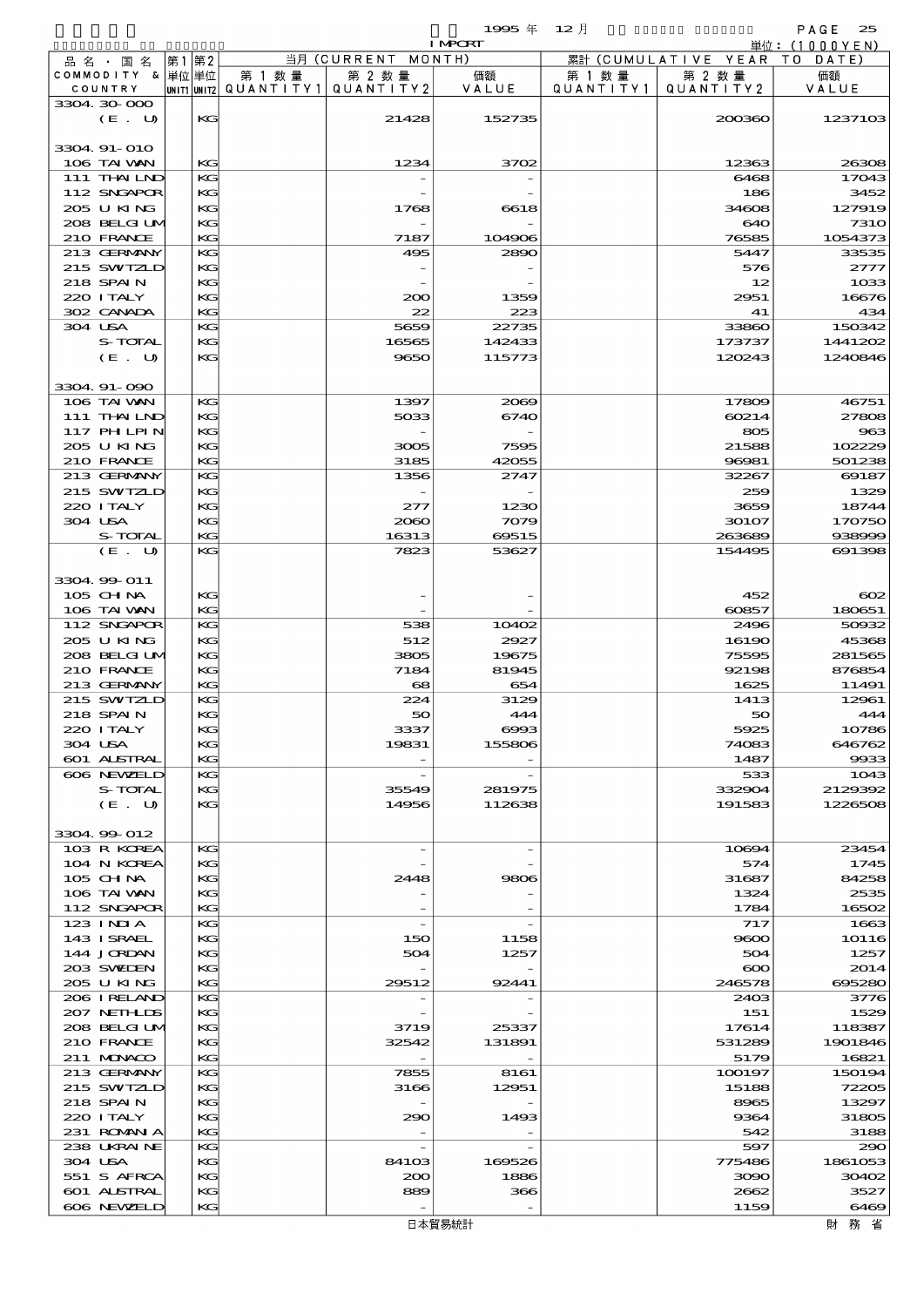1995 年 12 月 IMPORT

単位：(1000YEN)

| 品名・国名 COMMODITY & COUNTRY | 第1 単位 UNIT1 | 第2 単位 UNIT2 | 当月 (CURRENT MONTH) 第1数量 QUANTITY1 | 第2数量 QUANTITY2 | 価額 VALUE | 累計 (CUMULATIVE YEAR TO DATE) 第1数量 QUANTITY1 | 第2数量 QUANTITY2 | 価額 VALUE |
|---|---|---|---|---|---|---|---|---|
| 3304.30-000 | | | | | | | | |
| (E. U) | | KG | | 21428 | 152735 | | 200360 | 1237103 |
| 3304.91-010 | | | | | | | | |
| 106 TAIWAN | | KG | | 1234 | 3702 | | 12363 | 26308 |
| 111 THAILND | | KG | | - | - | | 6468 | 17043 |
| 112 SNGAPOR | | KG | | - | - | | 186 | 3452 |
| 205 U KING | | KG | | 1768 | 6618 | | 34608 | 127919 |
| 208 BELGIUM | | KG | | - | - | | 640 | 7310 |
| 210 FRANCE | | KG | | 7187 | 104906 | | 76585 | 1054373 |
| 213 GERMANY | | KG | | 495 | 2890 | | 5447 | 33535 |
| 215 SWTZLD | | KG | | - | - | | 576 | 2777 |
| 218 SPAIN | | KG | | - | - | | 12 | 1033 |
| 220 ITALY | | KG | | 200 | 1359 | | 2951 | 16676 |
| 302 CANADA | | KG | | 22 | 223 | | 41 | 434 |
| 304 USA | | KG | | 5659 | 22735 | | 33860 | 150342 |
| S-TOTAL | | KG | | 16565 | 142433 | | 173737 | 1441202 |
| (E. U) | | KG | | 9650 | 115773 | | 120243 | 1240846 |
| 3304.91-090 | | | | | | | | |
| 106 TAIWAN | | KG | | 1397 | 2069 | | 17809 | 46751 |
| 111 THAILND | | KG | | 5033 | 6740 | | 60214 | 27808 |
| 117 PHILPIN | | KG | | - | - | | 805 | 963 |
| 205 U KING | | KG | | 3005 | 7595 | | 21588 | 102229 |
| 210 FRANCE | | KG | | 3185 | 42055 | | 96981 | 501238 |
| 213 GERMANY | | KG | | 1356 | 2747 | | 32267 | 69187 |
| 215 SWTZLD | | KG | | - | - | | 259 | 1329 |
| 220 ITALY | | KG | | 277 | 1230 | | 3659 | 18744 |
| 304 USA | | KG | | 2060 | 7079 | | 30107 | 170750 |
| S-TOTAL | | KG | | 16313 | 69515 | | 263689 | 938999 |
| (E. U) | | KG | | 7823 | 53627 | | 154495 | 691398 |
| 3304.99-011 | | | | | | | | |
| 105 CHINA | | KG | | - | - | | 452 | 602 |
| 106 TAIWAN | | KG | | - | - | | 60857 | 180651 |
| 112 SNGAPOR | | KG | | 538 | 10402 | | 2496 | 50932 |
| 205 U KING | | KG | | 512 | 2927 | | 16190 | 45368 |
| 208 BELGIUM | | KG | | 3805 | 19675 | | 75595 | 281565 |
| 210 FRANCE | | KG | | 7184 | 81945 | | 92198 | 876854 |
| 213 GERMANY | | KG | | 68 | 654 | | 1625 | 11491 |
| 215 SWTZLD | | KG | | 224 | 3129 | | 1413 | 12961 |
| 218 SPAIN | | KG | | 50 | 444 | | 50 | 444 |
| 220 ITALY | | KG | | 3337 | 6993 | | 5925 | 10786 |
| 304 USA | | KG | | 19831 | 155806 | | 74083 | 646762 |
| 601 AUSTRAL | | KG | | - | - | | 1487 | 9933 |
| 606 NEWZELD | | KG | | - | - | | 533 | 1043 |
| S-TOTAL | | KG | | 35549 | 281975 | | 332904 | 2129392 |
| (E. U) | | KG | | 14956 | 112638 | | 191583 | 1226508 |
| 3304.99-012 | | | | | | | | |
| 103 R KOREA | | KG | | - | - | | 10694 | 23454 |
| 104 N KOREA | | KG | | - | - | | 574 | 1745 |
| 105 CHINA | | KG | | 2448 | 9806 | | 31687 | 84258 |
| 106 TAIWAN | | KG | | - | - | | 1324 | 2535 |
| 112 SNGAPOR | | KG | | - | - | | 1784 | 16502 |
| 123 INDIA | | KG | | - | - | | 717 | 1663 |
| 143 ISRAEL | | KG | | 150 | 1158 | | 9600 | 10116 |
| 144 JORDAN | | KG | | 504 | 1257 | | 504 | 1257 |
| 203 SWEDEN | | KG | | - | - | | 600 | 2014 |
| 205 U KING | | KG | | 29512 | 92441 | | 246578 | 695280 |
| 206 IRELAND | | KG | | - | - | | 2403 | 3776 |
| 207 NETHLDS | | KG | | - | - | | 151 | 1529 |
| 208 BELGIUM | | KG | | 3719 | 25337 | | 17614 | 118387 |
| 210 FRANCE | | KG | | 32542 | 131891 | | 531289 | 1901846 |
| 211 MONACO | | KG | | - | - | | 5179 | 16821 |
| 213 GERMANY | | KG | | 7855 | 8161 | | 100197 | 150194 |
| 215 SWTZLD | | KG | | 3166 | 12951 | | 15188 | 72205 |
| 218 SPAIN | | KG | | - | - | | 8965 | 13297 |
| 220 ITALY | | KG | | 290 | 1493 | | 9364 | 31805 |
| 231 ROMANIA | | KG | | - | - | | 542 | 3188 |
| 238 UKRAINE | | KG | | - | - | | 597 | 290 |
| 304 USA | | KG | | 84103 | 169526 | | 775486 | 1861053 |
| 551 S AFRCA | | KG | | 200 | 1886 | | 3090 | 30402 |
| 601 AUSTRAL | | KG | | 889 | 366 | | 2662 | 3527 |
| 606 NEWZELD | | KG | | - | - | | 1159 | 6469 |

日本貿易統計　　財務省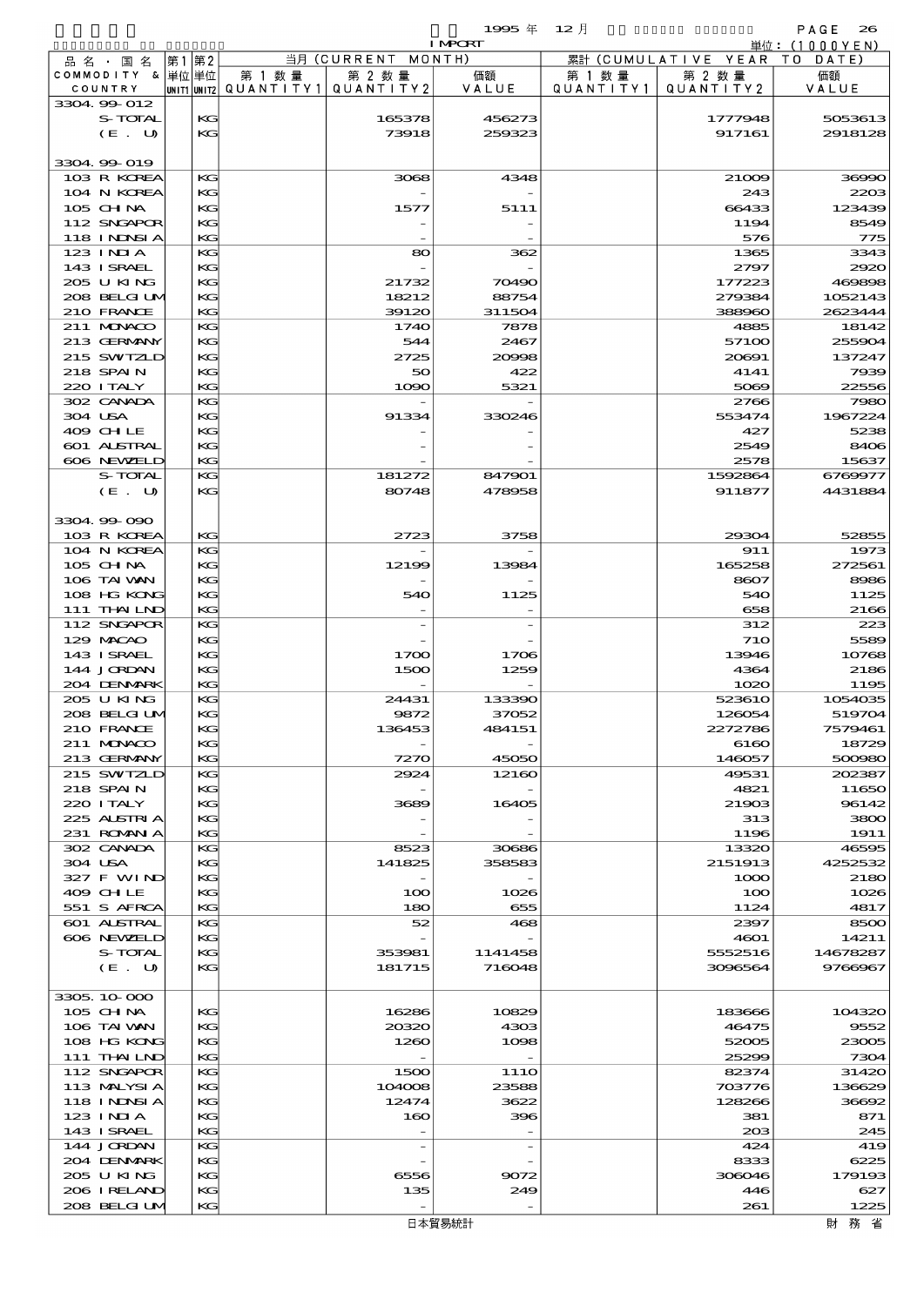1995 年 12 月 IMPORT

単位：(1000YEN)

| 品名・国名 COMMODITY & COUNTRY | 第1 単位 UNIT1 | 第2 単位 UNIT2 | 当月 (CURRENT MONTH) 第1数量 QUANTITY1 | 第2数量 QUANTITY2 | 価額 VALUE | 累計 (CUMULATIVE YEAR TO DATE) 第1数量 QUANTITY1 | 第2数量 QUANTITY2 | 価額 VALUE |
|---|---|---|---|---|---|---|---|---|
| 3304.99-012 | | | | | | | | |
| S-TOTAL | | KG | | 165378 | 456273 | | 1777948 | 5053613 |
| (E. U) | | KG | | 73918 | 259323 | | 917161 | 2918128 |
| 3304.99-019 | | | | | | | | |
| 103 R KOREA | | KG | | 3068 | 4348 | | 21009 | 36990 |
| 104 N KOREA | | KG | | - | - | | 243 | 2203 |
| 105 CHINA | | KG | | 1577 | 5111 | | 66433 | 123439 |
| 112 SNGAPOR | | KG | | - | - | | 1194 | 8549 |
| 118 INDNSIA | | KG | | - | - | | 576 | 775 |
| 123 INDIA | | KG | | 80 | 362 | | 1365 | 3343 |
| 143 ISRAEL | | KG | | - | - | | 2797 | 2920 |
| 205 U KING | | KG | | 21732 | 70490 | | 177223 | 469898 |
| 208 BELGIUM | | KG | | 18212 | 88754 | | 279384 | 1052143 |
| 210 FRANCE | | KG | | 39120 | 311504 | | 388960 | 2623444 |
| 211 MONACO | | KG | | 1740 | 7878 | | 4885 | 18142 |
| 213 GERMANY | | KG | | 544 | 2467 | | 57100 | 255904 |
| 215 SWTZLD | | KG | | 2725 | 20998 | | 20691 | 137247 |
| 218 SPAIN | | KG | | 50 | 422 | | 4141 | 7939 |
| 220 ITALY | | KG | | 1090 | 5321 | | 5069 | 22556 |
| 302 CANADA | | KG | | - | - | | 2766 | 7980 |
| 304 USA | | KG | | 91334 | 330246 | | 553474 | 1967224 |
| 409 CHILE | | KG | | - | - | | 427 | 5238 |
| 601 AUSTRAL | | KG | | - | - | | 2549 | 8406 |
| 606 NEWZELD | | KG | | - | - | | 2578 | 15637 |
| S-TOTAL | | KG | | 181272 | 847901 | | 1592864 | 6769977 |
| (E. U) | | KG | | 80748 | 478958 | | 911877 | 4431884 |
| 3304.99-090 | | | | | | | | |
| 103 R KOREA | | KG | | 2723 | 3758 | | 29304 | 52855 |
| 104 N KOREA | | KG | | - | - | | 911 | 1973 |
| 105 CHINA | | KG | | 12199 | 13984 | | 165258 | 272561 |
| 106 TAIWAN | | KG | | - | - | | 8607 | 8986 |
| 108 HG KONG | | KG | | 540 | 1125 | | 540 | 1125 |
| 111 THAILND | | KG | | - | - | | 658 | 2166 |
| 112 SNGAPOR | | KG | | - | - | | 312 | 223 |
| 129 MACAO | | KG | | - | - | | 710 | 5589 |
| 143 ISRAEL | | KG | | 1700 | 1706 | | 13946 | 10768 |
| 144 JORDAN | | KG | | 1500 | 1259 | | 4364 | 2186 |
| 204 DENMARK | | KG | | - | - | | 1020 | 1195 |
| 205 U KING | | KG | | 24431 | 133390 | | 523610 | 1054035 |
| 208 BELGIUM | | KG | | 9872 | 37052 | | 126054 | 519704 |
| 210 FRANCE | | KG | | 136453 | 484151 | | 2272786 | 7579461 |
| 211 MONACO | | KG | | - | - | | 6160 | 18729 |
| 213 GERMANY | | KG | | 7270 | 45050 | | 146057 | 500980 |
| 215 SWTZLD | | KG | | 2924 | 12160 | | 49531 | 202387 |
| 218 SPAIN | | KG | | - | - | | 4821 | 11650 |
| 220 ITALY | | KG | | 3689 | 16405 | | 21903 | 96142 |
| 225 AUSTRIA | | KG | | - | - | | 313 | 3800 |
| 231 ROMANIA | | KG | | - | - | | 1196 | 1911 |
| 302 CANADA | | KG | | 8523 | 30686 | | 13320 | 46595 |
| 304 USA | | KG | | 141825 | 358583 | | 2151913 | 4252532 |
| 327 F WIND | | KG | | - | - | | 1000 | 2180 |
| 409 CHILE | | KG | | 100 | 1026 | | 100 | 1026 |
| 551 S AFRCA | | KG | | 180 | 655 | | 1124 | 4817 |
| 601 AUSTRAL | | KG | | 52 | 468 | | 2397 | 8500 |
| 606 NEWZELD | | KG | | - | - | | 4601 | 14211 |
| S-TOTAL | | KG | | 353981 | 1141458 | | 5552516 | 14678287 |
| (E. U) | | KG | | 181715 | 716048 | | 3096564 | 9766967 |
| 3305.10-000 | | | | | | | | |
| 105 CHINA | | KG | | 16286 | 10829 | | 183666 | 104320 |
| 106 TAIWAN | | KG | | 20320 | 4303 | | 46475 | 9552 |
| 108 HG KONG | | KG | | 1260 | 1098 | | 52005 | 23005 |
| 111 THAILND | | KG | | - | - | | 25299 | 7304 |
| 112 SNGAPOR | | KG | | 1500 | 1110 | | 82374 | 31420 |
| 113 MALYSIA | | KG | | 104008 | 23588 | | 703776 | 136629 |
| 118 INDNSIA | | KG | | 12474 | 3622 | | 128266 | 36692 |
| 123 INDIA | | KG | | 160 | 396 | | 381 | 871 |
| 143 ISRAEL | | KG | | - | - | | 203 | 245 |
| 144 JORDAN | | KG | | - | - | | 424 | 419 |
| 204 DENMARK | | KG | | - | - | | 8333 | 6225 |
| 205 U KING | | KG | | 6556 | 9072 | | 306046 | 179193 |
| 206 IRELAND | | KG | | 135 | 249 | | 446 | 627 |
| 208 BELGIUM | | KG | | - | - | | 261 | 1225 |

日本貿易統計 財 務 省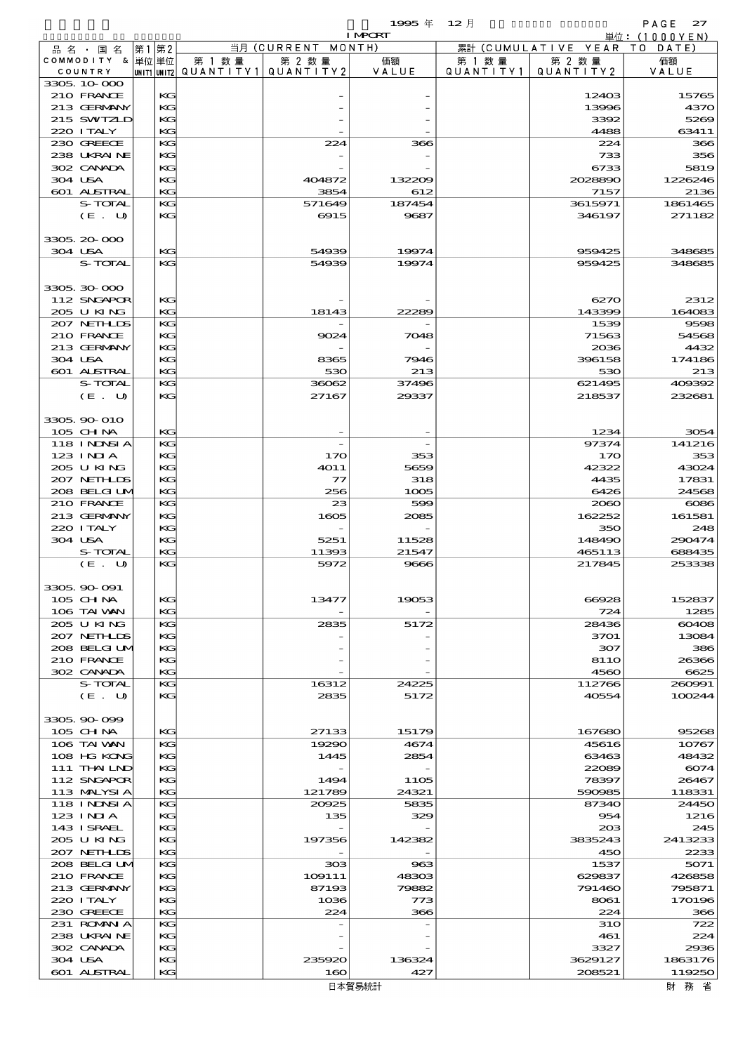1995 年 12 月

IMPORT

単位：(1000YEN)

| 品名・国名 COMMODITY & COUNTRY | 第1 単位 UNIT1 | 第2 単位 UNIT2 | 当月 (CURRENT MONTH) 第1数量 QUANTITY1 | 第2数量 QUANTITY2 | 価額 VALUE | 累計 (CUMULATIVE YEAR TO DATE) 第1数量 QUANTITY1 | 第2数量 QUANTITY2 | 価額 VALUE |
|---|---|---|---|---|---|---|---|---|
| 3305.10-000 | | | | | | | | |
| 210 FRANCE | | KG | | - | - | | 12403 | 15765 |
| 213 GERMANY | | KG | | - | - | | 13996 | 4370 |
| 215 SWITZLD | | KG | | - | - | | 3392 | 5269 |
| 220 ITALY | | KG | | - | - | | 4488 | 63411 |
| 230 GREECE | | KG | | 224 | 366 | | 224 | 366 |
| 238 UKRAINE | | KG | | - | - | | 733 | 356 |
| 302 CANADA | | KG | | - | - | | 6733 | 5819 |
| 304 USA | | KG | | 404872 | 132209 | | 2028890 | 1226246 |
| 601 AUSTRAL | | KG | | 3854 | 612 | | 7157 | 2136 |
| S-TOTAL | | KG | | 571649 | 187454 | | 3615971 | 1861465 |
| (E. U) | | KG | | 6915 | 9687 | | 346197 | 271182 |
| 3305.20-000 | | | | | | | | |
| 304 USA | | KG | | 54939 | 19974 | | 959425 | 348685 |
| S-TOTAL | | KG | | 54939 | 19974 | | 959425 | 348685 |
| 3305.30-000 | | | | | | | | |
| 112 SNGAPOR | | KG | | - | - | | 6270 | 2312 |
| 205 U KING | | KG | | 18143 | 22289 | | 143399 | 164083 |
| 207 NETHLDS | | KG | | - | - | | 1539 | 9598 |
| 210 FRANCE | | KG | | 9024 | 7048 | | 71563 | 54568 |
| 213 GERMANY | | KG | | - | - | | 2036 | 4432 |
| 304 USA | | KG | | 8365 | 7946 | | 396158 | 174186 |
| 601 AUSTRAL | | KG | | 530 | 213 | | 530 | 213 |
| S-TOTAL | | KG | | 36062 | 37496 | | 621495 | 409392 |
| (E. U) | | KG | | 27167 | 29337 | | 218537 | 232681 |
| 3305.90-010 | | | | | | | | |
| 105 CHINA | | KG | | - | - | | 1234 | 3054 |
| 118 INDNSIA | | KG | | - | - | | 97374 | 141216 |
| 123 INDIA | | KG | | 170 | 353 | | 170 | 353 |
| 205 U KING | | KG | | 4011 | 5659 | | 42322 | 43024 |
| 207 NETHLDS | | KG | | 77 | 318 | | 4435 | 17831 |
| 208 BELGIUM | | KG | | 256 | 1005 | | 6426 | 24568 |
| 210 FRANCE | | KG | | 23 | 599 | | 2060 | 6086 |
| 213 GERMANY | | KG | | 1605 | 2085 | | 162252 | 161581 |
| 220 ITALY | | KG | | - | - | | 350 | 248 |
| 304 USA | | KG | | 5251 | 11528 | | 148490 | 290474 |
| S-TOTAL | | KG | | 11393 | 21547 | | 465113 | 688435 |
| (E. U) | | KG | | 5972 | 9666 | | 217845 | 253338 |
| 3305.90-091 | | | | | | | | |
| 105 CHINA | | KG | | 13477 | 19053 | | 66928 | 152837 |
| 106 TAIWAN | | KG | | - | - | | 724 | 1285 |
| 205 U KING | | KG | | 2835 | 5172 | | 28436 | 60408 |
| 207 NETHLDS | | KG | | - | - | | 3701 | 13084 |
| 208 BELGIUM | | KG | | - | - | | 307 | 386 |
| 210 FRANCE | | KG | | - | - | | 8110 | 26366 |
| 302 CANADA | | KG | | - | - | | 4560 | 6625 |
| S-TOTAL | | KG | | 16312 | 24225 | | 112766 | 260991 |
| (E. U) | | KG | | 2835 | 5172 | | 40554 | 100244 |
| 3305.90-099 | | | | | | | | |
| 105 CHINA | | KG | | 27133 | 15179 | | 167680 | 95268 |
| 106 TAIWAN | | KG | | 19290 | 4674 | | 45616 | 10767 |
| 108 HG KONG | | KG | | 1445 | 2854 | | 63463 | 48432 |
| 111 THAILND | | KG | | - | - | | 22089 | 6074 |
| 112 SNGAPOR | | KG | | 1494 | 1105 | | 78397 | 26467 |
| 113 MALYSIA | | KG | | 121789 | 24321 | | 590985 | 118331 |
| 118 INDNSIA | | KG | | 20925 | 5835 | | 87340 | 24450 |
| 123 INDIA | | KG | | 135 | 329 | | 954 | 1216 |
| 143 ISRAEL | | KG | | - | - | | 203 | 245 |
| 205 U KING | | KG | | 197356 | 142382 | | 3835243 | 2413233 |
| 207 NETHLDS | | KG | | - | - | | 450 | 2233 |
| 208 BELGIUM | | KG | | 303 | 963 | | 1537 | 5071 |
| 210 FRANCE | | KG | | 109111 | 48303 | | 629837 | 426858 |
| 213 GERMANY | | KG | | 87193 | 79882 | | 791460 | 795871 |
| 220 ITALY | | KG | | 1036 | 773 | | 8061 | 170196 |
| 230 GREECE | | KG | | 224 | 366 | | 224 | 366 |
| 231 ROMANIA | | KG | | - | - | | 310 | 722 |
| 238 UKRAINE | | KG | | - | - | | 461 | 224 |
| 302 CANADA | | KG | | - | - | | 3327 | 2936 |
| 304 USA | | KG | | 235920 | 136324 | | 3629127 | 1863176 |
| 601 AUSTRAL | | KG | | 160 | 427 | | 208521 | 119250 |

日本貿易統計　　財務省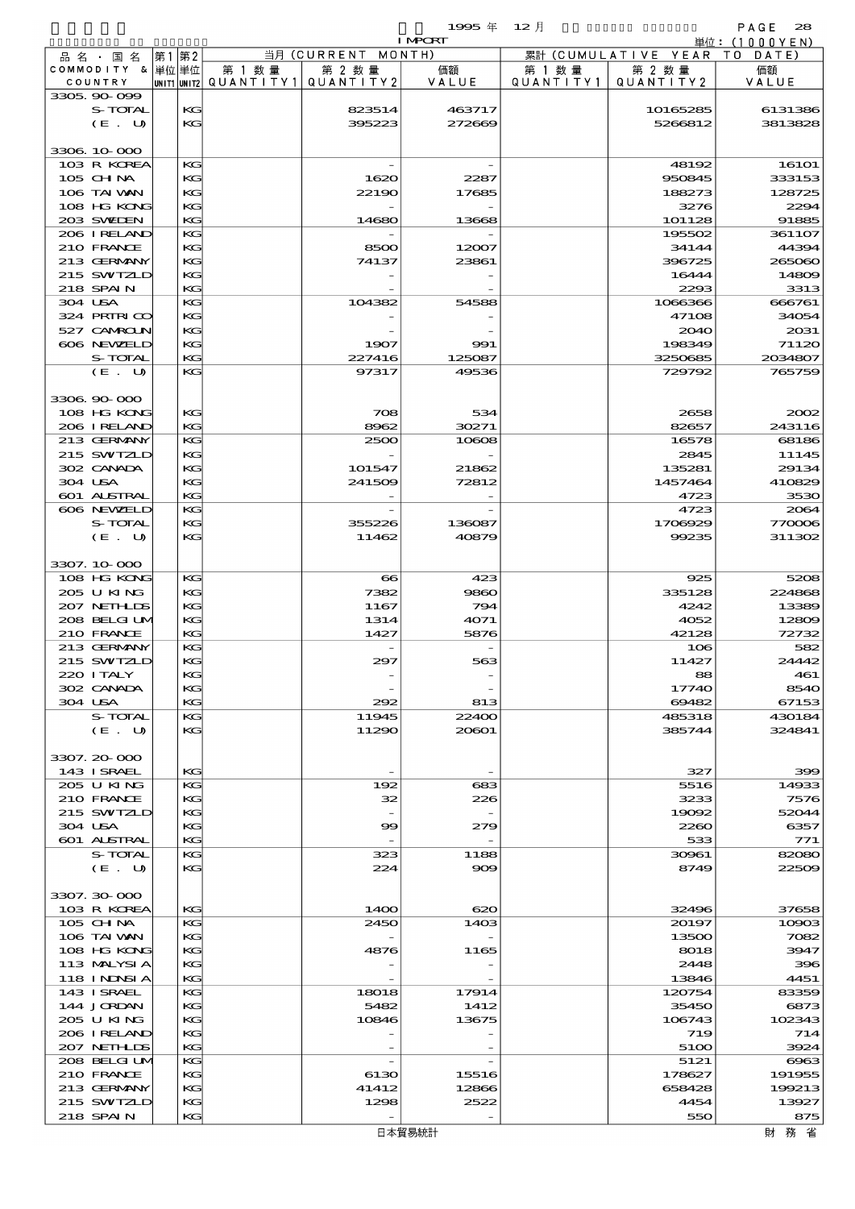1995 年 12 月 IMPORT

単位：(1000YEN)

| 品名・国名 COMMODITY & COUNTRY | 第1 単位 UNIT1 | 第2 単位 UNIT2 | 当月 (CURRENT MONTH) 第1数量 QUANTITY1 | 第2数量 QUANTITY2 | 価額 VALUE | 累計 (CUMULATIVE YEAR TO DATE) 第1数量 QUANTITY1 | 第2数量 QUANTITY2 | 価額 VALUE |
|---|---|---|---|---|---|---|---|---|
| 3305.90-099 | | | | | | | | |
| S-TOTAL | | KG | | 823514 | 463717 | | 10165285 | 6131386 |
| (E. U) | | KG | | 395223 | 272669 | | 5266812 | 3813828 |
| 3306.10-000 | | | | | | | | |
| 103 R KOREA | | KG | | - | - | | 48192 | 16101 |
| 105 CHINA | | KG | | 1620 | 2287 | | 950845 | 333153 |
| 106 TAIWAN | | KG | | 22190 | 17685 | | 188273 | 128725 |
| 108 HG KONG | | KG | | - | - | | 3276 | 2294 |
| 203 SWEDEN | | KG | | 14680 | 13668 | | 101128 | 91885 |
| 206 IRELAND | | KG | | - | - | | 195502 | 361107 |
| 210 FRANCE | | KG | | 8500 | 12007 | | 34144 | 44394 |
| 213 GERMANY | | KG | | 74137 | 23861 | | 396725 | 265060 |
| 215 SWITZLD | | KG | | - | - | | 16444 | 14809 |
| 218 SPAIN | | KG | | - | - | | 2293 | 3313 |
| 304 USA | | KG | | 104382 | 54588 | | 1066366 | 666761 |
| 324 PRTRICO | | KG | | - | - | | 47108 | 34054 |
| 527 CAMROUN | | KG | | - | - | | 2040 | 2031 |
| 606 NEWZELD | | KG | | 1907 | 991 | | 198349 | 71120 |
| S-TOTAL | | KG | | 227416 | 125087 | | 3250685 | 2034807 |
| (E. U) | | KG | | 97317 | 49536 | | 729792 | 765759 |
| 3306.90-000 | | | | | | | | |
| 108 HG KONG | | KG | | 708 | 534 | | 2658 | 2002 |
| 206 IRELAND | | KG | | 8962 | 30271 | | 82657 | 243116 |
| 213 GERMANY | | KG | | 2500 | 10608 | | 16578 | 68186 |
| 215 SWITZLD | | KG | | - | - | | 2845 | 11145 |
| 302 CANADA | | KG | | 101547 | 21862 | | 135281 | 29134 |
| 304 USA | | KG | | 241509 | 72812 | | 1457464 | 410829 |
| 601 AUSTRAL | | KG | | - | - | | 4723 | 3530 |
| 606 NEWZELD | | KG | | - | - | | 4723 | 2064 |
| S-TOTAL | | KG | | 355226 | 136087 | | 1706929 | 770006 |
| (E. U) | | KG | | 11462 | 40879 | | 99235 | 311302 |
| 3307.10-000 | | | | | | | | |
| 108 HG KONG | | KG | | 66 | 423 | | 925 | 5208 |
| 205 U KING | | KG | | 7382 | 9860 | | 335128 | 224868 |
| 207 NETHLDS | | KG | | 1167 | 794 | | 4242 | 13389 |
| 208 BELGIUM | | KG | | 1314 | 4071 | | 4052 | 12809 |
| 210 FRANCE | | KG | | 1427 | 5876 | | 42128 | 72732 |
| 213 GERMANY | | KG | | - | - | | 106 | 582 |
| 215 SWITZLD | | KG | | 297 | 563 | | 11427 | 24442 |
| 220 ITALY | | KG | | - | - | | 88 | 461 |
| 302 CANADA | | KG | | - | - | | 17740 | 8540 |
| 304 USA | | KG | | 292 | 813 | | 69482 | 67153 |
| S-TOTAL | | KG | | 11945 | 22400 | | 485318 | 430184 |
| (E. U) | | KG | | 11290 | 20601 | | 385744 | 324841 |
| 3307.20-000 | | | | | | | | |
| 143 ISRAEL | | KG | | - | - | | 327 | 399 |
| 205 U KING | | KG | | 192 | 683 | | 5516 | 14933 |
| 210 FRANCE | | KG | | 32 | 226 | | 3233 | 7576 |
| 215 SWITZLD | | KG | | - | - | | 19092 | 52044 |
| 304 USA | | KG | | 99 | 279 | | 2260 | 6357 |
| 601 AUSTRAL | | KG | | - | - | | 533 | 771 |
| S-TOTAL | | KG | | 323 | 1188 | | 30961 | 82080 |
| (E. U) | | KG | | 224 | 909 | | 8749 | 22509 |
| 3307.30-000 | | | | | | | | |
| 103 R KOREA | | KG | | 1400 | 620 | | 32496 | 37658 |
| 105 CHINA | | KG | | 2450 | 1403 | | 20197 | 10903 |
| 106 TAIWAN | | KG | | - | - | | 13500 | 7082 |
| 108 HG KONG | | KG | | 4876 | 1165 | | 8018 | 3947 |
| 113 MALYSIA | | KG | | - | - | | 2448 | 396 |
| 118 INDNSIA | | KG | | - | - | | 13846 | 4451 |
| 143 ISRAEL | | KG | | 18018 | 17914 | | 120754 | 83359 |
| 144 JORDAN | | KG | | 5482 | 1412 | | 35450 | 6873 |
| 205 U KING | | KG | | 10846 | 13675 | | 106743 | 102343 |
| 206 IRELAND | | KG | | - | - | | 719 | 714 |
| 207 NETHLDS | | KG | | - | - | | 5100 | 3924 |
| 208 BELGIUM | | KG | | - | - | | 5121 | 6963 |
| 210 FRANCE | | KG | | 6130 | 15516 | | 178627 | 191955 |
| 213 GERMANY | | KG | | 41412 | 12866 | | 658428 | 199213 |
| 215 SWITZLD | | KG | | 1298 | 2522 | | 4454 | 13927 |
| 218 SPAIN | | KG | | - | - | | 550 | 875 |

日本貿易統計　　財務省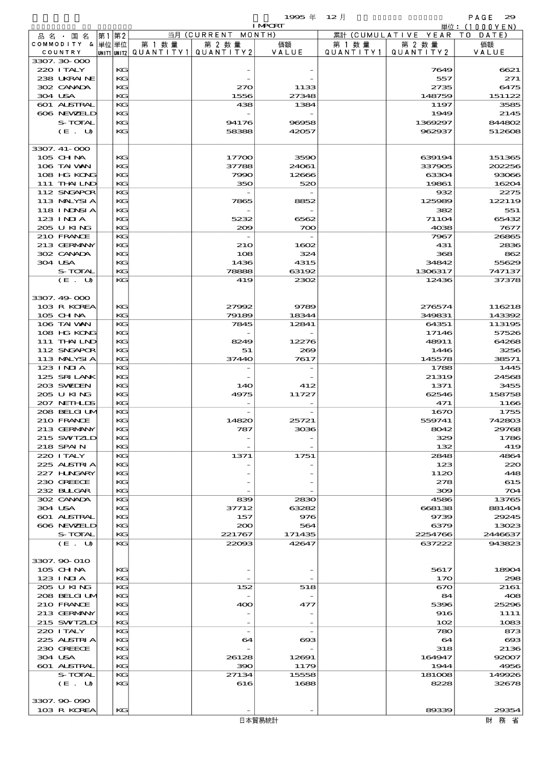1995 年 12 月 IMPORT 単位：(1000YEN)

| 品名・国名 COMMODITY & COUNTRY | 第1 単位 UNIT1 | 第2 単位 UNIT2 | 当月 (CURRENT MONTH) 第1数量 QUANTITY1 | 第2数量 QUANTITY2 | 価額 VALUE | 累計 (CUMULATIVE YEAR TO DATE) 第1数量 QUANTITY1 | 第2数量 QUANTITY2 | 価額 VALUE |
|---|---|---|---|---|---|---|---|---|
| 3307.30-000 | | | | | | | | |
| 220 ITALY | | KG | | - | - | | 7649 | 6621 |
| 238 UKRAINE | | KG | | - | - | | 557 | 271 |
| 302 CANADA | | KG | | 270 | 1133 | | 2735 | 6475 |
| 304 USA | | KG | | 1556 | 27348 | | 148759 | 151122 |
| 601 AUSTRAL | | KG | | 438 | 1384 | | 1197 | 3585 |
| 606 NEWZELD | | KG | | - | - | | 1949 | 2145 |
| S-TOTAL | | KG | | 94176 | 96958 | | 1369297 | 844802 |
| (E. U) | | KG | | 58388 | 42057 | | 962937 | 512608 |
| 3307.41-000 | | | | | | | | |
| 105 CHINA | | KG | | 17700 | 3590 | | 639194 | 151365 |
| 106 TAIWAN | | KG | | 37788 | 24061 | | 337905 | 202256 |
| 108 HG KONG | | KG | | 7990 | 12666 | | 63304 | 93066 |
| 111 THAILND | | KG | | 350 | 520 | | 19861 | 16204 |
| 112 SNGAPOR | | KG | | - | - | | 932 | 2275 |
| 113 MALYSIA | | KG | | 7865 | 8852 | | 125989 | 122119 |
| 118 INDNSIA | | KG | | - | - | | 382 | 551 |
| 123 INDIA | | KG | | 5232 | 6562 | | 71104 | 65432 |
| 205 U KING | | KG | | 209 | 700 | | 4038 | 7677 |
| 210 FRANCE | | KG | | - | - | | 7967 | 26865 |
| 213 GERMANY | | KG | | 210 | 1602 | | 431 | 2836 |
| 302 CANADA | | KG | | 108 | 324 | | 368 | 862 |
| 304 USA | | KG | | 1436 | 4315 | | 34842 | 55629 |
| S-TOTAL | | KG | | 78888 | 63192 | | 1306317 | 747137 |
| (E. U) | | KG | | 419 | 2302 | | 12436 | 37378 |
| 3307.49-000 | | | | | | | | |
| 103 R KOREA | | KG | | 27992 | 9789 | | 276574 | 116218 |
| 105 CHINA | | KG | | 79189 | 18344 | | 349831 | 143392 |
| 106 TAIWAN | | KG | | 7845 | 12841 | | 64351 | 113195 |
| 108 HG KONG | | KG | | - | - | | 17146 | 57526 |
| 111 THAILND | | KG | | 8249 | 12276 | | 48911 | 64268 |
| 112 SNGAPOR | | KG | | 51 | 269 | | 1446 | 3256 |
| 113 MALYSIA | | KG | | 37440 | 7617 | | 145578 | 38571 |
| 123 INDIA | | KG | | - | - | | 1788 | 1445 |
| 125 SRI LANK | | KG | | - | - | | 21319 | 24568 |
| 203 SWEDEN | | KG | | 140 | 412 | | 1371 | 3455 |
| 205 U KING | | KG | | 4975 | 11727 | | 62546 | 158758 |
| 207 NETHLDS | | KG | | - | - | | 471 | 1166 |
| 208 BELGIUM | | KG | | - | - | | 1670 | 1755 |
| 210 FRANCE | | KG | | 14820 | 25721 | | 559741 | 742803 |
| 213 GERMANY | | KG | | 787 | 3036 | | 8042 | 29768 |
| 215 SWITZLD | | KG | | - | - | | 329 | 1786 |
| 218 SPAIN | | KG | | - | - | | 132 | 419 |
| 220 ITALY | | KG | | 1371 | 1751 | | 2848 | 4864 |
| 225 AUSTRIA | | KG | | - | - | | 123 | 220 |
| 227 HUNGARY | | KG | | - | - | | 1120 | 448 |
| 230 GREECE | | KG | | - | - | | 278 | 615 |
| 232 BULGAR | | KG | | - | - | | 309 | 704 |
| 302 CANADA | | KG | | 839 | 2830 | | 4586 | 13765 |
| 304 USA | | KG | | 37712 | 63282 | | 668138 | 881404 |
| 601 AUSTRAL | | KG | | 157 | 976 | | 9739 | 29245 |
| 606 NEWZELD | | KG | | 200 | 564 | | 6379 | 13023 |
| S-TOTAL | | KG | | 221767 | 171435 | | 2254766 | 2446637 |
| (E. U) | | KG | | 22093 | 42647 | | 637222 | 943823 |
| 3307.90-010 | | | | | | | | |
| 105 CHINA | | KG | | - | - | | 5617 | 18904 |
| 123 INDIA | | KG | | - | - | | 170 | 298 |
| 205 U KING | | KG | | 152 | 518 | | 670 | 2161 |
| 208 BELGIUM | | KG | | - | - | | 84 | 408 |
| 210 FRANCE | | KG | | 400 | 477 | | 5396 | 25296 |
| 213 GERMANY | | KG | | - | - | | 916 | 1111 |
| 215 SWITZLD | | KG | | - | - | | 102 | 1083 |
| 220 ITALY | | KG | | - | - | | 780 | 873 |
| 225 AUSTRIA | | KG | | 64 | 693 | | 64 | 693 |
| 230 GREECE | | KG | | - | - | | 318 | 2136 |
| 304 USA | | KG | | 26128 | 12691 | | 164947 | 92007 |
| 601 AUSTRAL | | KG | | 390 | 1179 | | 1944 | 4956 |
| S-TOTAL | | KG | | 27134 | 15558 | | 181008 | 149926 |
| (E. U) | | KG | | 616 | 1688 | | 8228 | 32678 |
| 3307.90-090 | | | | | | | | |
| 103 R KOREA | | KG | | - | - | | 89339 | 29354 |

日本貿易統計　財務省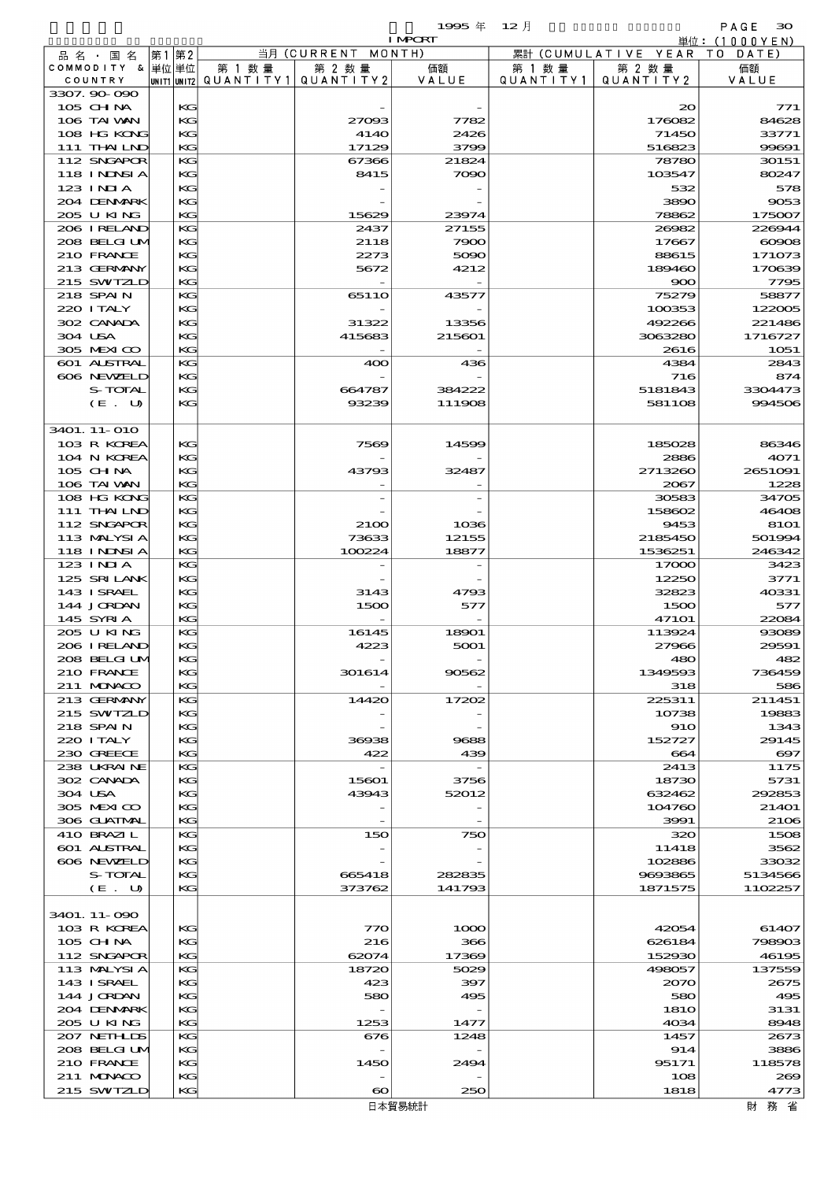1995 年 12 月 IMPORT 単位：(1000YEN)

| 品名・国名 COMMODITY & COUNTRY | 第1 単位 UNIT1 | 第2 単位 UNIT2 | 当月 (CURRENT MONTH) 第1数量 QUANTITY1 | 第2数量 QUANTITY2 | 価額 VALUE | 累計 (CUMULATIVE YEAR TO DATE) 第1数量 QUANTITY1 | 第2数量 QUANTITY2 | 価額 VALUE |
|---|---|---|---|---|---|---|---|---|
| 3307.90-090 | | | | | | | | |
| 105 CHINA | | KG | | - | - | | 20 | 771 |
| 106 TAIWAN | | KG | | 27093 | 7782 | | 176082 | 84628 |
| 108 HG KONG | | KG | | 4140 | 2426 | | 71450 | 33771 |
| 111 THAILND | | KG | | 17129 | 3799 | | 516823 | 99691 |
| 112 SNGAPOR | | KG | | 67366 | 21824 | | 78780 | 30151 |
| 118 INDNSIA | | KG | | 8415 | 7090 | | 103547 | 80247 |
| 123 INDIA | | KG | | - | - | | 532 | 578 |
| 204 DENMARK | | KG | | - | - | | 3890 | 9053 |
| 205 U KING | | KG | | 15629 | 23974 | | 78862 | 175007 |
| 206 IRELAND | | KG | | 2437 | 27155 | | 26982 | 226944 |
| 208 BELGIUM | | KG | | 2118 | 7900 | | 17667 | 60908 |
| 210 FRANCE | | KG | | 2273 | 5090 | | 88615 | 171073 |
| 213 GERMANY | | KG | | 5672 | 4212 | | 189460 | 170639 |
| 215 SWITZLD | | KG | | - | - | | 900 | 7795 |
| 218 SPAIN | | KG | | 65110 | 43577 | | 75279 | 58877 |
| 220 ITALY | | KG | | - | - | | 100353 | 122005 |
| 302 CANADA | | KG | | 31322 | 13356 | | 492266 | 221486 |
| 304 USA | | KG | | 415683 | 215601 | | 3063280 | 1716727 |
| 305 MEXICO | | KG | | - | - | | 2616 | 1051 |
| 601 AUSTRAL | | KG | | 400 | 436 | | 4384 | 2843 |
| 606 NEWZELD | | KG | | - | - | | 716 | 874 |
| S-TOTAL | | KG | | 664787 | 384222 | | 5181843 | 3304473 |
| (E. U) | | KG | | 93239 | 111908 | | 581108 | 994506 |
| | | | | | | | | |
| 3401.11-010 | | | | | | | | |
| 103 R KOREA | | KG | | 7569 | 14599 | | 185028 | 86346 |
| 104 N KOREA | | KG | | - | - | | 2886 | 4071 |
| 105 CHINA | | KG | | 43793 | 32487 | | 2713260 | 2651091 |
| 106 TAIWAN | | KG | | - | - | | 2067 | 1228 |
| 108 HG KONG | | KG | | - | - | | 30583 | 34705 |
| 111 THAILND | | KG | | - | - | | 158602 | 46408 |
| 112 SNGAPOR | | KG | | 2100 | 1036 | | 9453 | 8101 |
| 113 MALYSIA | | KG | | 73633 | 12155 | | 2185450 | 501994 |
| 118 INDNSIA | | KG | | 100224 | 18877 | | 1536251 | 246342 |
| 123 INDIA | | KG | | - | - | | 17000 | 3423 |
| 125 SRI LANK | | KG | | - | - | | 12250 | 3771 |
| 143 ISRAEL | | KG | | 3143 | 4793 | | 32823 | 40331 |
| 144 JORDAN | | KG | | 1500 | 577 | | 1500 | 577 |
| 145 SYRIA | | KG | | - | - | | 47101 | 22084 |
| 205 U KING | | KG | | 16145 | 18901 | | 113924 | 93089 |
| 206 IRELAND | | KG | | 4223 | 5001 | | 27966 | 29591 |
| 208 BELGIUM | | KG | | - | - | | 480 | 482 |
| 210 FRANCE | | KG | | 301614 | 90562 | | 1349593 | 736459 |
| 211 MONACO | | KG | | - | - | | 318 | 586 |
| 213 GERMANY | | KG | | 14420 | 17202 | | 225311 | 211451 |
| 215 SWITZLD | | KG | | - | - | | 10738 | 19883 |
| 218 SPAIN | | KG | | - | - | | 910 | 1343 |
| 220 ITALY | | KG | | 36938 | 9688 | | 152727 | 29145 |
| 230 GREECE | | KG | | 422 | 439 | | 664 | 697 |
| 238 UKRAINE | | KG | | - | - | | 2413 | 1175 |
| 302 CANADA | | KG | | 15601 | 3756 | | 18730 | 5731 |
| 304 USA | | KG | | 43943 | 52012 | | 632462 | 292853 |
| 305 MEXICO | | KG | | - | - | | 104760 | 21401 |
| 306 GUATMAL | | KG | | - | - | | 3991 | 2106 |
| 410 BRAZIL | | KG | | 150 | 750 | | 320 | 1508 |
| 601 AUSTRAL | | KG | | - | - | | 11418 | 3562 |
| 606 NEWZELD | | KG | | - | - | | 102886 | 33032 |
| S-TOTAL | | KG | | 665418 | 282835 | | 9693865 | 5134566 |
| (E. U) | | KG | | 373762 | 141793 | | 1871575 | 1102257 |
| | | | | | | | | |
| 3401.11-090 | | | | | | | | |
| 103 R KOREA | | KG | | 770 | 1000 | | 42054 | 61407 |
| 105 CHINA | | KG | | 216 | 366 | | 626184 | 798903 |
| 112 SNGAPOR | | KG | | 62074 | 17369 | | 152930 | 46195 |
| 113 MALYSIA | | KG | | 18720 | 5029 | | 498057 | 137559 |
| 143 ISRAEL | | KG | | 423 | 397 | | 2070 | 2675 |
| 144 JORDAN | | KG | | 580 | 495 | | 580 | 495 |
| 204 DENMARK | | KG | | - | - | | 1810 | 3131 |
| 205 U KING | | KG | | 1253 | 1477 | | 4034 | 8948 |
| 207 NETHLDS | | KG | | 676 | 1248 | | 1457 | 2673 |
| 208 BELGIUM | | KG | | - | - | | 914 | 3886 |
| 210 FRANCE | | KG | | 1450 | 2494 | | 95171 | 118578 |
| 211 MONACO | | KG | | - | - | | 108 | 269 |
| 215 SWITZLD | | KG | | 60 | 250 | | 1818 | 4773 |

日本貿易統計　財務省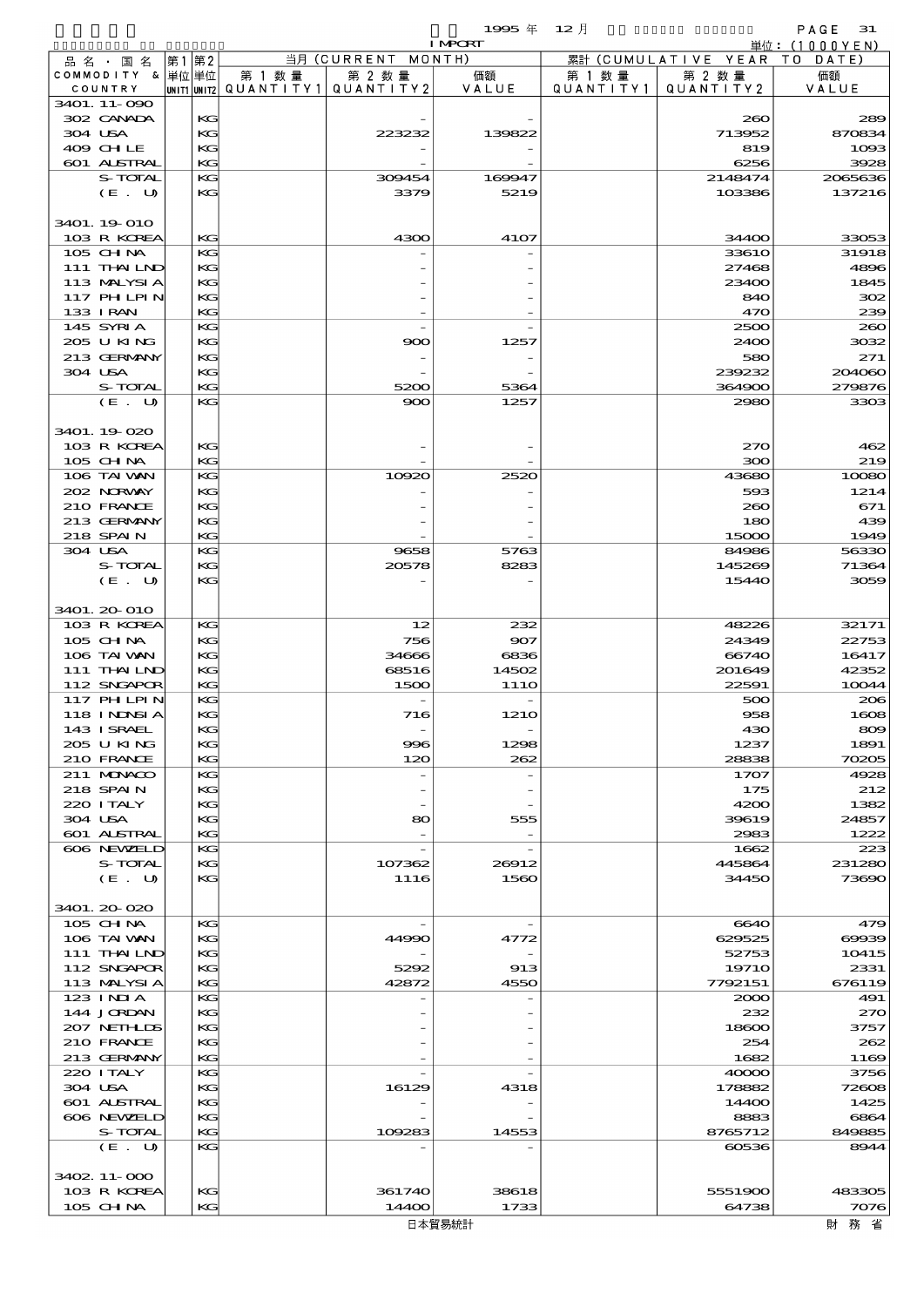1995 年 12 月 IMPORT

単位：(1000YEN)

| 品名・国名 COMMODITY & COUNTRY | 第1 単位 UNIT1 | 第2 単位 UNIT2 | 当月 (CURRENT MONTH) 第1数量 QUANTITY1 | 第2数量 QUANTITY2 | 価額 VALUE | 累計 (CUMULATIVE YEAR TO DATE) 第1数量 QUANTITY1 | 第2数量 QUANTITY2 | 価額 VALUE |
|---|---|---|---|---|---|---|---|---|
| 3401.11-090 | | | | | | | | |
| 302 CANADA | | KG | | - | - | | 260 | 289 |
| 304 USA | | KG | | 223232 | 139822 | | 713952 | 870834 |
| 409 CHILE | | KG | | - | - | | 819 | 1093 |
| 601 AUSTRAL | | KG | | - | - | | 6256 | 3928 |
| S-TOTAL | | KG | | 309454 | 169947 | | 2148474 | 2065636 |
| (E. U) | | KG | | 3379 | 5219 | | 103386 | 137216 |
| 3401.19-010 | | | | | | | | |
| 103 R KOREA | | KG | | 4300 | 4107 | | 34400 | 33053 |
| 105 CHINA | | KG | | - | - | | 33610 | 31918 |
| 111 THAILND | | KG | | - | - | | 27468 | 4896 |
| 113 MALYSIA | | KG | | - | - | | 23400 | 1845 |
| 117 PHILPIN | | KG | | - | - | | 840 | 302 |
| 133 IRAN | | KG | | - | - | | 470 | 239 |
| 145 SYRIA | | KG | | - | - | | 2500 | 260 |
| 205 U KING | | KG | | 900 | 1257 | | 2400 | 3032 |
| 213 GERMANY | | KG | | - | - | | 580 | 271 |
| 304 USA | | KG | | - | - | | 239232 | 204060 |
| S-TOTAL | | KG | | 5200 | 5364 | | 364900 | 279876 |
| (E. U) | | KG | | 900 | 1257 | | 2980 | 3303 |
| 3401.19-020 | | | | | | | | |
| 103 R KOREA | | KG | | - | - | | 270 | 462 |
| 105 CHINA | | KG | | - | - | | 300 | 219 |
| 106 TAIWAN | | KG | | 10920 | 2520 | | 43680 | 10080 |
| 202 NORWAY | | KG | | - | - | | 593 | 1214 |
| 210 FRANCE | | KG | | - | - | | 260 | 671 |
| 213 GERMANY | | KG | | - | - | | 180 | 439 |
| 218 SPAIN | | KG | | - | - | | 15000 | 1949 |
| 304 USA | | KG | | 9658 | 5763 | | 84986 | 56330 |
| S-TOTAL | | KG | | 20578 | 8283 | | 145269 | 71364 |
| (E. U) | | KG | | - | - | | 15440 | 3059 |
| 3401.20-010 | | | | | | | | |
| 103 R KOREA | | KG | | 12 | 232 | | 48226 | 32171 |
| 105 CHINA | | KG | | 756 | 907 | | 24349 | 22753 |
| 106 TAIWAN | | KG | | 34666 | 6836 | | 66740 | 16417 |
| 111 THAILND | | KG | | 68516 | 14502 | | 201649 | 42352 |
| 112 SNGAPOR | | KG | | 1500 | 1110 | | 22591 | 10044 |
| 117 PHILPIN | | KG | | - | - | | 500 | 206 |
| 118 INDNSIA | | KG | | 716 | 1210 | | 958 | 1608 |
| 143 ISRAEL | | KG | | - | - | | 430 | 809 |
| 205 U KING | | KG | | 996 | 1298 | | 1237 | 1891 |
| 210 FRANCE | | KG | | 120 | 262 | | 28838 | 70205 |
| 211 MONACO | | KG | | - | - | | 1707 | 4928 |
| 218 SPAIN | | KG | | - | - | | 175 | 212 |
| 220 ITALY | | KG | | - | - | | 4200 | 1382 |
| 304 USA | | KG | | 80 | 555 | | 39619 | 24857 |
| 601 AUSTRAL | | KG | | - | - | | 2983 | 1222 |
| 606 NEWZELD | | KG | | - | - | | 1662 | 223 |
| S-TOTAL | | KG | | 107362 | 26912 | | 445864 | 231280 |
| (E. U) | | KG | | 1116 | 1560 | | 34450 | 73690 |
| 3401.20-020 | | | | | | | | |
| 105 CHINA | | KG | | - | - | | 6640 | 479 |
| 106 TAIWAN | | KG | | 44990 | 4772 | | 629525 | 69939 |
| 111 THAILND | | KG | | - | - | | 52753 | 10415 |
| 112 SNGAPOR | | KG | | 5292 | 913 | | 19710 | 2331 |
| 113 MALYSIA | | KG | | 42872 | 4550 | | 7792151 | 676119 |
| 123 INDIA | | KG | | - | - | | 2000 | 491 |
| 144 JORDAN | | KG | | - | - | | 232 | 270 |
| 207 NETHLDS | | KG | | - | - | | 18600 | 3757 |
| 210 FRANCE | | KG | | - | - | | 254 | 262 |
| 213 GERMANY | | KG | | - | - | | 1682 | 1169 |
| 220 ITALY | | KG | | - | - | | 40000 | 3756 |
| 304 USA | | KG | | 16129 | 4318 | | 178882 | 72608 |
| 601 AUSTRAL | | KG | | - | - | | 14400 | 1425 |
| 606 NEWZELD | | KG | | - | - | | 8883 | 6864 |
| S-TOTAL | | KG | | 109283 | 14553 | | 8765712 | 849885 |
| (E. U) | | KG | | - | - | | 60536 | 8944 |
| 3402.11-000 | | | | | | | | |
| 103 R KOREA | | KG | | 361740 | 38618 | | 5551900 | 483305 |
| 105 CHINA | | KG | | 14400 | 1733 | | 64738 | 7076 |

日本貿易統計　　財務省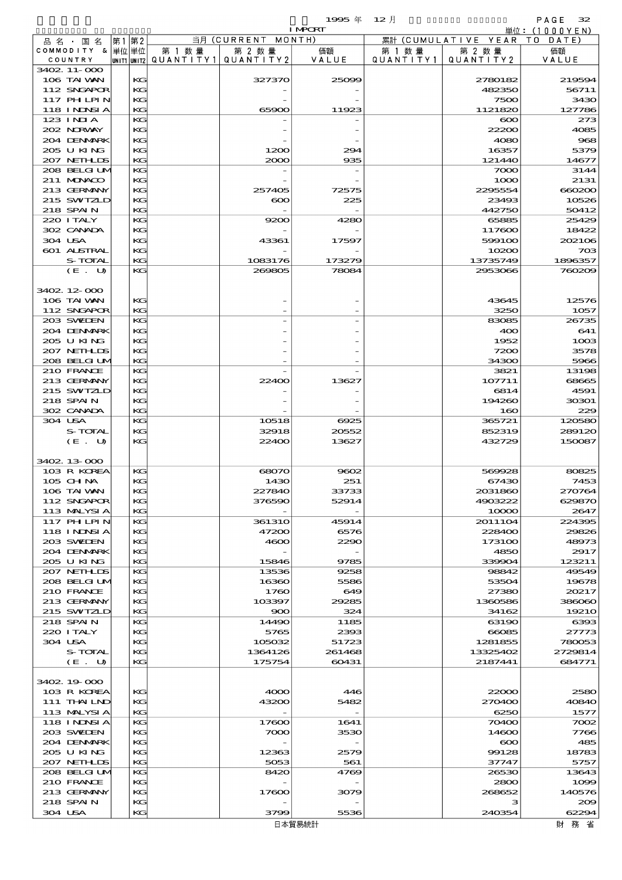1995 年 12 月 IMPORT

単位：(1000YEN)

| 品名・国名 COMMODITY & COUNTRY | 第1単位 UNIT1 | 第2単位 UNIT2 | 当月 (CURRENT MONTH) 第1数量 QUANTITY1 | 第2数量 QUANTITY2 | 価額 VALUE | 累計 (CUMULATIVE YEAR TO DATE) 第1数量 QUANTITY1 | 第2数量 QUANTITY2 | 価額 VALUE |
|---|---|---|---|---|---|---|---|---|
| 3402.11-000 | | | | | | | | |
| 106 TAIWAN | | KG | | 327370 | 25099 | | 2780182 | 219594 |
| 112 SNGAPOR | | KG | | - | - | | 482350 | 56711 |
| 117 PHLPIN | | KG | | - | - | | 7500 | 3430 |
| 118 INDNSIA | | KG | | 65900 | 11923 | | 1121820 | 127786 |
| 123 INDIA | | KG | | - | - | | 600 | 273 |
| 202 NORWAY | | KG | | - | - | | 22200 | 4085 |
| 204 DENMARK | | KG | | - | - | | 4080 | 968 |
| 205 U KING | | KG | | 1200 | 294 | | 16357 | 5379 |
| 207 NETHLDS | | KG | | 2000 | 935 | | 121440 | 14677 |
| 208 BELGIUM | | KG | | - | - | | 7000 | 3144 |
| 211 MONACO | | KG | | - | - | | 1000 | 2131 |
| 213 GERMANY | | KG | | 257405 | 72575 | | 2295554 | 660200 |
| 215 SWITZLD | | KG | | 600 | 225 | | 23493 | 10526 |
| 218 SPAIN | | KG | | - | - | | 442750 | 50412 |
| 220 ITALY | | KG | | 9200 | 4280 | | 65885 | 25429 |
| 302 CANADA | | KG | | - | - | | 117600 | 18422 |
| 304 USA | | KG | | 43361 | 17597 | | 599100 | 202106 |
| 601 AUSTRAL | | KG | | - | - | | 10200 | 703 |
| S-TOTAL | | KG | | 1083176 | 173279 | | 13735749 | 1896357 |
| (E. U) | | KG | | 269805 | 78084 | | 2953066 | 760209 |
| 3402.12-000 | | | | | | | | |
| 106 TAIWAN | | KG | | - | - | | 43645 | 12576 |
| 112 SNGAPOR | | KG | | - | - | | 3250 | 1057 |
| 203 SWEDEN | | KG | | - | - | | 83085 | 26735 |
| 204 DENMARK | | KG | | - | - | | 400 | 641 |
| 205 U KING | | KG | | - | - | | 1952 | 1003 |
| 207 NETHLDS | | KG | | - | - | | 7200 | 3578 |
| 208 BELGIUM | | KG | | - | - | | 34300 | 5966 |
| 210 FRANCE | | KG | | - | - | | 3821 | 13198 |
| 213 GERMANY | | KG | | 22400 | 13627 | | 107711 | 68665 |
| 215 SWITZLD | | KG | | - | - | | 6814 | 4591 |
| 218 SPAIN | | KG | | - | - | | 194260 | 30301 |
| 302 CANADA | | KG | | - | - | | 160 | 229 |
| 304 USA | | KG | | 10518 | 6925 | | 365721 | 120580 |
| S-TOTAL | | KG | | 32918 | 20552 | | 852319 | 289120 |
| (E. U) | | KG | | 22400 | 13627 | | 432729 | 150087 |
| 3402.13-000 | | | | | | | | |
| 103 R KOREA | | KG | | 68070 | 9602 | | 569928 | 80825 |
| 105 CHINA | | KG | | 1430 | 251 | | 67430 | 7453 |
| 106 TAIWAN | | KG | | 227840 | 33733 | | 2031860 | 270764 |
| 112 SNGAPOR | | KG | | 376590 | 52914 | | 4903222 | 629870 |
| 113 MALYSIA | | KG | | - | - | | 10000 | 2647 |
| 117 PHLPIN | | KG | | 361310 | 45914 | | 2011104 | 224395 |
| 118 INDNSIA | | KG | | 47200 | 6576 | | 228400 | 29826 |
| 203 SWEDEN | | KG | | 4600 | 2290 | | 173100 | 48973 |
| 204 DENMARK | | KG | | - | - | | 4850 | 2917 |
| 205 U KING | | KG | | 15846 | 9785 | | 339904 | 123211 |
| 207 NETHLDS | | KG | | 13536 | 9258 | | 98842 | 49549 |
| 208 BELGIUM | | KG | | 16360 | 5586 | | 53504 | 19678 |
| 210 FRANCE | | KG | | 1760 | 649 | | 27380 | 20217 |
| 213 GERMANY | | KG | | 103397 | 29285 | | 1360586 | 386060 |
| 215 SWITZLD | | KG | | 900 | 324 | | 34162 | 19210 |
| 218 SPAIN | | KG | | 14490 | 1185 | | 63190 | 6393 |
| 220 ITALY | | KG | | 5765 | 2393 | | 66085 | 27773 |
| 304 USA | | KG | | 105032 | 51723 | | 1281855 | 780053 |
| S-TOTAL | | KG | | 1364126 | 261468 | | 13325402 | 2729814 |
| (E. U) | | KG | | 175754 | 60431 | | 2187441 | 684771 |
| 3402.19-000 | | | | | | | | |
| 103 R KOREA | | KG | | 4000 | 446 | | 22000 | 2580 |
| 111 THAILND | | KG | | 43200 | 5482 | | 270400 | 40840 |
| 113 MALYSIA | | KG | | - | - | | 6250 | 1577 |
| 118 INDNSIA | | KG | | 17600 | 1641 | | 70400 | 7002 |
| 203 SWEDEN | | KG | | 7000 | 3530 | | 14600 | 7766 |
| 204 DENMARK | | KG | | - | - | | 600 | 485 |
| 205 U KING | | KG | | 12363 | 2579 | | 99128 | 18783 |
| 207 NETHLDS | | KG | | 5053 | 561 | | 37747 | 5757 |
| 208 BELGIUM | | KG | | 8420 | 4769 | | 26530 | 13643 |
| 210 FRANCE | | KG | | - | - | | 2800 | 1099 |
| 213 GERMANY | | KG | | 17600 | 3079 | | 268652 | 140576 |
| 218 SPAIN | | KG | | - | - | | 3 | 209 |
| 304 USA | | KG | | 3799 | 5536 | | 240354 | 62294 |

日本貿易統計　財務省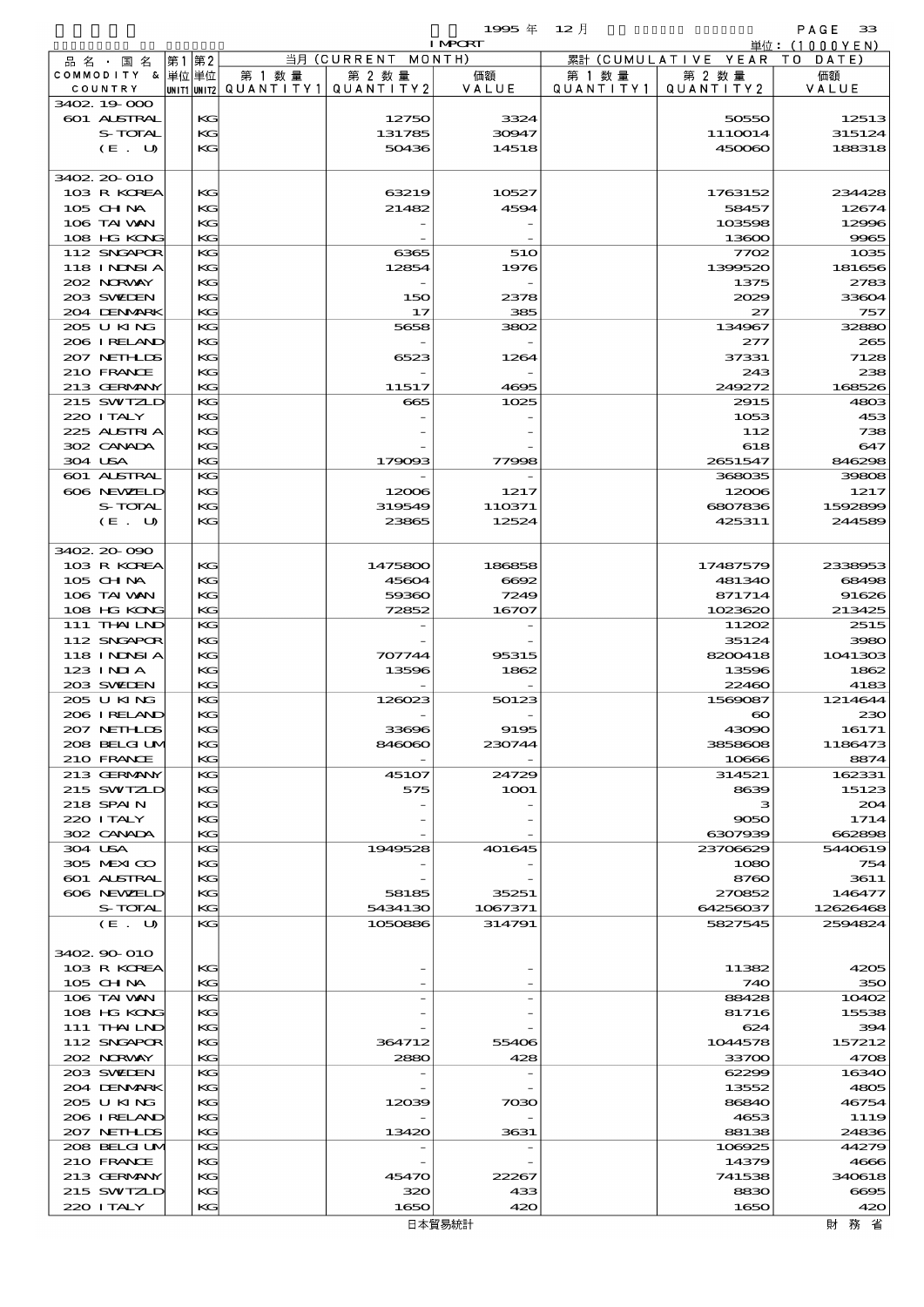1995 年 12 月 IMPORT

単位：(1000YEN)

| 品名・国名 COMMODITY & COUNTRY | 第1 単位 UNIT1 | 第2 単位 UNIT2 | 当月 (CURRENT MONTH) 第1数量 QUANTITY1 | 第2数量 QUANTITY2 | 価額 VALUE | 累計 (CUMULATIVE YEAR TO DATE) 第1数量 QUANTITY1 | 第2数量 QUANTITY2 | 価額 VALUE |
|---|---|---|---|---|---|---|---|---|
| 3402.19-000 | | | | | | | | |
| 601 AUSTRAL | | KG | | 12750 | 3324 | | 50550 | 12513 |
| S-TOTAL | | KG | | 131785 | 30947 | | 1110014 | 315124 |
| (E. U) | | KG | | 50436 | 14518 | | 450060 | 188318 |
| 3402.20-010 | | | | | | | | |
| 103 R KOREA | | KG | | 63219 | 10527 | | 1763152 | 234428 |
| 105 CHINA | | KG | | 21482 | 4594 | | 58457 | 12674 |
| 106 TAIWAN | | KG | | - | - | | 103598 | 12996 |
| 108 HG KONG | | KG | | - | - | | 13600 | 9965 |
| 112 SNGAPOR | | KG | | 6365 | 510 | | 7702 | 1035 |
| 118 INDNSIA | | KG | | 12854 | 1976 | | 1399520 | 181656 |
| 202 NORWAY | | KG | | - | - | | 1375 | 2783 |
| 203 SWEDEN | | KG | | 150 | 2378 | | 2029 | 33604 |
| 204 DENMARK | | KG | | 17 | 385 | | 27 | 757 |
| 205 U KING | | KG | | 5658 | 3802 | | 134967 | 32880 |
| 206 IRELAND | | KG | | - | - | | 277 | 265 |
| 207 NETHLDS | | KG | | 6523 | 1264 | | 37331 | 7128 |
| 210 FRANCE | | KG | | - | - | | 243 | 238 |
| 213 GERMANY | | KG | | 11517 | 4695 | | 249272 | 168526 |
| 215 SWITZLD | | KG | | 665 | 1025 | | 2915 | 4803 |
| 220 ITALY | | KG | | - | - | | 1053 | 453 |
| 225 AUSTRIA | | KG | | - | - | | 112 | 738 |
| 302 CANADA | | KG | | - | - | | 618 | 647 |
| 304 USA | | KG | | 179093 | 77998 | | 2651547 | 846298 |
| 601 AUSTRAL | | KG | | - | - | | 368035 | 39808 |
| 606 NEWZELD | | KG | | 12006 | 1217 | | 12006 | 1217 |
| S-TOTAL | | KG | | 319549 | 110371 | | 6807836 | 1592899 |
| (E. U) | | KG | | 23865 | 12524 | | 425311 | 244589 |
| 3402.20-090 | | | | | | | | |
| 103 R KOREA | | KG | | 1475800 | 186858 | | 17487579 | 2338953 |
| 105 CHINA | | KG | | 45604 | 6692 | | 481340 | 68498 |
| 106 TAIWAN | | KG | | 59360 | 7249 | | 871714 | 91626 |
| 108 HG KONG | | KG | | 72852 | 16707 | | 1023620 | 213425 |
| 111 THAILND | | KG | | - | - | | 11202 | 2515 |
| 112 SNGAPOR | | KG | | - | - | | 35124 | 3980 |
| 118 INDNSIA | | KG | | 707744 | 95315 | | 8200418 | 1041303 |
| 123 INDIA | | KG | | 13596 | 1862 | | 13596 | 1862 |
| 203 SWEDEN | | KG | | - | - | | 22460 | 4183 |
| 205 U KING | | KG | | 126023 | 50123 | | 1569087 | 1214644 |
| 206 IRELAND | | KG | | - | - | | 60 | 230 |
| 207 NETHLDS | | KG | | 33696 | 9195 | | 43090 | 16171 |
| 208 BELGIUM | | KG | | 846060 | 230744 | | 3858608 | 1186473 |
| 210 FRANCE | | KG | | - | - | | 10666 | 8874 |
| 213 GERMANY | | KG | | 45107 | 24729 | | 314521 | 162331 |
| 215 SWITZLD | | KG | | 575 | 1001 | | 8639 | 15123 |
| 218 SPAIN | | KG | | - | - | | 3 | 204 |
| 220 ITALY | | KG | | - | - | | 9050 | 1714 |
| 302 CANADA | | KG | | - | - | | 6307939 | 662898 |
| 304 USA | | KG | | 1949528 | 401645 | | 23706629 | 5440619 |
| 305 MEXICO | | KG | | - | - | | 1080 | 754 |
| 601 AUSTRAL | | KG | | - | - | | 8760 | 3611 |
| 606 NEWZELD | | KG | | 58185 | 35251 | | 270852 | 146477 |
| S-TOTAL | | KG | | 5434130 | 1067371 | | 64256037 | 12626468 |
| (E. U) | | KG | | 1050886 | 314791 | | 5827545 | 2594824 |
| 3402.90-010 | | | | | | | | |
| 103 R KOREA | | KG | | - | - | | 11382 | 4205 |
| 105 CHINA | | KG | | - | - | | 740 | 350 |
| 106 TAIWAN | | KG | | - | - | | 88428 | 10402 |
| 108 HG KONG | | KG | | - | - | | 81716 | 15538 |
| 111 THAILND | | KG | | - | - | | 624 | 394 |
| 112 SNGAPOR | | KG | | 364712 | 55406 | | 1044578 | 157212 |
| 202 NORWAY | | KG | | 2880 | 428 | | 33700 | 4708 |
| 203 SWEDEN | | KG | | - | - | | 62299 | 16340 |
| 204 DENMARK | | KG | | - | - | | 13552 | 4805 |
| 205 U KING | | KG | | 12039 | 7030 | | 86840 | 46754 |
| 206 IRELAND | | KG | | - | - | | 4653 | 1119 |
| 207 NETHLDS | | KG | | 13420 | 3631 | | 88138 | 24836 |
| 208 BELGIUM | | KG | | - | - | | 106925 | 44279 |
| 210 FRANCE | | KG | | - | - | | 14379 | 4666 |
| 213 GERMANY | | KG | | 45470 | 22267 | | 741538 | 340618 |
| 215 SWITZLD | | KG | | 320 | 433 | | 8830 | 6695 |
| 220 ITALY | | KG | | 1650 | 420 | | 1650 | 420 |

日本貿易統計　　財務省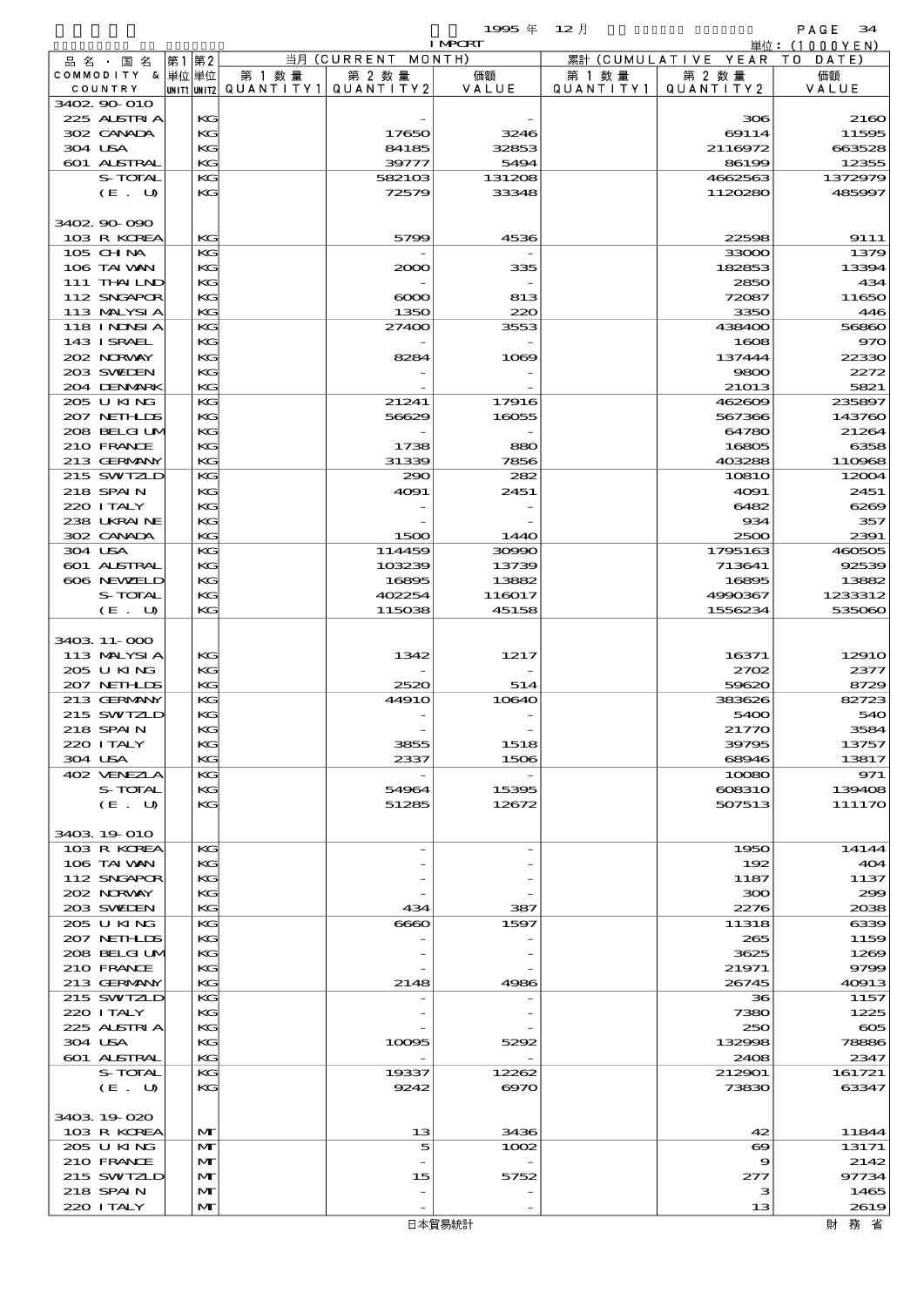1995 年 12 月 IMPORT

単位：(1000YEN)

| 品名・国名 COMMODITY & COUNTRY | 第1 単位 UNIT1 | 第2 単位 UNIT2 | 当月 (CURRENT MONTH) 第1数量 QUANTITY1 | 第2数量 QUANTITY2 | 価額 VALUE | 累計 (CUMULATIVE YEAR TO DATE) 第1数量 QUANTITY1 | 第2数量 QUANTITY2 | 価額 VALUE |
|---|---|---|---|---|---|---|---|---|
| 3402.90-010 | | | | | | | | |
| 225 AUSTRIA | | KG | | - | - | | 306 | 2160 |
| 302 CANADA | | KG | | 17650 | 3246 | | 69114 | 11595 |
| 304 USA | | KG | | 84185 | 32853 | | 2116972 | 663528 |
| 601 AUSTRAL | | KG | | 39777 | 5494 | | 86199 | 12355 |
| S-TOTAL | | KG | | 582103 | 131208 | | 4662563 | 1372979 |
| (E. U) | | KG | | 72579 | 33348 | | 1120280 | 485997 |
| 3402.90-090 | | | | | | | | |
| 103 R KOREA | | KG | | 5799 | 4536 | | 22598 | 9111 |
| 105 CHINA | | KG | | - | - | | 33000 | 1379 |
| 106 TAIWAN | | KG | | 2000 | 335 | | 182853 | 13394 |
| 111 THAILND | | KG | | - | - | | 2850 | 434 |
| 112 SNGAPOR | | KG | | 6000 | 813 | | 72087 | 11650 |
| 113 MALYSIA | | KG | | 1350 | 220 | | 3350 | 446 |
| 118 INDNSIA | | KG | | 27400 | 3553 | | 438400 | 56860 |
| 143 ISRAEL | | KG | | - | - | | 1608 | 970 |
| 202 NORWAY | | KG | | 8284 | 1069 | | 137444 | 22330 |
| 203 SWEDEN | | KG | | - | - | | 9800 | 2272 |
| 204 DENMARK | | KG | | - | - | | 21013 | 5821 |
| 205 U KING | | KG | | 21241 | 17916 | | 462609 | 235897 |
| 207 NETHLDS | | KG | | 56629 | 16055 | | 567366 | 143760 |
| 208 BELGIUM | | KG | | - | - | | 64780 | 21264 |
| 210 FRANCE | | KG | | 1738 | 880 | | 16805 | 6358 |
| 213 GERMANY | | KG | | 31339 | 7856 | | 403288 | 110968 |
| 215 SWITZLD | | KG | | 290 | 282 | | 10810 | 12004 |
| 218 SPAIN | | KG | | 4091 | 2451 | | 4091 | 2451 |
| 220 ITALY | | KG | | - | - | | 6482 | 6269 |
| 238 UKRAINE | | KG | | - | - | | 934 | 357 |
| 302 CANADA | | KG | | 1500 | 1440 | | 2500 | 2391 |
| 304 USA | | KG | | 114459 | 30990 | | 1795163 | 460505 |
| 601 AUSTRAL | | KG | | 103239 | 13739 | | 713641 | 92539 |
| 606 NEWZELD | | KG | | 16895 | 13882 | | 16895 | 13882 |
| S-TOTAL | | KG | | 402254 | 116017 | | 4990367 | 1233312 |
| (E. U) | | KG | | 115038 | 45158 | | 1556234 | 535060 |
| 3403.11-000 | | | | | | | | |
| 113 MALYSIA | | KG | | 1342 | 1217 | | 16371 | 12910 |
| 205 U KING | | KG | | - | - | | 2702 | 2377 |
| 207 NETHLDS | | KG | | 2520 | 514 | | 59620 | 8729 |
| 213 GERMANY | | KG | | 44910 | 10640 | | 383626 | 82723 |
| 215 SWITZLD | | KG | | - | - | | 5400 | 540 |
| 218 SPAIN | | KG | | - | - | | 21770 | 3584 |
| 220 ITALY | | KG | | 3855 | 1518 | | 39795 | 13757 |
| 304 USA | | KG | | 2337 | 1506 | | 68946 | 13817 |
| 402 VENEZLA | | KG | | - | - | | 10080 | 971 |
| S-TOTAL | | KG | | 54964 | 15395 | | 608310 | 139408 |
| (E. U) | | KG | | 51285 | 12672 | | 507513 | 111170 |
| 3403.19-010 | | | | | | | | |
| 103 R KOREA | | KG | | - | - | | 1950 | 14144 |
| 106 TAIWAN | | KG | | - | - | | 192 | 404 |
| 112 SNGAPOR | | KG | | - | - | | 1187 | 1137 |
| 202 NORWAY | | KG | | - | - | | 300 | 299 |
| 203 SWEDEN | | KG | | 434 | 387 | | 2276 | 2038 |
| 205 U KING | | KG | | 6660 | 1597 | | 11318 | 6339 |
| 207 NETHLDS | | KG | | - | - | | 265 | 1159 |
| 208 BELGIUM | | KG | | - | - | | 3625 | 1269 |
| 210 FRANCE | | KG | | - | - | | 21971 | 9799 |
| 213 GERMANY | | KG | | 2148 | 4986 | | 26745 | 40913 |
| 215 SWITZLD | | KG | | - | - | | 36 | 1157 |
| 220 ITALY | | KG | | - | - | | 7380 | 1225 |
| 225 AUSTRIA | | KG | | - | - | | 250 | 605 |
| 304 USA | | KG | | 10095 | 5292 | | 132998 | 78886 |
| 601 AUSTRAL | | KG | | - | - | | 2408 | 2347 |
| S-TOTAL | | KG | | 19337 | 12262 | | 212901 | 161721 |
| (E. U) | | KG | | 9242 | 6970 | | 73830 | 63347 |
| 3403.19-020 | | | | | | | | |
| 103 R KOREA | | MT | | 13 | 3436 | | 42 | 11844 |
| 205 U KING | | MT | | 5 | 1002 | | 69 | 13171 |
| 210 FRANCE | | MT | | - | - | | 9 | 2142 |
| 215 SWITZLD | | MT | | 15 | 5752 | | 277 | 97734 |
| 218 SPAIN | | MT | | - | - | | 3 | 1465 |
| 220 ITALY | | MT | | - | - | | 13 | 2619 |

日本貿易統計　財務省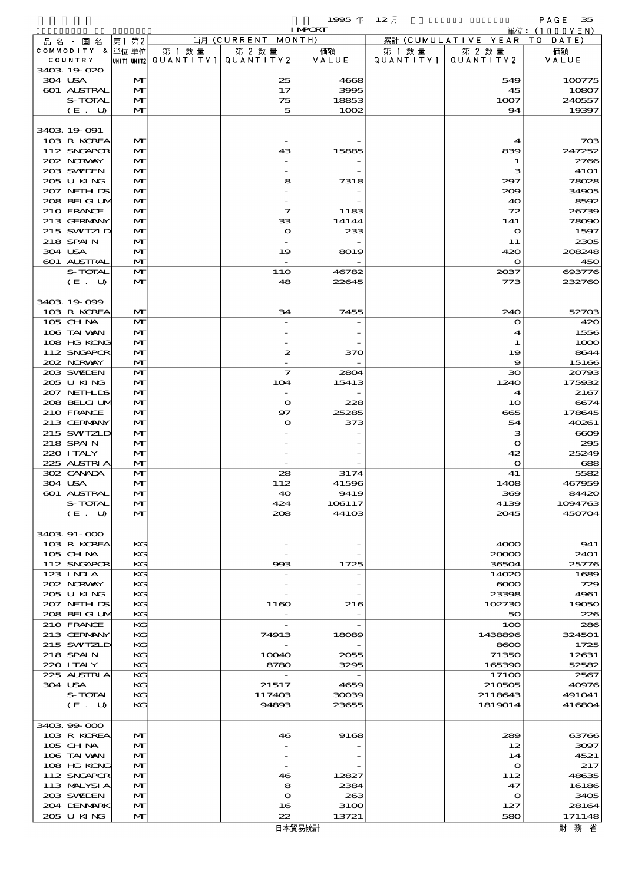1995 年 12 月 IMPORT

単位：(1000YEN)

| 品名・国名 COMMODITY & COUNTRY | 第1 単位 UNIT1 | 第2 単位 UNIT2 | 当月 (CURRENT MONTH) 第1数量 QUANTITY1 | 第2数量 QUANTITY2 | 価額 VALUE | 累計 (CUMULATIVE YEAR TO DATE) 第1数量 QUANTITY1 | 第2数量 QUANTITY2 | 価額 VALUE |
|---|---|---|---|---|---|---|---|---|
| 3403.19-020 | | | | | | | | |
| 304 USA | | MT | | 25 | 4668 | | 549 | 100775 |
| 601 AUSTRAL | | MT | | 17 | 3995 | | 45 | 10807 |
| S-TOTAL | | MT | | 75 | 18853 | | 1007 | 240557 |
| (E. U) | | MT | | 5 | 1002 | | 94 | 19397 |
| 3403.19-091 | | | | | | | | |
| 103 R KOREA | | MT | | - | - | | 4 | 703 |
| 112 SNGAPOR | | MT | | 43 | 15885 | | 839 | 247252 |
| 202 NORWAY | | MT | | - | - | | 1 | 2766 |
| 203 SWEDEN | | MT | | - | - | | 3 | 4101 |
| 205 U KING | | MT | | 8 | 7318 | | 297 | 78028 |
| 207 NETHLDS | | MT | | - | - | | 209 | 34905 |
| 208 BELGIUM | | MT | | - | - | | 40 | 8592 |
| 210 FRANCE | | MT | | 7 | 1183 | | 72 | 26739 |
| 213 GERMANY | | MT | | 33 | 14144 | | 141 | 78090 |
| 215 SWITZLD | | MT | | 0 | 233 | | 0 | 1597 |
| 218 SPAIN | | MT | | - | - | | 11 | 2305 |
| 304 USA | | MT | | 19 | 8019 | | 420 | 208248 |
| 601 AUSTRAL | | MT | | - | - | | 0 | 450 |
| S-TOTAL | | MT | | 110 | 46782 | | 2037 | 693776 |
| (E. U) | | MT | | 48 | 22645 | | 773 | 232760 |
| 3403.19-099 | | | | | | | | |
| 103 R KOREA | | MT | | 34 | 7455 | | 240 | 52703 |
| 105 CHINA | | MT | | - | - | | 0 | 420 |
| 106 TAIWAN | | MT | | - | - | | 4 | 1556 |
| 108 HG KONG | | MT | | - | - | | 1 | 1000 |
| 112 SNGAPOR | | MT | | 2 | 370 | | 19 | 8644 |
| 202 NORWAY | | MT | | - | - | | 9 | 15166 |
| 203 SWEDEN | | MT | | 7 | 2804 | | 30 | 20793 |
| 205 U KING | | MT | | 104 | 15413 | | 1240 | 175932 |
| 207 NETHLDS | | MT | | - | - | | 4 | 2167 |
| 208 BELGIUM | | MT | | 0 | 228 | | 10 | 6674 |
| 210 FRANCE | | MT | | 97 | 25285 | | 665 | 178645 |
| 213 GERMANY | | MT | | 0 | 373 | | 54 | 40261 |
| 215 SWITZLD | | MT | | - | - | | 3 | 6609 |
| 218 SPAIN | | MT | | - | - | | 0 | 295 |
| 220 ITALY | | MT | | - | - | | 42 | 25249 |
| 225 AUSTRIA | | MT | | - | - | | 0 | 688 |
| 302 CANADA | | MT | | 28 | 3174 | | 41 | 5582 |
| 304 USA | | MT | | 112 | 41596 | | 1408 | 467959 |
| 601 AUSTRAL | | MT | | 40 | 9419 | | 369 | 84420 |
| S-TOTAL | | MT | | 424 | 106117 | | 4139 | 1094763 |
| (E. U) | | MT | | 208 | 44103 | | 2045 | 450704 |
| 3403.91-000 | | | | | | | | |
| 103 R KOREA | | KG | | - | - | | 4000 | 941 |
| 105 CHINA | | KG | | - | - | | 20000 | 2401 |
| 112 SNGAPOR | | KG | | 993 | 1725 | | 36504 | 25776 |
| 123 INDIA | | KG | | - | - | | 14020 | 1689 |
| 202 NORWAY | | KG | | - | - | | 6000 | 729 |
| 205 U KING | | KG | | - | - | | 23398 | 4961 |
| 207 NETHLDS | | KG | | 1160 | 216 | | 102730 | 19050 |
| 208 BELGIUM | | KG | | - | - | | 50 | 226 |
| 210 FRANCE | | KG | | - | - | | 100 | 286 |
| 213 GERMANY | | KG | | 74913 | 18089 | | 1438896 | 324501 |
| 215 SWITZLD | | KG | | - | - | | 8600 | 1725 |
| 218 SPAIN | | KG | | 10040 | 2055 | | 71350 | 12631 |
| 220 ITALY | | KG | | 8780 | 3295 | | 165390 | 52582 |
| 225 AUSTRIA | | KG | | - | - | | 17100 | 2567 |
| 304 USA | | KG | | 21517 | 4659 | | 210505 | 40976 |
| S-TOTAL | | KG | | 117403 | 30039 | | 2118643 | 491041 |
| (E. U) | | KG | | 94893 | 23655 | | 1819014 | 416804 |
| 3403.99-000 | | | | | | | | |
| 103 R KOREA | | MT | | 46 | 9168 | | 289 | 63766 |
| 105 CHINA | | MT | | - | - | | 12 | 3097 |
| 106 TAIWAN | | MT | | - | - | | 14 | 4521 |
| 108 HG KONG | | MT | | - | - | | 0 | 217 |
| 112 SNGAPOR | | MT | | 46 | 12827 | | 112 | 48635 |
| 113 MALYSIA | | MT | | 8 | 2384 | | 47 | 16186 |
| 203 SWEDEN | | MT | | 0 | 263 | | 0 | 3405 |
| 204 DENMARK | | MT | | 16 | 3100 | | 127 | 28164 |
| 205 U KING | | MT | | 22 | 13721 | | 580 | 171148 |

日本貿易統計　財務省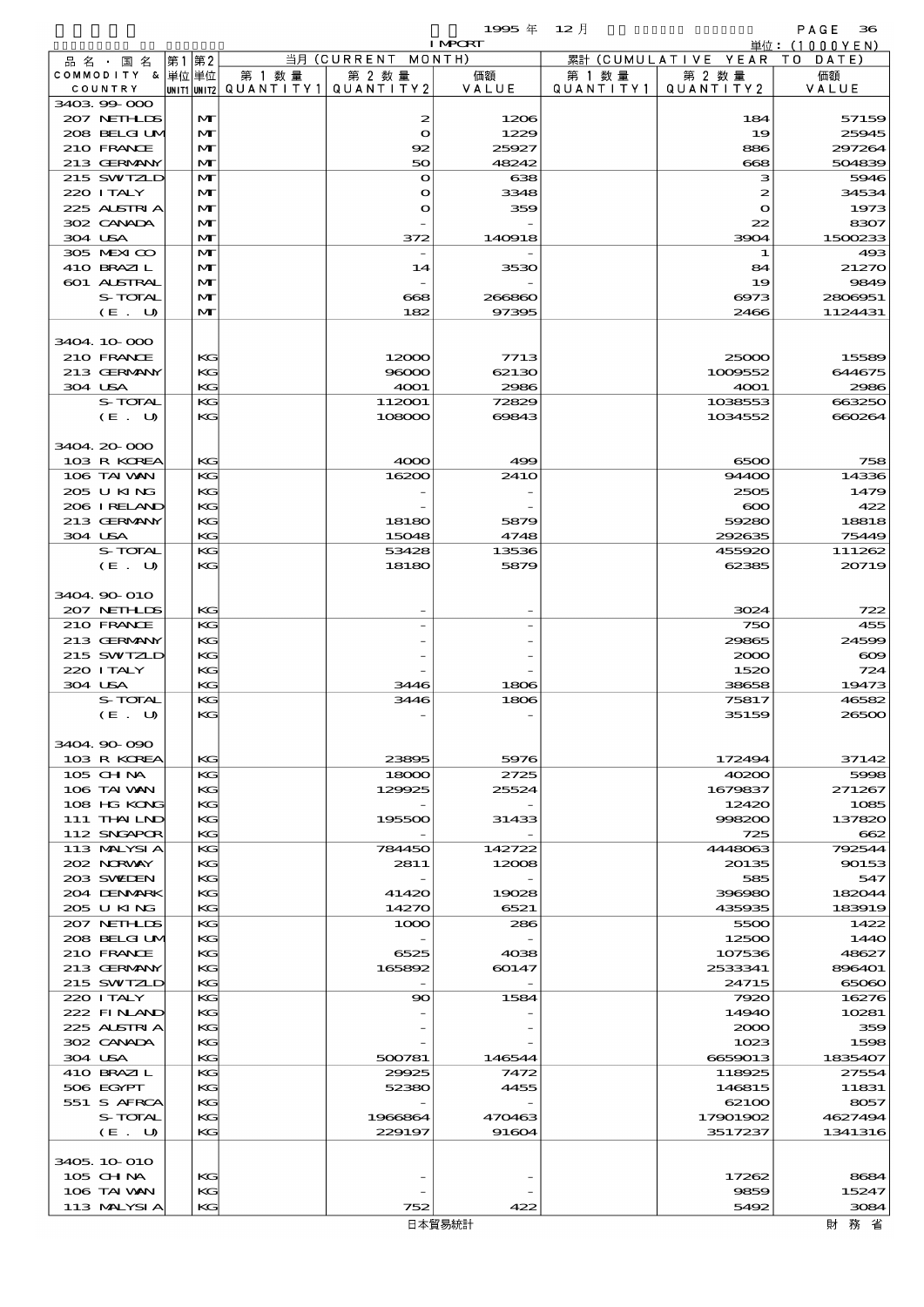1995 年 12 月 IMPORT

単位：(1000YEN)

| 品名・国名 COMMODITY & COUNTRY | 第1 単位 UNIT1 | 第2 単位 UNIT2 | 当月 (CURRENT MONTH) 第1数量 QUANTITY1 | 第2数量 QUANTITY2 | 価額 VALUE | 累計 (CUMULATIVE YEAR TO DATE) 第1数量 QUANTITY1 | 第2数量 QUANTITY2 | 価額 VALUE |
|---|---|---|---|---|---|---|---|---|
| 3403.99-000 | | | | | | | | |
| 207 NETHLDS | | MT | | 2 | 1206 | | 184 | 57159 |
| 208 BELGIUM | | MT | | 0 | 1229 | | 19 | 25945 |
| 210 FRANCE | | MT | | 92 | 25927 | | 886 | 297264 |
| 213 GERMANY | | MT | | 50 | 48242 | | 668 | 504839 |
| 215 SWITZLD | | MT | | 0 | 638 | | 3 | 5946 |
| 220 ITALY | | MT | | 0 | 3348 | | 2 | 34534 |
| 225 AUSTRIA | | MT | | 0 | 359 | | 0 | 1973 |
| 302 CANADA | | MT | | - | - | | 22 | 8307 |
| 304 USA | | MT | | 372 | 140918 | | 3904 | 1500233 |
| 305 MEXICO | | MT | | - | - | | 1 | 493 |
| 410 BRAZIL | | MT | | 14 | 3530 | | 84 | 21270 |
| 601 AUSTRAL | | MT | | - | - | | 19 | 9849 |
| S-TOTAL | | MT | | 668 | 266860 | | 6973 | 2806951 |
| (E. U) | | MT | | 182 | 97395 | | 2466 | 1124431 |
| | | | | | | | | |
| 3404.10-000 | | | | | | | | |
| 210 FRANCE | | KG | | 12000 | 7713 | | 25000 | 15589 |
| 213 GERMANY | | KG | | 96000 | 62130 | | 1009552 | 644675 |
| 304 USA | | KG | | 4001 | 2986 | | 4001 | 2986 |
| S-TOTAL | | KG | | 112001 | 72829 | | 1038553 | 663250 |
| (E. U) | | KG | | 108000 | 69843 | | 1034552 | 660264 |
| | | | | | | | | |
| 3404.20-000 | | | | | | | | |
| 103 R KOREA | | KG | | 4000 | 499 | | 6500 | 758 |
| 106 TAIWAN | | KG | | 16200 | 2410 | | 94400 | 14336 |
| 205 U KING | | KG | | - | - | | 2505 | 1479 |
| 206 IRELAND | | KG | | - | - | | 600 | 422 |
| 213 GERMANY | | KG | | 18180 | 5879 | | 59280 | 18818 |
| 304 USA | | KG | | 15048 | 4748 | | 292635 | 75449 |
| S-TOTAL | | KG | | 53428 | 13536 | | 455920 | 111262 |
| (E. U) | | KG | | 18180 | 5879 | | 62385 | 20719 |
| | | | | | | | | |
| 3404.90-010 | | | | | | | | |
| 207 NETHLDS | | KG | | - | - | | 3024 | 722 |
| 210 FRANCE | | KG | | - | - | | 750 | 455 |
| 213 GERMANY | | KG | | - | - | | 29865 | 24599 |
| 215 SWITZLD | | KG | | - | - | | 2000 | 609 |
| 220 ITALY | | KG | | - | - | | 1520 | 724 |
| 304 USA | | KG | | 3446 | 1806 | | 38658 | 19473 |
| S-TOTAL | | KG | | 3446 | 1806 | | 75817 | 46582 |
| (E. U) | | KG | | - | - | | 35159 | 26500 |
| | | | | | | | | |
| 3404.90-090 | | | | | | | | |
| 103 R KOREA | | KG | | 23895 | 5976 | | 172494 | 37142 |
| 105 CHINA | | KG | | 18000 | 2725 | | 40200 | 5998 |
| 106 TAIWAN | | KG | | 129925 | 25524 | | 1679837 | 271267 |
| 108 HG KONG | | KG | | - | - | | 12420 | 1085 |
| 111 THAILND | | KG | | 195500 | 31433 | | 998200 | 137820 |
| 112 SNGAPOR | | KG | | - | - | | 725 | 662 |
| 113 MALYSIA | | KG | | 784450 | 142722 | | 4448063 | 792544 |
| 202 NORWAY | | KG | | 2811 | 12008 | | 20135 | 90153 |
| 203 SWEDEN | | KG | | - | - | | 585 | 547 |
| 204 DENMARK | | KG | | 41420 | 19028 | | 396980 | 182044 |
| 205 U KING | | KG | | 14270 | 6521 | | 435935 | 183919 |
| 207 NETHLDS | | KG | | 1000 | 286 | | 5500 | 1422 |
| 208 BELGIUM | | KG | | - | - | | 12500 | 1440 |
| 210 FRANCE | | KG | | 6525 | 4038 | | 107536 | 48627 |
| 213 GERMANY | | KG | | 165892 | 60147 | | 2533341 | 896401 |
| 215 SWITZLD | | KG | | - | - | | 24715 | 65060 |
| 220 ITALY | | KG | | 90 | 1584 | | 7920 | 16276 |
| 222 FINLAND | | KG | | - | - | | 14940 | 10281 |
| 225 AUSTRIA | | KG | | - | - | | 2000 | 359 |
| 302 CANADA | | KG | | - | - | | 1023 | 1598 |
| 304 USA | | KG | | 500781 | 146544 | | 6659013 | 1835407 |
| 410 BRAZIL | | KG | | 29925 | 7472 | | 118925 | 27554 |
| 506 EGYPT | | KG | | 52380 | 4455 | | 146815 | 11831 |
| 551 S AFRCA | | KG | | - | - | | 62100 | 8057 |
| S-TOTAL | | KG | | 1966864 | 470463 | | 17901902 | 4627494 |
| (E. U) | | KG | | 229197 | 91604 | | 3517237 | 1341316 |
| | | | | | | | | |
| 3405.10-010 | | | | | | | | |
| 105 CHINA | | KG | | - | - | | 17262 | 8684 |
| 106 TAIWAN | | KG | | - | - | | 9859 | 15247 |
| 113 MALYSIA | | KG | | 752 | 422 | | 5492 | 3084 |

日本貿易統計　　財務省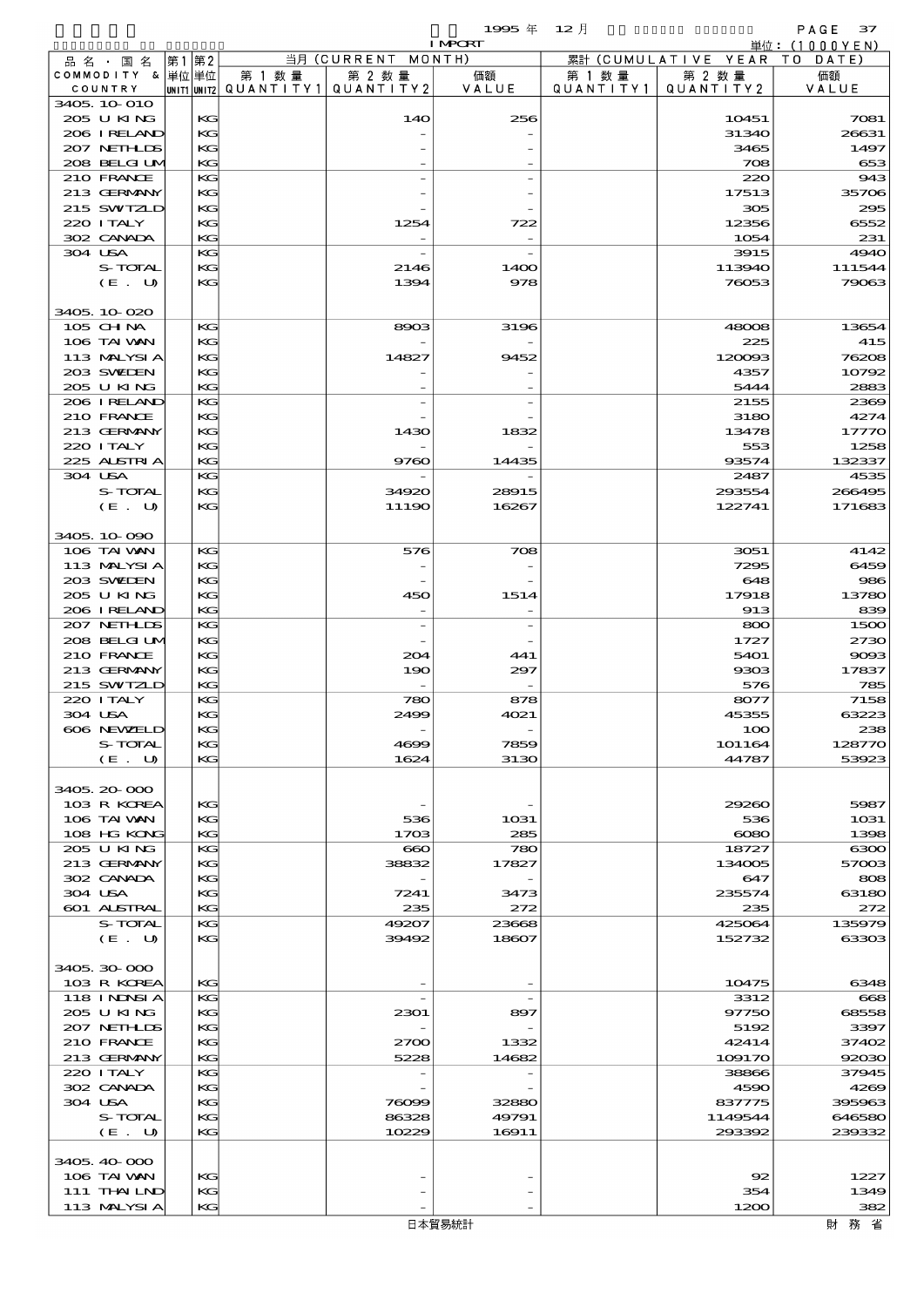1995 年 12 月 IMPORT

単位：(1000YEN)

| 品名・国名 COMMODITY & COUNTRY | 第1 単位 UNIT1 | 第2 単位 UNIT2 | 当月 (CURRENT MONTH) 第1数量 QUANTITY1 | 第2数量 QUANTITY2 | 価額 VALUE | 累計 (CUMULATIVE YEAR TO DATE) 第1数量 QUANTITY1 | 第2数量 QUANTITY2 | 価額 VALUE |
|---|---|---|---|---|---|---|---|---|
| 3405.10-010 | | | | | | | | |
| 205 U KING | | KG | | 140 | 256 | | 10451 | 7081 |
| 206 IRELAND | | KG | | - | - | | 31340 | 26631 |
| 207 NETHLDS | | KG | | - | - | | 3465 | 1497 |
| 208 BELGIUM | | KG | | - | - | | 708 | 653 |
| 210 FRANCE | | KG | | - | - | | 220 | 943 |
| 213 GERMANY | | KG | | - | - | | 17513 | 35706 |
| 215 SWITZLD | | KG | | - | - | | 305 | 295 |
| 220 ITALY | | KG | | 1254 | 722 | | 12356 | 6552 |
| 302 CANADA | | KG | | - | - | | 1054 | 231 |
| 304 USA | | KG | | - | - | | 3915 | 4940 |
| S-TOTAL | | KG | | 2146 | 1400 | | 113940 | 111544 |
| (E. U) | | KG | | 1394 | 978 | | 76053 | 79063 |
| 3405.10-020 | | | | | | | | |
| 105 CHINA | | KG | | 8903 | 3196 | | 48008 | 13654 |
| 106 TAIWAN | | KG | | - | - | | 225 | 415 |
| 113 MALYSIA | | KG | | 14827 | 9452 | | 120093 | 76208 |
| 203 SWEDEN | | KG | | - | - | | 4357 | 10792 |
| 205 U KING | | KG | | - | - | | 5444 | 2883 |
| 206 IRELAND | | KG | | - | - | | 2155 | 2369 |
| 210 FRANCE | | KG | | - | - | | 3180 | 4274 |
| 213 GERMANY | | KG | | 1430 | 1832 | | 13478 | 17770 |
| 220 ITALY | | KG | | - | - | | 553 | 1258 |
| 225 ALSTRIA | | KG | | 9760 | 14435 | | 93574 | 132337 |
| 304 USA | | KG | | - | - | | 2487 | 4535 |
| S-TOTAL | | KG | | 34920 | 28915 | | 293554 | 266495 |
| (E. U) | | KG | | 11190 | 16267 | | 122741 | 171683 |
| 3405.10-090 | | | | | | | | |
| 106 TAIWAN | | KG | | 576 | 708 | | 3051 | 4142 |
| 113 MALYSIA | | KG | | - | - | | 7295 | 6459 |
| 203 SWEDEN | | KG | | - | - | | 648 | 986 |
| 205 U KING | | KG | | 450 | 1514 | | 17918 | 13780 |
| 206 IRELAND | | KG | | - | - | | 913 | 839 |
| 207 NETHLDS | | KG | | - | - | | 800 | 1500 |
| 208 BELGIUM | | KG | | - | - | | 1727 | 2730 |
| 210 FRANCE | | KG | | 204 | 441 | | 5401 | 9093 |
| 213 GERMANY | | KG | | 190 | 297 | | 9303 | 17837 |
| 215 SWITZLD | | KG | | - | - | | 576 | 785 |
| 220 ITALY | | KG | | 780 | 878 | | 8077 | 7158 |
| 304 USA | | KG | | 2499 | 4021 | | 45355 | 63223 |
| 606 NEWZELD | | KG | | - | - | | 100 | 238 |
| S-TOTAL | | KG | | 4699 | 7859 | | 101164 | 128770 |
| (E. U) | | KG | | 1624 | 3130 | | 44787 | 53923 |
| 3405.20-000 | | | | | | | | |
| 103 R KOREA | | KG | | - | - | | 29260 | 5987 |
| 106 TAIWAN | | KG | | 536 | 1031 | | 536 | 1031 |
| 108 HG KONG | | KG | | 1703 | 285 | | 6080 | 1398 |
| 205 U KING | | KG | | 660 | 780 | | 18727 | 6300 |
| 213 GERMANY | | KG | | 38832 | 17827 | | 134005 | 57003 |
| 302 CANADA | | KG | | - | - | | 647 | 808 |
| 304 USA | | KG | | 7241 | 3473 | | 235574 | 63180 |
| 601 ALSTRAL | | KG | | 235 | 272 | | 235 | 272 |
| S-TOTAL | | KG | | 49207 | 23668 | | 425064 | 135979 |
| (E. U) | | KG | | 39492 | 18607 | | 152732 | 63303 |
| 3405.30-000 | | | | | | | | |
| 103 R KOREA | | KG | | - | - | | 10475 | 6348 |
| 118 INDNSIA | | KG | | - | - | | 3312 | 668 |
| 205 U KING | | KG | | 2301 | 897 | | 97750 | 68558 |
| 207 NETHLDS | | KG | | - | - | | 5192 | 3397 |
| 210 FRANCE | | KG | | 2700 | 1332 | | 42414 | 37402 |
| 213 GERMANY | | KG | | 5228 | 14682 | | 109170 | 92030 |
| 220 ITALY | | KG | | - | - | | 38866 | 37945 |
| 302 CANADA | | KG | | - | - | | 4590 | 4269 |
| 304 USA | | KG | | 76099 | 32880 | | 837775 | 395963 |
| S-TOTAL | | KG | | 86328 | 49791 | | 1149544 | 646580 |
| (E. U) | | KG | | 10229 | 16911 | | 293392 | 239332 |
| 3405.40-000 | | | | | | | | |
| 106 TAIWAN | | KG | | - | - | | 92 | 1227 |
| 111 THAILND | | KG | | - | - | | 354 | 1349 |
| 113 MALYSIA | | KG | | - | - | | 1200 | 382 |

日本貿易統計　財務省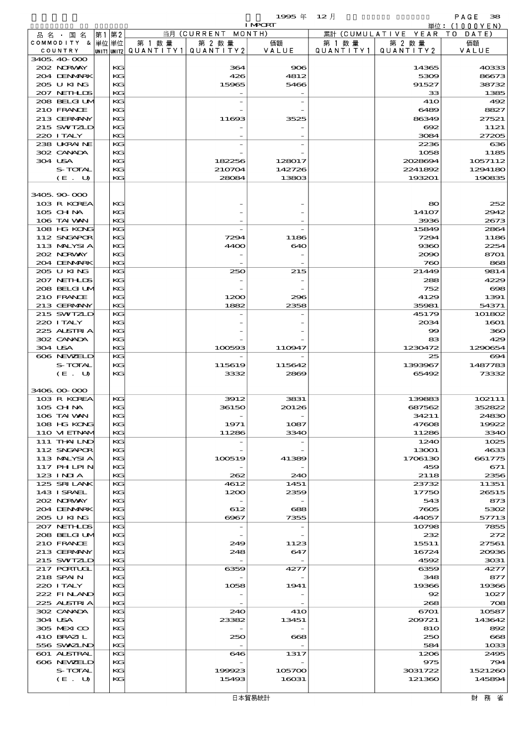1995 年 12 月 IMPORT

単位：(1000YEN)

| 品名・国名 COMMODITY & COUNTRY | 第1 単位 UNIT1 | 第2 単位 UNIT2 | 当月 (CURRENT MONTH) 第1数量 QUANTITY1 | 第2数量 QUANTITY2 | 価額 VALUE | 累計 (CUMULATIVE YEAR TO DATE) 第1数量 QUANTITY1 | 第2数量 QUANTITY2 | 価額 VALUE |
|---|---|---|---|---|---|---|---|---|
| 3405.40-000 | | | | | | | | |
| 202 NORWAY | | KG | | 364 | 906 | | 14365 | 40333 |
| 204 DENMARK | | KG | | 426 | 4812 | | 5309 | 86673 |
| 205 U KING | | KG | | 15965 | 5466 | | 91527 | 38732 |
| 207 NETHLDS | | KG | | - | - | | 33 | 1385 |
| 208 BELGIUM | | KG | | - | - | | 410 | 492 |
| 210 FRANCE | | KG | | - | - | | 6489 | 8827 |
| 213 GERMANY | | KG | | 11693 | 3525 | | 86349 | 27521 |
| 215 SWITZLD | | KG | | - | - | | 692 | 1121 |
| 220 ITALY | | KG | | - | - | | 3084 | 27205 |
| 238 UKRAINE | | KG | | - | - | | 2236 | 636 |
| 302 CANADA | | KG | | - | - | | 1058 | 1185 |
| 304 USA | | KG | | 182256 | 128017 | | 2028694 | 1057112 |
| S-TOTAL | | KG | | 210704 | 142726 | | 2241892 | 1294180 |
| (E. U) | | KG | | 28084 | 13803 | | 193201 | 190835 |
| 3405.90-000 | | | | | | | | |
| 103 R KOREA | | KG | | - | - | | 80 | 252 |
| 105 CHINA | | KG | | - | - | | 14107 | 2942 |
| 106 TAIWAN | | KG | | - | - | | 3936 | 2673 |
| 108 HG KONG | | KG | | - | - | | 15849 | 2864 |
| 112 SNGAPOR | | KG | | 7294 | 1186 | | 7294 | 1186 |
| 113 MALYSIA | | KG | | 4400 | 640 | | 9360 | 2254 |
| 202 NORWAY | | KG | | - | - | | 2090 | 8701 |
| 204 DENMARK | | KG | | - | - | | 760 | 868 |
| 205 U KING | | KG | | 250 | 215 | | 21449 | 9814 |
| 207 NETHLDS | | KG | | - | - | | 288 | 4229 |
| 208 BELGIUM | | KG | | - | - | | 752 | 698 |
| 210 FRANCE | | KG | | 1200 | 296 | | 4129 | 1391 |
| 213 GERMANY | | KG | | 1882 | 2358 | | 35981 | 54371 |
| 215 SWITZLD | | KG | | - | - | | 45179 | 101802 |
| 220 ITALY | | KG | | - | - | | 2034 | 1601 |
| 225 AUSTRIA | | KG | | - | - | | 99 | 360 |
| 302 CANADA | | KG | | - | - | | 83 | 429 |
| 304 USA | | KG | | 100593 | 110947 | | 1230472 | 1290654 |
| 606 NEWZELD | | KG | | - | - | | 25 | 694 |
| S-TOTAL | | KG | | 115619 | 115642 | | 1393967 | 1487783 |
| (E. U) | | KG | | 3332 | 2869 | | 65492 | 73332 |
| 3406.00-000 | | | | | | | | |
| 103 R KOREA | | KG | | 3912 | 3831 | | 139883 | 102111 |
| 105 CHINA | | KG | | 36150 | 20126 | | 687562 | 352822 |
| 106 TAIWAN | | KG | | - | - | | 34211 | 24830 |
| 108 HG KONG | | KG | | 1971 | 1087 | | 47608 | 19922 |
| 110 VIETNAM | | KG | | 11286 | 3340 | | 11286 | 3340 |
| 111 THAILND | | KG | | - | - | | 1240 | 1025 |
| 112 SNGAPOR | | KG | | - | - | | 13001 | 4633 |
| 113 MALYSIA | | KG | | 100519 | 41389 | | 1706130 | 661775 |
| 117 PHLPIN | | KG | | - | - | | 459 | 671 |
| 123 INDIA | | KG | | 262 | 240 | | 2118 | 2356 |
| 125 SRI LANK | | KG | | 4612 | 1451 | | 23732 | 11351 |
| 143 ISRAEL | | KG | | 1200 | 2359 | | 17750 | 26515 |
| 202 NORWAY | | KG | | - | - | | 543 | 873 |
| 204 DENMARK | | KG | | 612 | 688 | | 7605 | 5302 |
| 205 U KING | | KG | | 6967 | 7355 | | 44057 | 57713 |
| 207 NETHLDS | | KG | | - | - | | 10798 | 7855 |
| 208 BELGIUM | | KG | | - | - | | 232 | 272 |
| 210 FRANCE | | KG | | 249 | 1123 | | 15511 | 27561 |
| 213 GERMANY | | KG | | 248 | 647 | | 16724 | 20936 |
| 215 SWITZLD | | KG | | - | - | | 4592 | 3031 |
| 217 PORTUGL | | KG | | 6359 | 4277 | | 6359 | 4277 |
| 218 SPAIN | | KG | | - | - | | 348 | 877 |
| 220 ITALY | | KG | | 1058 | 1941 | | 19366 | 19366 |
| 222 FINLAND | | KG | | - | - | | 92 | 1027 |
| 225 AUSTRIA | | KG | | - | - | | 268 | 708 |
| 302 CANADA | | KG | | 240 | 410 | | 6701 | 10587 |
| 304 USA | | KG | | 23382 | 13451 | | 209721 | 143642 |
| 305 MEXICO | | KG | | - | - | | 810 | 892 |
| 410 BRAZIL | | KG | | 250 | 668 | | 250 | 668 |
| 556 SWAZLND | | KG | | - | - | | 584 | 1033 |
| 601 AUSTRAL | | KG | | 646 | 1317 | | 1206 | 2495 |
| 606 NEWZELD | | KG | | - | - | | 975 | 794 |
| S-TOTAL | | KG | | 199923 | 105700 | | 3031722 | 1521260 |
| (E. U) | | KG | | 15493 | 16031 | | 121360 | 145894 |

日本貿易統計　財 務 省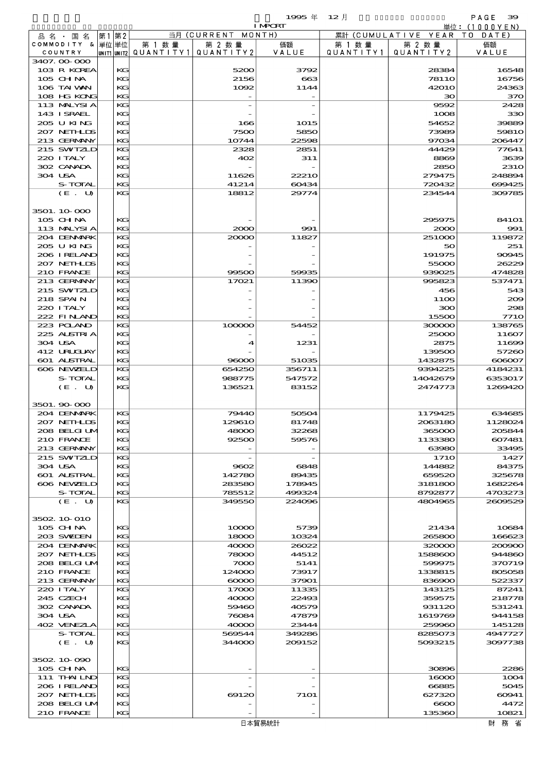| 品名・国名 COMMODITY & COUNTRY | 第1 単位 UNIT1 | 第2 単位 UNIT2 | 当月 (CURRENT MONTH) 第1数量 QUANTITY1 | 第2数量 QUANTITY2 | 価額 VALUE | 累計 (CUMULATIVE YEAR TO DATE) 第1数量 QUANTITY1 | 第2数量 QUANTITY2 | 価額 VALUE |
|---|---|---|---|---|---|---|---|---|
| 3407.00-000 | | | | | | | | |
| 103 R KOREA | | KG | | 5200 | 3792 | | 28384 | 16548 |
| 105 CHINA | | KG | | 2156 | 663 | | 78110 | 16756 |
| 106 TAIWAN | | KG | | 1092 | 1144 | | 42010 | 24363 |
| 108 HG KONG | | KG | | - | - | | 30 | 370 |
| 113 MALYSIA | | KG | | - | - | | 9592 | 2428 |
| 143 ISRAEL | | KG | | - | - | | 1008 | 330 |
| 205 U KING | | KG | | 166 | 1015 | | 54652 | 39889 |
| 207 NETHLDS | | KG | | 7500 | 5850 | | 73989 | 59810 |
| 213 GERMANY | | KG | | 10744 | 22598 | | 97034 | 206447 |
| 215 SWTZLD | | KG | | 2328 | 2851 | | 44429 | 77641 |
| 220 ITALY | | KG | | 402 | 311 | | 8869 | 3639 |
| 302 CANADA | | KG | | - | - | | 2850 | 2310 |
| 304 USA | | KG | | 11626 | 22210 | | 279475 | 248894 |
| S-TOTAL | | KG | | 41214 | 60434 | | 720432 | 699425 |
| (E. U) | | KG | | 18812 | 29774 | | 234544 | 309785 |
| 3501.10-000 | | | | | | | | |
| 105 CHINA | | KG | | - | - | | 295975 | 84101 |
| 113 MALYSIA | | KG | | 2000 | 991 | | 2000 | 991 |
| 204 DENMARK | | KG | | 20000 | 11827 | | 251000 | 119872 |
| 205 U KING | | KG | | - | - | | 50 | 251 |
| 206 IRELAND | | KG | | - | - | | 191975 | 90945 |
| 207 NETHLDS | | KG | | - | - | | 55000 | 26229 |
| 210 FRANCE | | KG | | 99500 | 59935 | | 939025 | 474828 |
| 213 GERMANY | | KG | | 17021 | 11390 | | 995823 | 537471 |
| 215 SWTZLD | | KG | | - | - | | 456 | 543 |
| 218 SPAIN | | KG | | - | - | | 1100 | 209 |
| 220 ITALY | | KG | | - | - | | 300 | 298 |
| 222 FINLAND | | KG | | - | - | | 15500 | 7710 |
| 223 POLAND | | KG | | 100000 | 54452 | | 300000 | 138765 |
| 225 AUSTRIA | | KG | | - | - | | 25000 | 11607 |
| 304 USA | | KG | | 4 | 1231 | | 2875 | 11699 |
| 412 URUGUAY | | KG | | - | - | | 139500 | 57260 |
| 601 AUSTRAL | | KG | | 96000 | 51035 | | 1432875 | 606007 |
| 606 NEWZELD | | KG | | 654250 | 356711 | | 9394225 | 4184231 |
| S-TOTAL | | KG | | 988775 | 547572 | | 14042679 | 6353017 |
| (E. U) | | KG | | 136521 | 83152 | | 2474773 | 1269420 |
| 3501.90-000 | | | | | | | | |
| 204 DENMARK | | KG | | 79440 | 50504 | | 1179425 | 634685 |
| 207 NETHLDS | | KG | | 129610 | 81748 | | 2063180 | 1128024 |
| 208 BELGIUM | | KG | | 48000 | 32268 | | 365000 | 205844 |
| 210 FRANCE | | KG | | 92500 | 59576 | | 1133380 | 607481 |
| 213 GERMANY | | KG | | - | - | | 63980 | 33495 |
| 215 SWTZLD | | KG | | - | - | | 1710 | 1427 |
| 304 USA | | KG | | 9602 | 6848 | | 144882 | 84375 |
| 601 AUSTRAL | | KG | | 142780 | 89435 | | 659520 | 325678 |
| 606 NEWZELD | | KG | | 283580 | 178945 | | 3181800 | 1682264 |
| S-TOTAL | | KG | | 785512 | 499324 | | 8792877 | 4703273 |
| (E. U) | | KG | | 349550 | 224096 | | 4804965 | 2609529 |
| 3502.10-010 | | | | | | | | |
| 105 CHINA | | KG | | 10000 | 5739 | | 21434 | 10684 |
| 203 SWEDEN | | KG | | 18000 | 10324 | | 265800 | 166623 |
| 204 DENMARK | | KG | | 40000 | 26022 | | 320000 | 200900 |
| 207 NETHLDS | | KG | | 78000 | 44512 | | 1588600 | 944860 |
| 208 BELGIUM | | KG | | 7000 | 5141 | | 599975 | 370719 |
| 210 FRANCE | | KG | | 124000 | 73917 | | 1338815 | 805058 |
| 213 GERMANY | | KG | | 60000 | 37901 | | 836900 | 522337 |
| 220 ITALY | | KG | | 17000 | 11335 | | 143125 | 87241 |
| 245 CZECH | | KG | | 40000 | 22493 | | 359575 | 218778 |
| 302 CANADA | | KG | | 59460 | 40579 | | 931120 | 531241 |
| 304 USA | | KG | | 76084 | 47879 | | 1619769 | 944158 |
| 402 VENEZLA | | KG | | 40000 | 23444 | | 259960 | 145128 |
| S-TOTAL | | KG | | 569544 | 349286 | | 8285073 | 4947727 |
| (E. U) | | KG | | 344000 | 209152 | | 5093215 | 3097738 |
| 3502.10-090 | | | | | | | | |
| 105 CHINA | | KG | | - | - | | 30896 | 2286 |
| 111 THAILND | | KG | | - | - | | 16000 | 1004 |
| 206 IRELAND | | KG | | - | - | | 66885 | 5045 |
| 207 NETHLDS | | KG | | 69120 | 7101 | | 627320 | 60941 |
| 208 BELGIUM | | KG | | - | - | | 6600 | 4472 |
| 210 FRANCE | | KG | | - | - | | 135360 | 10821 |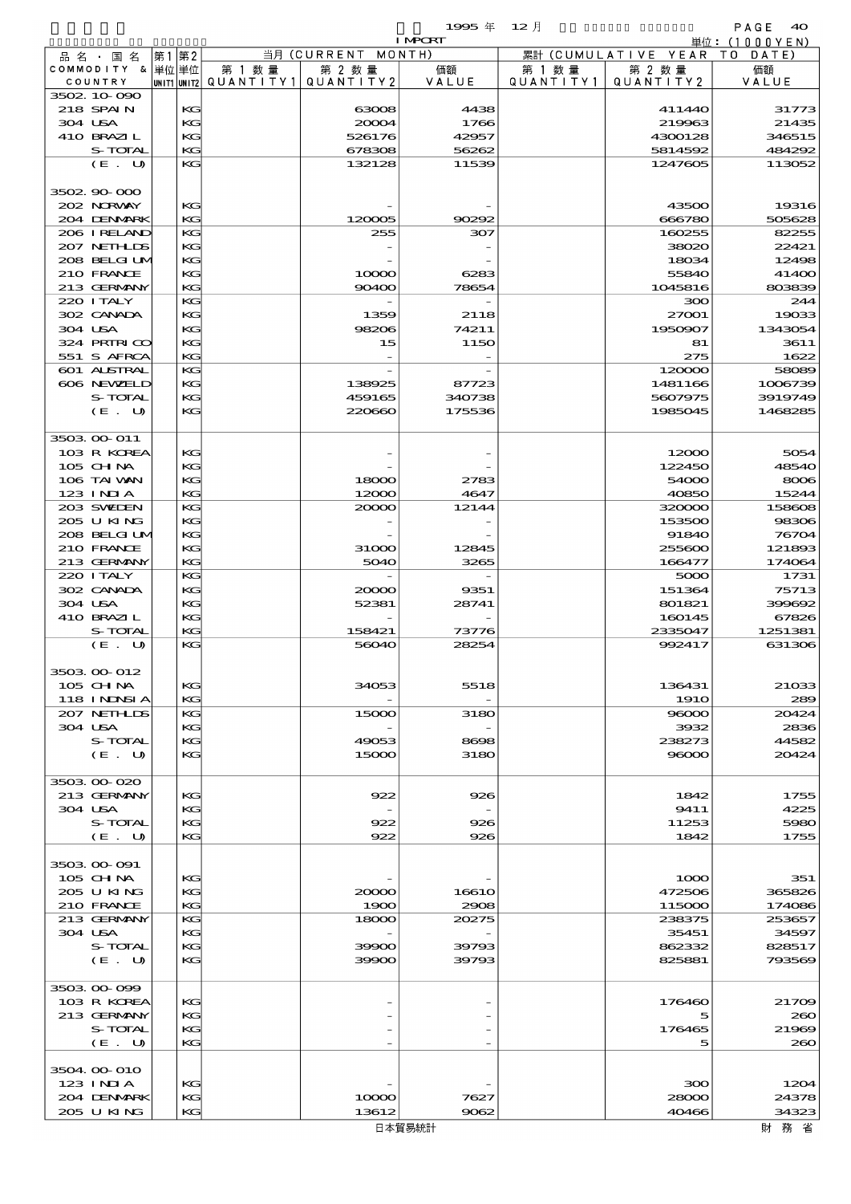1995 年 12 月 IMPORT

単位：(1000YEN)

| 品名・国名 COMMODITY & COUNTRY | 第1 単位 UNIT1 | 第2 単位 UNIT2 | 当月 (CURRENT MONTH) 第1数量 QUANTITY1 | 第2数量 QUANTITY2 | 価額 VALUE | 累計 (CUMULATIVE YEAR TO DATE) 第1数量 QUANTITY1 | 第2数量 QUANTITY2 | 価額 VALUE |
|---|---|---|---|---|---|---|---|---|
| 3502.10-090 | | | | | | | | |
| 218 SPAIN | | KG | | 63008 | 4438 | | 411440 | 31773 |
| 304 USA | | KG | | 20004 | 1766 | | 219963 | 21435 |
| 410 BRAZIL | | KG | | 526176 | 42957 | | 4300128 | 346515 |
| S-TOTAL | | KG | | 678308 | 56262 | | 5814592 | 484292 |
| (E. U) | | KG | | 132128 | 11539 | | 1247605 | 113052 |
| 3502.90-000 | | | | | | | | |
| 202 NORWAY | | KG | | - | - | | 43500 | 19316 |
| 204 DENMARK | | KG | | 120005 | 90292 | | 666780 | 505628 |
| 206 IRELAND | | KG | | 255 | 307 | | 160255 | 82255 |
| 207 NETHLDS | | KG | | - | - | | 38020 | 22421 |
| 208 BELGIUM | | KG | | - | - | | 18034 | 12498 |
| 210 FRANCE | | KG | | 10000 | 6283 | | 55840 | 41400 |
| 213 GERMANY | | KG | | 90400 | 78654 | | 1045816 | 803839 |
| 220 ITALY | | KG | | - | - | | 300 | 244 |
| 302 CANADA | | KG | | 1359 | 2118 | | 27001 | 19033 |
| 304 USA | | KG | | 98206 | 74211 | | 1950907 | 1343054 |
| 324 PRTRICO | | KG | | 15 | 1150 | | 81 | 3611 |
| 551 S AFRCA | | KG | | - | - | | 275 | 1622 |
| 601 AUSTRAL | | KG | | - | - | | 120000 | 58089 |
| 606 NEWZELD | | KG | | 138925 | 87723 | | 1481166 | 1006739 |
| S-TOTAL | | KG | | 459165 | 340738 | | 5607975 | 3919749 |
| (E. U) | | KG | | 220660 | 175536 | | 1985045 | 1468285 |
| 3503.00-011 | | | | | | | | |
| 103 R KOREA | | KG | | - | - | | 12000 | 5054 |
| 105 CHINA | | KG | | - | - | | 122450 | 48540 |
| 106 TAIWAN | | KG | | 18000 | 2783 | | 54000 | 8006 |
| 123 INDIA | | KG | | 12000 | 4647 | | 40850 | 15244 |
| 203 SWEDEN | | KG | | 20000 | 12144 | | 320000 | 158608 |
| 205 U KING | | KG | | - | - | | 153500 | 98306 |
| 208 BELGIUM | | KG | | - | - | | 91840 | 76704 |
| 210 FRANCE | | KG | | 31000 | 12845 | | 255600 | 121893 |
| 213 GERMANY | | KG | | 5040 | 3265 | | 166477 | 174064 |
| 220 ITALY | | KG | | - | - | | 5000 | 1731 |
| 302 CANADA | | KG | | 20000 | 9351 | | 151364 | 75713 |
| 304 USA | | KG | | 52381 | 28741 | | 801821 | 399692 |
| 410 BRAZIL | | KG | | - | - | | 160145 | 67826 |
| S-TOTAL | | KG | | 158421 | 73776 | | 2335047 | 1251381 |
| (E. U) | | KG | | 56040 | 28254 | | 992417 | 631306 |
| 3503.00-012 | | | | | | | | |
| 105 CHINA | | KG | | 34053 | 5518 | | 136431 | 21033 |
| 118 INDNSIA | | KG | | - | - | | 1910 | 289 |
| 207 NETHLDS | | KG | | 15000 | 3180 | | 96000 | 20424 |
| 304 USA | | KG | | - | - | | 3932 | 2836 |
| S-TOTAL | | KG | | 49053 | 8698 | | 238273 | 44582 |
| (E. U) | | KG | | 15000 | 3180 | | 96000 | 20424 |
| 3503.00-020 | | | | | | | | |
| 213 GERMANY | | KG | | 922 | 926 | | 1842 | 1755 |
| 304 USA | | KG | | - | - | | 9411 | 4225 |
| S-TOTAL | | KG | | 922 | 926 | | 11253 | 5980 |
| (E. U) | | KG | | 922 | 926 | | 1842 | 1755 |
| 3503.00-091 | | | | | | | | |
| 105 CHINA | | KG | | - | - | | 1000 | 351 |
| 205 U KING | | KG | | 20000 | 16610 | | 472506 | 365826 |
| 210 FRANCE | | KG | | 1900 | 2908 | | 115000 | 174086 |
| 213 GERMANY | | KG | | 18000 | 20275 | | 238375 | 253657 |
| 304 USA | | KG | | - | - | | 35451 | 34597 |
| S-TOTAL | | KG | | 39900 | 39793 | | 862332 | 828517 |
| (E. U) | | KG | | 39900 | 39793 | | 825881 | 793569 |
| 3503.00-099 | | | | | | | | |
| 103 R KOREA | | KG | | - | - | | 176460 | 21709 |
| 213 GERMANY | | KG | | - | - | | 5 | 260 |
| S-TOTAL | | KG | | - | - | | 176465 | 21969 |
| (E. U) | | KG | | - | - | | 5 | 260 |
| 3504.00-010 | | | | | | | | |
| 123 INDIA | | KG | | - | - | | 300 | 1204 |
| 204 DENMARK | | KG | | 10000 | 7627 | | 28000 | 24378 |
| 205 U KING | | KG | | 13612 | 9062 | | 40466 | 34323 |

日本貿易統計　財務省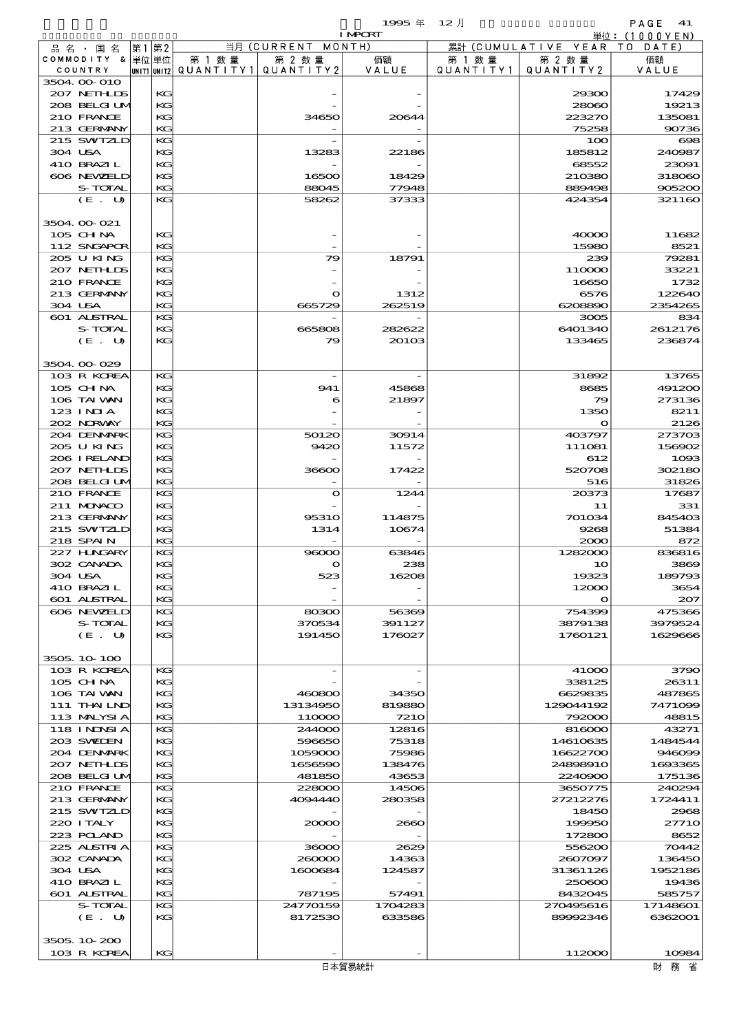| 品名・国名 COMMODITY & COUNTRY | 第1 単位 UNIT1 | 第2 単位 UNIT2 | 当月 (CURRENT MONTH) 第1数量 QUANTITY1 | 第2数量 QUANTITY2 | 価額 VALUE | 累計 (CUMULATIVE YEAR TO DATE) 第1数量 QUANTITY1 | 第2数量 QUANTITY2 | 価額 VALUE |
|---|---|---|---|---|---|---|---|---|
| 3504.00-010 | | | | | | | | |
| 207 NETHLDS | | KG | | - | - | | 29300 | 17429 |
| 208 BELGIUM | | KG | | - | - | | 28060 | 19213 |
| 210 FRANCE | | KG | | 34650 | 20644 | | 223270 | 135081 |
| 213 GERMANY | | KG | | - | - | | 75258 | 90736 |
| 215 SWITZLD | | KG | | - | - | | 100 | 698 |
| 304 USA | | KG | | 13283 | 22186 | | 185812 | 240987 |
| 410 BRAZIL | | KG | | - | - | | 68552 | 23091 |
| 606 NEWZELD | | KG | | 16500 | 18429 | | 210380 | 318060 |
| S-TOTAL | | KG | | 88045 | 77948 | | 889498 | 905200 |
| (E. U) | | KG | | 58262 | 37333 | | 424354 | 321160 |
| 3504.00-021 | | | | | | | | |
| 105 CHINA | | KG | | - | - | | 40000 | 11682 |
| 112 SNGAPOR | | KG | | - | - | | 15980 | 8521 |
| 205 U KING | | KG | | 79 | 18791 | | 239 | 79281 |
| 207 NETHLDS | | KG | | - | - | | 110000 | 33221 |
| 210 FRANCE | | KG | | - | - | | 16650 | 1732 |
| 213 GERMANY | | KG | | 0 | 1312 | | 6576 | 122640 |
| 304 USA | | KG | | 665729 | 262519 | | 6208890 | 2354265 |
| 601 AUSTRAL | | KG | | - | - | | 3005 | 834 |
| S-TOTAL | | KG | | 665808 | 282622 | | 6401340 | 2612176 |
| (E. U) | | KG | | 79 | 20103 | | 133465 | 236874 |
| 3504.00-029 | | | | | | | | |
| 103 R KOREA | | KG | | - | - | | 31892 | 13765 |
| 105 CHINA | | KG | | 941 | 45868 | | 8685 | 491200 |
| 106 TAIWAN | | KG | | 6 | 21897 | | 79 | 273136 |
| 123 INDIA | | KG | | - | - | | 1350 | 8211 |
| 202 NORWAY | | KG | | - | - | | 0 | 2126 |
| 204 DENMARK | | KG | | 50120 | 30914 | | 403797 | 273703 |
| 205 U KING | | KG | | 9420 | 11572 | | 111081 | 156902 |
| 206 IRELAND | | KG | | - | - | | 612 | 1093 |
| 207 NETHLDS | | KG | | 36600 | 17422 | | 520708 | 302180 |
| 208 BELGIUM | | KG | | - | - | | 516 | 31826 |
| 210 FRANCE | | KG | | 0 | 1244 | | 20373 | 17687 |
| 211 MONACO | | KG | | - | - | | 11 | 331 |
| 213 GERMANY | | KG | | 95310 | 114875 | | 701034 | 845403 |
| 215 SWITZLD | | KG | | 1314 | 10674 | | 9268 | 51384 |
| 218 SPAIN | | KG | | - | - | | 2000 | 872 |
| 227 HUNGARY | | KG | | 96000 | 63846 | | 1282000 | 836816 |
| 302 CANADA | | KG | | 0 | 238 | | 10 | 3869 |
| 304 USA | | KG | | 523 | 16208 | | 19323 | 189793 |
| 410 BRAZIL | | KG | | - | - | | 12000 | 3654 |
| 601 AUSTRAL | | KG | | - | - | | 0 | 207 |
| 606 NEWZELD | | KG | | 80300 | 56369 | | 754399 | 475366 |
| S-TOTAL | | KG | | 370534 | 391127 | | 3879138 | 3979524 |
| (E. U) | | KG | | 191450 | 176027 | | 1760121 | 1629666 |
| 3505.10-100 | | | | | | | | |
| 103 R KOREA | | KG | | - | - | | 41000 | 3790 |
| 105 CHINA | | KG | | - | - | | 338125 | 26311 |
| 106 TAIWAN | | KG | | 460800 | 34350 | | 6629835 | 487865 |
| 111 THAILND | | KG | | 13134950 | 819880 | | 129044192 | 7471099 |
| 113 MALYSIA | | KG | | 110000 | 7210 | | 792000 | 48815 |
| 118 INDNSIA | | KG | | 244000 | 12816 | | 816000 | 43271 |
| 203 SWEDEN | | KG | | 596650 | 75318 | | 14610635 | 1484544 |
| 204 DENMARK | | KG | | 1059000 | 75986 | | 16622700 | 946099 |
| 207 NETHLDS | | KG | | 1656590 | 138476 | | 24898910 | 1693365 |
| 208 BELGIUM | | KG | | 481850 | 43653 | | 2240900 | 175136 |
| 210 FRANCE | | KG | | 228000 | 14506 | | 3650775 | 240294 |
| 213 GERMANY | | KG | | 4094440 | 280358 | | 27212276 | 1724411 |
| 215 SWITZLD | | KG | | - | - | | 18450 | 2968 |
| 220 ITALY | | KG | | 20000 | 2660 | | 199950 | 27710 |
| 223 POLAND | | KG | | - | - | | 172800 | 8652 |
| 225 AUSTRIA | | KG | | 36000 | 2629 | | 556200 | 70442 |
| 302 CANADA | | KG | | 260000 | 14363 | | 2607097 | 136450 |
| 304 USA | | KG | | 1600684 | 124587 | | 31361126 | 1952186 |
| 410 BRAZIL | | KG | | - | - | | 250600 | 19436 |
| 601 AUSTRAL | | KG | | 787195 | 57491 | | 8432045 | 585757 |
| S-TOTAL | | KG | | 24770159 | 1704283 | | 270495616 | 17148601 |
| (E. U) | | KG | | 8172530 | 633586 | | 89992346 | 6362001 |
| 3505.10-200 | | | | | | | | |
| 103 R KOREA | | KG | | - | - | | 112000 | 10984 |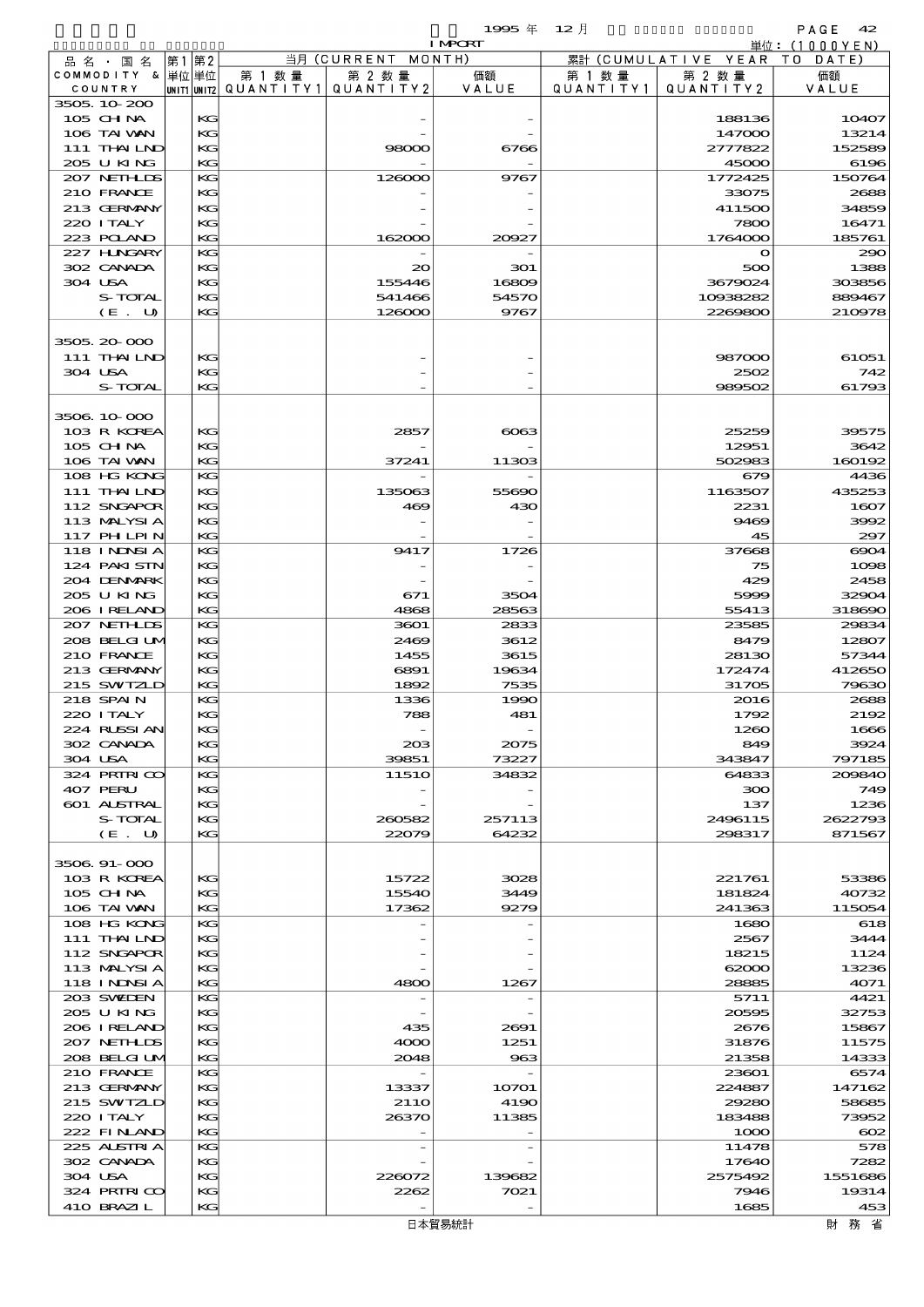1995 年 12 月 IMPORT

単位：(1000YEN)

| 品名・国名 COMMODITY & COUNTRY | 第1 単位 UNIT1 | 第2 単位 UNIT2 | 当月 (CURRENT MONTH) 第1数量 QUANTITY1 | 第2数量 QUANTITY2 | 価額 VALUE | 累計 (CUMULATIVE YEAR TO DATE) 第1数量 QUANTITY1 | 第2数量 QUANTITY2 | 価額 VALUE |
|---|---|---|---|---|---|---|---|---|
| 3505.10-200 | | | | | | | | |
| 105 CHINA | | KG | | - | - | | 188136 | 10407 |
| 106 TAIWAN | | KG | | - | - | | 147000 | 13214 |
| 111 THAILND | | KG | | 98000 | 6766 | | 2777822 | 152589 |
| 205 U KING | | KG | | - | - | | 45000 | 6196 |
| 207 NETHLDS | | KG | | 126000 | 9767 | | 1772425 | 150764 |
| 210 FRANCE | | KG | | - | - | | 33075 | 2688 |
| 213 GERMANY | | KG | | - | - | | 411500 | 34859 |
| 220 ITALY | | KG | | - | - | | 7800 | 16471 |
| 223 POLAND | | KG | | 162000 | 20927 | | 1764000 | 185761 |
| 227 HUNGARY | | KG | | - | - | | 0 | 290 |
| 302 CANADA | | KG | | 20 | 301 | | 500 | 1388 |
| 304 USA | | KG | | 155446 | 16809 | | 3679024 | 303856 |
| S-TOTAL | | KG | | 541466 | 54570 | | 10938282 | 889467 |
| (E. U) | | KG | | 126000 | 9767 | | 2269800 | 210978 |
| 3505.20-000 | | | | | | | | |
| 111 THAILND | | KG | | - | - | | 987000 | 61051 |
| 304 USA | | KG | | - | - | | 2502 | 742 |
| S-TOTAL | | KG | | - | - | | 989502 | 61793 |
| 3506.10-000 | | | | | | | | |
| 103 R KOREA | | KG | | 2857 | 6063 | | 25259 | 39575 |
| 105 CHINA | | KG | | - | - | | 12951 | 3642 |
| 106 TAIWAN | | KG | | 37241 | 11303 | | 502983 | 160192 |
| 108 HG KONG | | KG | | - | - | | 679 | 4436 |
| 111 THAILND | | KG | | 135063 | 55690 | | 1163507 | 435253 |
| 112 SNGAPOR | | KG | | 469 | 430 | | 2231 | 1607 |
| 113 MALYSIA | | KG | | - | - | | 9469 | 3992 |
| 117 PHILPIN | | KG | | - | - | | 45 | 297 |
| 118 INDNSIA | | KG | | 9417 | 1726 | | 37668 | 6904 |
| 124 PAKISTN | | KG | | - | - | | 75 | 1098 |
| 204 DENMARK | | KG | | - | - | | 429 | 2458 |
| 205 U KING | | KG | | 671 | 3504 | | 5999 | 32904 |
| 206 IRELAND | | KG | | 4868 | 28563 | | 55413 | 318690 |
| 207 NETHLDS | | KG | | 3601 | 2833 | | 23585 | 29834 |
| 208 BELGIUM | | KG | | 2469 | 3612 | | 8479 | 12807 |
| 210 FRANCE | | KG | | 1455 | 3615 | | 28130 | 57344 |
| 213 GERMANY | | KG | | 6891 | 19634 | | 172474 | 412650 |
| 215 SWITZLD | | KG | | 1892 | 7535 | | 31705 | 79630 |
| 218 SPAIN | | KG | | 1336 | 1990 | | 2016 | 2688 |
| 220 ITALY | | KG | | 788 | 481 | | 1792 | 2192 |
| 224 RUSSIAN | | KG | | - | - | | 1260 | 1666 |
| 302 CANADA | | KG | | 203 | 2075 | | 849 | 3924 |
| 304 USA | | KG | | 39851 | 73227 | | 343847 | 797185 |
| 324 PRTRICO | | KG | | 11510 | 34832 | | 64833 | 209840 |
| 407 PERU | | KG | | - | - | | 300 | 749 |
| 601 AUSTRAL | | KG | | - | - | | 137 | 1236 |
| S-TOTAL | | KG | | 260582 | 257113 | | 2496115 | 2622793 |
| (E. U) | | KG | | 22079 | 64232 | | 298317 | 871567 |
| 3506.91-000 | | | | | | | | |
| 103 R KOREA | | KG | | 15722 | 3028 | | 221761 | 53386 |
| 105 CHINA | | KG | | 15540 | 3449 | | 181824 | 40732 |
| 106 TAIWAN | | KG | | 17362 | 9279 | | 241363 | 115054 |
| 108 HG KONG | | KG | | - | - | | 1680 | 618 |
| 111 THAILND | | KG | | - | - | | 2567 | 3444 |
| 112 SNGAPOR | | KG | | - | - | | 18215 | 1124 |
| 113 MALYSIA | | KG | | - | - | | 62000 | 13236 |
| 118 INDNSIA | | KG | | 4800 | 1267 | | 28885 | 4071 |
| 203 SWEDEN | | KG | | - | - | | 5711 | 4421 |
| 205 U KING | | KG | | - | - | | 20595 | 32753 |
| 206 IRELAND | | KG | | 435 | 2691 | | 2676 | 15867 |
| 207 NETHLDS | | KG | | 4000 | 1251 | | 31876 | 11575 |
| 208 BELGIUM | | KG | | 2048 | 963 | | 21358 | 14333 |
| 210 FRANCE | | KG | | - | - | | 23601 | 6574 |
| 213 GERMANY | | KG | | 13337 | 10701 | | 224887 | 147162 |
| 215 SWITZLD | | KG | | 2110 | 4190 | | 29280 | 58685 |
| 220 ITALY | | KG | | 26370 | 11385 | | 183488 | 73952 |
| 222 FINLAND | | KG | | - | - | | 1000 | 602 |
| 225 AUSTRIA | | KG | | - | - | | 11478 | 578 |
| 302 CANADA | | KG | | - | - | | 17640 | 7282 |
| 304 USA | | KG | | 226072 | 139682 | | 2575492 | 1551686 |
| 324 PRTRICO | | KG | | 2262 | 7021 | | 7946 | 19314 |
| 410 BRAZIL | | KG | | - | - | | 1685 | 453 |

日本貿易統計　　財務省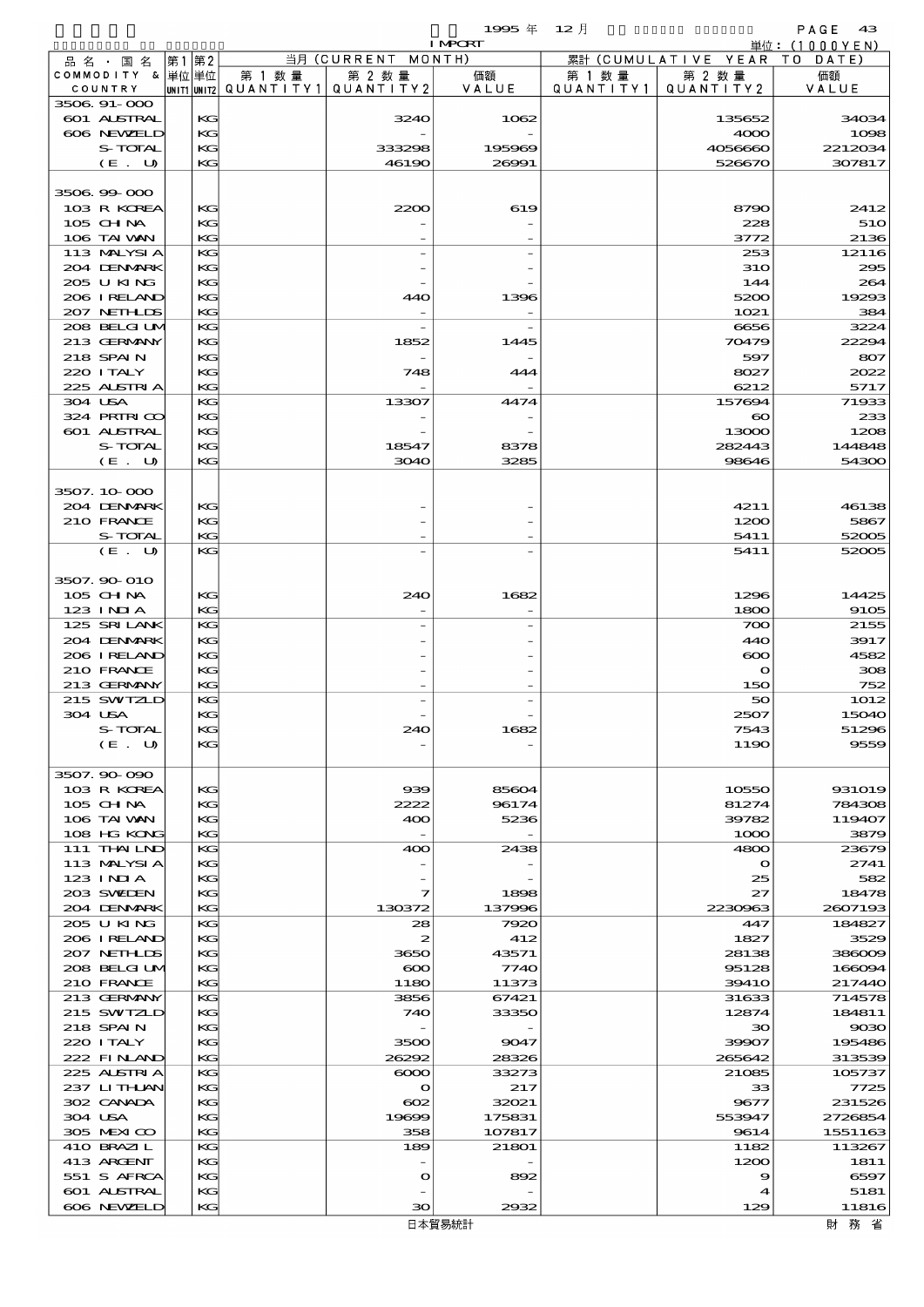| 品名・国名 COMMODITY & COUNTRY | 第1 単位 UNIT1 | 第2 単位 UNIT2 | 当月 (CURRENT MONTH) 第1数量 QUANTITY1 | 第2数量 QUANTITY2 | 価額 VALUE | 累計 (CUMULATIVE YEAR TO DATE) 第1数量 QUANTITY1 | 第2数量 QUANTITY2 | 価額 VALUE |
|---|---|---|---|---|---|---|---|---|
| 3506.91-000 | | | | | | | | |
| 601 AUSTRAL | | KG | | 3240 | 1062 | | 135652 | 34034 |
| 606 NEWZELD | | KG | | - | - | | 4000 | 1098 |
| S-TOTAL | | KG | | 333298 | 195969 | | 4056660 | 2212034 |
| (E. U) | | KG | | 46190 | 26991 | | 526670 | 307817 |
| 3506.99-000 | | | | | | | | |
| 103 R KOREA | | KG | | 2200 | 619 | | 8790 | 2412 |
| 105 CHINA | | KG | | - | - | | 228 | 510 |
| 106 TAIWAN | | KG | | - | - | | 3772 | 2136 |
| 113 MALYSIA | | KG | | - | - | | 253 | 12116 |
| 204 DENMARK | | KG | | - | - | | 310 | 295 |
| 205 U KING | | KG | | - | - | | 144 | 264 |
| 206 IRELAND | | KG | | 440 | 1396 | | 5200 | 19293 |
| 207 NETHLDS | | KG | | - | - | | 1021 | 384 |
| 208 BELGIUM | | KG | | - | - | | 6656 | 3224 |
| 213 GERMANY | | KG | | 1852 | 1445 | | 70479 | 22294 |
| 218 SPAIN | | KG | | - | - | | 597 | 807 |
| 220 ITALY | | KG | | 748 | 444 | | 8027 | 2022 |
| 225 AUSTRIA | | KG | | - | - | | 6212 | 5717 |
| 304 USA | | KG | | 13307 | 4474 | | 157694 | 71933 |
| 324 PRTRICO | | KG | | - | - | | 60 | 233 |
| 601 AUSTRAL | | KG | | - | - | | 13000 | 1208 |
| S-TOTAL | | KG | | 18547 | 8378 | | 282443 | 144848 |
| (E. U) | | KG | | 3040 | 3285 | | 98646 | 54300 |
| 3507.10-000 | | | | | | | | |
| 204 DENMARK | | KG | | - | - | | 4211 | 46138 |
| 210 FRANCE | | KG | | - | - | | 1200 | 5867 |
| S-TOTAL | | KG | | - | - | | 5411 | 52005 |
| (E. U) | | KG | | - | - | | 5411 | 52005 |
| 3507.90-010 | | | | | | | | |
| 105 CHINA | | KG | | 240 | 1682 | | 1296 | 14425 |
| 123 INDIA | | KG | | - | - | | 1800 | 9105 |
| 125 SRI LANK | | KG | | - | - | | 700 | 2155 |
| 204 DENMARK | | KG | | - | - | | 440 | 3917 |
| 206 IRELAND | | KG | | - | - | | 600 | 4582 |
| 210 FRANCE | | KG | | - | - | | 0 | 308 |
| 213 GERMANY | | KG | | - | - | | 150 | 752 |
| 215 SWITZLD | | KG | | - | - | | 50 | 1012 |
| 304 USA | | KG | | - | - | | 2507 | 15040 |
| S-TOTAL | | KG | | 240 | 1682 | | 7543 | 51296 |
| (E. U) | | KG | | - | - | | 1190 | 9559 |
| 3507.90-090 | | | | | | | | |
| 103 R KOREA | | KG | | 939 | 85604 | | 10550 | 931019 |
| 105 CHINA | | KG | | 2222 | 96174 | | 81274 | 784308 |
| 106 TAIWAN | | KG | | 400 | 5236 | | 39782 | 119407 |
| 108 HG KONG | | KG | | - | - | | 1000 | 3879 |
| 111 THAILND | | KG | | 400 | 2438 | | 4800 | 23679 |
| 113 MALYSIA | | KG | | - | - | | 0 | 2741 |
| 123 INDIA | | KG | | - | - | | 25 | 582 |
| 203 SWEDEN | | KG | | 7 | 1898 | | 27 | 18478 |
| 204 DENMARK | | KG | | 130372 | 137996 | | 2230963 | 2607193 |
| 205 U KING | | KG | | 28 | 7920 | | 447 | 184827 |
| 206 IRELAND | | KG | | 2 | 412 | | 1827 | 3529 |
| 207 NETHLDS | | KG | | 3650 | 43571 | | 28138 | 386009 |
| 208 BELGIUM | | KG | | 600 | 7740 | | 95128 | 166094 |
| 210 FRANCE | | KG | | 1180 | 11373 | | 39410 | 217440 |
| 213 GERMANY | | KG | | 3856 | 67421 | | 31633 | 714578 |
| 215 SWITZLD | | KG | | 740 | 33350 | | 12874 | 184811 |
| 218 SPAIN | | KG | | - | - | | 30 | 9030 |
| 220 ITALY | | KG | | 3500 | 9047 | | 39907 | 195486 |
| 222 FINLAND | | KG | | 26292 | 28326 | | 265642 | 313539 |
| 225 AUSTRIA | | KG | | 6000 | 33273 | | 21085 | 105737 |
| 237 LITHUAN | | KG | | 0 | 217 | | 33 | 7725 |
| 302 CANADA | | KG | | 602 | 32021 | | 9677 | 231526 |
| 304 USA | | KG | | 19699 | 175831 | | 553947 | 2726854 |
| 305 MEXICO | | KG | | 358 | 107817 | | 9614 | 1551163 |
| 410 BRAZIL | | KG | | 189 | 21801 | | 1182 | 113267 |
| 413 ARGENT | | KG | | - | - | | 1200 | 1811 |
| 551 S AFRCA | | KG | | 0 | 892 | | 9 | 6597 |
| 601 AUSTRAL | | KG | | - | - | | 4 | 5181 |
| 606 NEWZELD | | KG | | 30 | 2932 | | 129 | 11816 |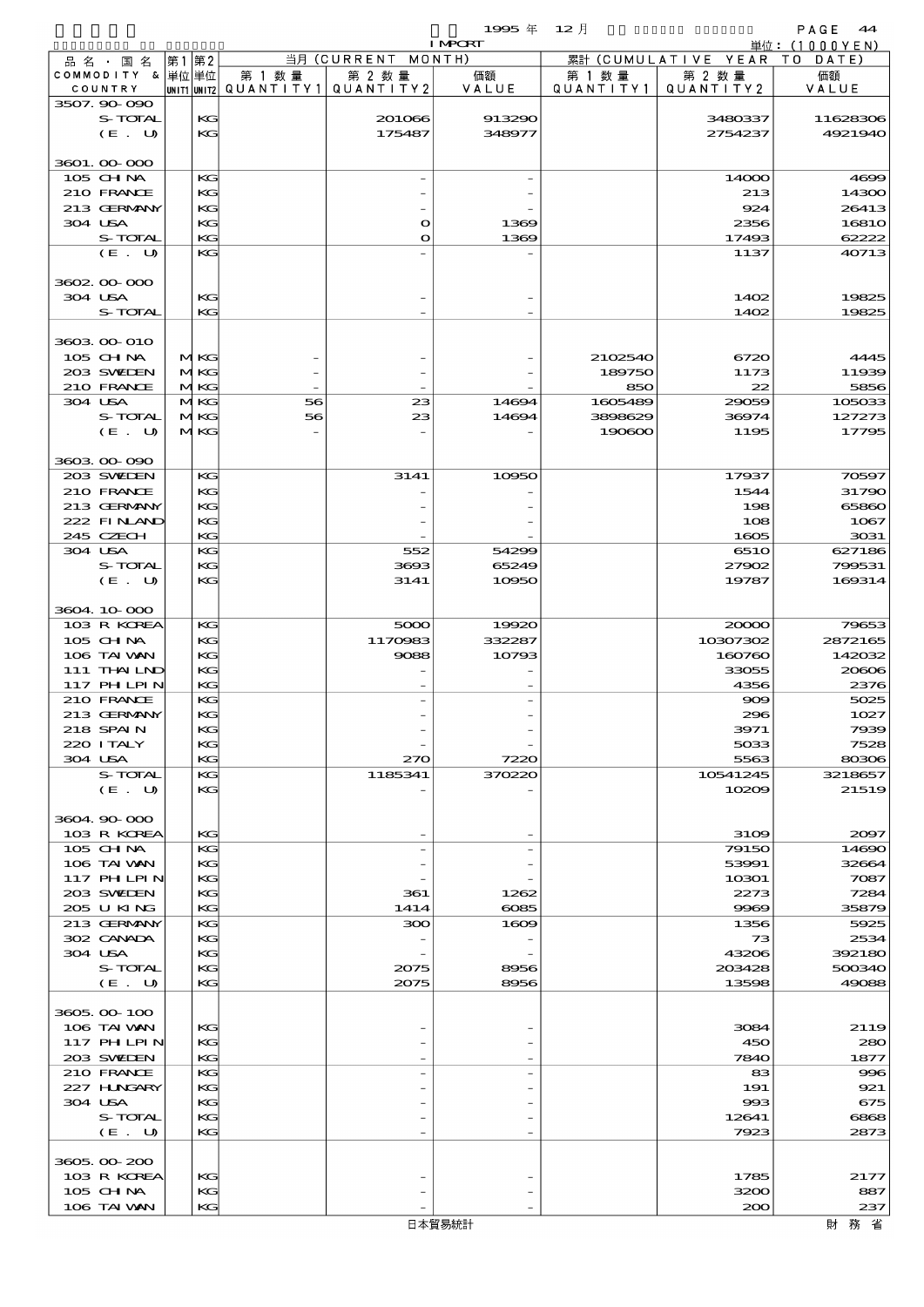1995 年 12 月 IMPORT 単位：(1000YEN)

| 品名・国名 COMMODITY & COUNTRY | 第1 単位 UNIT1 | 第2 単位 UNIT2 | 当月 (CURRENT MONTH) 第1数量 QUANTITY1 | 第2数量 QUANTITY2 | 価額 VALUE | 累計 (CUMULATIVE YEAR TO DATE) 第1数量 QUANTITY1 | 第2数量 QUANTITY2 | 価額 VALUE |
|---|---|---|---|---|---|---|---|---|
| 3507.90-090 | | | | | | | | |
| S-TOTAL | | KG | | 201066 | 913290 | | 3480337 | 11628306 |
| (E. U) | | KG | | 175487 | 348977 | | 2754237 | 4921940 |
| 3601.00-000 | | | | | | | | |
| 105 CHINA | | KG | | - | - | | 14000 | 4699 |
| 210 FRANCE | | KG | | - | - | | 213 | 14300 |
| 213 GERMANY | | KG | | - | - | | 924 | 26413 |
| 304 USA | | KG | | 0 | 1369 | | 2356 | 16810 |
| S-TOTAL | | KG | | 0 | 1369 | | 17493 | 62222 |
| (E. U) | | KG | | - | - | | 1137 | 40713 |
| 3602.00-000 | | | | | | | | |
| 304 USA | | KG | | - | - | | 1402 | 19825 |
| S-TOTAL | | KG | | - | - | | 1402 | 19825 |
| 3603.00-010 | | | | | | | | |
| 105 CHINA | M | KG | - | - | - | 2102540 | 6720 | 4445 |
| 203 SWEDEN | M | KG | - | - | - | 189750 | 1173 | 11939 |
| 210 FRANCE | M | KG | - | - | - | 850 | 22 | 5856 |
| 304 USA | M | KG | 56 | 23 | 14694 | 1605489 | 29059 | 105033 |
| S-TOTAL | M | KG | 56 | 23 | 14694 | 3898629 | 36974 | 127273 |
| (E. U) | M | KG | - | - | - | 190600 | 1195 | 17795 |
| 3603.00-090 | | | | | | | | |
| 203 SWEDEN | | KG | | 3141 | 10950 | | 17937 | 70597 |
| 210 FRANCE | | KG | | - | - | | 1544 | 31790 |
| 213 GERMANY | | KG | | - | - | | 198 | 65860 |
| 222 FINLAND | | KG | | - | - | | 108 | 1067 |
| 245 CZECH | | KG | | - | - | | 1605 | 3031 |
| 304 USA | | KG | | 552 | 54299 | | 6510 | 627186 |
| S-TOTAL | | KG | | 3693 | 65249 | | 27902 | 799531 |
| (E. U) | | KG | | 3141 | 10950 | | 19787 | 169314 |
| 3604.10-000 | | | | | | | | |
| 103 R KOREA | | KG | | 5000 | 19920 | | 20000 | 79653 |
| 105 CHINA | | KG | | 1170983 | 332287 | | 10307302 | 2872165 |
| 106 TAIWAN | | KG | | 9088 | 10793 | | 160760 | 142032 |
| 111 THAILND | | KG | | - | - | | 33055 | 20606 |
| 117 PHLPIN | | KG | | - | - | | 4356 | 2376 |
| 210 FRANCE | | KG | | - | - | | 909 | 5025 |
| 213 GERMANY | | KG | | - | - | | 296 | 1027 |
| 218 SPAIN | | KG | | - | - | | 3971 | 7939 |
| 220 ITALY | | KG | | - | - | | 5033 | 7528 |
| 304 USA | | KG | | 270 | 7220 | | 5563 | 80306 |
| S-TOTAL | | KG | | 1185341 | 370220 | | 10541245 | 3218657 |
| (E. U) | | KG | | - | - | | 10209 | 21519 |
| 3604.90-000 | | | | | | | | |
| 103 R KOREA | | KG | | - | - | | 3109 | 2097 |
| 105 CHINA | | KG | | - | - | | 79150 | 14690 |
| 106 TAIWAN | | KG | | - | - | | 53991 | 32664 |
| 117 PHLPIN | | KG | | - | - | | 10301 | 7087 |
| 203 SWEDEN | | KG | | 361 | 1262 | | 2273 | 7284 |
| 205 U KING | | KG | | 1414 | 6085 | | 9969 | 35879 |
| 213 GERMANY | | KG | | 300 | 1609 | | 1356 | 5925 |
| 302 CANADA | | KG | | - | - | | 73 | 2534 |
| 304 USA | | KG | | - | - | | 43206 | 392180 |
| S-TOTAL | | KG | | 2075 | 8956 | | 203428 | 500340 |
| (E. U) | | KG | | 2075 | 8956 | | 13598 | 49088 |
| 3605.00-100 | | | | | | | | |
| 106 TAIWAN | | KG | | - | - | | 3084 | 2119 |
| 117 PHLPIN | | KG | | - | - | | 450 | 280 |
| 203 SWEDEN | | KG | | - | - | | 7840 | 1877 |
| 210 FRANCE | | KG | | - | - | | 83 | 996 |
| 227 HUNGARY | | KG | | - | - | | 191 | 921 |
| 304 USA | | KG | | - | - | | 993 | 675 |
| S-TOTAL | | KG | | - | - | | 12641 | 6868 |
| (E. U) | | KG | | - | - | | 7923 | 2873 |
| 3605.00-200 | | | | | | | | |
| 103 R KOREA | | KG | | - | - | | 1785 | 2177 |
| 105 CHINA | | KG | | - | - | | 3200 | 887 |
| 106 TAIWAN | | KG | | - | - | | 200 | 237 |

日本貿易統計　財務省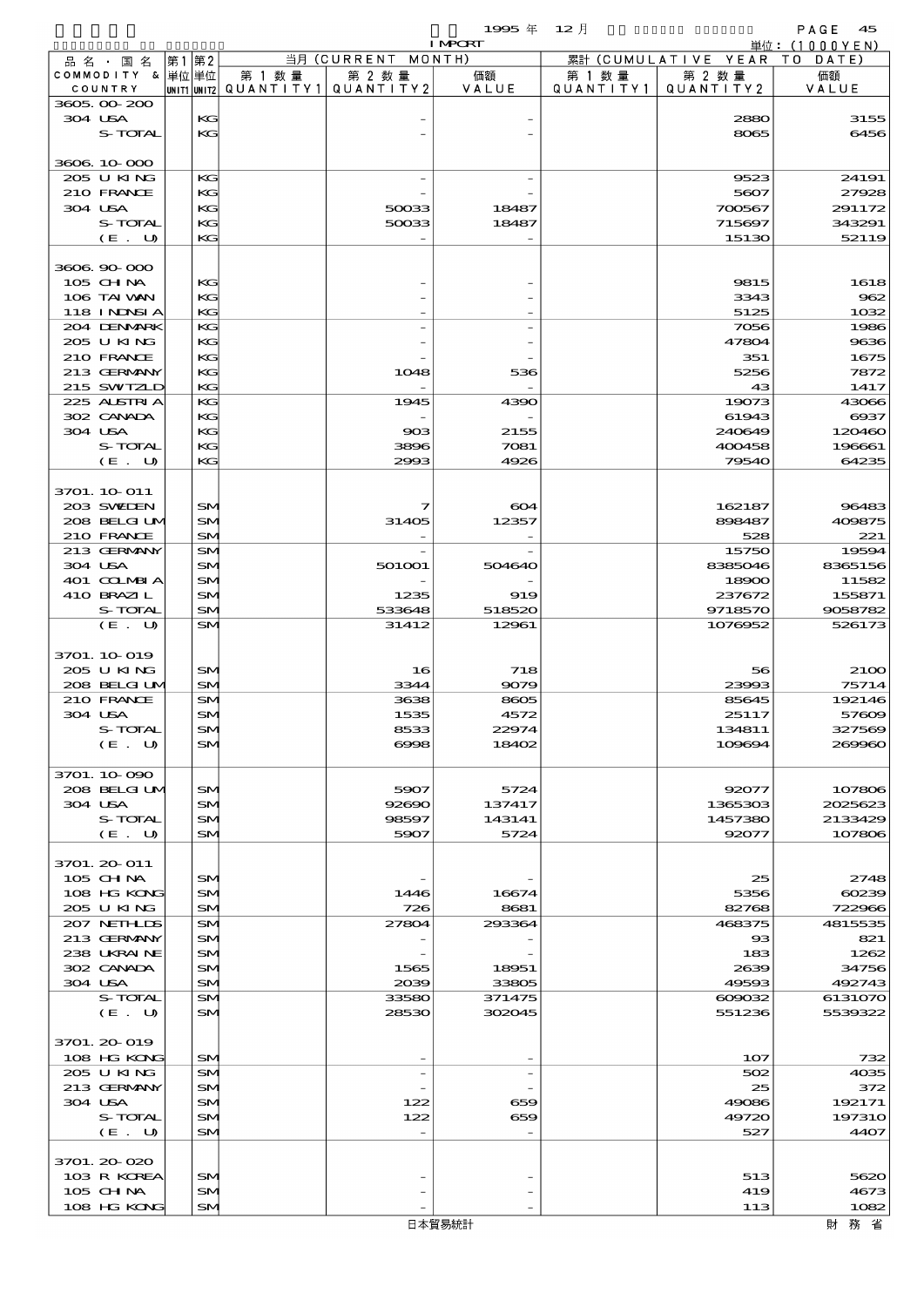1995 年 12 月 IMPORT

単位：(1000YEN)

| 品名・国名 COMMODITY & COUNTRY | 第1 単位 UNIT1 | 第2 単位 UNIT2 | 当月 (CURRENT MONTH) 第1数量 QUANTITY1 | 第2数量 QUANTITY2 | 価額 VALUE | 累計 (CUMULATIVE YEAR TO DATE) 第1数量 QUANTITY1 | 第2数量 QUANTITY2 | 価額 VALUE |
|---|---|---|---|---|---|---|---|---|
| 3605.00-200 | | | | | | | | |
| 304 USA | | KG | | - | - | | 2880 | 3155 |
| S-TOTAL | | KG | | - | - | | 8065 | 6456 |
| 3606.10-000 | | | | | | | | |
| 205 U KING | | KG | | - | - | | 9523 | 24191 |
| 210 FRANCE | | KG | | - | - | | 5607 | 27928 |
| 304 USA | | KG | | 50033 | 18487 | | 700567 | 291172 |
| S-TOTAL | | KG | | 50033 | 18487 | | 715697 | 343291 |
| (E. U) | | KG | | - | - | | 15130 | 52119 |
| 3606.90-000 | | | | | | | | |
| 105 CHINA | | KG | | - | - | | 9815 | 1618 |
| 106 TAIWAN | | KG | | - | - | | 3343 | 962 |
| 118 INDNSIA | | KG | | - | - | | 5125 | 1032 |
| 204 DENMARK | | KG | | - | - | | 7056 | 1986 |
| 205 U KING | | KG | | - | - | | 47804 | 9636 |
| 210 FRANCE | | KG | | - | - | | 351 | 1675 |
| 213 GERMANY | | KG | | 1048 | 536 | | 5256 | 7872 |
| 215 SWTZLD | | KG | | - | - | | 43 | 1417 |
| 225 AUSTRIA | | KG | | 1945 | 4390 | | 19073 | 43066 |
| 302 CANADA | | KG | | - | - | | 61943 | 6937 |
| 304 USA | | KG | | 903 | 2155 | | 240649 | 120460 |
| S-TOTAL | | KG | | 3896 | 7081 | | 400458 | 196661 |
| (E. U) | | KG | | 2993 | 4926 | | 79540 | 64235 |
| 3701.10-011 | | | | | | | | |
| 203 SWEDEN | | SM | | 7 | 604 | | 162187 | 96483 |
| 208 BELGIUM | | SM | | 31405 | 12357 | | 898487 | 409875 |
| 210 FRANCE | | SM | | - | - | | 528 | 221 |
| 213 GERMANY | | SM | | - | - | | 15750 | 19594 |
| 304 USA | | SM | | 501001 | 504640 | | 8385046 | 8365156 |
| 401 COLMBIA | | SM | | - | - | | 18900 | 11582 |
| 410 BRAZIL | | SM | | 1235 | 919 | | 237672 | 155871 |
| S-TOTAL | | SM | | 533648 | 518520 | | 9718570 | 9058782 |
| (E. U) | | SM | | 31412 | 12961 | | 1076952 | 526173 |
| 3701.10-019 | | | | | | | | |
| 205 U KING | | SM | | 16 | 718 | | 56 | 2100 |
| 208 BELGIUM | | SM | | 3344 | 9079 | | 23993 | 75714 |
| 210 FRANCE | | SM | | 3638 | 8605 | | 85645 | 192146 |
| 304 USA | | SM | | 1535 | 4572 | | 25117 | 57609 |
| S-TOTAL | | SM | | 8533 | 22974 | | 134811 | 327569 |
| (E. U) | | SM | | 6998 | 18402 | | 109694 | 269960 |
| 3701.10-090 | | | | | | | | |
| 208 BELGIUM | | SM | | 5907 | 5724 | | 92077 | 107806 |
| 304 USA | | SM | | 92690 | 137417 | | 1365303 | 2025623 |
| S-TOTAL | | SM | | 98597 | 143141 | | 1457380 | 2133429 |
| (E. U) | | SM | | 5907 | 5724 | | 92077 | 107806 |
| 3701.20-011 | | | | | | | | |
| 105 CHINA | | SM | | - | - | | 25 | 2748 |
| 108 HG KONG | | SM | | 1446 | 16674 | | 5356 | 60239 |
| 205 U KING | | SM | | 726 | 8681 | | 82768 | 722966 |
| 207 NETHLDS | | SM | | 27804 | 293364 | | 468375 | 4815535 |
| 213 GERMANY | | SM | | - | - | | 93 | 821 |
| 238 UKRAINE | | SM | | - | - | | 183 | 1262 |
| 302 CANADA | | SM | | 1565 | 18951 | | 2639 | 34756 |
| 304 USA | | SM | | 2039 | 33805 | | 49593 | 492743 |
| S-TOTAL | | SM | | 33580 | 371475 | | 609032 | 6131070 |
| (E. U) | | SM | | 28530 | 302045 | | 551236 | 5539322 |
| 3701.20-019 | | | | | | | | |
| 108 HG KONG | | SM | | - | - | | 107 | 732 |
| 205 U KING | | SM | | - | - | | 502 | 4035 |
| 213 GERMANY | | SM | | - | - | | 25 | 372 |
| 304 USA | | SM | | 122 | 659 | | 49086 | 192171 |
| S-TOTAL | | SM | | 122 | 659 | | 49720 | 197310 |
| (E. U) | | SM | | - | - | | 527 | 4407 |
| 3701.20-020 | | | | | | | | |
| 103 R KOREA | | SM | | - | - | | 513 | 5620 |
| 105 CHINA | | SM | | - | - | | 419 | 4673 |
| 108 HG KONG | | SM | | - | - | | 113 | 1082 |

日本貿易統計　財務省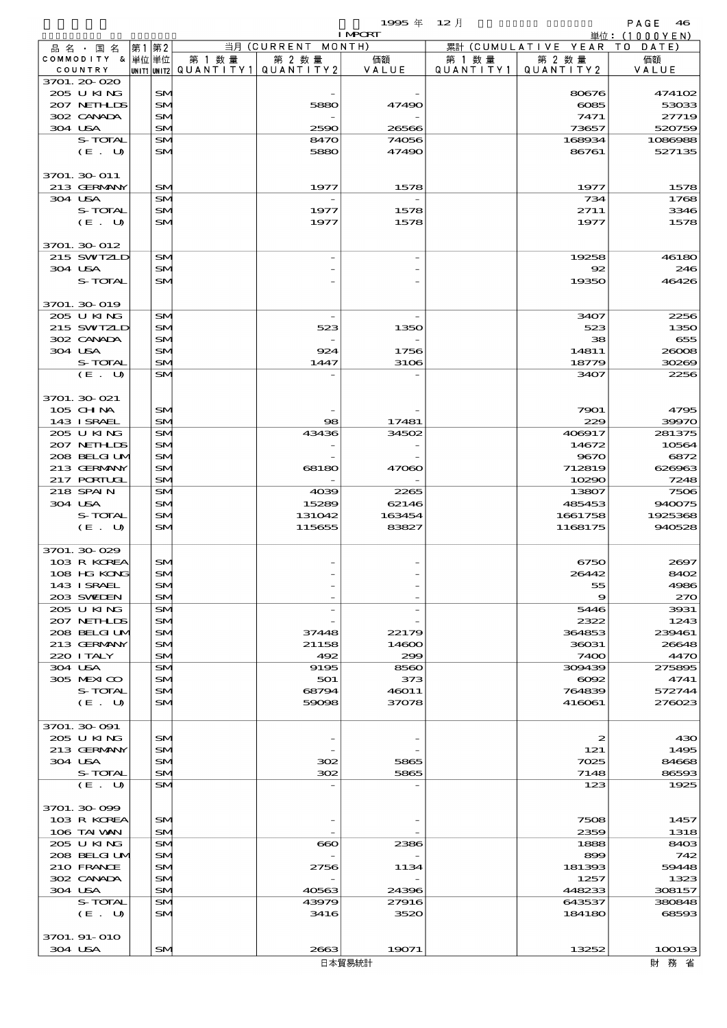1995 年 12 月 IMPORT

単位：(1000YEN)

| 品名・国名 COMMODITY & COUNTRY | 第1 単位 UNIT1 | 第2 単位 UNIT2 | 当月 (CURRENT MONTH) 第1数量 QUANTITY1 | 第2数量 QUANTITY2 | 価額 VALUE | 累計 (CUMULATIVE YEAR TO DATE) 第1数量 QUANTITY1 | 第2数量 QUANTITY2 | 価額 VALUE |
|---|---|---|---|---|---|---|---|---|
| 3701.20-020 | | | | | | | | |
| 205 U KING | | SM | | - | - | | 80676 | 474102 |
| 207 NETHLDS | | SM | | 5880 | 47490 | | 6085 | 53033 |
| 302 CANADA | | SM | | - | - | | 7471 | 27719 |
| 304 USA | | SM | | 2590 | 26566 | | 73657 | 520759 |
| S-TOTAL | | SM | | 8470 | 74056 | | 168934 | 1086988 |
| (E. U) | | SM | | 5880 | 47490 | | 86761 | 527135 |
| 3701.30-011 | | | | | | | | |
| 213 GERMANY | | SM | | 1977 | 1578 | | 1977 | 1578 |
| 304 USA | | SM | | - | - | | 734 | 1768 |
| S-TOTAL | | SM | | 1977 | 1578 | | 2711 | 3346 |
| (E. U) | | SM | | 1977 | 1578 | | 1977 | 1578 |
| 3701.30-012 | | | | | | | | |
| 215 SWTZLD | | SM | | - | - | | 19258 | 46180 |
| 304 USA | | SM | | - | - | | 92 | 246 |
| S-TOTAL | | SM | | - | - | | 19350 | 46426 |
| 3701.30-019 | | | | | | | | |
| 205 U KING | | SM | | - | - | | 3407 | 2256 |
| 215 SWTZLD | | SM | | 523 | 1350 | | 523 | 1350 |
| 302 CANADA | | SM | | - | - | | 38 | 655 |
| 304 USA | | SM | | 924 | 1756 | | 14811 | 26008 |
| S-TOTAL | | SM | | 1447 | 3106 | | 18779 | 30269 |
| (E. U) | | SM | | - | - | | 3407 | 2256 |
| 3701.30-021 | | | | | | | | |
| 105 CHINA | | SM | | - | - | | 7901 | 4795 |
| 143 ISRAEL | | SM | | 98 | 17481 | | 229 | 39970 |
| 205 U KING | | SM | | 43436 | 34502 | | 406917 | 281375 |
| 207 NETHLDS | | SM | | - | - | | 14672 | 10564 |
| 208 BELGIUM | | SM | | - | - | | 9670 | 6872 |
| 213 GERMANY | | SM | | 68180 | 47060 | | 712819 | 626963 |
| 217 PORTUGL | | SM | | - | - | | 10290 | 7248 |
| 218 SPAIN | | SM | | 4039 | 2265 | | 13807 | 7506 |
| 304 USA | | SM | | 15289 | 62146 | | 485453 | 940075 |
| S-TOTAL | | SM | | 131042 | 163454 | | 1661758 | 1925368 |
| (E. U) | | SM | | 115655 | 83827 | | 1168175 | 940528 |
| 3701.30-029 | | | | | | | | |
| 103 R KOREA | | SM | | - | - | | 6750 | 2697 |
| 108 HG KONG | | SM | | - | - | | 26442 | 8402 |
| 143 ISRAEL | | SM | | - | - | | 55 | 4986 |
| 203 SWEDEN | | SM | | - | - | | 9 | 270 |
| 205 U KING | | SM | | - | - | | 5446 | 3931 |
| 207 NETHLDS | | SM | | - | - | | 2322 | 1243 |
| 208 BELGIUM | | SM | | 37448 | 22179 | | 364853 | 239461 |
| 213 GERMANY | | SM | | 21158 | 14600 | | 36031 | 26648 |
| 220 ITALY | | SM | | 492 | 299 | | 7400 | 4470 |
| 304 USA | | SM | | 9195 | 8560 | | 309439 | 275895 |
| 305 MEXICO | | SM | | 501 | 373 | | 6092 | 4741 |
| S-TOTAL | | SM | | 68794 | 46011 | | 764839 | 572744 |
| (E. U) | | SM | | 59098 | 37078 | | 416061 | 276023 |
| 3701.30-091 | | | | | | | | |
| 205 U KING | | SM | | - | - | | 2 | 430 |
| 213 GERMANY | | SM | | - | - | | 121 | 1495 |
| 304 USA | | SM | | 302 | 5865 | | 7025 | 84668 |
| S-TOTAL | | SM | | 302 | 5865 | | 7148 | 86593 |
| (E. U) | | SM | | - | - | | 123 | 1925 |
| 3701.30-099 | | | | | | | | |
| 103 R KOREA | | SM | | - | - | | 7508 | 1457 |
| 106 TAIWAN | | SM | | - | - | | 2359 | 1318 |
| 205 U KING | | SM | | 660 | 2386 | | 1888 | 8403 |
| 208 BELGIUM | | SM | | - | - | | 899 | 742 |
| 210 FRANCE | | SM | | 2756 | 1134 | | 181393 | 59448 |
| 302 CANADA | | SM | | - | - | | 1257 | 1323 |
| 304 USA | | SM | | 40563 | 24396 | | 448233 | 308157 |
| S-TOTAL | | SM | | 43979 | 27916 | | 643537 | 380848 |
| (E. U) | | SM | | 3416 | 3520 | | 184180 | 68593 |
| 3701.91-010 | | | | | | | | |
| 304 USA | | SM | | 2663 | 19071 | | 13252 | 100193 |

日本貿易統計　財務省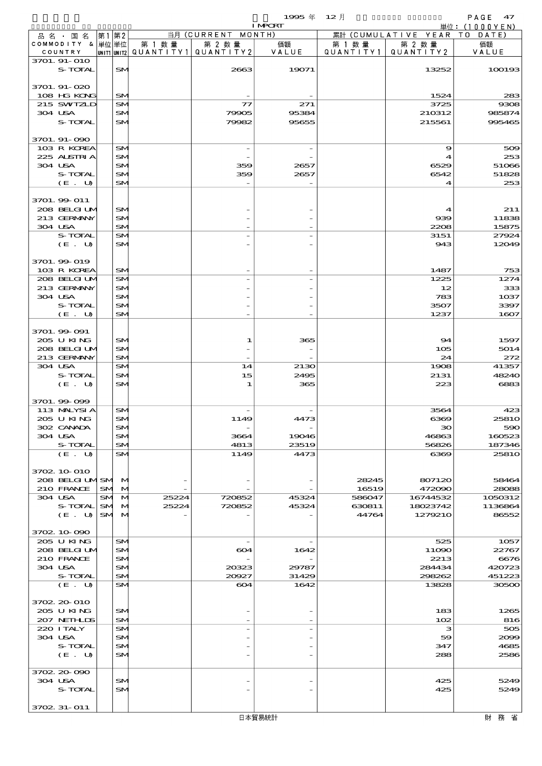| 品名・国名 COMMODITY & COUNTRY | 第1単位 UNIT1 | 第2単位 UNIT2 | 当月 (CURRENT MONTH) 第1数量 QUANTITY1 | 第2数量 QUANTITY2 | 価額 VALUE | 累計 (CUMULATIVE YEAR TO DATE) 第1数量 QUANTITY1 | 第2数量 QUANTITY2 | 価額 VALUE |
|---|---|---|---|---|---|---|---|---|
| 3701.91-010 | | | | | | | | |
| S-TOTAL | | SM | | 2663 | 19071 | | 13252 | 100193 |
| 3701.91-020 | | | | | | | | |
| 108 HG KONG | | SM | | - | - | | 1524 | 283 |
| 215 SWTZLD | | SM | | 77 | 271 | | 3725 | 9308 |
| 304 USA | | SM | | 79905 | 95384 | | 210312 | 985874 |
| S-TOTAL | | SM | | 79982 | 95655 | | 215561 | 995465 |
| 3701.91-090 | | | | | | | | |
| 103 R KOREA | | SM | | - | - | | 9 | 509 |
| 225 AUSTRIA | | SM | | - | - | | 4 | 253 |
| 304 USA | | SM | | 359 | 2657 | | 6529 | 51066 |
| S-TOTAL | | SM | | 359 | 2657 | | 6542 | 51828 |
| (E. U) | | SM | | - | - | | 4 | 253 |
| 3701.99-011 | | | | | | | | |
| 208 BELGIUM | | SM | | - | - | | 4 | 211 |
| 213 GERMANY | | SM | | - | - | | 939 | 11838 |
| 304 USA | | SM | | - | - | | 2208 | 15875 |
| S-TOTAL | | SM | | - | - | | 3151 | 27924 |
| (E. U) | | SM | | - | - | | 943 | 12049 |
| 3701.99-019 | | | | | | | | |
| 103 R KOREA | | SM | | - | - | | 1487 | 753 |
| 208 BELGIUM | | SM | | - | - | | 1225 | 1274 |
| 213 GERMANY | | SM | | - | - | | 12 | 333 |
| 304 USA | | SM | | - | - | | 783 | 1037 |
| S-TOTAL | | SM | | - | - | | 3507 | 3397 |
| (E. U) | | SM | | - | - | | 1237 | 1607 |
| 3701.99-091 | | | | | | | | |
| 205 U KING | | SM | | 1 | 365 | | 94 | 1597 |
| 208 BELGIUM | | SM | | - | - | | 105 | 5014 |
| 213 GERMANY | | SM | | - | - | | 24 | 272 |
| 304 USA | | SM | | 14 | 2130 | | 1908 | 41357 |
| S-TOTAL | | SM | | 15 | 2495 | | 2131 | 48240 |
| (E. U) | | SM | | 1 | 365 | | 223 | 6883 |
| 3701.99-099 | | | | | | | | |
| 113 MALYSIA | | SM | | - | - | | 3564 | 423 |
| 205 U KING | | SM | | 1149 | 4473 | | 6369 | 25810 |
| 302 CANADA | | SM | | - | - | | 30 | 590 |
| 304 USA | | SM | | 3664 | 19046 | | 46863 | 160523 |
| S-TOTAL | | SM | | 4813 | 23519 | | 56826 | 187346 |
| (E. U) | | SM | | 1149 | 4473 | | 6369 | 25810 |
| 3702.10-010 | | | | | | | | |
| 208 BELGIUM | SM | M | - | - | - | 28245 | 807120 | 58464 |
| 210 FRANCE | SM | M | - | - | - | 16519 | 472090 | 28088 |
| 304 USA | SM | M | 25224 | 720852 | 45324 | 586047 | 16744532 | 1050312 |
| S-TOTAL | SM | M | 25224 | 720852 | 45324 | 630811 | 18023742 | 1136864 |
| (E. U) | SM | M | - | - | - | 44764 | 1279210 | 86552 |
| 3702.10-090 | | | | | | | | |
| 205 U KING | | SM | | - | - | | 525 | 1057 |
| 208 BELGIUM | | SM | | 604 | 1642 | | 11090 | 22767 |
| 210 FRANCE | | SM | | - | - | | 2213 | 6676 |
| 304 USA | | SM | | 20323 | 29787 | | 284434 | 420723 |
| S-TOTAL | | SM | | 20927 | 31429 | | 298262 | 451223 |
| (E. U) | | SM | | 604 | 1642 | | 13828 | 30500 |
| 3702.20-010 | | | | | | | | |
| 205 U KING | | SM | | - | - | | 183 | 1265 |
| 207 NETHLDS | | SM | | - | - | | 102 | 816 |
| 220 ITALY | | SM | | - | - | | 3 | 505 |
| 304 USA | | SM | | - | - | | 59 | 2099 |
| S-TOTAL | | SM | | - | - | | 347 | 4685 |
| (E. U) | | SM | | - | - | | 288 | 2586 |
| 3702.20-090 | | | | | | | | |
| 304 USA | | SM | | - | - | | 425 | 5249 |
| S-TOTAL | | SM | | - | - | | 425 | 5249 |
| 3702.31-011 | | | | | | | | |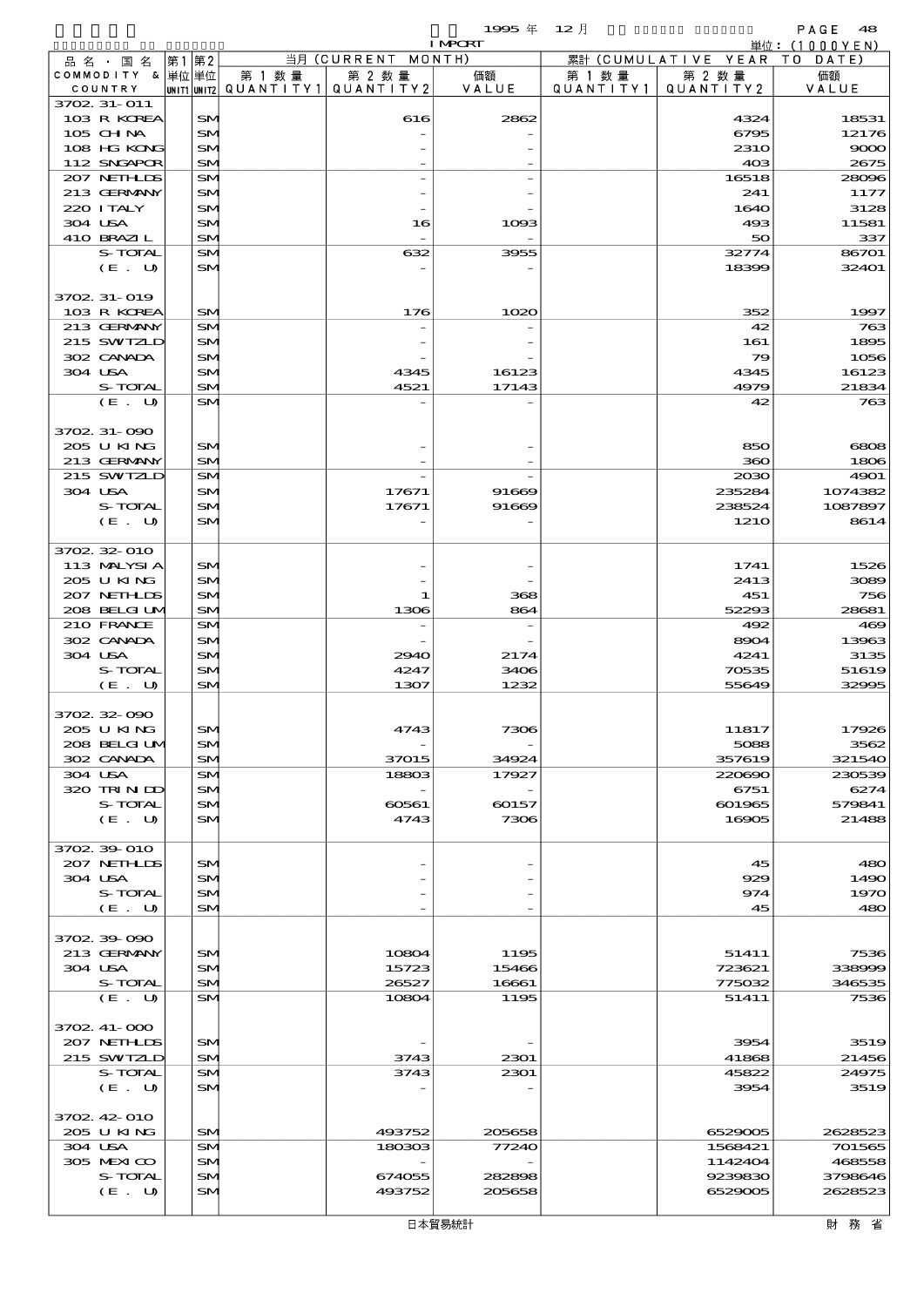1995 年 12 月 IMPORT

単位：(1000YEN)

| 品名・国名 COMMODITY & COUNTRY | 第1 単位 UNIT1 | 第2 単位 UNIT2 | 当月 (CURRENT MONTH) 第1数量 QUANTITY1 | 第2数量 QUANTITY2 | 価額 VALUE | 累計 (CUMULATIVE YEAR TO DATE) 第1数量 QUANTITY1 | 第2数量 QUANTITY2 | 価額 VALUE |
|---|---|---|---|---|---|---|---|---|
| 3702.31-011 | | | | | | | | |
| 103 R KOREA | | SM | | 616 | 2862 | | 4324 | 18531 |
| 105 CHINA | | SM | | - | - | | 6795 | 12176 |
| 108 HG KONG | | SM | | - | - | | 2310 | 9000 |
| 112 SNGAPOR | | SM | | - | - | | 403 | 2675 |
| 207 NETHLDS | | SM | | - | - | | 16518 | 28096 |
| 213 GERMANY | | SM | | - | - | | 241 | 1177 |
| 220 ITALY | | SM | | - | - | | 1640 | 3128 |
| 304 USA | | SM | | 16 | 1093 | | 493 | 11581 |
| 410 BRAZIL | | SM | | - | - | | 50 | 337 |
| S-TOTAL | | SM | | 632 | 3955 | | 32774 | 86701 |
| (E. U) | | SM | | - | - | | 18399 | 32401 |
| 3702.31-019 | | | | | | | | |
| 103 R KOREA | | SM | | 176 | 1020 | | 352 | 1997 |
| 213 GERMANY | | SM | | - | - | | 42 | 763 |
| 215 SWTZLD | | SM | | - | - | | 161 | 1895 |
| 302 CANADA | | SM | | - | - | | 79 | 1056 |
| 304 USA | | SM | | 4345 | 16123 | | 4345 | 16123 |
| S-TOTAL | | SM | | 4521 | 17143 | | 4979 | 21834 |
| (E. U) | | SM | | - | - | | 42 | 763 |
| 3702.31-090 | | | | | | | | |
| 205 U KING | | SM | | - | - | | 850 | 6808 |
| 213 GERMANY | | SM | | - | - | | 360 | 1806 |
| 215 SWTZLD | | SM | | - | - | | 2030 | 4901 |
| 304 USA | | SM | | 17671 | 91669 | | 235284 | 1074382 |
| S-TOTAL | | SM | | 17671 | 91669 | | 238524 | 1087897 |
| (E. U) | | SM | | - | - | | 1210 | 8614 |
| 3702.32-010 | | | | | | | | |
| 113 MALYSIA | | SM | | - | - | | 1741 | 1526 |
| 205 U KING | | SM | | - | - | | 2413 | 3089 |
| 207 NETHLDS | | SM | | 1 | 368 | | 451 | 756 |
| 208 BELGIUM | | SM | | 1306 | 864 | | 52293 | 28681 |
| 210 FRANCE | | SM | | - | - | | 492 | 469 |
| 302 CANADA | | SM | | - | - | | 8904 | 13963 |
| 304 USA | | SM | | 2940 | 2174 | | 4241 | 3135 |
| S-TOTAL | | SM | | 4247 | 3406 | | 70535 | 51619 |
| (E. U) | | SM | | 1307 | 1232 | | 55649 | 32995 |
| 3702.32-090 | | | | | | | | |
| 205 U KING | | SM | | 4743 | 7306 | | 11817 | 17926 |
| 208 BELGIUM | | SM | | - | - | | 5088 | 3562 |
| 302 CANADA | | SM | | 37015 | 34924 | | 357619 | 321540 |
| 304 USA | | SM | | 18803 | 17927 | | 220690 | 230539 |
| 320 TRINDD | | SM | | - | - | | 6751 | 6274 |
| S-TOTAL | | SM | | 60561 | 60157 | | 601965 | 579841 |
| (E. U) | | SM | | 4743 | 7306 | | 16905 | 21488 |
| 3702.39-010 | | | | | | | | |
| 207 NETHLDS | | SM | | - | - | | 45 | 480 |
| 304 USA | | SM | | - | - | | 929 | 1490 |
| S-TOTAL | | SM | | - | - | | 974 | 1970 |
| (E. U) | | SM | | - | - | | 45 | 480 |
| 3702.39-090 | | | | | | | | |
| 213 GERMANY | | SM | | 10804 | 1195 | | 51411 | 7536 |
| 304 USA | | SM | | 15723 | 15466 | | 723621 | 338999 |
| S-TOTAL | | SM | | 26527 | 16661 | | 775032 | 346535 |
| (E. U) | | SM | | 10804 | 1195 | | 51411 | 7536 |
| 3702.41-000 | | | | | | | | |
| 207 NETHLDS | | SM | | - | - | | 3954 | 3519 |
| 215 SWTZLD | | SM | | 3743 | 2301 | | 41868 | 21456 |
| S-TOTAL | | SM | | 3743 | 2301 | | 45822 | 24975 |
| (E. U) | | SM | | - | - | | 3954 | 3519 |
| 3702.42-010 | | | | | | | | |
| 205 U KING | | SM | | 493752 | 205658 | | 6529005 | 2628523 |
| 304 USA | | SM | | 180303 | 77240 | | 1568421 | 701565 |
| 305 MEXICO | | SM | | - | - | | 1142404 | 468558 |
| S-TOTAL | | SM | | 674055 | 282898 | | 9239830 | 3798646 |
| (E. U) | | SM | | 493752 | 205658 | | 6529005 | 2628523 |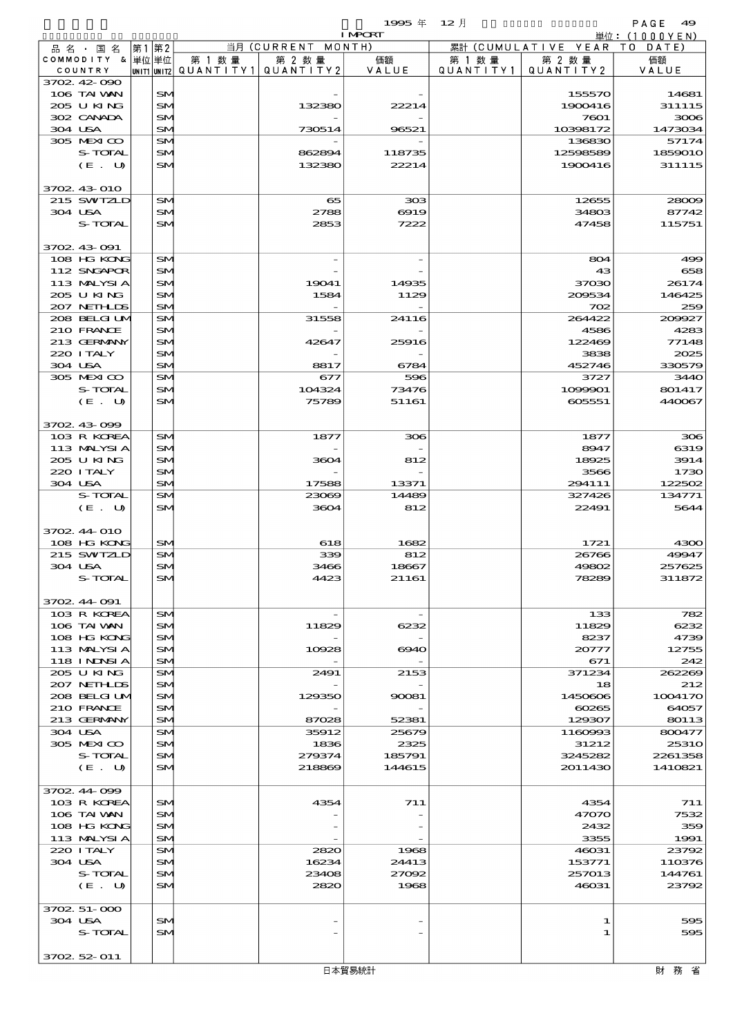1995 年 12 月

IMPORT

単位：(1000YEN)

| 品名・国名 COMMODITY & COUNTRY | 第1 単位 UNIT1 | 第2 単位 UNIT2 | 当月 (CURRENT MONTH) 第1数量 QUANTITY1 | 第2数量 QUANTITY2 | 価額 VALUE | 累計 (CUMULATIVE YEAR TO DATE) 第1数量 QUANTITY1 | 第2数量 QUANTITY2 | 価額 VALUE |
|---|---|---|---|---|---|---|---|---|
| 3702.42-090 | | | | | | | | |
| 106 TAIWAN | | SM | | - | - | | 155570 | 14681 |
| 205 U KING | | SM | | 132380 | 22214 | | 1900416 | 311115 |
| 302 CANADA | | SM | | - | - | | 7601 | 3006 |
| 304 USA | | SM | | 730514 | 96521 | | 10398172 | 1473034 |
| 305 MEXICO | | SM | | - | - | | 136830 | 57174 |
| S-TOTAL | | SM | | 862894 | 118735 | | 12598589 | 1859010 |
| (E. U) | | SM | | 132380 | 22214 | | 1900416 | 311115 |
| 3702.43-010 | | | | | | | | |
| 215 SWTZLD | | SM | | 65 | 303 | | 12655 | 28009 |
| 304 USA | | SM | | 2788 | 6919 | | 34803 | 87742 |
| S-TOTAL | | SM | | 2853 | 7222 | | 47458 | 115751 |
| 3702.43-091 | | | | | | | | |
| 108 HG KONG | | SM | | - | - | | 804 | 499 |
| 112 SNGAPOR | | SM | | - | - | | 43 | 658 |
| 113 MALYSIA | | SM | | 19041 | 14935 | | 37030 | 26174 |
| 205 U KING | | SM | | 1584 | 1129 | | 209534 | 146425 |
| 207 NETHLDS | | SM | | - | - | | 702 | 259 |
| 208 BELGIUM | | SM | | 31558 | 24116 | | 264422 | 209927 |
| 210 FRANCE | | SM | | - | - | | 4586 | 4283 |
| 213 GERMANY | | SM | | 42647 | 25916 | | 122469 | 77148 |
| 220 ITALY | | SM | | - | - | | 3838 | 2025 |
| 304 USA | | SM | | 8817 | 6784 | | 452746 | 330579 |
| 305 MEXICO | | SM | | 677 | 596 | | 3727 | 3440 |
| S-TOTAL | | SM | | 104324 | 73476 | | 1099901 | 801417 |
| (E. U) | | SM | | 75789 | 51161 | | 605551 | 440067 |
| 3702.43-099 | | | | | | | | |
| 103 R KOREA | | SM | | 1877 | 306 | | 1877 | 306 |
| 113 MALYSIA | | SM | | - | - | | 8947 | 6319 |
| 205 U KING | | SM | | 3604 | 812 | | 18925 | 3914 |
| 220 ITALY | | SM | | - | - | | 3566 | 1730 |
| 304 USA | | SM | | 17588 | 13371 | | 294111 | 122502 |
| S-TOTAL | | SM | | 23069 | 14489 | | 327426 | 134771 |
| (E. U) | | SM | | 3604 | 812 | | 22491 | 5644 |
| 3702.44-010 | | | | | | | | |
| 108 HG KONG | | SM | | 618 | 1682 | | 1721 | 4300 |
| 215 SWTZLD | | SM | | 339 | 812 | | 26766 | 49947 |
| 304 USA | | SM | | 3466 | 18667 | | 49802 | 257625 |
| S-TOTAL | | SM | | 4423 | 21161 | | 78289 | 311872 |
| 3702.44-091 | | | | | | | | |
| 103 R KOREA | | SM | | - | - | | 133 | 782 |
| 106 TAIWAN | | SM | | 11829 | 6232 | | 11829 | 6232 |
| 108 HG KONG | | SM | | - | - | | 8237 | 4739 |
| 113 MALYSIA | | SM | | 10928 | 6940 | | 20777 | 12755 |
| 118 INDNSIA | | SM | | - | - | | 671 | 242 |
| 205 U KING | | SM | | 2491 | 2153 | | 371234 | 262269 |
| 207 NETHLDS | | SM | | - | - | | 18 | 212 |
| 208 BELGIUM | | SM | | 129350 | 90081 | | 1450606 | 1004170 |
| 210 FRANCE | | SM | | - | - | | 60265 | 64057 |
| 213 GERMANY | | SM | | 87028 | 52381 | | 129307 | 80113 |
| 304 USA | | SM | | 35912 | 25679 | | 1160993 | 800477 |
| 305 MEXICO | | SM | | 1836 | 2325 | | 31212 | 25310 |
| S-TOTAL | | SM | | 279374 | 185791 | | 3245282 | 2261358 |
| (E. U) | | SM | | 218869 | 144615 | | 2011430 | 1410821 |
| 3702.44-099 | | | | | | | | |
| 103 R KOREA | | SM | | 4354 | 711 | | 4354 | 711 |
| 106 TAIWAN | | SM | | - | - | | 47070 | 7532 |
| 108 HG KONG | | SM | | - | - | | 2432 | 359 |
| 113 MALYSIA | | SM | | - | - | | 3355 | 1991 |
| 220 ITALY | | SM | | 2820 | 1968 | | 46031 | 23792 |
| 304 USA | | SM | | 16234 | 24413 | | 153771 | 110376 |
| S-TOTAL | | SM | | 23408 | 27092 | | 257013 | 144761 |
| (E. U) | | SM | | 2820 | 1968 | | 46031 | 23792 |
| 3702.51-000 | | | | | | | | |
| 304 USA | | SM | | - | - | | 1 | 595 |
| S-TOTAL | | SM | | - | - | | 1 | 595 |
| 3702.52-011 | | | | | | | | |

日本貿易統計

財務省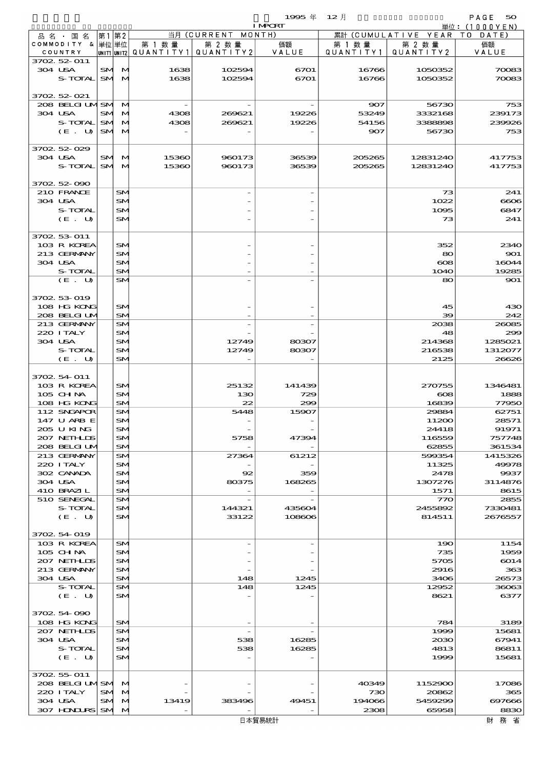1995 年 12 月 IMPORT

単位：(1000YEN)

| 品名・国名 COMMODITY & COUNTRY | 第1 単位 UNIT1 | 第2 単位 UNIT2 | 当月 (CURRENT MONTH) 第1数量 QUANTITY1 | 第2数量 QUANTITY2 | 価額 VALUE | 累計 (CUMULATIVE YEAR TO DATE) 第1数量 QUANTITY1 | 第2数量 QUANTITY2 | 価額 VALUE |
|---|---|---|---|---|---|---|---|---|
| 3702.52-011 | | | | | | | | |
| 304 USA | SM | M | 1638 | 102594 | 6701 | 16766 | 1050352 | 70083 |
| S-TOTAL | SM | M | 1638 | 102594 | 6701 | 16766 | 1050352 | 70083 |
| 3702.52-021 | | | | | | | | |
| 208 BELGIUM | SM | M | - | - | - | 907 | 56730 | 753 |
| 304 USA | SM | M | 4308 | 269621 | 19226 | 53249 | 3332168 | 239173 |
| S-TOTAL | SM | M | 4308 | 269621 | 19226 | 54156 | 3388898 | 239926 |
| (E. U) | SM | M | - | - | - | 907 | 56730 | 753 |
| 3702.52-029 | | | | | | | | |
| 304 USA | SM | M | 15360 | 960173 | 36539 | 205265 | 12831240 | 417753 |
| S-TOTAL | SM | M | 15360 | 960173 | 36539 | 205265 | 12831240 | 417753 |
| 3702.52-090 | | | | | | | | |
| 210 FRANCE | | SM | | - | - | | 73 | 241 |
| 304 USA | | SM | | - | - | | 1022 | 6606 |
| S-TOTAL | | SM | | - | - | | 1095 | 6847 |
| (E. U) | | SM | | - | - | | 73 | 241 |
| 3702.53-011 | | | | | | | | |
| 103 R KOREA | | SM | | - | - | | 352 | 2340 |
| 213 GERMANY | | SM | | - | - | | 80 | 901 |
| 304 USA | | SM | | - | - | | 608 | 16044 |
| S-TOTAL | | SM | | - | - | | 1040 | 19285 |
| (E. U) | | SM | | - | - | | 80 | 901 |
| 3702.53-019 | | | | | | | | |
| 108 HG KONG | | SM | | - | - | | 45 | 430 |
| 208 BELGIUM | | SM | | - | - | | 39 | 242 |
| 213 GERMANY | | SM | | - | - | | 2038 | 26085 |
| 220 ITALY | | SM | | - | - | | 48 | 299 |
| 304 USA | | SM | | 12749 | 80307 | | 214368 | 1285021 |
| S-TOTAL | | SM | | 12749 | 80307 | | 216538 | 1312077 |
| (E. U) | | SM | | - | - | | 2125 | 26626 |
| 3702.54-011 | | | | | | | | |
| 103 R KOREA | | SM | | 25132 | 141439 | | 270755 | 1346481 |
| 105 CHINA | | SM | | 130 | 729 | | 608 | 1888 |
| 108 HG KONG | | SM | | 22 | 299 | | 16839 | 77950 |
| 112 SNGAPOR | | SM | | 5448 | 15907 | | 29884 | 62751 |
| 147 U ARB E | | SM | | - | - | | 11200 | 28571 |
| 205 U KING | | SM | | - | - | | 24418 | 91971 |
| 207 NETHLDS | | SM | | 5758 | 47394 | | 116559 | 757748 |
| 208 BELGIUM | | SM | | - | - | | 62855 | 361534 |
| 213 GERMANY | | SM | | 27364 | 61212 | | 599354 | 1415326 |
| 220 ITALY | | SM | | - | - | | 11325 | 49978 |
| 302 CANADA | | SM | | 92 | 359 | | 2478 | 9937 |
| 304 USA | | SM | | 80375 | 168265 | | 1307276 | 3114876 |
| 410 BRAZIL | | SM | | - | - | | 1571 | 8615 |
| 510 SENEGAL | | SM | | - | - | | 770 | 2855 |
| S-TOTAL | | SM | | 144321 | 435604 | | 2455892 | 7330481 |
| (E. U) | | SM | | 33122 | 108606 | | 814511 | 2676557 |
| 3702.54-019 | | | | | | | | |
| 103 R KOREA | | SM | | - | - | | 190 | 1154 |
| 105 CHINA | | SM | | - | - | | 735 | 1959 |
| 207 NETHLDS | | SM | | - | - | | 5705 | 6014 |
| 213 GERMANY | | SM | | - | - | | 2916 | 363 |
| 304 USA | | SM | | 148 | 1245 | | 3406 | 26573 |
| S-TOTAL | | SM | | 148 | 1245 | | 12952 | 36063 |
| (E. U) | | SM | | - | - | | 8621 | 6377 |
| 3702.54-090 | | | | | | | | |
| 108 HG KONG | | SM | | - | - | | 784 | 3189 |
| 207 NETHLDS | | SM | | - | - | | 1999 | 15681 |
| 304 USA | | SM | | 538 | 16285 | | 2030 | 67941 |
| S-TOTAL | | SM | | 538 | 16285 | | 4813 | 86811 |
| (E. U) | | SM | | - | - | | 1999 | 15681 |
| 3702.55-011 | | | | | | | | |
| 208 BELGIUM | SM | M | - | - | - | 40349 | 1152900 | 17086 |
| 220 ITALY | SM | M | - | - | - | 730 | 20862 | 365 |
| 304 USA | SM | M | 13419 | 383496 | 49451 | 194066 | 5459299 | 697666 |
| 307 HONDURS | SM | M | - | - | - | 2308 | 65958 | 8830 |

日本貿易統計　　財務省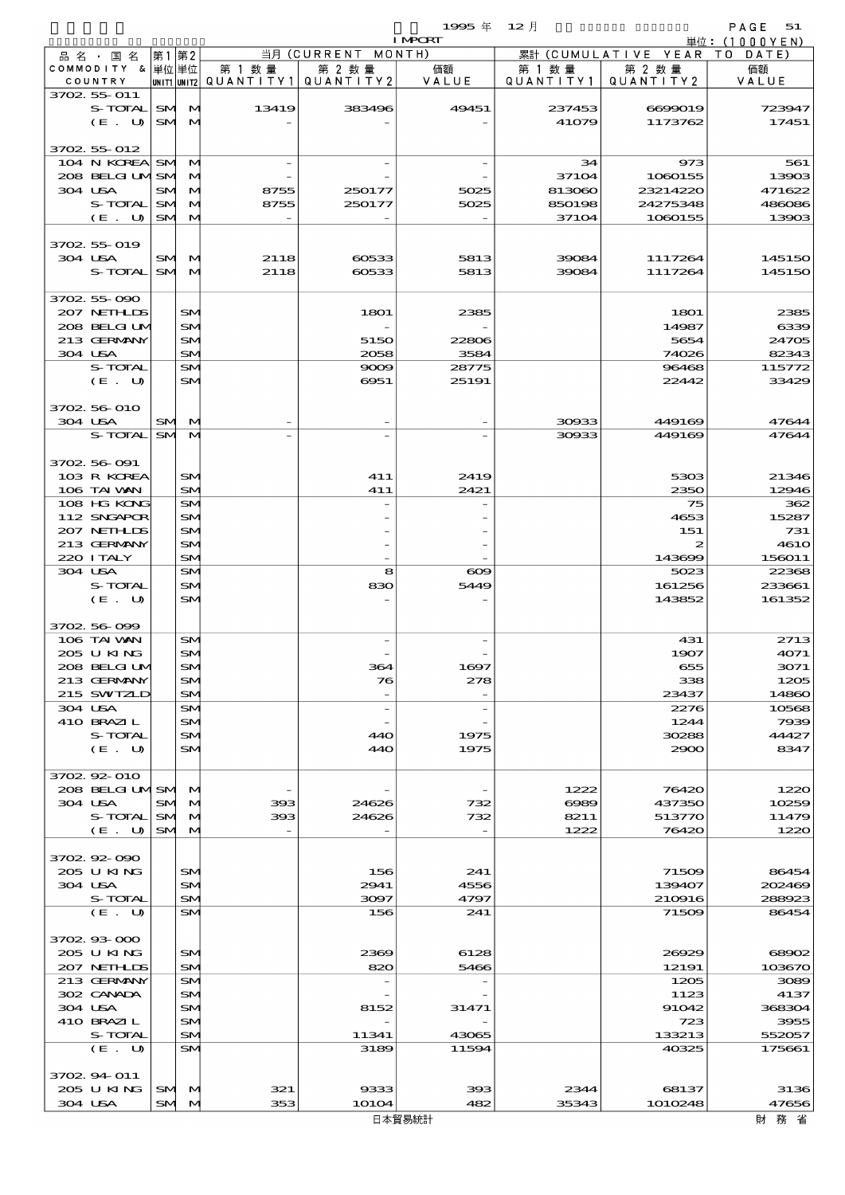1995 年 12 月 IMPORT

単位：(1000YEN)

| 品名・国名 COMMODITY & COUNTRY | 第1 単位 UNIT1 | 第2 単位 UNIT2 | 当月 (CURRENT MONTH) 第1数量 QUANTITY1 | 第2数量 QUANTITY2 | 価額 VALUE | 累計 (CUMULATIVE YEAR TO DATE) 第1数量 QUANTITY1 | 第2数量 QUANTITY2 | 価額 VALUE |
|---|---|---|---|---|---|---|---|---|
| 3702.55-011 | | | | | | | | |
| S-TOTAL | SM | M | 13419 | 383496 | 49451 | 237453 | 6699019 | 723947 |
| (E. U) | SM | M | - | - | - | 41079 | 1173762 | 17451 |
| 3702.55-012 | | | | | | | | |
| 104 N KOREA | SM | M | - | - | - | 34 | 973 | 561 |
| 208 BELGIUM | SM | M | - | - | - | 37104 | 1060155 | 13903 |
| 304 USA | SM | M | 8755 | 250177 | 5025 | 813060 | 23214220 | 471622 |
| S-TOTAL | SM | M | 8755 | 250177 | 5025 | 850198 | 24275348 | 486086 |
| (E. U) | SM | M | - | - | - | 37104 | 1060155 | 13903 |
| 3702.55-019 | | | | | | | | |
| 304 USA | SM | M | 2118 | 60533 | 5813 | 39084 | 1117264 | 145150 |
| S-TOTAL | SM | M | 2118 | 60533 | 5813 | 39084 | 1117264 | 145150 |
| 3702.55-090 | | | | | | | | |
| 207 NETHLDS | | SM | | 1801 | 2385 | | 1801 | 2385 |
| 208 BELGIUM | | SM | | - | - | | 14987 | 6339 |
| 213 GERMANY | | SM | | 5150 | 22806 | | 5654 | 24705 |
| 304 USA | | SM | | 2058 | 3584 | | 74026 | 82343 |
| S-TOTAL | | SM | | 9009 | 28775 | | 96468 | 115772 |
| (E. U) | | SM | | 6951 | 25191 | | 22442 | 33429 |
| 3702.56-010 | | | | | | | | |
| 304 USA | SM | M | - | - | - | 30933 | 449169 | 47644 |
| S-TOTAL | SM | M | - | - | - | 30933 | 449169 | 47644 |
| 3702.56-091 | | | | | | | | |
| 103 R KOREA | | SM | | 411 | 2419 | | 5303 | 21346 |
| 106 TAIWAN | | SM | | 411 | 2421 | | 2350 | 12946 |
| 108 HG KONG | | SM | | - | - | | 75 | 362 |
| 112 SNGAPOR | | SM | | - | - | | 4653 | 15287 |
| 207 NETHLDS | | SM | | - | - | | 151 | 731 |
| 213 GERMANY | | SM | | - | - | | 2 | 4610 |
| 220 ITALY | | SM | | - | - | | 143699 | 156011 |
| 304 USA | | SM | | 8 | 609 | | 5023 | 22368 |
| S-TOTAL | | SM | | 830 | 5449 | | 161256 | 233661 |
| (E. U) | | SM | | - | - | | 143852 | 161352 |
| 3702.56-099 | | | | | | | | |
| 106 TAIWAN | | SM | | - | - | | 431 | 2713 |
| 205 U KING | | SM | | - | - | | 1907 | 4071 |
| 208 BELGIUM | | SM | | 364 | 1697 | | 655 | 3071 |
| 213 GERMANY | | SM | | 76 | 278 | | 338 | 1205 |
| 215 SWITZLD | | SM | | - | - | | 23437 | 14860 |
| 304 USA | | SM | | - | - | | 2276 | 10568 |
| 410 BRAZIL | | SM | | - | - | | 1244 | 7939 |
| S-TOTAL | | SM | | 440 | 1975 | | 30288 | 44427 |
| (E. U) | | SM | | 440 | 1975 | | 2900 | 8347 |
| 3702.92-010 | | | | | | | | |
| 208 BELGIUM | SM | M | - | - | - | 1222 | 76420 | 1220 |
| 304 USA | SM | M | 393 | 24626 | 732 | 6989 | 437350 | 10259 |
| S-TOTAL | SM | M | 393 | 24626 | 732 | 8211 | 513770 | 11479 |
| (E. U) | SM | M | - | - | - | 1222 | 76420 | 1220 |
| 3702.92-090 | | | | | | | | |
| 205 U KING | | SM | | 156 | 241 | | 71509 | 86454 |
| 304 USA | | SM | | 2941 | 4556 | | 139407 | 202469 |
| S-TOTAL | | SM | | 3097 | 4797 | | 210916 | 288923 |
| (E. U) | | SM | | 156 | 241 | | 71509 | 86454 |
| 3702.93-000 | | | | | | | | |
| 205 U KING | | SM | | 2369 | 6128 | | 26929 | 68902 |
| 207 NETHLDS | | SM | | 820 | 5466 | | 12191 | 103670 |
| 213 GERMANY | | SM | | - | - | | 1205 | 3089 |
| 302 CANADA | | SM | | - | - | | 1123 | 4137 |
| 304 USA | | SM | | 8152 | 31471 | | 91042 | 368304 |
| 410 BRAZIL | | SM | | - | - | | 723 | 3955 |
| S-TOTAL | | SM | | 11341 | 43065 | | 133213 | 552057 |
| (E. U) | | SM | | 3189 | 11594 | | 40325 | 175661 |
| 3702.94-011 | | | | | | | | |
| 205 U KING | SM | M | 321 | 9333 | 393 | 2344 | 68137 | 3136 |
| 304 USA | SM | M | 353 | 10104 | 482 | 35343 | 1010248 | 47656 |

日本貿易統計　財務省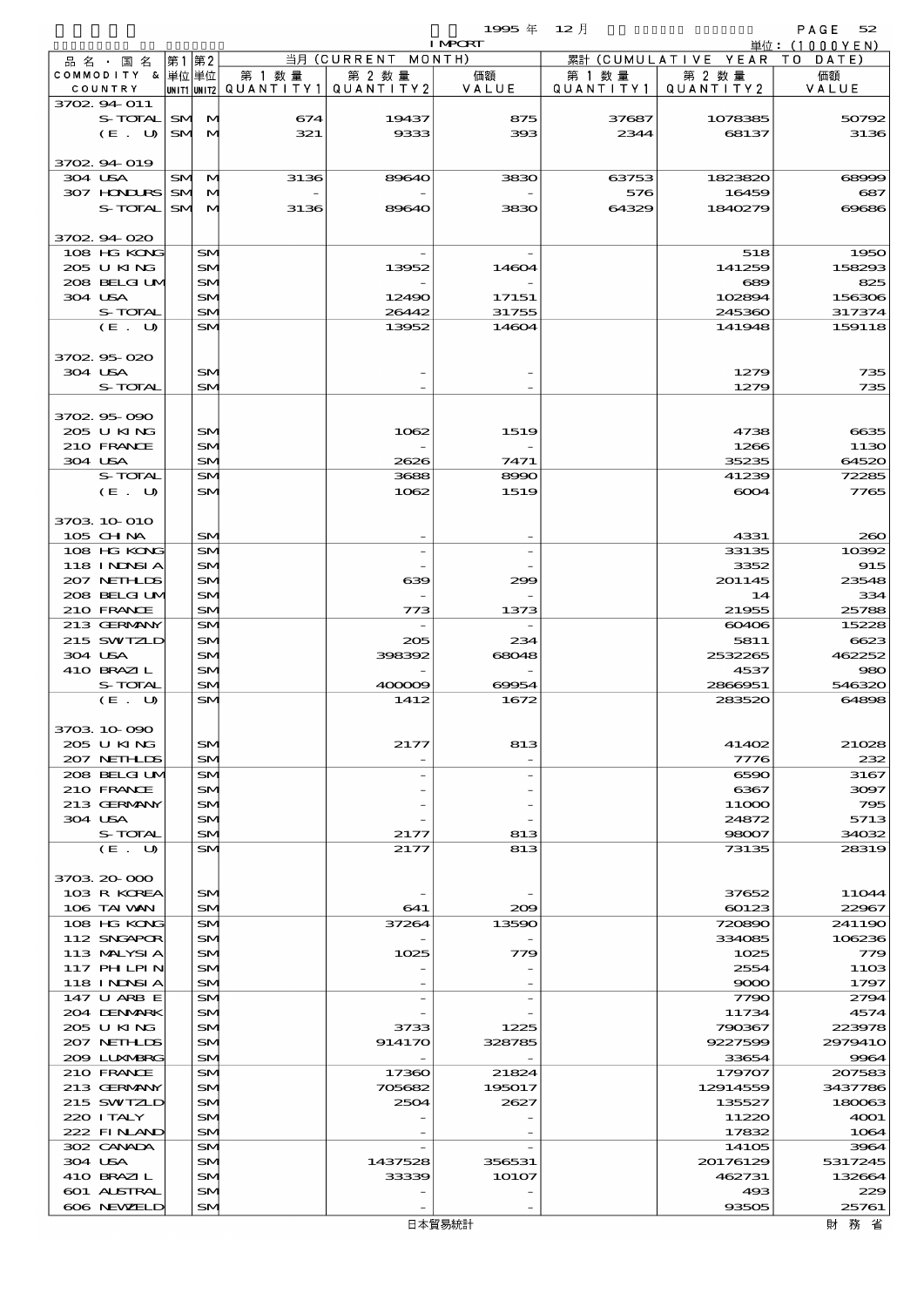| 品名・国名 COMMODITY & COUNTRY | 第1 単位 UNIT1 | 第2 単位 UNIT2 | 当月 (CURRENT MONTH) 第1数量 QUANTITY1 | 第2数量 QUANTITY2 | 価額 VALUE | 累計 (CUMULATIVE YEAR TO DATE) 第1数量 QUANTITY1 | 第2数量 QUANTITY2 | 価額 VALUE |
|---|---|---|---|---|---|---|---|---|
| 3702.94-011 | | | | | | | | |
| S-TOTAL | SM | M | 674 | 19437 | 875 | 37687 | 1078385 | 50792 |
| (E. U) | SM | M | 321 | 9333 | 393 | 2344 | 68137 | 3136 |
| 3702.94-019 | | | | | | | | |
| 304 USA | SM | M | 3136 | 89640 | 3830 | 63753 | 1823820 | 68999 |
| 307 HONDURS | SM | M | - | - | - | 576 | 16459 | 687 |
| S-TOTAL | SM | M | 3136 | 89640 | 3830 | 64329 | 1840279 | 69686 |
| 3702.94-020 | | | | | | | | |
| 108 HG KONG | | SM | | - | - | | 518 | 1950 |
| 205 U KING | | SM | | 13952 | 14604 | | 141259 | 158293 |
| 208 BELGIUM | | SM | | - | - | | 689 | 825 |
| 304 USA | | SM | | 12490 | 17151 | | 102894 | 156306 |
| S-TOTAL | | SM | | 26442 | 31755 | | 245360 | 317374 |
| (E. U) | | SM | | 13952 | 14604 | | 141948 | 159118 |
| 3702.95-020 | | | | | | | | |
| 304 USA | | SM | | - | - | | 1279 | 735 |
| S-TOTAL | | SM | | - | - | | 1279 | 735 |
| 3702.95-090 | | | | | | | | |
| 205 U KING | | SM | | 1062 | 1519 | | 4738 | 6635 |
| 210 FRANCE | | SM | | - | - | | 1266 | 1130 |
| 304 USA | | SM | | 2626 | 7471 | | 35235 | 64520 |
| S-TOTAL | | SM | | 3688 | 8990 | | 41239 | 72285 |
| (E. U) | | SM | | 1062 | 1519 | | 6004 | 7765 |
| 3703.10-010 | | | | | | | | |
| 105 CHINA | | SM | | - | - | | 4331 | 260 |
| 108 HG KONG | | SM | | - | - | | 33135 | 10392 |
| 118 INDNSIA | | SM | | - | - | | 3352 | 915 |
| 207 NETHLDS | | SM | | 639 | 299 | | 201145 | 23548 |
| 208 BELGIUM | | SM | | - | - | | 14 | 334 |
| 210 FRANCE | | SM | | 773 | 1373 | | 21955 | 25788 |
| 213 GERMANY | | SM | | - | - | | 60406 | 15228 |
| 215 SWITZLD | | SM | | 205 | 234 | | 5811 | 6623 |
| 304 USA | | SM | | 398392 | 68048 | | 2532265 | 462252 |
| 410 BRAZIL | | SM | | - | - | | 4537 | 980 |
| S-TOTAL | | SM | | 400009 | 69954 | | 2866951 | 546320 |
| (E. U) | | SM | | 1412 | 1672 | | 283520 | 64898 |
| 3703.10-090 | | | | | | | | |
| 205 U KING | | SM | | 2177 | 813 | | 41402 | 21028 |
| 207 NETHLDS | | SM | | - | - | | 7776 | 232 |
| 208 BELGIUM | | SM | | - | - | | 6590 | 3167 |
| 210 FRANCE | | SM | | - | - | | 6367 | 3097 |
| 213 GERMANY | | SM | | - | - | | 11000 | 795 |
| 304 USA | | SM | | - | - | | 24872 | 5713 |
| S-TOTAL | | SM | | 2177 | 813 | | 98007 | 34032 |
| (E. U) | | SM | | 2177 | 813 | | 73135 | 28319 |
| 3703.20-000 | | | | | | | | |
| 103 R KOREA | | SM | | - | - | | 37652 | 11044 |
| 106 TAIWAN | | SM | | 641 | 209 | | 60123 | 22967 |
| 108 HG KONG | | SM | | 37264 | 13590 | | 720890 | 241190 |
| 112 SNGAPOR | | SM | | - | - | | 334085 | 106236 |
| 113 MALYSIA | | SM | | 1025 | 779 | | 1025 | 779 |
| 117 PHLPIN | | SM | | - | - | | 2554 | 1103 |
| 118 INDNSIA | | SM | | - | - | | 9000 | 1797 |
| 147 U ARB E | | SM | | - | - | | 7790 | 2794 |
| 204 DENMARK | | SM | | - | - | | 11734 | 4574 |
| 205 U KING | | SM | | 3733 | 1225 | | 790367 | 223978 |
| 207 NETHLDS | | SM | | 914170 | 328785 | | 9227599 | 2979410 |
| 209 LUXMBRG | | SM | | - | - | | 33654 | 9964 |
| 210 FRANCE | | SM | | 17360 | 21824 | | 179707 | 207583 |
| 213 GERMANY | | SM | | 705682 | 195017 | | 12914559 | 3437786 |
| 215 SWITZLD | | SM | | 2504 | 2627 | | 135527 | 180063 |
| 220 ITALY | | SM | | - | - | | 11220 | 4001 |
| 222 FINLAND | | SM | | - | - | | 17832 | 1064 |
| 302 CANADA | | SM | | - | - | | 14105 | 3964 |
| 304 USA | | SM | | 1437528 | 356531 | | 20176129 | 5317245 |
| 410 BRAZIL | | SM | | 33339 | 10107 | | 462731 | 132664 |
| 601 AUSTRAL | | SM | | - | - | | 493 | 229 |
| 606 NEWZELD | | SM | | - | - | | 93505 | 25761 |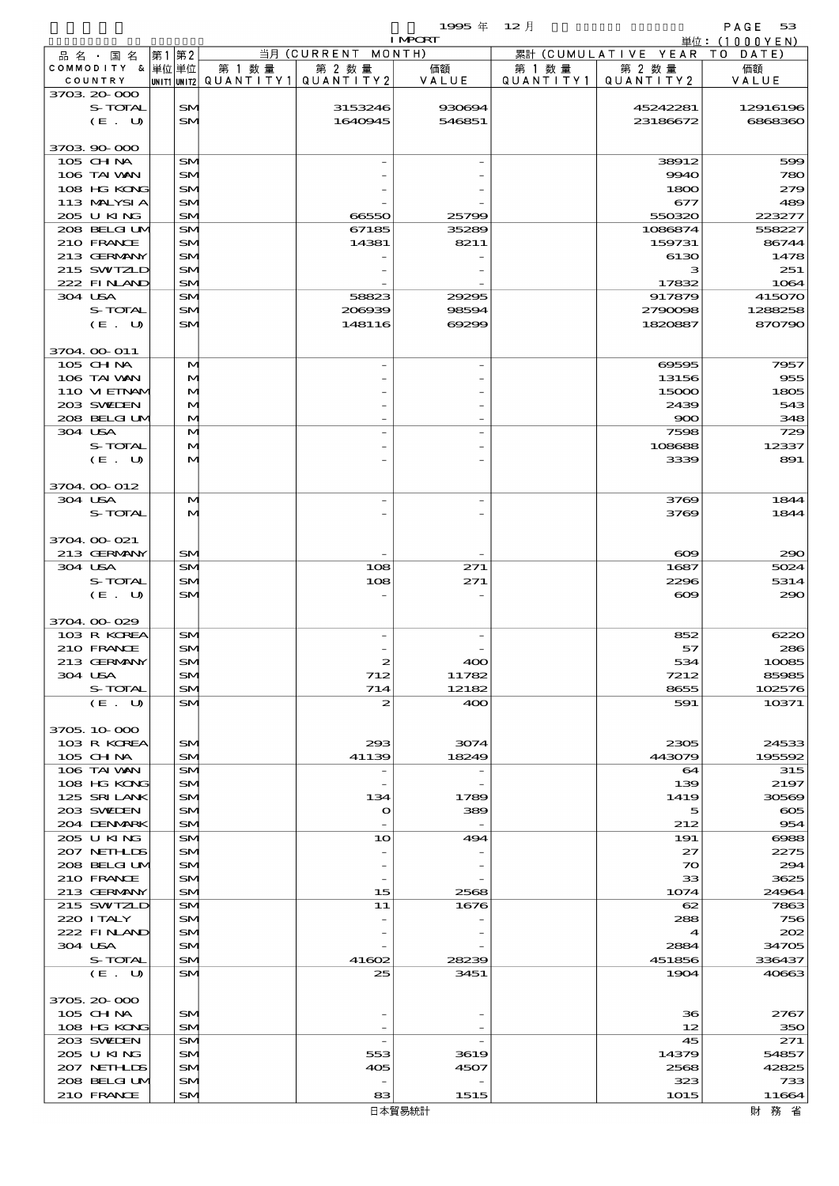1995 年 12 月 IMPORT 単位：(1000YEN)

| 品名・国名 COMMODITY & COUNTRY | 第1 単位 UNIT1 | 第2 単位 UNIT2 | 当月 (CURRENT MONTH) 第1数量 QUANTITY1 | 第2数量 QUANTITY2 | 価額 VALUE | 累計 (CUMULATIVE YEAR TO DATE) 第1数量 QUANTITY1 | 第2数量 QUANTITY2 | 価額 VALUE |
|---|---|---|---|---|---|---|---|---|
| 3703.20-000 | | | | | | | | |
| S-TOTAL | | SM | | 3153246 | 930694 | | 45242281 | 12916196 |
| (E. U) | | SM | | 1640945 | 546851 | | 23186672 | 6868360 |
| 3703.90-000 | | | | | | | | |
| 105 CHINA | | SM | | - | - | | 38912 | 599 |
| 106 TAIWAN | | SM | | - | - | | 9940 | 780 |
| 108 HG KONG | | SM | | - | - | | 1800 | 279 |
| 113 MALYSIA | | SM | | - | - | | 677 | 489 |
| 205 U KING | | SM | | 66550 | 25799 | | 550320 | 223277 |
| 208 BELGIUM | | SM | | 67185 | 35289 | | 1086874 | 558227 |
| 210 FRANCE | | SM | | 14381 | 8211 | | 159731 | 86744 |
| 213 GERMANY | | SM | | - | - | | 6130 | 1478 |
| 215 SWITZLD | | SM | | - | - | | 3 | 251 |
| 222 FINLAND | | SM | | - | - | | 17832 | 1064 |
| 304 USA | | SM | | 58823 | 29295 | | 917879 | 415070 |
| S-TOTAL | | SM | | 206939 | 98594 | | 2790098 | 1288258 |
| (E. U) | | SM | | 148116 | 69299 | | 1820887 | 870790 |
| 3704.00-011 | | | | | | | | |
| 105 CHINA | | M | | - | - | | 69595 | 7957 |
| 106 TAIWAN | | M | | - | - | | 13156 | 955 |
| 110 VIETNAM | | M | | - | - | | 15000 | 1805 |
| 203 SWEDEN | | M | | - | - | | 2439 | 543 |
| 208 BELGIUM | | M | | - | - | | 900 | 348 |
| 304 USA | | M | | - | - | | 7598 | 729 |
| S-TOTAL | | M | | - | - | | 108688 | 12337 |
| (E. U) | | M | | - | - | | 3339 | 891 |
| 3704.00-012 | | | | | | | | |
| 304 USA | | M | | - | - | | 3769 | 1844 |
| S-TOTAL | | M | | - | - | | 3769 | 1844 |
| 3704.00-021 | | | | | | | | |
| 213 GERMANY | | SM | | - | - | | 609 | 290 |
| 304 USA | | SM | | 108 | 271 | | 1687 | 5024 |
| S-TOTAL | | SM | | 108 | 271 | | 2296 | 5314 |
| (E. U) | | SM | | - | - | | 609 | 290 |
| 3704.00-029 | | | | | | | | |
| 103 R KOREA | | SM | | - | - | | 852 | 6220 |
| 210 FRANCE | | SM | | - | - | | 57 | 286 |
| 213 GERMANY | | SM | | 2 | 400 | | 534 | 10085 |
| 304 USA | | SM | | 712 | 11782 | | 7212 | 85985 |
| S-TOTAL | | SM | | 714 | 12182 | | 8655 | 102576 |
| (E. U) | | SM | | 2 | 400 | | 591 | 10371 |
| 3705.10-000 | | | | | | | | |
| 103 R KOREA | | SM | | 293 | 3074 | | 2305 | 24533 |
| 105 CHINA | | SM | | 41139 | 18249 | | 443079 | 195592 |
| 106 TAIWAN | | SM | | - | - | | 64 | 315 |
| 108 HG KONG | | SM | | - | - | | 139 | 2197 |
| 125 SRI LANK | | SM | | 134 | 1789 | | 1419 | 30569 |
| 203 SWEDEN | | SM | | 0 | 389 | | 5 | 605 |
| 204 DENMARK | | SM | | - | - | | 212 | 954 |
| 205 U KING | | SM | | 10 | 494 | | 191 | 6988 |
| 207 NETHLDS | | SM | | - | - | | 27 | 2275 |
| 208 BELGIUM | | SM | | - | - | | 70 | 294 |
| 210 FRANCE | | SM | | - | - | | 33 | 3625 |
| 213 GERMANY | | SM | | 15 | 2568 | | 1074 | 24964 |
| 215 SWITZLD | | SM | | 11 | 1676 | | 62 | 7863 |
| 220 ITALY | | SM | | - | - | | 288 | 756 |
| 222 FINLAND | | SM | | - | - | | 4 | 202 |
| 304 USA | | SM | | - | - | | 2884 | 34705 |
| S-TOTAL | | SM | | 41602 | 28239 | | 451856 | 336437 |
| (E. U) | | SM | | 25 | 3451 | | 1904 | 40663 |
| 3705.20-000 | | | | | | | | |
| 105 CHINA | | SM | | - | - | | 36 | 2767 |
| 108 HG KONG | | SM | | - | - | | 12 | 350 |
| 203 SWEDEN | | SM | | - | - | | 45 | 271 |
| 205 U KING | | SM | | 553 | 3619 | | 14379 | 54857 |
| 207 NETHLDS | | SM | | 405 | 4507 | | 2568 | 42825 |
| 208 BELGIUM | | SM | | - | - | | 323 | 733 |
| 210 FRANCE | | SM | | 83 | 1515 | | 1015 | 11664 |

日本貿易統計　財務省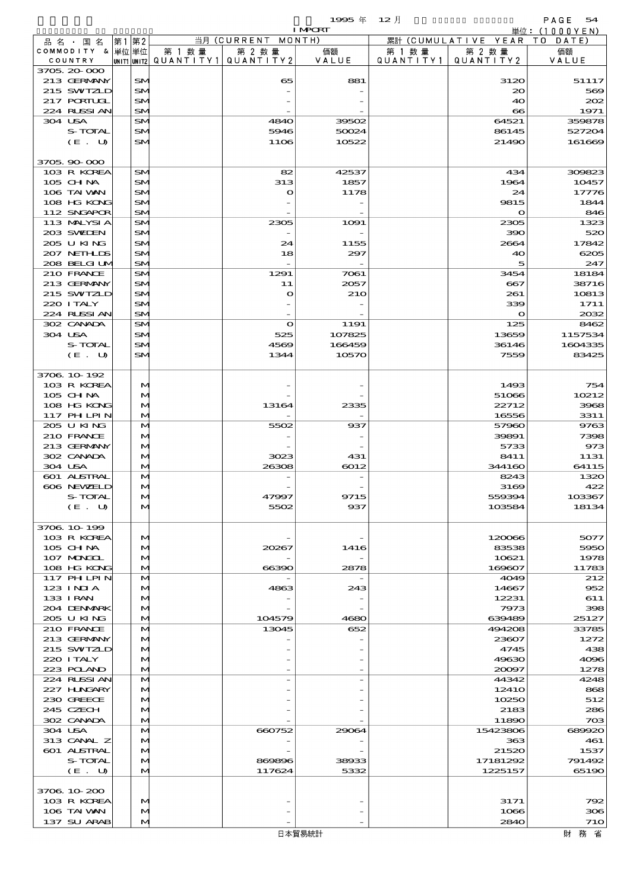1995 年 12 月 IMPORT

単位：(1000YEN)

| 品名・国名 COMMODITY & COUNTRY | 第1 単位 UNIT1 | 第2 単位 UNIT2 | 当月 (CURRENT MONTH) 第1数量 QUANTITY1 | 第2数量 QUANTITY2 | 価額 VALUE | 累計 (CUMULATIVE YEAR TO DATE) 第1数量 QUANTITY1 | 第2数量 QUANTITY2 | 価額 VALUE |
|---|---|---|---|---|---|---|---|---|
| 3705.20-000 | | | | | | | | |
| 213 GERMANY | | SM | | 65 | 881 | | 3120 | 51117 |
| 215 SWTZLD | | SM | | - | - | | 20 | 569 |
| 217 PORTUGL | | SM | | - | - | | 40 | 202 |
| 224 RUSSIAN | | SM | | - | - | | 66 | 1971 |
| 304 USA | | SM | | 4840 | 39502 | | 64521 | 359878 |
| S-TOTAL | | SM | | 5946 | 50024 | | 86145 | 527204 |
| (E. U) | | SM | | 1106 | 10522 | | 21490 | 161669 |
| 3705.90-000 | | | | | | | | |
| 103 R KOREA | | SM | | 82 | 42537 | | 434 | 309823 |
| 105 CHINA | | SM | | 313 | 1857 | | 1964 | 10457 |
| 106 TAIWAN | | SM | | 0 | 1178 | | 24 | 17776 |
| 108 HG KONG | | SM | | - | - | | 9815 | 1844 |
| 112 SNGAPOR | | SM | | - | - | | 0 | 846 |
| 113 MALYSIA | | SM | | 2305 | 1091 | | 2305 | 1323 |
| 203 SWEDEN | | SM | | - | - | | 390 | 520 |
| 205 U KING | | SM | | 24 | 1155 | | 2664 | 17842 |
| 207 NETHLDS | | SM | | 18 | 297 | | 40 | 6205 |
| 208 BELGIUM | | SM | | - | - | | 5 | 247 |
| 210 FRANCE | | SM | | 1291 | 7061 | | 3454 | 18184 |
| 213 GERMANY | | SM | | 11 | 2057 | | 667 | 38716 |
| 215 SWTZLD | | SM | | 0 | 210 | | 261 | 10813 |
| 220 ITALY | | SM | | - | - | | 339 | 1711 |
| 224 RUSSIAN | | SM | | - | - | | 0 | 2032 |
| 302 CANADA | | SM | | 0 | 1191 | | 125 | 8462 |
| 304 USA | | SM | | 525 | 107825 | | 13659 | 1157534 |
| S-TOTAL | | SM | | 4569 | 166459 | | 36146 | 1604335 |
| (E. U) | | SM | | 1344 | 10570 | | 7559 | 83425 |
| 3706.10-192 | | | | | | | | |
| 103 R KOREA | | M | | - | - | | 1493 | 754 |
| 105 CHINA | | M | | - | - | | 51066 | 10212 |
| 108 HG KONG | | M | | 13164 | 2335 | | 22712 | 3968 |
| 117 PHLPIN | | M | | - | - | | 16556 | 3311 |
| 205 U KING | | M | | 5502 | 937 | | 57960 | 9763 |
| 210 FRANCE | | M | | - | - | | 39891 | 7398 |
| 213 GERMANY | | M | | - | - | | 5733 | 973 |
| 302 CANADA | | M | | 3023 | 431 | | 8411 | 1131 |
| 304 USA | | M | | 26308 | 6012 | | 344160 | 64115 |
| 601 AUSTRAL | | M | | - | - | | 8243 | 1320 |
| 606 NEWZELD | | M | | - | - | | 3169 | 422 |
| S-TOTAL | | M | | 47997 | 9715 | | 559394 | 103367 |
| (E. U) | | M | | 5502 | 937 | | 103584 | 18134 |
| 3706.10-199 | | | | | | | | |
| 103 R KOREA | | M | | - | - | | 120066 | 5077 |
| 105 CHINA | | M | | 20267 | 1416 | | 83538 | 5950 |
| 107 MONGOL | | M | | - | - | | 10621 | 1978 |
| 108 HG KONG | | M | | 66390 | 2878 | | 169607 | 11783 |
| 117 PHLPIN | | M | | - | - | | 4049 | 212 |
| 123 INDIA | | M | | 4863 | 243 | | 14667 | 952 |
| 133 IRAN | | M | | - | - | | 12231 | 611 |
| 204 DENMARK | | M | | - | - | | 7973 | 398 |
| 205 U KING | | M | | 104579 | 4680 | | 639489 | 25127 |
| 210 FRANCE | | M | | 13045 | 652 | | 494208 | 33785 |
| 213 GERMANY | | M | | - | - | | 23607 | 1272 |
| 215 SWTZLD | | M | | - | - | | 4745 | 438 |
| 220 ITALY | | M | | - | - | | 49630 | 4096 |
| 223 POLAND | | M | | - | - | | 20097 | 1278 |
| 224 RUSSIAN | | M | | - | - | | 44342 | 4248 |
| 227 HUNGARY | | M | | - | - | | 12410 | 868 |
| 230 GREECE | | M | | - | - | | 10250 | 512 |
| 245 CZECH | | M | | - | - | | 2183 | 286 |
| 302 CANADA | | M | | - | - | | 11890 | 703 |
| 304 USA | | M | | 660752 | 29064 | | 15423806 | 689920 |
| 313 CANAL Z | | M | | - | - | | 363 | 461 |
| 601 AUSTRAL | | M | | - | - | | 21520 | 1537 |
| S-TOTAL | | M | | 869896 | 38933 | | 17181292 | 791492 |
| (E. U) | | M | | 117624 | 5332 | | 1225157 | 65190 |
| 3706.10-200 | | | | | | | | |
| 103 R KOREA | | M | | - | - | | 3171 | 792 |
| 106 TAIWAN | | M | | - | - | | 1066 | 306 |
| 137 SU ARAB | | M | | - | - | | 2840 | 710 |

日本貿易統計　財務省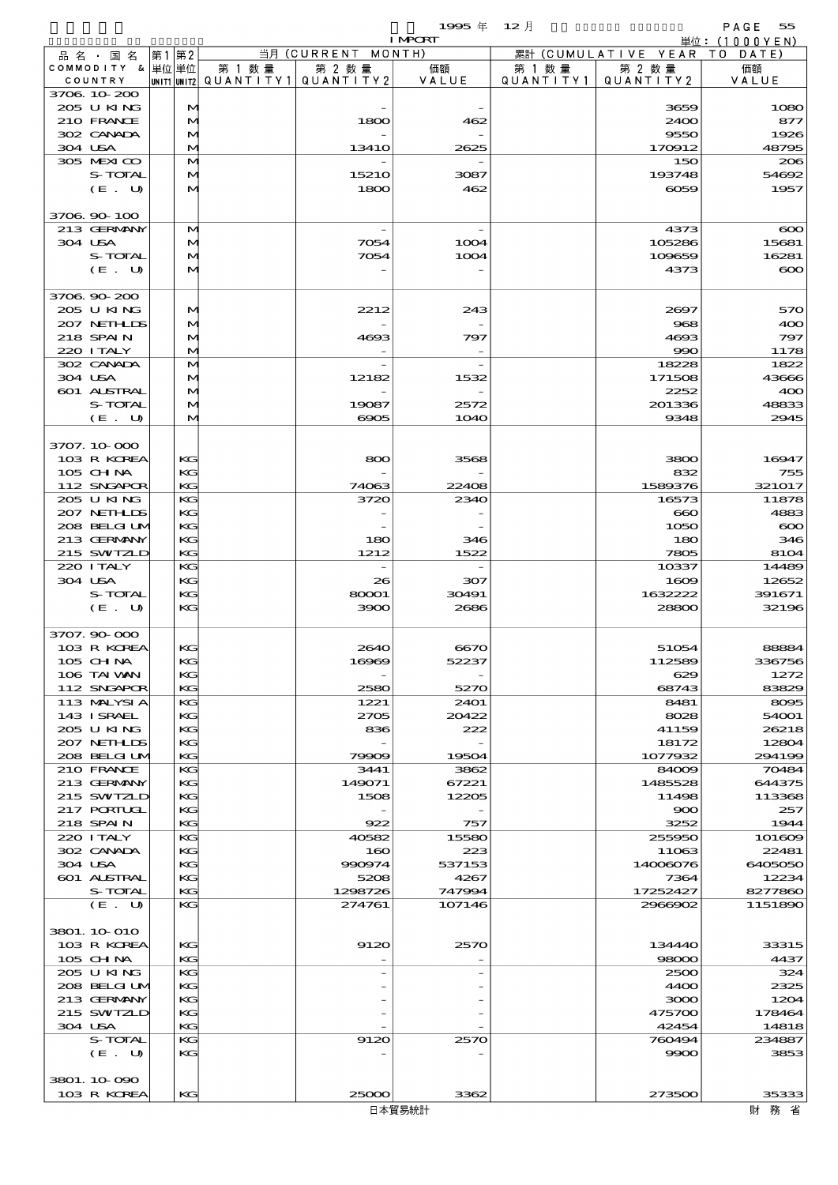1995 年 12 月 IMPORT

単位：(1000YEN)

| 品名・国名 COMMODITY & COUNTRY | 第1 単位 UNIT1 | 第2 単位 UNIT2 | 当月 (CURRENT MONTH) 第1数量 QUANTITY1 | 第2数量 QUANTITY2 | 価額 VALUE | 累計 (CUMULATIVE YEAR TO DATE) 第1数量 QUANTITY1 | 第2数量 QUANTITY2 | 価額 VALUE |
|---|---|---|---|---|---|---|---|---|
| 3706.10-200 | | | | | | | | |
| 205 U KING | | M | | - | - | | 3659 | 1080 |
| 210 FRANCE | | M | | 1800 | 462 | | 2400 | 877 |
| 302 CANADA | | M | | - | - | | 9550 | 1926 |
| 304 USA | | M | | 13410 | 2625 | | 170912 | 48795 |
| 305 MEXICO | | M | | - | - | | 150 | 206 |
| S-TOTAL | | M | | 15210 | 3087 | | 193748 | 54692 |
| (E. U) | | M | | 1800 | 462 | | 6059 | 1957 |
| 3706.90-100 | | | | | | | | |
| 213 GERMANY | | M | | - | - | | 4373 | 600 |
| 304 USA | | M | | 7054 | 1004 | | 105286 | 15681 |
| S-TOTAL | | M | | 7054 | 1004 | | 109659 | 16281 |
| (E. U) | | M | | - | - | | 4373 | 600 |
| 3706.90-200 | | | | | | | | |
| 205 U KING | | M | | 2212 | 243 | | 2697 | 570 |
| 207 NETHLDS | | M | | - | - | | 968 | 400 |
| 218 SPAIN | | M | | 4693 | 797 | | 4693 | 797 |
| 220 ITALY | | M | | - | - | | 990 | 1178 |
| 302 CANADA | | M | | - | - | | 18228 | 1822 |
| 304 USA | | M | | 12182 | 1532 | | 171508 | 43666 |
| 601 AUSTRAL | | M | | - | - | | 2252 | 400 |
| S-TOTAL | | M | | 19087 | 2572 | | 201336 | 48833 |
| (E. U) | | M | | 6905 | 1040 | | 9348 | 2945 |
| 3707.10-000 | | | | | | | | |
| 103 R KOREA | | KG | | 800 | 3568 | | 3800 | 16947 |
| 105 CHINA | | KG | | - | - | | 832 | 755 |
| 112 SNGAPOR | | KG | | 74063 | 22408 | | 1589376 | 321017 |
| 205 U KING | | KG | | 3720 | 2340 | | 16573 | 11878 |
| 207 NETHLDS | | KG | | - | - | | 660 | 4883 |
| 208 BELGIUM | | KG | | - | - | | 1050 | 600 |
| 213 GERMANY | | KG | | 180 | 346 | | 180 | 346 |
| 215 SWTZLD | | KG | | 1212 | 1522 | | 7805 | 8104 |
| 220 ITALY | | KG | | - | - | | 10337 | 14489 |
| 304 USA | | KG | | 26 | 307 | | 1609 | 12652 |
| S-TOTAL | | KG | | 80001 | 30491 | | 1632222 | 391671 |
| (E. U) | | KG | | 3900 | 2686 | | 28800 | 32196 |
| 3707.90-000 | | | | | | | | |
| 103 R KOREA | | KG | | 2640 | 6670 | | 51054 | 88884 |
| 105 CHINA | | KG | | 16969 | 52237 | | 112589 | 336756 |
| 106 TAIWAN | | KG | | - | - | | 629 | 1272 |
| 112 SNGAPOR | | KG | | 2580 | 5270 | | 68743 | 83829 |
| 113 MALYSIA | | KG | | 1221 | 2401 | | 8481 | 8095 |
| 143 ISRAEL | | KG | | 2705 | 20422 | | 8028 | 54001 |
| 205 U KING | | KG | | 836 | 222 | | 41159 | 26218 |
| 207 NETHLDS | | KG | | - | - | | 18172 | 12804 |
| 208 BELGIUM | | KG | | 79909 | 19504 | | 1077932 | 294199 |
| 210 FRANCE | | KG | | 3441 | 3862 | | 84009 | 70484 |
| 213 GERMANY | | KG | | 149071 | 67221 | | 1485528 | 644375 |
| 215 SWTZLD | | KG | | 1508 | 12205 | | 11498 | 113368 |
| 217 PORTUGL | | KG | | - | - | | 900 | 257 |
| 218 SPAIN | | KG | | 922 | 757 | | 3252 | 1944 |
| 220 ITALY | | KG | | 40582 | 15580 | | 255950 | 101609 |
| 302 CANADA | | KG | | 160 | 223 | | 11063 | 22481 |
| 304 USA | | KG | | 990974 | 537153 | | 14006076 | 6405050 |
| 601 AUSTRAL | | KG | | 5208 | 4267 | | 7364 | 12234 |
| S-TOTAL | | KG | | 1298726 | 747994 | | 17252427 | 8277860 |
| (E. U) | | KG | | 274761 | 107146 | | 2966902 | 1151890 |
| 3801.10-010 | | | | | | | | |
| 103 R KOREA | | KG | | 9120 | 2570 | | 134440 | 33315 |
| 105 CHINA | | KG | | - | - | | 98000 | 4437 |
| 205 U KING | | KG | | - | - | | 2500 | 324 |
| 208 BELGIUM | | KG | | - | - | | 4400 | 2325 |
| 213 GERMANY | | KG | | - | - | | 3000 | 1204 |
| 215 SWTZLD | | KG | | - | - | | 475700 | 178464 |
| 304 USA | | KG | | - | - | | 42454 | 14818 |
| S-TOTAL | | KG | | 9120 | 2570 | | 760494 | 234887 |
| (E. U) | | KG | | - | - | | 9900 | 3853 |
| 3801.10-090 | | | | | | | | |
| 103 R KOREA | | KG | | 25000 | 3362 | | 273500 | 35333 |

日本貿易統計　　財務省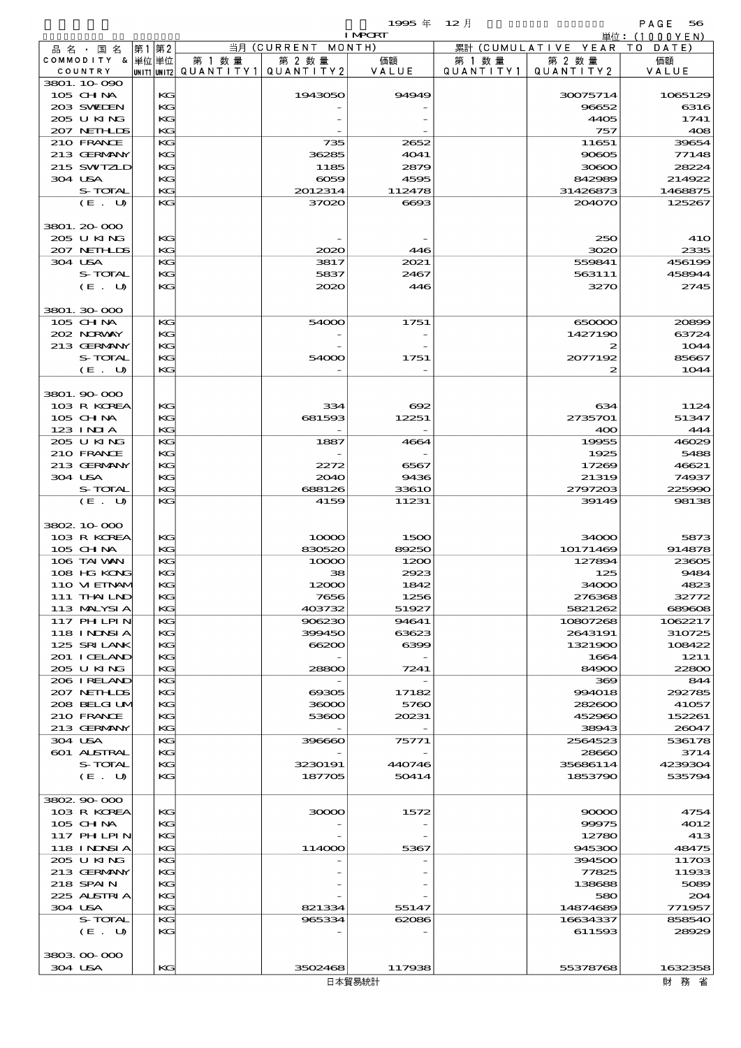1995 年 12 月 IMPORT

単位：(1000YEN)

| 品名・国名 COMMODITY & COUNTRY | 第1単位 UNIT1 | 第2単位 UNIT2 | 当月 (CURRENT MONTH) 第1数量 QUANTITY1 | 第2数量 QUANTITY2 | 価額 VALUE | 累計 (CUMULATIVE YEAR TO DATE) 第1数量 QUANTITY1 | 第2数量 QUANTITY2 | 価額 VALUE |
|---|---|---|---|---|---|---|---|---|
| 3801.10-090 | | | | | | | | |
| 105 CHINA | | KG | | 1943050 | 94949 | | 30075714 | 1065129 |
| 203 SWEDEN | | KG | | - | - | | 96652 | 6316 |
| 205 U KING | | KG | | - | - | | 4405 | 1741 |
| 207 NETHLDS | | KG | | - | - | | 757 | 408 |
| 210 FRANCE | | KG | | 735 | 2652 | | 11651 | 39654 |
| 213 GERMANY | | KG | | 36285 | 4041 | | 90605 | 77148 |
| 215 SWITZLD | | KG | | 1185 | 2879 | | 30600 | 28224 |
| 304 USA | | KG | | 6059 | 4595 | | 842989 | 214922 |
| S-TOTAL | | KG | | 2012314 | 112478 | | 31426873 | 1468875 |
| (E. U) | | KG | | 37020 | 6693 | | 204070 | 125267 |
| 3801.20-000 | | | | | | | | |
| 205 U KING | | KG | | - | - | | 250 | 410 |
| 207 NETHLDS | | KG | | 2020 | 446 | | 3020 | 2335 |
| 304 USA | | KG | | 3817 | 2021 | | 559841 | 456199 |
| S-TOTAL | | KG | | 5837 | 2467 | | 563111 | 458944 |
| (E. U) | | KG | | 2020 | 446 | | 3270 | 2745 |
| 3801.30-000 | | | | | | | | |
| 105 CHINA | | KG | | 54000 | 1751 | | 650000 | 20899 |
| 202 NORWAY | | KG | | - | - | | 1427190 | 63724 |
| 213 GERMANY | | KG | | - | - | | 2 | 1044 |
| S-TOTAL | | KG | | 54000 | 1751 | | 2077192 | 85667 |
| (E. U) | | KG | | - | - | | 2 | 1044 |
| 3801.90-000 | | | | | | | | |
| 103 R KOREA | | KG | | 334 | 692 | | 634 | 1124 |
| 105 CHINA | | KG | | 681593 | 12251 | | 2735701 | 51347 |
| 123 INDIA | | KG | | - | - | | 400 | 444 |
| 205 U KING | | KG | | 1887 | 4664 | | 19955 | 46029 |
| 210 FRANCE | | KG | | - | - | | 1925 | 5488 |
| 213 GERMANY | | KG | | 2272 | 6567 | | 17269 | 46621 |
| 304 USA | | KG | | 2040 | 9436 | | 21319 | 74937 |
| S-TOTAL | | KG | | 688126 | 33610 | | 2797203 | 225990 |
| (E. U) | | KG | | 4159 | 11231 | | 39149 | 98138 |
| 3802.10-000 | | | | | | | | |
| 103 R KOREA | | KG | | 10000 | 1500 | | 34000 | 5873 |
| 105 CHINA | | KG | | 830520 | 89250 | | 10171469 | 914878 |
| 106 TAIWAN | | KG | | 10000 | 1200 | | 127894 | 23605 |
| 108 HG KONG | | KG | | 38 | 2923 | | 125 | 9484 |
| 110 VIETNAM | | KG | | 12000 | 1842 | | 34000 | 4823 |
| 111 THAILND | | KG | | 7656 | 1256 | | 276368 | 32772 |
| 113 MALYSIA | | KG | | 403732 | 51927 | | 5821262 | 689608 |
| 117 PHLPIN | | KG | | 906230 | 94641 | | 10807268 | 1062217 |
| 118 INDNSIA | | KG | | 399450 | 63623 | | 2643191 | 310725 |
| 125 SRI LANK | | KG | | 66200 | 6399 | | 1321900 | 108422 |
| 201 ICELAND | | KG | | - | - | | 1664 | 1211 |
| 205 U KING | | KG | | 28800 | 7241 | | 84900 | 22800 |
| 206 IRELAND | | KG | | - | - | | 369 | 844 |
| 207 NETHLDS | | KG | | 69305 | 17182 | | 994018 | 292785 |
| 208 BELGIUM | | KG | | 36000 | 5760 | | 282600 | 41057 |
| 210 FRANCE | | KG | | 53600 | 20231 | | 452960 | 152261 |
| 213 GERMANY | | KG | | - | - | | 38943 | 26047 |
| 304 USA | | KG | | 396660 | 75771 | | 2564523 | 536178 |
| 601 AUSTRAL | | KG | | - | - | | 28660 | 3714 |
| S-TOTAL | | KG | | 3230191 | 440746 | | 35686114 | 4239304 |
| (E. U) | | KG | | 187705 | 50414 | | 1853790 | 535794 |
| 3802.90-000 | | | | | | | | |
| 103 R KOREA | | KG | | 30000 | 1572 | | 90000 | 4754 |
| 105 CHINA | | KG | | - | - | | 99975 | 4012 |
| 117 PHLPIN | | KG | | - | - | | 12780 | 413 |
| 118 INDNSIA | | KG | | 114000 | 5367 | | 945300 | 48475 |
| 205 U KING | | KG | | - | - | | 394500 | 11703 |
| 213 GERMANY | | KG | | - | - | | 77825 | 11933 |
| 218 SPAIN | | KG | | - | - | | 138688 | 5089 |
| 225 AUSTRIA | | KG | | - | - | | 580 | 204 |
| 304 USA | | KG | | 821334 | 55147 | | 14874689 | 771957 |
| S-TOTAL | | KG | | 965334 | 62086 | | 16634337 | 858540 |
| (E. U) | | KG | | - | - | | 611593 | 28929 |
| 3803.00-000 | | | | | | | | |
| 304 USA | | KG | | 3502468 | 117938 | | 55378768 | 1632358 |

日本貿易統計　　財務省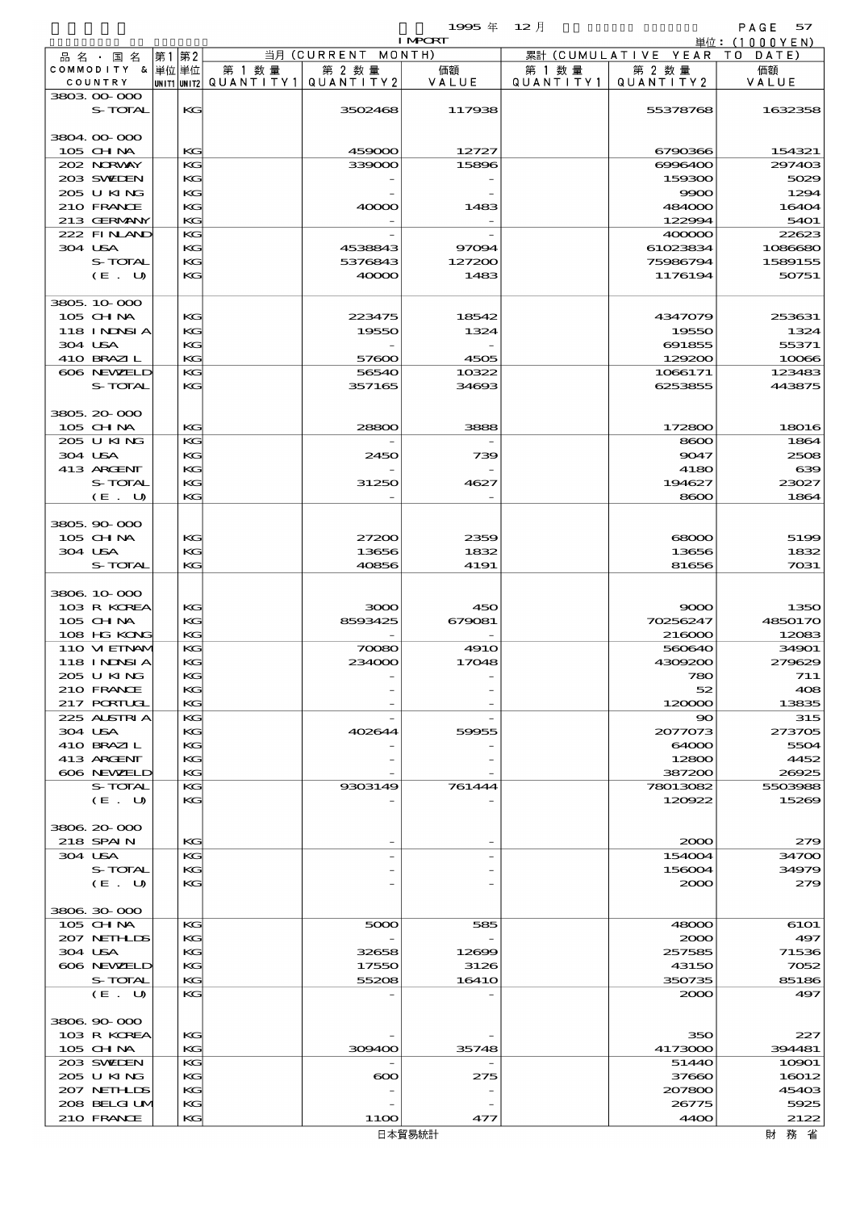1995 年 12 月 IMPORT

単位：(1000YEN)

| 品名・国名 COMMODITY & COUNTRY | 第1 単位 UNIT1 | 第2 単位 UNIT2 | 当月 (CURRENT MONTH) 第1数量 QUANTITY1 | 第2数量 QUANTITY2 | 価額 VALUE | 累計 (CUMULATIVE YEAR TO DATE) 第1数量 QUANTITY1 | 第2数量 QUANTITY2 | 価額 VALUE |
|---|---|---|---|---|---|---|---|---|
| 3803.00-000 | | | | | | | | |
| S-TOTAL | | KG | | 3502468 | 117938 | | 55378768 | 1632358 |
| 3804.00-000 | | | | | | | | |
| 105 CHINA | | KG | | 459000 | 12727 | | 6790366 | 154321 |
| 202 NORWAY | | KG | | 339000 | 15896 | | 6996400 | 297403 |
| 203 SWEDEN | | KG | | - | - | | 159300 | 5029 |
| 205 U KING | | KG | | - | - | | 9900 | 1294 |
| 210 FRANCE | | KG | | 40000 | 1483 | | 484000 | 16404 |
| 213 GERMANY | | KG | | - | - | | 122994 | 5401 |
| 222 FINLAND | | KG | | - | - | | 400000 | 22623 |
| 304 USA | | KG | | 4538843 | 97094 | | 61023834 | 1086680 |
| S-TOTAL | | KG | | 5376843 | 127200 | | 75986794 | 1589155 |
| (E. U) | | KG | | 40000 | 1483 | | 1176194 | 50751 |
| 3805.10-000 | | | | | | | | |
| 105 CHINA | | KG | | 223475 | 18542 | | 4347079 | 253631 |
| 118 INDNSIA | | KG | | 19550 | 1324 | | 19550 | 1324 |
| 304 USA | | KG | | - | - | | 691855 | 55371 |
| 410 BRAZIL | | KG | | 57600 | 4505 | | 129200 | 10066 |
| 606 NEWZELD | | KG | | 56540 | 10322 | | 1066171 | 123483 |
| S-TOTAL | | KG | | 357165 | 34693 | | 6253855 | 443875 |
| 3805.20-000 | | | | | | | | |
| 105 CHINA | | KG | | 28800 | 3888 | | 172800 | 18016 |
| 205 U KING | | KG | | - | - | | 8600 | 1864 |
| 304 USA | | KG | | 2450 | 739 | | 9047 | 2508 |
| 413 ARGENT | | KG | | - | - | | 4180 | 639 |
| S-TOTAL | | KG | | 31250 | 4627 | | 194627 | 23027 |
| (E. U) | | KG | | - | - | | 8600 | 1864 |
| 3805.90-000 | | | | | | | | |
| 105 CHINA | | KG | | 27200 | 2359 | | 68000 | 5199 |
| 304 USA | | KG | | 13656 | 1832 | | 13656 | 1832 |
| S-TOTAL | | KG | | 40856 | 4191 | | 81656 | 7031 |
| 3806.10-000 | | | | | | | | |
| 103 R KOREA | | KG | | 3000 | 450 | | 9000 | 1350 |
| 105 CHINA | | KG | | 8593425 | 679081 | | 70256247 | 4850170 |
| 108 HG KONG | | KG | | - | - | | 216000 | 12083 |
| 110 VIETNAM | | KG | | 70080 | 4910 | | 560640 | 34901 |
| 118 INDNSIA | | KG | | 234000 | 17048 | | 4309200 | 279629 |
| 205 U KING | | KG | | - | - | | 780 | 711 |
| 210 FRANCE | | KG | | - | - | | 52 | 408 |
| 217 PORTUGL | | KG | | - | - | | 120000 | 13835 |
| 225 AUSTRIA | | KG | | - | - | | 90 | 315 |
| 304 USA | | KG | | 402644 | 59955 | | 2077073 | 273705 |
| 410 BRAZIL | | KG | | - | - | | 64000 | 5504 |
| 413 ARGENT | | KG | | - | - | | 12800 | 4452 |
| 606 NEWZELD | | KG | | - | - | | 387200 | 26925 |
| S-TOTAL | | KG | | 9303149 | 761444 | | 78013082 | 5503988 |
| (E. U) | | KG | | - | - | | 120922 | 15269 |
| 3806.20-000 | | | | | | | | |
| 218 SPAIN | | KG | | - | - | | 2000 | 279 |
| 304 USA | | KG | | - | - | | 154004 | 34700 |
| S-TOTAL | | KG | | - | - | | 156004 | 34979 |
| (E. U) | | KG | | - | - | | 2000 | 279 |
| 3806.30-000 | | | | | | | | |
| 105 CHINA | | KG | | 5000 | 585 | | 48000 | 6101 |
| 207 NETHLDS | | KG | | - | - | | 2000 | 497 |
| 304 USA | | KG | | 32658 | 12699 | | 257585 | 71536 |
| 606 NEWZELD | | KG | | 17550 | 3126 | | 43150 | 7052 |
| S-TOTAL | | KG | | 55208 | 16410 | | 350735 | 85186 |
| (E. U) | | KG | | - | - | | 2000 | 497 |
| 3806.90-000 | | | | | | | | |
| 103 R KOREA | | KG | | - | - | | 350 | 227 |
| 105 CHINA | | KG | | 309400 | 35748 | | 4173000 | 394481 |
| 203 SWEDEN | | KG | | - | - | | 51440 | 10901 |
| 205 U KING | | KG | | 600 | 275 | | 37660 | 16012 |
| 207 NETHLDS | | KG | | - | - | | 207800 | 45403 |
| 208 BELGIUM | | KG | | - | - | | 26775 | 5925 |
| 210 FRANCE | | KG | | 1100 | 477 | | 4400 | 2122 |

日本貿易統計　　財務省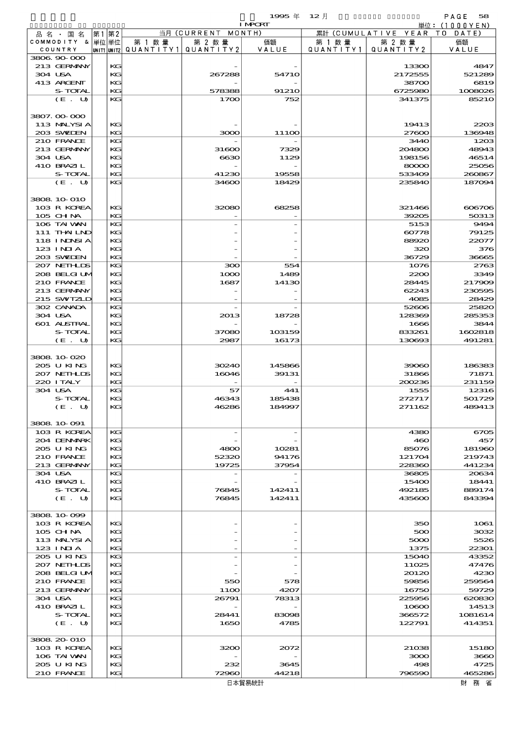1995 年 12 月 IMPORT

単位：(1000YEN)

| 品名・国名 COMMODITY & COUNTRY | 第1 単位 UNIT1 | 第2 単位 UNIT2 | 当月 (CURRENT MONTH) 第1数量 QUANTITY1 | 第2数量 QUANTITY2 | 価額 VALUE | 累計 (CUMULATIVE YEAR TO DATE) 第1数量 QUANTITY1 | 第2数量 QUANTITY2 | 価額 VALUE |
|---|---|---|---|---|---|---|---|---|
| 3806.90-000 | | | | | | | | |
| 213 GERMANY | | KG | | - | - | | 13300 | 4847 |
| 304 USA | | KG | | 267288 | 54710 | | 2172555 | 521289 |
| 413 ARGENT | | KG | | - | - | | 38700 | 6819 |
| S-TOTAL | | KG | | 578388 | 91210 | | 6725980 | 1008026 |
| (E. U) | | KG | | 1700 | 752 | | 341375 | 85210 |
| 3807.00-000 | | | | | | | | |
| 113 MALYSIA | | KG | | - | - | | 19413 | 2203 |
| 203 SWEDEN | | KG | | 3000 | 11100 | | 27600 | 136948 |
| 210 FRANCE | | KG | | - | - | | 3440 | 1203 |
| 213 GERMANY | | KG | | 31600 | 7329 | | 204800 | 48943 |
| 304 USA | | KG | | 6630 | 1129 | | 198156 | 46514 |
| 410 BRAZIL | | KG | | - | - | | 80000 | 25056 |
| S-TOTAL | | KG | | 41230 | 19558 | | 533409 | 260867 |
| (E. U) | | KG | | 34600 | 18429 | | 235840 | 187094 |
| 3808.10-010 | | | | | | | | |
| 103 R KOREA | | KG | | 32080 | 68258 | | 321466 | 606706 |
| 105 CHINA | | KG | | - | - | | 39205 | 50313 |
| 106 TAIWAN | | KG | | - | - | | 5153 | 9494 |
| 111 THAILND | | KG | | - | - | | 60778 | 79125 |
| 118 INDNSIA | | KG | | - | - | | 88920 | 22077 |
| 123 INDIA | | KG | | - | - | | 320 | 376 |
| 203 SWEDEN | | KG | | - | - | | 36729 | 36665 |
| 207 NETHLDS | | KG | | 300 | 554 | | 1076 | 2763 |
| 208 BELGIUM | | KG | | 1000 | 1489 | | 2200 | 3349 |
| 210 FRANCE | | KG | | 1687 | 14130 | | 28445 | 217909 |
| 213 GERMANY | | KG | | - | - | | 62243 | 230595 |
| 215 SWITZLD | | KG | | - | - | | 4085 | 28429 |
| 302 CANADA | | KG | | - | - | | 52606 | 25820 |
| 304 USA | | KG | | 2013 | 18728 | | 128369 | 285353 |
| 601 AUSTRAL | | KG | | - | - | | 1666 | 3844 |
| S-TOTAL | | KG | | 37080 | 103159 | | 833261 | 1602818 |
| (E. U) | | KG | | 2987 | 16173 | | 130693 | 491281 |
| 3808.10-020 | | | | | | | | |
| 205 U KING | | KG | | 30240 | 145866 | | 39060 | 186383 |
| 207 NETHLDS | | KG | | 16046 | 39131 | | 31866 | 71871 |
| 220 ITALY | | KG | | - | - | | 200236 | 231159 |
| 304 USA | | KG | | 57 | 441 | | 1555 | 12316 |
| S-TOTAL | | KG | | 46343 | 185438 | | 272717 | 501729 |
| (E. U) | | KG | | 46286 | 184997 | | 271162 | 489413 |
| 3808.10-091 | | | | | | | | |
| 103 R KOREA | | KG | | - | - | | 4380 | 6705 |
| 204 DENMARK | | KG | | - | - | | 460 | 457 |
| 205 U KING | | KG | | 4800 | 10281 | | 85076 | 181960 |
| 210 FRANCE | | KG | | 52320 | 94176 | | 121704 | 219743 |
| 213 GERMANY | | KG | | 19725 | 37954 | | 228360 | 441234 |
| 304 USA | | KG | | - | - | | 36805 | 20634 |
| 410 BRAZIL | | KG | | - | - | | 15400 | 18441 |
| S-TOTAL | | KG | | 76845 | 142411 | | 492185 | 889174 |
| (E. U) | | KG | | 76845 | 142411 | | 435600 | 843394 |
| 3808.10-099 | | | | | | | | |
| 103 R KOREA | | KG | | - | - | | 350 | 1061 |
| 105 CHINA | | KG | | - | - | | 500 | 3032 |
| 113 MALYSIA | | KG | | - | - | | 5000 | 5526 |
| 123 INDIA | | KG | | - | - | | 1375 | 22301 |
| 205 U KING | | KG | | - | - | | 15040 | 43352 |
| 207 NETHLDS | | KG | | - | - | | 11025 | 47476 |
| 208 BELGIUM | | KG | | - | - | | 20120 | 4230 |
| 210 FRANCE | | KG | | 550 | 578 | | 59856 | 259564 |
| 213 GERMANY | | KG | | 1100 | 4207 | | 16750 | 59729 |
| 304 USA | | KG | | 26791 | 78313 | | 225956 | 620830 |
| 410 BRAZIL | | KG | | - | - | | 10600 | 14513 |
| S-TOTAL | | KG | | 28441 | 83098 | | 366572 | 1081614 |
| (E. U) | | KG | | 1650 | 4785 | | 122791 | 414351 |
| 3808.20-010 | | | | | | | | |
| 103 R KOREA | | KG | | 3200 | 2072 | | 21038 | 15180 |
| 106 TAIWAN | | KG | | - | - | | 3000 | 3660 |
| 205 U KING | | KG | | 232 | 3645 | | 498 | 4725 |
| 210 FRANCE | | KG | | 72960 | 44218 | | 796590 | 465286 |

日本貿易統計　財務省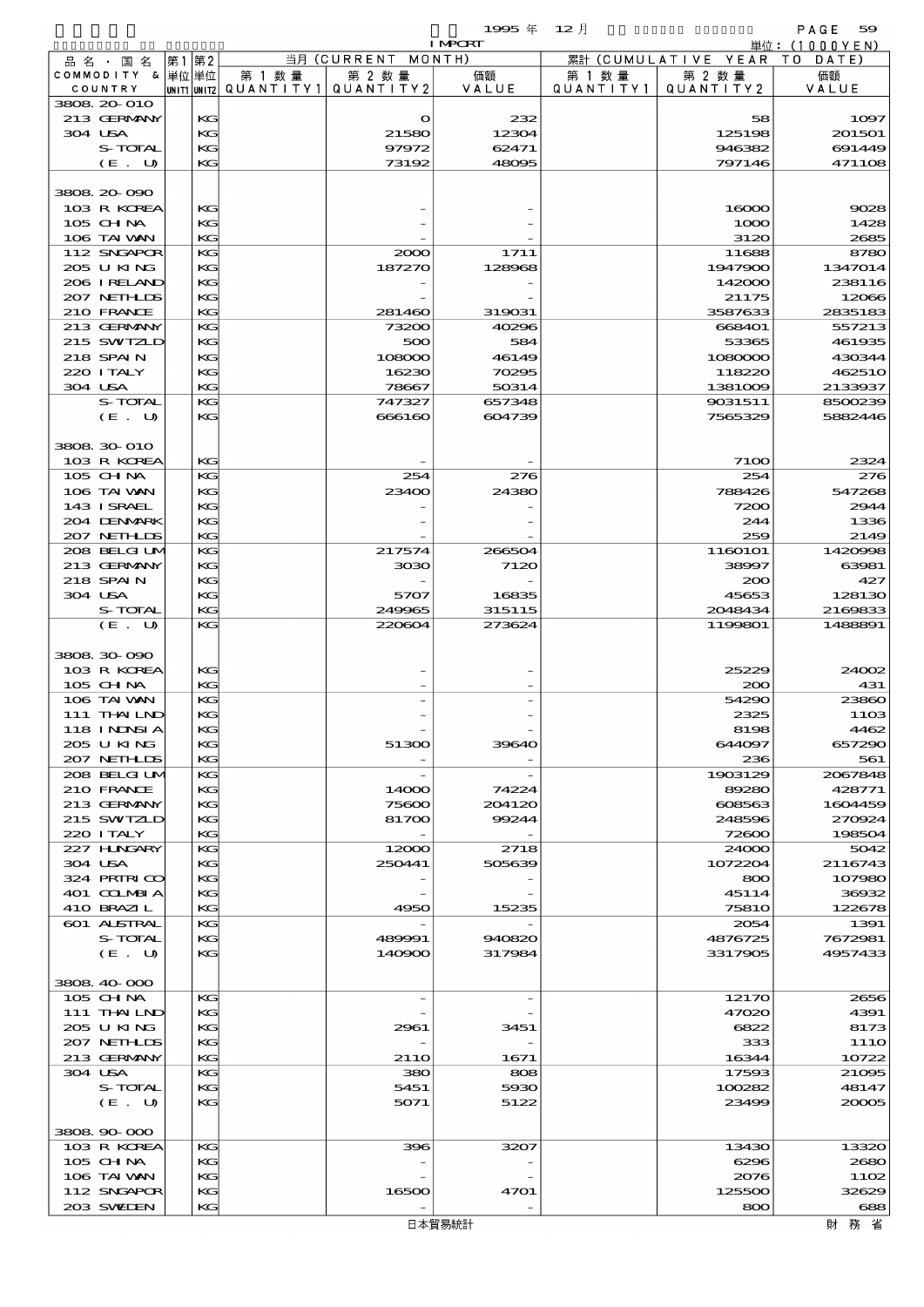1995 年 12 月　IMPORT

単位：(1000YEN)

| 品名・国名 COMMODITY & COUNTRY | 第1 単位 UNIT1 | 第2 単位 UNIT2 | 当月 (CURRENT MONTH) 第1数量 QUANTITY1 | 第2数量 QUANTITY2 | 価額 VALUE | 累計 (CUMULATIVE YEAR TO DATE) 第1数量 QUANTITY1 | 第2数量 QUANTITY2 | 価額 VALUE |
|---|---|---|---|---|---|---|---|---|
| 3808.20-010 | | | | | | | | |
| 213 GERMANY | | KG | | 0 | 232 | | 58 | 1097 |
| 304 USA | | KG | | 21580 | 12304 | | 125198 | 201501 |
| S-TOTAL | | KG | | 97972 | 62471 | | 946382 | 691449 |
| (E. U) | | KG | | 73192 | 48095 | | 797146 | 471108 |
| 3808.20-090 | | | | | | | | |
| 103 R KOREA | | KG | | - | - | | 16000 | 9028 |
| 105 CHINA | | KG | | - | - | | 1000 | 1428 |
| 106 TAIWAN | | KG | | - | - | | 3120 | 2685 |
| 112 SNGAPOR | | KG | | 2000 | 1711 | | 11688 | 8780 |
| 205 U KING | | KG | | 187270 | 128968 | | 1947900 | 1347014 |
| 206 IRELAND | | KG | | - | - | | 142000 | 238116 |
| 207 NETHLDS | | KG | | - | - | | 21175 | 12066 |
| 210 FRANCE | | KG | | 281460 | 319031 | | 3587633 | 2835183 |
| 213 GERMANY | | KG | | 73200 | 40296 | | 668401 | 557213 |
| 215 SWITZLD | | KG | | 500 | 584 | | 53365 | 461935 |
| 218 SPAIN | | KG | | 108000 | 46149 | | 1080000 | 430344 |
| 220 ITALY | | KG | | 16230 | 70295 | | 118220 | 462510 |
| 304 USA | | KG | | 78667 | 50314 | | 1381009 | 2133937 |
| S-TOTAL | | KG | | 747327 | 657348 | | 9031511 | 8500239 |
| (E. U) | | KG | | 666160 | 604739 | | 7565329 | 5882446 |
| 3808.30-010 | | | | | | | | |
| 103 R KOREA | | KG | | - | - | | 7100 | 2324 |
| 105 CHINA | | KG | | 254 | 276 | | 254 | 276 |
| 106 TAIWAN | | KG | | 23400 | 24380 | | 788426 | 547268 |
| 143 ISRAEL | | KG | | - | - | | 7200 | 2944 |
| 204 DENMARK | | KG | | - | - | | 244 | 1336 |
| 207 NETHLDS | | KG | | - | - | | 259 | 2149 |
| 208 BELGIUM | | KG | | 217574 | 266504 | | 1160101 | 1420998 |
| 213 GERMANY | | KG | | 3030 | 7120 | | 38997 | 63981 |
| 218 SPAIN | | KG | | - | - | | 200 | 427 |
| 304 USA | | KG | | 5707 | 16835 | | 45653 | 128130 |
| S-TOTAL | | KG | | 249965 | 315115 | | 2048434 | 2169833 |
| (E. U) | | KG | | 220604 | 273624 | | 1199801 | 1488891 |
| 3808.30-090 | | | | | | | | |
| 103 R KOREA | | KG | | - | - | | 25229 | 24002 |
| 105 CHINA | | KG | | - | - | | 200 | 431 |
| 106 TAIWAN | | KG | | - | - | | 54290 | 23860 |
| 111 THAILND | | KG | | - | - | | 2325 | 1103 |
| 118 INDNSIA | | KG | | - | - | | 8198 | 4462 |
| 205 U KING | | KG | | 51300 | 39640 | | 644097 | 657290 |
| 207 NETHLDS | | KG | | - | - | | 236 | 561 |
| 208 BELGIUM | | KG | | - | - | | 1903129 | 2067848 |
| 210 FRANCE | | KG | | 14000 | 74224 | | 89280 | 428771 |
| 213 GERMANY | | KG | | 75600 | 204120 | | 608563 | 1604459 |
| 215 SWITZLD | | KG | | 81700 | 99244 | | 248596 | 270924 |
| 220 ITALY | | KG | | - | - | | 72600 | 198504 |
| 227 HUNGARY | | KG | | 12000 | 2718 | | 24000 | 5042 |
| 304 USA | | KG | | 250441 | 505639 | | 1072204 | 2116743 |
| 324 PRTRICO | | KG | | - | - | | 800 | 107980 |
| 401 COLMBIA | | KG | | - | - | | 45114 | 36932 |
| 410 BRAZIL | | KG | | 4950 | 15235 | | 75810 | 122678 |
| 601 AUSTRAL | | KG | | - | - | | 2054 | 1391 |
| S-TOTAL | | KG | | 489991 | 940820 | | 4876725 | 7672981 |
| (E. U) | | KG | | 140900 | 317984 | | 3317905 | 4957433 |
| 3808.40-000 | | | | | | | | |
| 105 CHINA | | KG | | - | - | | 12170 | 2656 |
| 111 THAILND | | KG | | - | - | | 47020 | 4391 |
| 205 U KING | | KG | | 2961 | 3451 | | 6822 | 8173 |
| 207 NETHLDS | | KG | | - | - | | 333 | 1110 |
| 213 GERMANY | | KG | | 2110 | 1671 | | 16344 | 10722 |
| 304 USA | | KG | | 380 | 808 | | 17593 | 21095 |
| S-TOTAL | | KG | | 5451 | 5930 | | 100282 | 48147 |
| (E. U) | | KG | | 5071 | 5122 | | 23499 | 20005 |
| 3808.90-000 | | | | | | | | |
| 103 R KOREA | | KG | | 396 | 3207 | | 13430 | 13320 |
| 105 CHINA | | KG | | - | - | | 6296 | 2680 |
| 106 TAIWAN | | KG | | - | - | | 2076 | 1102 |
| 112 SNGAPOR | | KG | | 16500 | 4701 | | 125500 | 32629 |
| 203 SWEDEN | | KG | | - | - | | 800 | 688 |

日本貿易統計　財務省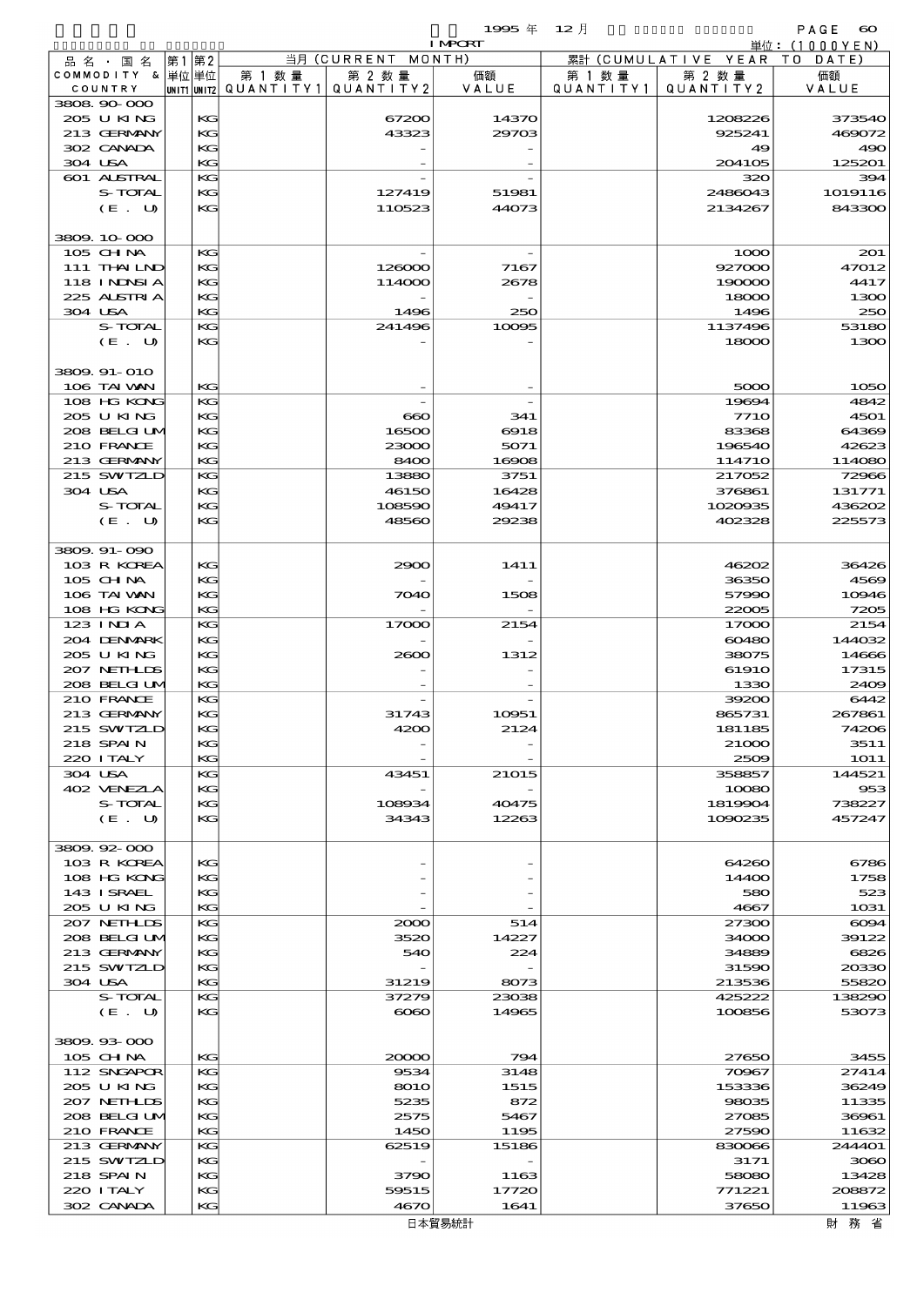1995 年 12 月 IMPORT

単位：(1000YEN)

| 品名・国名 COMMODITY & COUNTRY | 第1 単位 UNIT1 | 第2 単位 UNIT2 | 当月 (CURRENT MONTH) 第1数量 QUANTITY1 | 第2数量 QUANTITY2 | 価額 VALUE | 累計 (CUMULATIVE YEAR TO DATE) 第1数量 QUANTITY1 | 第2数量 QUANTITY2 | 価額 VALUE |
|---|---|---|---|---|---|---|---|---|
| 3808.90-000 | | | | | | | | |
| 205 U KING | | KG | | 67200 | 14370 | | 1208226 | 373540 |
| 213 GERMANY | | KG | | 43323 | 29703 | | 925241 | 469072 |
| 302 CANADA | | KG | | - | - | | 49 | 490 |
| 304 USA | | KG | | - | - | | 204105 | 125201 |
| 601 AUSTRAL | | KG | | - | - | | 320 | 394 |
| S-TOTAL | | KG | | 127419 | 51981 | | 2486043 | 1019116 |
| (E. U) | | KG | | 110523 | 44073 | | 2134267 | 843300 |
| 3809.10-000 | | | | | | | | |
| 105 CHINA | | KG | | - | - | | 1000 | 201 |
| 111 THAILND | | KG | | 126000 | 7167 | | 927000 | 47012 |
| 118 INDNSIA | | KG | | 114000 | 2678 | | 190000 | 4417 |
| 225 AUSTRIA | | KG | | - | - | | 18000 | 1300 |
| 304 USA | | KG | | 1496 | 250 | | 1496 | 250 |
| S-TOTAL | | KG | | 241496 | 10095 | | 1137496 | 53180 |
| (E. U) | | KG | | - | - | | 18000 | 1300 |
| 3809.91-010 | | | | | | | | |
| 106 TAIWAN | | KG | | - | - | | 5000 | 1050 |
| 108 HG KONG | | KG | | - | - | | 19694 | 4842 |
| 205 U KING | | KG | | 660 | 341 | | 7710 | 4501 |
| 208 BELGIUM | | KG | | 16500 | 6918 | | 83368 | 64369 |
| 210 FRANCE | | KG | | 23000 | 5071 | | 196540 | 42623 |
| 213 GERMANY | | KG | | 8400 | 16908 | | 114710 | 114080 |
| 215 SWITZLD | | KG | | 13880 | 3751 | | 217052 | 72966 |
| 304 USA | | KG | | 46150 | 16428 | | 376861 | 131771 |
| S-TOTAL | | KG | | 108590 | 49417 | | 1020935 | 436202 |
| (E. U) | | KG | | 48560 | 29238 | | 402328 | 225573 |
| 3809.91-090 | | | | | | | | |
| 103 R KOREA | | KG | | 2900 | 1411 | | 46202 | 36426 |
| 105 CHINA | | KG | | - | - | | 36350 | 4569 |
| 106 TAIWAN | | KG | | 7040 | 1508 | | 57990 | 10946 |
| 108 HG KONG | | KG | | - | - | | 22005 | 7205 |
| 123 INDIA | | KG | | 17000 | 2154 | | 17000 | 2154 |
| 204 DENMARK | | KG | | - | - | | 60480 | 144032 |
| 205 U KING | | KG | | 2600 | 1312 | | 38075 | 14666 |
| 207 NETHLDS | | KG | | - | - | | 61910 | 17315 |
| 208 BELGIUM | | KG | | - | - | | 1330 | 2409 |
| 210 FRANCE | | KG | | - | - | | 39200 | 6442 |
| 213 GERMANY | | KG | | 31743 | 10951 | | 865731 | 267861 |
| 215 SWITZLD | | KG | | 4200 | 2124 | | 181185 | 74206 |
| 218 SPAIN | | KG | | - | - | | 21000 | 3511 |
| 220 ITALY | | KG | | - | - | | 2509 | 1011 |
| 304 USA | | KG | | 43451 | 21015 | | 358857 | 144521 |
| 402 VENEZLA | | KG | | - | - | | 10080 | 953 |
| S-TOTAL | | KG | | 108934 | 40475 | | 1819904 | 738227 |
| (E. U) | | KG | | 34343 | 12263 | | 1090235 | 457247 |
| 3809.92-000 | | | | | | | | |
| 103 R KOREA | | KG | | - | - | | 64260 | 6786 |
| 108 HG KONG | | KG | | - | - | | 14400 | 1758 |
| 143 ISRAEL | | KG | | - | - | | 580 | 523 |
| 205 U KING | | KG | | - | - | | 4667 | 1031 |
| 207 NETHLDS | | KG | | 2000 | 514 | | 27300 | 6094 |
| 208 BELGIUM | | KG | | 3520 | 14227 | | 34000 | 39122 |
| 213 GERMANY | | KG | | 540 | 224 | | 34889 | 6826 |
| 215 SWITZLD | | KG | | - | - | | 31590 | 20330 |
| 304 USA | | KG | | 31219 | 8073 | | 213536 | 55820 |
| S-TOTAL | | KG | | 37279 | 23038 | | 425222 | 138290 |
| (E. U) | | KG | | 6060 | 14965 | | 100856 | 53073 |
| 3809.93-000 | | | | | | | | |
| 105 CHINA | | KG | | 20000 | 794 | | 27650 | 3455 |
| 112 SNGAPOR | | KG | | 9534 | 3148 | | 70967 | 27414 |
| 205 U KING | | KG | | 8010 | 1515 | | 153336 | 36249 |
| 207 NETHLDS | | KG | | 5235 | 872 | | 98035 | 11335 |
| 208 BELGIUM | | KG | | 2575 | 5467 | | 27085 | 36961 |
| 210 FRANCE | | KG | | 1450 | 1195 | | 27590 | 11632 |
| 213 GERMANY | | KG | | 62519 | 15186 | | 830066 | 244401 |
| 215 SWITZLD | | KG | | - | - | | 3171 | 3060 |
| 218 SPAIN | | KG | | 3790 | 1163 | | 58080 | 13428 |
| 220 ITALY | | KG | | 59515 | 17720 | | 771221 | 208872 |
| 302 CANADA | | KG | | 4670 | 1641 | | 37650 | 11963 |

日本貿易統計　財務省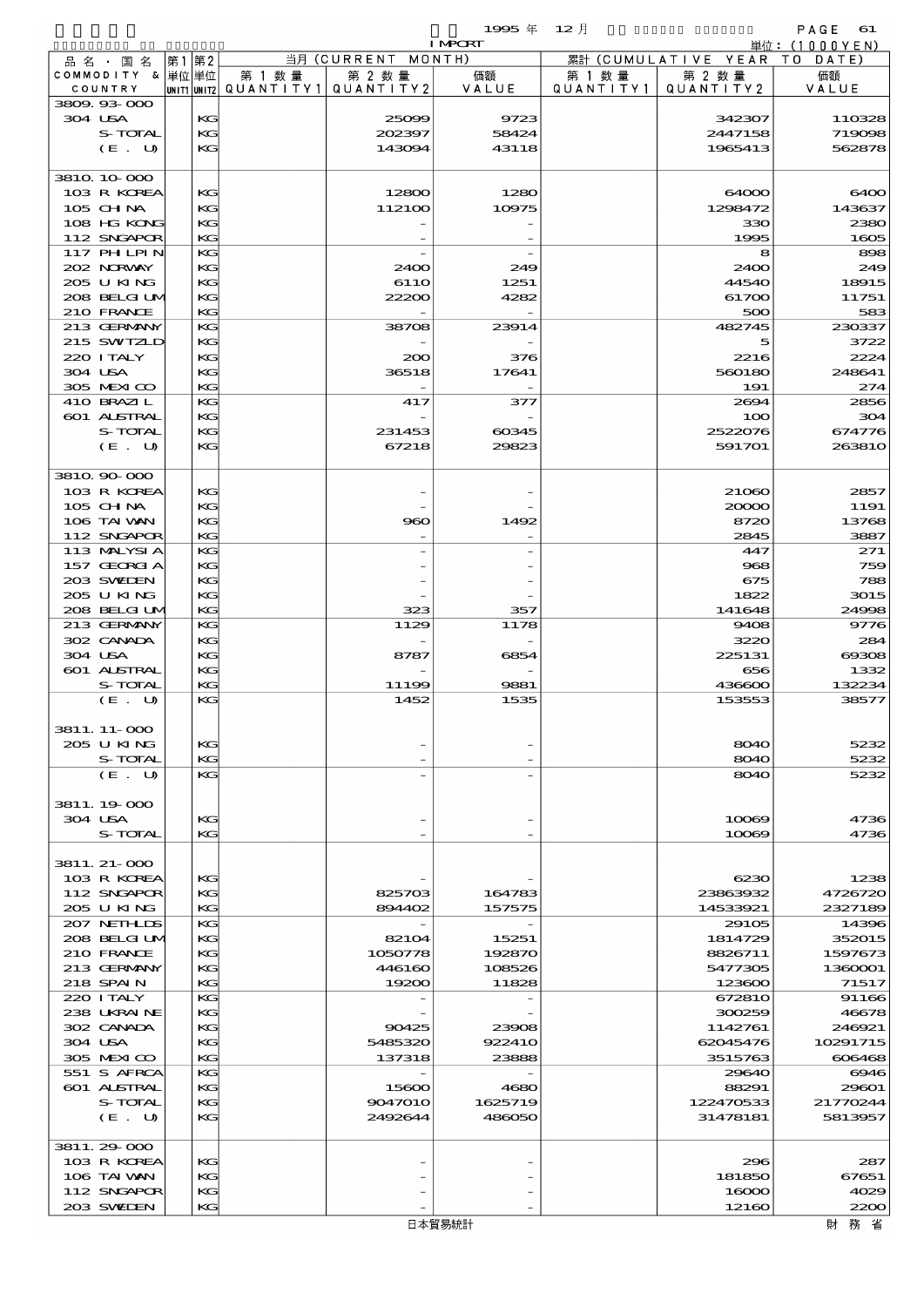1995 年 12 月 IMPORT

単位：(1000YEN)

| 品名・国名 COMMODITY & COUNTRY | 第1単位 UNIT1 | 第2単位 UNIT2 | 当月 (CURRENT MONTH) 第1数量 QUANTITY1 | 第2数量 QUANTITY2 | 価額 VALUE | 累計 (CUMULATIVE YEAR TO DATE) 第1数量 QUANTITY1 | 第2数量 QUANTITY2 | 価額 VALUE |
|---|---|---|---|---|---|---|---|---|
| 3809.93-000 | | | | | | | | |
| 304 USA | | KG | | 25099 | 9723 | | 342307 | 110328 |
| S-TOTAL | | KG | | 202397 | 58424 | | 2447158 | 719098 |
| (E. U) | | KG | | 143094 | 43118 | | 1965413 | 562878 |
| 3810.10-000 | | | | | | | | |
| 103 R KOREA | | KG | | 12800 | 1280 | | 64000 | 6400 |
| 105 CHINA | | KG | | 112100 | 10975 | | 1298472 | 143637 |
| 108 HG KONG | | KG | | - | - | | 330 | 2380 |
| 112 SNGAPOR | | KG | | - | - | | 1995 | 1605 |
| 117 PHLPIN | | KG | | - | - | | 8 | 898 |
| 202 NORWAY | | KG | | 2400 | 249 | | 2400 | 249 |
| 205 U KING | | KG | | 6110 | 1251 | | 44540 | 18915 |
| 208 BELGIUM | | KG | | 22200 | 4282 | | 61700 | 11751 |
| 210 FRANCE | | KG | | - | - | | 500 | 583 |
| 213 GERMANY | | KG | | 38708 | 23914 | | 482745 | 230337 |
| 215 SWITZLD | | KG | | - | - | | 5 | 3722 |
| 220 ITALY | | KG | | 200 | 376 | | 2216 | 2224 |
| 304 USA | | KG | | 36518 | 17641 | | 560180 | 248641 |
| 305 MEXICO | | KG | | - | - | | 191 | 274 |
| 410 BRAZIL | | KG | | 417 | 377 | | 2694 | 2856 |
| 601 AUSTRAL | | KG | | - | - | | 100 | 304 |
| S-TOTAL | | KG | | 231453 | 60345 | | 2522076 | 674776 |
| (E. U) | | KG | | 67218 | 29823 | | 591701 | 263810 |
| 3810.90-000 | | | | | | | | |
| 103 R KOREA | | KG | | - | - | | 21060 | 2857 |
| 105 CHINA | | KG | | - | - | | 20000 | 1191 |
| 106 TAIWAN | | KG | | 960 | 1492 | | 8720 | 13768 |
| 112 SNGAPOR | | KG | | - | - | | 2845 | 3887 |
| 113 MALYSIA | | KG | | - | - | | 447 | 271 |
| 157 GEORGIA | | KG | | - | - | | 968 | 759 |
| 203 SWEDEN | | KG | | - | - | | 675 | 788 |
| 205 U KING | | KG | | - | - | | 1822 | 3015 |
| 208 BELGIUM | | KG | | 323 | 357 | | 141648 | 24998 |
| 213 GERMANY | | KG | | 1129 | 1178 | | 9408 | 9776 |
| 302 CANADA | | KG | | - | - | | 3220 | 284 |
| 304 USA | | KG | | 8787 | 6854 | | 225131 | 69308 |
| 601 AUSTRAL | | KG | | - | - | | 656 | 1332 |
| S-TOTAL | | KG | | 11199 | 9881 | | 436600 | 132234 |
| (E. U) | | KG | | 1452 | 1535 | | 153553 | 38577 |
| 3811.11-000 | | | | | | | | |
| 205 U KING | | KG | | - | - | | 8040 | 5232 |
| S-TOTAL | | KG | | - | - | | 8040 | 5232 |
| (E. U) | | KG | | - | - | | 8040 | 5232 |
| 3811.19-000 | | | | | | | | |
| 304 USA | | KG | | - | - | | 10069 | 4736 |
| S-TOTAL | | KG | | - | - | | 10069 | 4736 |
| 3811.21-000 | | | | | | | | |
| 103 R KOREA | | KG | | - | - | | 6230 | 1238 |
| 112 SNGAPOR | | KG | | 825703 | 164783 | | 23863932 | 4726720 |
| 205 U KING | | KG | | 894402 | 157575 | | 14533921 | 2327189 |
| 207 NETHLDS | | KG | | - | - | | 29105 | 14396 |
| 208 BELGIUM | | KG | | 82104 | 15251 | | 1814729 | 352015 |
| 210 FRANCE | | KG | | 1050778 | 192870 | | 8826711 | 1597673 |
| 213 GERMANY | | KG | | 446160 | 108526 | | 5477305 | 1360001 |
| 218 SPAIN | | KG | | 19200 | 11828 | | 123600 | 71517 |
| 220 ITALY | | KG | | - | - | | 672810 | 91166 |
| 238 UKRAINE | | KG | | - | - | | 300259 | 46678 |
| 302 CANADA | | KG | | 90425 | 23908 | | 1142761 | 246921 |
| 304 USA | | KG | | 5485320 | 922410 | | 62045476 | 10291715 |
| 305 MEXICO | | KG | | 137318 | 23888 | | 3515763 | 606468 |
| 551 S AFRCA | | KG | | - | - | | 29640 | 6946 |
| 601 AUSTRAL | | KG | | 15600 | 4680 | | 88291 | 29601 |
| S-TOTAL | | KG | | 9047010 | 1625719 | | 122470533 | 21770244 |
| (E. U) | | KG | | 2492644 | 486050 | | 31478181 | 5813957 |
| 3811.29-000 | | | | | | | | |
| 103 R KOREA | | KG | | - | - | | 296 | 287 |
| 106 TAIWAN | | KG | | - | - | | 181850 | 67651 |
| 112 SNGAPOR | | KG | | - | - | | 16000 | 4029 |
| 203 SWEDEN | | KG | | - | - | | 12160 | 2200 |

日本貿易統計　　財務省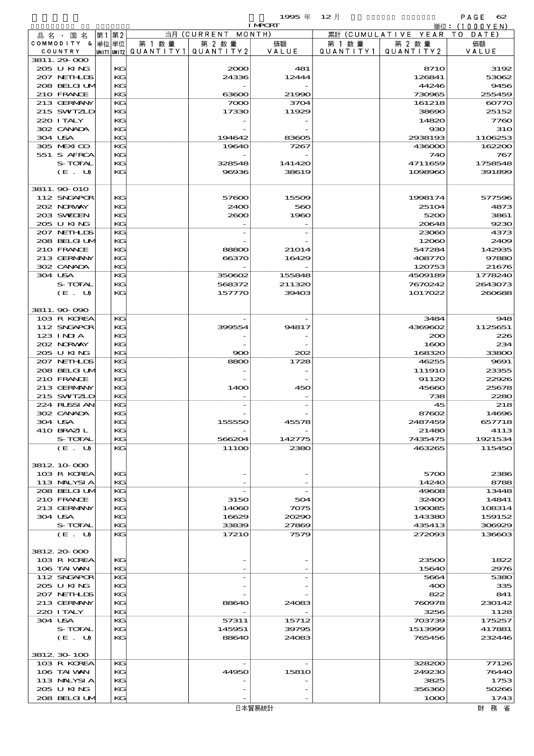1995 年 12 月 IMPORT

単位：(1000YEN)

| 品名・国名 COMMODITY & COUNTRY | 第1 単位 UNIT1 | 第2 単位 UNIT2 | 当月 (CURRENT MONTH) 第1数量 QUANTITY1 | 第2数量 QUANTITY2 | 価額 VALUE | 累計 (CUMULATIVE YEAR TO DATE) 第1数量 QUANTITY1 | 第2数量 QUANTITY2 | 価額 VALUE |
|---|---|---|---|---|---|---|---|---|
| 3811.29-000 | | | | | | | | |
| 205 U KING | | KG | | 2000 | 481 | | 8710 | 3192 |
| 207 NETHLDS | | KG | | 24336 | 12444 | | 126841 | 53062 |
| 208 BELGIUM | | KG | | - | - | | 44246 | 9456 |
| 210 FRANCE | | KG | | 63600 | 21990 | | 730965 | 255459 |
| 213 GERMANY | | KG | | 7000 | 3704 | | 161218 | 60770 |
| 215 SWITZLD | | KG | | 17330 | 11929 | | 38690 | 25152 |
| 220 ITALY | | KG | | - | - | | 14820 | 7760 |
| 302 CANADA | | KG | | - | - | | 930 | 310 |
| 304 USA | | KG | | 194642 | 83605 | | 2938193 | 1106253 |
| 305 MEXICO | | KG | | 19640 | 7267 | | 436000 | 162200 |
| 551 S AFRCA | | KG | | - | - | | 740 | 767 |
| S-TOTAL | | KG | | 328548 | 141420 | | 4711659 | 1758548 |
| (E. U) | | KG | | 96936 | 38619 | | 1098960 | 391899 |
| 3811.90-010 | | | | | | | | |
| 112 SNGAPOR | | KG | | 57600 | 15509 | | 1998174 | 577596 |
| 202 NORWAY | | KG | | 2400 | 560 | | 25104 | 4873 |
| 203 SWEDEN | | KG | | 2600 | 1960 | | 5200 | 3861 |
| 205 U KING | | KG | | - | - | | 20648 | 9230 |
| 207 NETHLDS | | KG | | - | - | | 23060 | 4373 |
| 208 BELGIUM | | KG | | - | - | | 12060 | 2409 |
| 210 FRANCE | | KG | | 88800 | 21014 | | 547284 | 142935 |
| 213 GERMANY | | KG | | 66370 | 16429 | | 408770 | 97880 |
| 302 CANADA | | KG | | - | - | | 120753 | 21676 |
| 304 USA | | KG | | 350602 | 155848 | | 4509189 | 1778240 |
| S-TOTAL | | KG | | 568372 | 211320 | | 7670242 | 2643073 |
| (E. U) | | KG | | 157770 | 39403 | | 1017022 | 260688 |
| 3811.90-090 | | | | | | | | |
| 103 R KOREA | | KG | | - | - | | 3484 | 948 |
| 112 SNGAPOR | | KG | | 399554 | 94817 | | 4369602 | 1125651 |
| 123 INDIA | | KG | | - | - | | 200 | 226 |
| 202 NORWAY | | KG | | - | - | | 1600 | 234 |
| 205 U KING | | KG | | 900 | 202 | | 168320 | 33800 |
| 207 NETHLDS | | KG | | 8800 | 1728 | | 46255 | 9691 |
| 208 BELGIUM | | KG | | - | - | | 111910 | 23355 |
| 210 FRANCE | | KG | | - | - | | 91120 | 22926 |
| 213 GERMANY | | KG | | 1400 | 450 | | 45660 | 25678 |
| 215 SWITZLD | | KG | | - | - | | 738 | 2280 |
| 224 RUSSIAN | | KG | | - | - | | 45 | 218 |
| 302 CANADA | | KG | | - | - | | 87602 | 14696 |
| 304 USA | | KG | | 155550 | 45578 | | 2487459 | 657718 |
| 410 BRAZIL | | KG | | - | - | | 21480 | 4113 |
| S-TOTAL | | KG | | 566204 | 142775 | | 7435475 | 1921534 |
| (E. U) | | KG | | 11100 | 2380 | | 463265 | 115450 |
| 3812.10-000 | | | | | | | | |
| 103 R KOREA | | KG | | - | - | | 5700 | 2386 |
| 113 MALYSIA | | KG | | - | - | | 14240 | 8788 |
| 208 BELGIUM | | KG | | - | - | | 49608 | 13448 |
| 210 FRANCE | | KG | | 3150 | 504 | | 32400 | 14841 |
| 213 GERMANY | | KG | | 14060 | 7075 | | 190085 | 108314 |
| 304 USA | | KG | | 16629 | 20290 | | 143380 | 159152 |
| S-TOTAL | | KG | | 33839 | 27869 | | 435413 | 306929 |
| (E. U) | | KG | | 17210 | 7579 | | 272093 | 136603 |
| 3812.20-000 | | | | | | | | |
| 103 R KOREA | | KG | | - | - | | 23500 | 1822 |
| 106 TAIWAN | | KG | | - | - | | 15640 | 2976 |
| 112 SNGAPOR | | KG | | - | - | | 5664 | 5380 |
| 205 U KING | | KG | | - | - | | 400 | 335 |
| 207 NETHLDS | | KG | | - | - | | 822 | 841 |
| 213 GERMANY | | KG | | 88640 | 24083 | | 760978 | 230142 |
| 220 ITALY | | KG | | - | - | | 3256 | 1128 |
| 304 USA | | KG | | 57311 | 15712 | | 703739 | 175257 |
| S-TOTAL | | KG | | 145951 | 39795 | | 1513999 | 417881 |
| (E. U) | | KG | | 88640 | 24083 | | 765456 | 232446 |
| 3812.30-100 | | | | | | | | |
| 103 R KOREA | | KG | | - | - | | 328200 | 77126 |
| 106 TAIWAN | | KG | | 44950 | 15810 | | 249230 | 76440 |
| 113 MALYSIA | | KG | | - | - | | 3825 | 1753 |
| 205 U KING | | KG | | - | - | | 356360 | 50266 |
| 208 BELGIUM | | KG | | - | - | | 1000 | 1743 |

日本貿易統計　財務省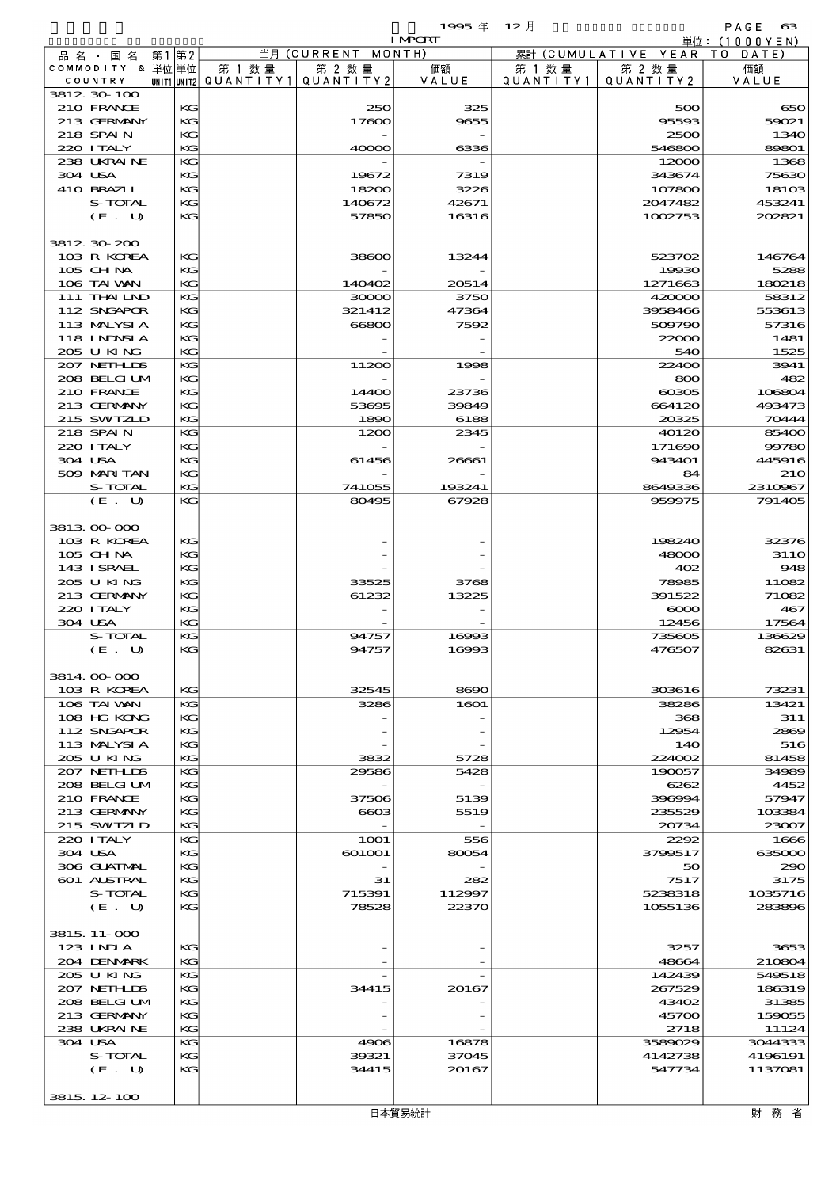| 品名・国名 COMMODITY & COUNTRY | 第1 単位 UNIT1 | 第2 単位 UNIT2 | 当月 (CURRENT MONTH) 第1数量 QUANTITY1 | 第2数量 QUANTITY2 | 価額 VALUE | 累計 (CUMULATIVE YEAR TO DATE) 第1数量 QUANTITY1 | 第2数量 QUANTITY2 | 価額 VALUE |
|---|---|---|---|---|---|---|---|---|
| 3812.30-100 | | | | | | | | |
| 210 FRANCE | | KG | | 250 | 325 | | 500 | 650 |
| 213 GERMANY | | KG | | 17600 | 9655 | | 95593 | 59021 |
| 218 SPAIN | | KG | | - | - | | 2500 | 1340 |
| 220 ITALY | | KG | | 40000 | 6336 | | 546800 | 89801 |
| 238 UKRAINE | | KG | | - | - | | 12000 | 1368 |
| 304 USA | | KG | | 19672 | 7319 | | 343674 | 75630 |
| 410 BRAZIL | | KG | | 18200 | 3226 | | 107800 | 18103 |
| S-TOTAL | | KG | | 140672 | 42671 | | 2047482 | 453241 |
| (E. U) | | KG | | 57850 | 16316 | | 1002753 | 202821 |
| 3812.30-200 | | | | | | | | |
| 103 R KOREA | | KG | | 38600 | 13244 | | 523702 | 146764 |
| 105 CHINA | | KG | | - | - | | 19930 | 5288 |
| 106 TAIWAN | | KG | | 140402 | 20514 | | 1271663 | 180218 |
| 111 THAILND | | KG | | 30000 | 3750 | | 420000 | 58312 |
| 112 SNGAPOR | | KG | | 321412 | 47364 | | 3958466 | 553613 |
| 113 MALYSIA | | KG | | 66800 | 7592 | | 509790 | 57316 |
| 118 INDNSIA | | KG | | - | - | | 22000 | 1481 |
| 205 U KING | | KG | | - | - | | 540 | 1525 |
| 207 NETHLDS | | KG | | 11200 | 1998 | | 22400 | 3941 |
| 208 BELGIUM | | KG | | - | - | | 800 | 482 |
| 210 FRANCE | | KG | | 14400 | 23736 | | 60305 | 106804 |
| 213 GERMANY | | KG | | 53695 | 39849 | | 664120 | 493473 |
| 215 SWITZLD | | KG | | 1890 | 6188 | | 20325 | 70444 |
| 218 SPAIN | | KG | | 1200 | 2345 | | 40120 | 85400 |
| 220 ITALY | | KG | | - | - | | 171690 | 99780 |
| 304 USA | | KG | | 61456 | 26661 | | 943401 | 445916 |
| 509 MARITAN | | KG | | - | - | | 84 | 210 |
| S-TOTAL | | KG | | 741055 | 193241 | | 8649336 | 2310967 |
| (E. U) | | KG | | 80495 | 67928 | | 959975 | 791405 |
| 3813.00-000 | | | | | | | | |
| 103 R KOREA | | KG | | - | - | | 198240 | 32376 |
| 105 CHINA | | KG | | - | - | | 48000 | 3110 |
| 143 ISRAEL | | KG | | - | - | | 402 | 948 |
| 205 U KING | | KG | | 33525 | 3768 | | 78985 | 11082 |
| 213 GERMANY | | KG | | 61232 | 13225 | | 391522 | 71082 |
| 220 ITALY | | KG | | - | - | | 6000 | 467 |
| 304 USA | | KG | | - | - | | 12456 | 17564 |
| S-TOTAL | | KG | | 94757 | 16993 | | 735605 | 136629 |
| (E. U) | | KG | | 94757 | 16993 | | 476507 | 82631 |
| 3814.00-000 | | | | | | | | |
| 103 R KOREA | | KG | | 32545 | 8690 | | 303616 | 73231 |
| 106 TAIWAN | | KG | | 3286 | 1601 | | 38286 | 13421 |
| 108 HG KONG | | KG | | - | - | | 368 | 311 |
| 112 SNGAPOR | | KG | | - | - | | 12954 | 2869 |
| 113 MALYSIA | | KG | | - | - | | 140 | 516 |
| 205 U KING | | KG | | 3832 | 5728 | | 224002 | 81458 |
| 207 NETHLDS | | KG | | 29586 | 5428 | | 190057 | 34989 |
| 208 BELGIUM | | KG | | - | - | | 6262 | 4452 |
| 210 FRANCE | | KG | | 37506 | 5139 | | 396994 | 57947 |
| 213 GERMANY | | KG | | 6603 | 5519 | | 235529 | 103384 |
| 215 SWITZLD | | KG | | - | - | | 20734 | 23007 |
| 220 ITALY | | KG | | 1001 | 556 | | 2292 | 1666 |
| 304 USA | | KG | | 601001 | 80054 | | 3799517 | 635000 |
| 306 GUATMAL | | KG | | - | - | | 50 | 290 |
| 601 AUSTRAL | | KG | | 31 | 282 | | 7517 | 3175 |
| S-TOTAL | | KG | | 715391 | 112997 | | 5238318 | 1035716 |
| (E. U) | | KG | | 78528 | 22370 | | 1055136 | 283896 |
| 3815.11-000 | | | | | | | | |
| 123 INDIA | | KG | | - | - | | 3257 | 3653 |
| 204 DENMARK | | KG | | - | - | | 48664 | 210804 |
| 205 U KING | | KG | | - | - | | 142439 | 549518 |
| 207 NETHLDS | | KG | | 34415 | 20167 | | 267529 | 186319 |
| 208 BELGIUM | | KG | | - | - | | 43402 | 31385 |
| 213 GERMANY | | KG | | - | - | | 45700 | 159055 |
| 238 UKRAINE | | KG | | - | - | | 2718 | 11124 |
| 304 USA | | KG | | 4906 | 16878 | | 3589029 | 3044333 |
| S-TOTAL | | KG | | 39321 | 37045 | | 4142738 | 4196191 |
| (E. U) | | KG | | 34415 | 20167 | | 547734 | 1137081 |
| 3815.12-100 | | | | | | | | |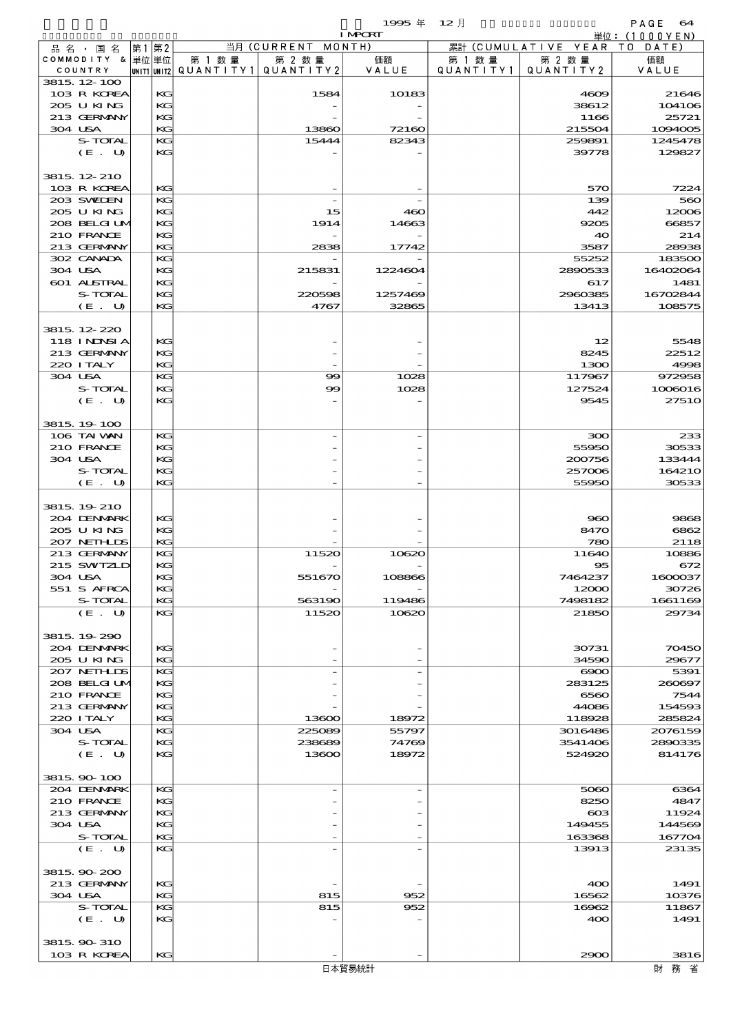1995 年 12 月 IMPORT

単位：(1000YEN)

| 品名・国名 COMMODITY & COUNTRY | 第1 単位 UNIT1 | 第2 単位 UNIT2 | 当月 (CURRENT MONTH) 第1数量 QUANTITY1 | 第2数量 QUANTITY2 | 価額 VALUE | 累計 (CUMULATIVE YEAR TO DATE) 第1数量 QUANTITY1 | 第2数量 QUANTITY2 | 価額 VALUE |
|---|---|---|---|---|---|---|---|---|
| 3815.12-100 | | | | | | | | |
| 103 R KOREA | | KG | | 1584 | 10183 | | 4609 | 21646 |
| 205 U KING | | KG | | - | - | | 38612 | 104106 |
| 213 GERMANY | | KG | | - | - | | 1166 | 25721 |
| 304 USA | | KG | | 13860 | 72160 | | 215504 | 1094005 |
| S-TOTAL | | KG | | 15444 | 82343 | | 259891 | 1245478 |
| (E. U) | | KG | | - | - | | 39778 | 129827 |
| 3815.12-210 | | | | | | | | |
| 103 R KOREA | | KG | | - | - | | 570 | 7224 |
| 203 SWEDEN | | KG | | - | - | | 139 | 560 |
| 205 U KING | | KG | | 15 | 460 | | 442 | 12006 |
| 208 BELGIUM | | KG | | 1914 | 14663 | | 9205 | 66857 |
| 210 FRANCE | | KG | | - | - | | 40 | 214 |
| 213 GERMANY | | KG | | 2838 | 17742 | | 3587 | 28938 |
| 302 CANADA | | KG | | - | - | | 55252 | 183500 |
| 304 USA | | KG | | 215831 | 1224604 | | 2890533 | 16402064 |
| 601 AUSTRAL | | KG | | - | - | | 617 | 1481 |
| S-TOTAL | | KG | | 220598 | 1257469 | | 2960385 | 16702844 |
| (E. U) | | KG | | 4767 | 32865 | | 13413 | 108575 |
| 3815.12-220 | | | | | | | | |
| 118 INDNSIA | | KG | | - | - | | 12 | 5548 |
| 213 GERMANY | | KG | | - | - | | 8245 | 22512 |
| 220 ITALY | | KG | | - | - | | 1300 | 4998 |
| 304 USA | | KG | | 99 | 1028 | | 117967 | 972958 |
| S-TOTAL | | KG | | 99 | 1028 | | 127524 | 1006016 |
| (E. U) | | KG | | - | - | | 9545 | 27510 |
| 3815.19-100 | | | | | | | | |
| 106 TAIWAN | | KG | | - | - | | 300 | 233 |
| 210 FRANCE | | KG | | - | - | | 55950 | 30533 |
| 304 USA | | KG | | - | - | | 200756 | 133444 |
| S-TOTAL | | KG | | - | - | | 257006 | 164210 |
| (E. U) | | KG | | - | - | | 55950 | 30533 |
| 3815.19-210 | | | | | | | | |
| 204 DENMARK | | KG | | - | - | | 960 | 9868 |
| 205 U KING | | KG | | - | - | | 8470 | 6862 |
| 207 NETHLDS | | KG | | - | - | | 780 | 2118 |
| 213 GERMANY | | KG | | 11520 | 10620 | | 11640 | 10886 |
| 215 SWITZLD | | KG | | - | - | | 95 | 672 |
| 304 USA | | KG | | 551670 | 108866 | | 7464237 | 1600037 |
| 551 S AFRCA | | KG | | - | - | | 12000 | 30726 |
| S-TOTAL | | KG | | 563190 | 119486 | | 7498182 | 1661169 |
| (E. U) | | KG | | 11520 | 10620 | | 21850 | 29734 |
| 3815.19-290 | | | | | | | | |
| 204 DENMARK | | KG | | - | - | | 30731 | 70450 |
| 205 U KING | | KG | | - | - | | 34590 | 29677 |
| 207 NETHLDS | | KG | | - | - | | 6900 | 5391 |
| 208 BELGIUM | | KG | | - | - | | 283125 | 260697 |
| 210 FRANCE | | KG | | - | - | | 6560 | 7544 |
| 213 GERMANY | | KG | | - | - | | 44086 | 154593 |
| 220 ITALY | | KG | | 13600 | 18972 | | 118928 | 285824 |
| 304 USA | | KG | | 225089 | 55797 | | 3016486 | 2076159 |
| S-TOTAL | | KG | | 238689 | 74769 | | 3541406 | 2890335 |
| (E. U) | | KG | | 13600 | 18972 | | 524920 | 814176 |
| 3815.90-100 | | | | | | | | |
| 204 DENMARK | | KG | | - | - | | 5060 | 6364 |
| 210 FRANCE | | KG | | - | - | | 8250 | 4847 |
| 213 GERMANY | | KG | | - | - | | 603 | 11924 |
| 304 USA | | KG | | - | - | | 149455 | 144569 |
| S-TOTAL | | KG | | - | - | | 163368 | 167704 |
| (E. U) | | KG | | - | - | | 13913 | 23135 |
| 3815.90-200 | | | | | | | | |
| 213 GERMANY | | KG | | - | - | | 400 | 1491 |
| 304 USA | | KG | | 815 | 952 | | 16562 | 10376 |
| S-TOTAL | | KG | | 815 | 952 | | 16962 | 11867 |
| (E. U) | | KG | | - | - | | 400 | 1491 |
| 3815.90-310 | | | | | | | | |
| 103 R KOREA | | KG | | - | - | | 2900 | 3816 |

日本貿易統計　財務省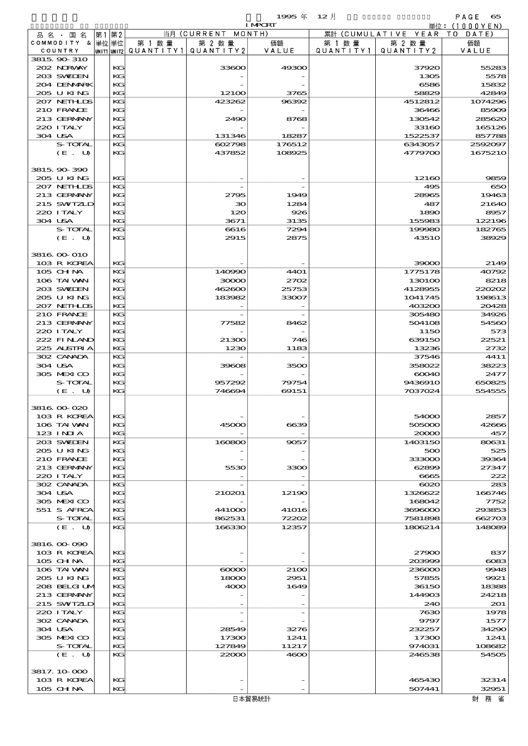1995 年 12 月 IMPORT

単位：(1000YEN)

| 品名・国名 COMMODITY & COUNTRY | 第1 単位 UNIT1 | 第2 単位 UNIT2 | 当月 (CURRENT MONTH) 第1数量 QUANTITY1 | 第2数量 QUANTITY2 | 価額 VALUE | 累計 (CUMULATIVE YEAR TO DATE) 第1数量 QUANTITY1 | 第2数量 QUANTITY2 | 価額 VALUE |
|---|---|---|---|---|---|---|---|---|
| 3815.90-310 | | | | | | | | |
| 202 NORWAY | | KG | | 33600 | 49300 | | 37920 | 55283 |
| 203 SWEDEN | | KG | | - | - | | 1305 | 5578 |
| 204 DENMARK | | KG | | - | - | | 6586 | 15832 |
| 205 U KING | | KG | | 12100 | 3765 | | 58829 | 42849 |
| 207 NETHLDS | | KG | | 423262 | 96392 | | 4512812 | 1074296 |
| 210 FRANCE | | KG | | - | - | | 36466 | 85909 |
| 213 GERMANY | | KG | | 2490 | 8768 | | 130542 | 285620 |
| 220 ITALY | | KG | | - | - | | 33160 | 165126 |
| 304 USA | | KG | | 131346 | 18287 | | 1522537 | 857788 |
| S-TOTAL | | KG | | 602798 | 176512 | | 6343057 | 2592097 |
| (E. U) | | KG | | 437852 | 108925 | | 4779700 | 1675210 |
| 3815.90-390 | | | | | | | | |
| 205 U KING | | KG | | - | - | | 12160 | 9859 |
| 207 NETHLDS | | KG | | - | - | | 495 | 650 |
| 213 GERMANY | | KG | | 2795 | 1949 | | 28965 | 19463 |
| 215 SWITZLD | | KG | | 30 | 1284 | | 487 | 21640 |
| 220 ITALY | | KG | | 120 | 926 | | 1890 | 8957 |
| 304 USA | | KG | | 3671 | 3135 | | 155983 | 122196 |
| S-TOTAL | | KG | | 6616 | 7294 | | 199980 | 182765 |
| (E. U) | | KG | | 2915 | 2875 | | 43510 | 38929 |
| 3816.00-010 | | | | | | | | |
| 103 R KOREA | | KG | | - | - | | 39000 | 2149 |
| 105 CHINA | | KG | | 140990 | 4401 | | 1775178 | 40792 |
| 106 TAIWAN | | KG | | 30000 | 2702 | | 130100 | 8218 |
| 203 SWEDEN | | KG | | 462600 | 25753 | | 4128955 | 220202 |
| 205 U KING | | KG | | 183982 | 33007 | | 1041745 | 198613 |
| 207 NETHLDS | | KG | | - | - | | 403200 | 20428 |
| 210 FRANCE | | KG | | - | - | | 305480 | 34926 |
| 213 GERMANY | | KG | | 77582 | 8462 | | 504108 | 54560 |
| 220 ITALY | | KG | | - | - | | 1150 | 573 |
| 222 FINLAND | | KG | | 21300 | 746 | | 639150 | 22521 |
| 225 AUSTRIA | | KG | | 1230 | 1183 | | 13236 | 2732 |
| 302 CANADA | | KG | | - | - | | 37546 | 4411 |
| 304 USA | | KG | | 39608 | 3500 | | 358022 | 38223 |
| 305 MEXICO | | KG | | - | - | | 60040 | 2477 |
| S-TOTAL | | KG | | 957292 | 79754 | | 9436910 | 650825 |
| (E. U) | | KG | | 746694 | 69151 | | 7037024 | 554555 |
| 3816.00-020 | | | | | | | | |
| 103 R KOREA | | KG | | - | - | | 54000 | 2857 |
| 106 TAIWAN | | KG | | 45000 | 6639 | | 505000 | 42666 |
| 123 INDIA | | KG | | - | - | | 20000 | 457 |
| 203 SWEDEN | | KG | | 160800 | 9057 | | 1403150 | 80631 |
| 205 U KING | | KG | | - | - | | 500 | 525 |
| 210 FRANCE | | KG | | - | - | | 333000 | 39364 |
| 213 GERMANY | | KG | | 5530 | 3300 | | 62899 | 27347 |
| 220 ITALY | | KG | | - | - | | 6665 | 222 |
| 302 CANADA | | KG | | - | - | | 6020 | 283 |
| 304 USA | | KG | | 210201 | 12190 | | 1326622 | 166746 |
| 305 MEXICO | | KG | | - | - | | 168042 | 7752 |
| 551 S AFRCA | | KG | | 441000 | 41016 | | 3696000 | 293853 |
| S-TOTAL | | KG | | 862531 | 72202 | | 7581898 | 662703 |
| (E. U) | | KG | | 166330 | 12357 | | 1806214 | 148089 |
| 3816.00-090 | | | | | | | | |
| 103 R KOREA | | KG | | - | - | | 27900 | 837 |
| 105 CHINA | | KG | | - | - | | 203999 | 6083 |
| 106 TAIWAN | | KG | | 60000 | 2100 | | 236000 | 9948 |
| 205 U KING | | KG | | 18000 | 2951 | | 57855 | 9921 |
| 208 BELGIUM | | KG | | 4000 | 1649 | | 36150 | 18388 |
| 213 GERMANY | | KG | | - | - | | 144903 | 24218 |
| 215 SWITZLD | | KG | | - | - | | 240 | 201 |
| 220 ITALY | | KG | | - | - | | 7630 | 1978 |
| 302 CANADA | | KG | | - | - | | 9797 | 1577 |
| 304 USA | | KG | | 28549 | 3276 | | 232257 | 34290 |
| 305 MEXICO | | KG | | 17300 | 1241 | | 17300 | 1241 |
| S-TOTAL | | KG | | 127849 | 11217 | | 974031 | 108682 |
| (E. U) | | KG | | 22000 | 4600 | | 246538 | 54505 |
| 3817.10-000 | | | | | | | | |
| 103 R KOREA | | KG | | - | - | | 465430 | 32314 |
| 105 CHINA | | KG | | - | - | | 507441 | 32951 |

日本貿易統計　財務省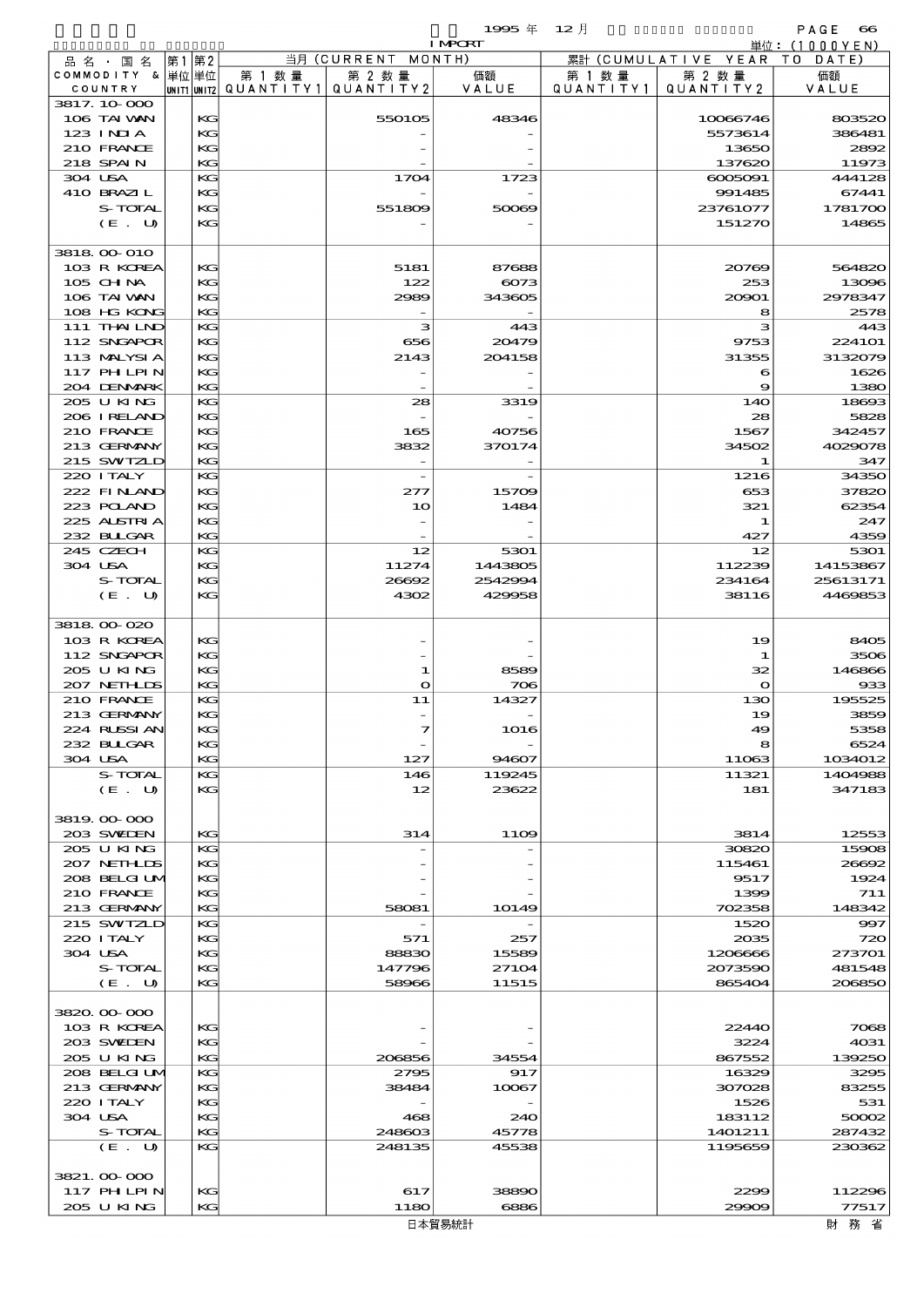1995 年 12 月 IMPORT

単位：(1000YEN)

| 品名・国名 COMMODITY & COUNTRY | 第1 単位 UNIT1 | 第2 単位 UNIT2 | 当月 (CURRENT MONTH) 第1数量 QUANTITY1 | 第2数量 QUANTITY2 | 価額 VALUE | 累計 (CUMULATIVE YEAR TO DATE) 第1数量 QUANTITY1 | 第2数量 QUANTITY2 | 価額 VALUE |
|---|---|---|---|---|---|---|---|---|
| 3817.10-000 | | | | | | | | |
| 106 TAIWAN | | KG | | 550105 | 48346 | | 10066746 | 803520 |
| 123 INDIA | | KG | | - | - | | 5573614 | 386481 |
| 210 FRANCE | | KG | | - | - | | 13650 | 2892 |
| 218 SPAIN | | KG | | - | - | | 137620 | 11973 |
| 304 USA | | KG | | 1704 | 1723 | | 6005091 | 444128 |
| 410 BRAZIL | | KG | | - | - | | 991485 | 67441 |
| S-TOTAL | | KG | | 551809 | 50069 | | 23761077 | 1781700 |
| (E. U) | | KG | | - | - | | 151270 | 14865 |
| 3818.00-010 | | | | | | | | |
| 103 R KOREA | | KG | | 5181 | 87688 | | 20769 | 564820 |
| 105 CHINA | | KG | | 122 | 6073 | | 253 | 13096 |
| 106 TAIWAN | | KG | | 2989 | 343605 | | 20901 | 2978347 |
| 108 HG KONG | | KG | | - | - | | 8 | 2578 |
| 111 THAILND | | KG | | 3 | 443 | | 3 | 443 |
| 112 SNGAPOR | | KG | | 656 | 20479 | | 9753 | 224101 |
| 113 MALYSIA | | KG | | 2143 | 204158 | | 31355 | 3132079 |
| 117 PHILPIN | | KG | | - | - | | 6 | 1626 |
| 204 DENMARK | | KG | | - | - | | 9 | 1380 |
| 205 U KING | | KG | | 28 | 3319 | | 140 | 18693 |
| 206 IRELAND | | KG | | - | - | | 28 | 5828 |
| 210 FRANCE | | KG | | 165 | 40756 | | 1567 | 342457 |
| 213 GERMANY | | KG | | 3832 | 370174 | | 34502 | 4029078 |
| 215 SWITZLD | | KG | | - | - | | 1 | 347 |
| 220 ITALY | | KG | | - | - | | 1216 | 34350 |
| 222 FINLAND | | KG | | 277 | 15709 | | 653 | 37820 |
| 223 POLAND | | KG | | 10 | 1484 | | 321 | 62354 |
| 225 AUSTRIA | | KG | | - | - | | 1 | 247 |
| 232 BULGAR | | KG | | - | - | | 427 | 4359 |
| 245 CZECH | | KG | | 12 | 5301 | | 12 | 5301 |
| 304 USA | | KG | | 11274 | 1443805 | | 112239 | 14153867 |
| S-TOTAL | | KG | | 26692 | 2542994 | | 234164 | 25613171 |
| (E. U) | | KG | | 4302 | 429958 | | 38116 | 4469853 |
| 3818.00-020 | | | | | | | | |
| 103 R KOREA | | KG | | - | - | | 19 | 8405 |
| 112 SNGAPOR | | KG | | - | - | | 1 | 3506 |
| 205 U KING | | KG | | 1 | 8589 | | 32 | 146866 |
| 207 NETHLDS | | KG | | 0 | 706 | | 0 | 933 |
| 210 FRANCE | | KG | | 11 | 14327 | | 130 | 195525 |
| 213 GERMANY | | KG | | - | - | | 19 | 3859 |
| 224 RUSSIAN | | KG | | 7 | 1016 | | 49 | 5358 |
| 232 BULGAR | | KG | | - | - | | 8 | 6524 |
| 304 USA | | KG | | 127 | 94607 | | 11063 | 1034012 |
| S-TOTAL | | KG | | 146 | 119245 | | 11321 | 1404988 |
| (E. U) | | KG | | 12 | 23622 | | 181 | 347183 |
| 3819.00-000 | | | | | | | | |
| 203 SWEDEN | | KG | | 314 | 1109 | | 3814 | 12553 |
| 205 U KING | | KG | | - | - | | 30820 | 15908 |
| 207 NETHLDS | | KG | | - | - | | 115461 | 26692 |
| 208 BELGIUM | | KG | | - | - | | 9517 | 1924 |
| 210 FRANCE | | KG | | - | - | | 1399 | 711 |
| 213 GERMANY | | KG | | 58081 | 10149 | | 702358 | 148342 |
| 215 SWITZLD | | KG | | - | - | | 1520 | 997 |
| 220 ITALY | | KG | | 571 | 257 | | 2035 | 720 |
| 304 USA | | KG | | 88830 | 15589 | | 1206666 | 273701 |
| S-TOTAL | | KG | | 147796 | 27104 | | 2073590 | 481548 |
| (E. U) | | KG | | 58966 | 11515 | | 865404 | 206850 |
| 3820.00-000 | | | | | | | | |
| 103 R KOREA | | KG | | - | - | | 22440 | 7068 |
| 203 SWEDEN | | KG | | - | - | | 3224 | 4031 |
| 205 U KING | | KG | | 206856 | 34554 | | 867552 | 139250 |
| 208 BELGIUM | | KG | | 2795 | 917 | | 16329 | 3295 |
| 213 GERMANY | | KG | | 38484 | 10067 | | 307028 | 83255 |
| 220 ITALY | | KG | | - | - | | 1526 | 531 |
| 304 USA | | KG | | 468 | 240 | | 183112 | 50002 |
| S-TOTAL | | KG | | 248603 | 45778 | | 1401211 | 287432 |
| (E. U) | | KG | | 248135 | 45538 | | 1195659 | 230362 |
| 3821.00-000 | | | | | | | | |
| 117 PHILPIN | | KG | | 617 | 38890 | | 2299 | 112296 |
| 205 U KING | | KG | | 1180 | 6886 | | 29909 | 77517 |

日本貿易統計　財務省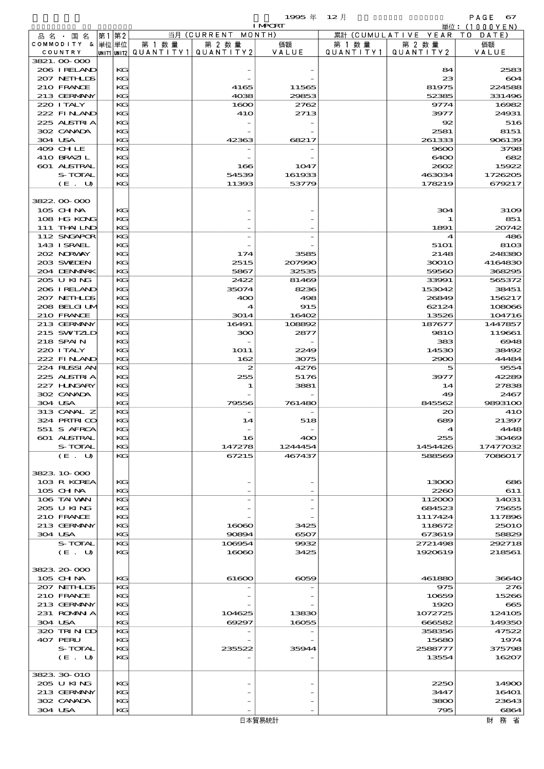| 品名・国名 COMMODITY & COUNTRY | 第1単位 UNIT1 | 第2単位 UNIT2 | 当月 (CURRENT MONTH) 第1数量 QUANTITY1 | 第2数量 QUANTITY2 | 価額 VALUE | 累計 (CUMULATIVE YEAR TO DATE) 第1数量 QUANTITY1 | 第2数量 QUANTITY2 | 価額 VALUE |
|---|---|---|---|---|---|---|---|---|
| 3821.00-000 | | | | | | | | |
| 206 IRELAND | | KG | | - | - | | 84 | 2583 |
| 207 NETHLDS | | KG | | - | - | | 23 | 604 |
| 210 FRANCE | | KG | | 4165 | 11565 | | 81975 | 224588 |
| 213 GERMANY | | KG | | 4038 | 29853 | | 52385 | 331496 |
| 220 ITALY | | KG | | 1600 | 2762 | | 9774 | 16982 |
| 222 FINLAND | | KG | | 410 | 2713 | | 3977 | 24931 |
| 225 AUSTRIA | | KG | | - | - | | 92 | 516 |
| 302 CANADA | | KG | | - | - | | 2581 | 8151 |
| 304 USA | | KG | | 42363 | 68217 | | 261333 | 906139 |
| 409 CHILE | | KG | | - | - | | 9600 | 3798 |
| 410 BRAZIL | | KG | | - | - | | 6400 | 682 |
| 601 AUSTRAL | | KG | | 166 | 1047 | | 2602 | 15922 |
| S-TOTAL | | KG | | 54539 | 161933 | | 463034 | 1726205 |
| (E. U) | | KG | | 11393 | 53779 | | 178219 | 679217 |
| 3822.00-000 | | | | | | | | |
| 105 CHINA | | KG | | - | - | | 304 | 3109 |
| 108 HG KONG | | KG | | - | - | | 1 | 851 |
| 111 THAILND | | KG | | - | - | | 1891 | 20742 |
| 112 SNGAPOR | | KG | | - | - | | 4 | 486 |
| 143 ISRAEL | | KG | | - | - | | 5101 | 8103 |
| 202 NORWAY | | KG | | 174 | 3585 | | 2148 | 248380 |
| 203 SWEDEN | | KG | | 2515 | 207990 | | 30010 | 4164830 |
| 204 DENMARK | | KG | | 5867 | 32535 | | 59560 | 368295 |
| 205 U KING | | KG | | 2422 | 81469 | | 33991 | 565372 |
| 206 IRELAND | | KG | | 35074 | 8236 | | 153042 | 38451 |
| 207 NETHLDS | | KG | | 400 | 498 | | 26849 | 156217 |
| 208 BELGIUM | | KG | | 4 | 915 | | 62124 | 108066 |
| 210 FRANCE | | KG | | 3014 | 16402 | | 13526 | 104716 |
| 213 GERMANY | | KG | | 16491 | 108892 | | 187677 | 1447857 |
| 215 SWITZLD | | KG | | 300 | 2877 | | 9810 | 119661 |
| 218 SPAIN | | KG | | - | - | | 383 | 6948 |
| 220 ITALY | | KG | | 1011 | 2249 | | 14530 | 38492 |
| 222 FINLAND | | KG | | 162 | 3075 | | 2900 | 44484 |
| 224 RUSSIAN | | KG | | 2 | 4276 | | 5 | 9554 |
| 225 AUSTRIA | | KG | | 255 | 5176 | | 3977 | 42289 |
| 227 HUNGARY | | KG | | 1 | 3881 | | 14 | 27838 |
| 302 CANADA | | KG | | - | - | | 49 | 2467 |
| 304 USA | | KG | | 79556 | 761480 | | 845562 | 9893100 |
| 313 CANAL Z | | KG | | - | - | | 20 | 410 |
| 324 PRTRICO | | KG | | 14 | 518 | | 689 | 21397 |
| 551 S AFRCA | | KG | | - | - | | 4 | 4448 |
| 601 AUSTRAL | | KG | | 16 | 400 | | 255 | 30469 |
| S-TOTAL | | KG | | 147278 | 1244454 | | 1454426 | 17477032 |
| (E. U) | | KG | | 67215 | 467437 | | 588569 | 7086017 |
| 3823.10-000 | | | | | | | | |
| 103 R KOREA | | KG | | - | - | | 13000 | 686 |
| 105 CHINA | | KG | | - | - | | 2260 | 611 |
| 106 TAIWAN | | KG | | - | - | | 112000 | 14031 |
| 205 U KING | | KG | | - | - | | 684523 | 75655 |
| 210 FRANCE | | KG | | - | - | | 1117424 | 117896 |
| 213 GERMANY | | KG | | 16060 | 3425 | | 118672 | 25010 |
| 304 USA | | KG | | 90894 | 6507 | | 673619 | 58829 |
| S-TOTAL | | KG | | 106954 | 9932 | | 2721498 | 292718 |
| (E. U) | | KG | | 16060 | 3425 | | 1920619 | 218561 |
| 3823.20-000 | | | | | | | | |
| 105 CHINA | | KG | | 61600 | 6059 | | 461880 | 36640 |
| 207 NETHLDS | | KG | | - | - | | 975 | 276 |
| 210 FRANCE | | KG | | - | - | | 10659 | 15266 |
| 213 GERMANY | | KG | | - | - | | 1920 | 665 |
| 231 ROMANIA | | KG | | 104625 | 13830 | | 1072725 | 124105 |
| 304 USA | | KG | | 69297 | 16055 | | 666582 | 149350 |
| 320 TRINIDD | | KG | | - | - | | 358356 | 47522 |
| 407 PERU | | KG | | - | - | | 15680 | 1974 |
| S-TOTAL | | KG | | 235522 | 35944 | | 2588777 | 375798 |
| (E. U) | | KG | | - | - | | 13554 | 16207 |
| 3823.30-010 | | | | | | | | |
| 205 U KING | | KG | | - | - | | 2250 | 14900 |
| 213 GERMANY | | KG | | - | - | | 3447 | 16401 |
| 302 CANADA | | KG | | - | - | | 3800 | 23643 |
| 304 USA | | KG | | - | - | | 795 | 6864 |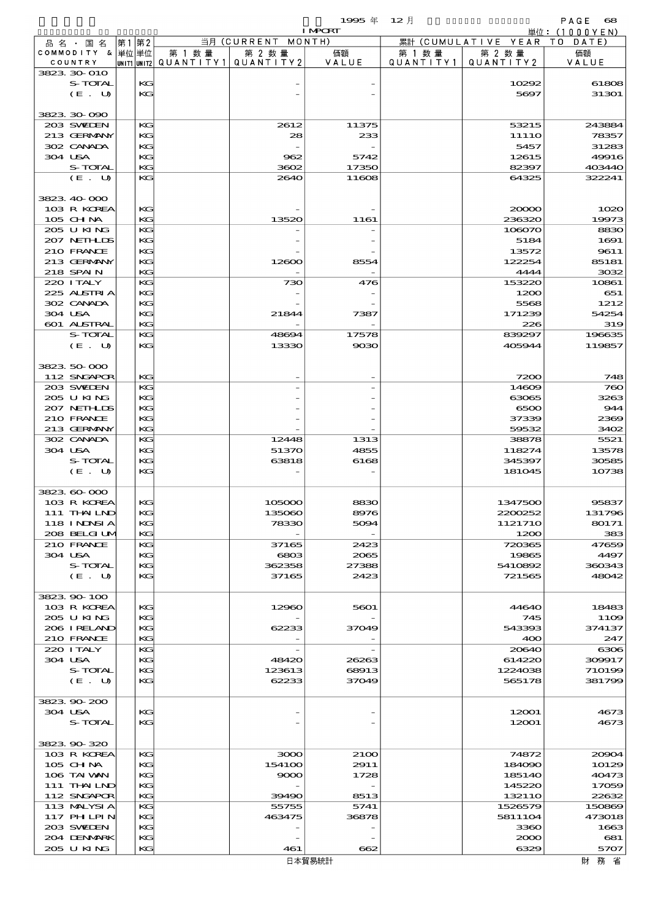1995 年 12 月 IMPORT

単位：(1000YEN)

| 品名・国名 COMMODITY & COUNTRY | 第1 単位 UNIT1 | 第2 単位 UNIT2 | 当月 (CURRENT MONTH) 第1数量 QUANTITY1 | 第2数量 QUANTITY2 | 価額 VALUE | 累計 (CUMULATIVE YEAR TO DATE) 第1数量 QUANTITY1 | 第2数量 QUANTITY2 | 価額 VALUE |
|---|---|---|---|---|---|---|---|---|
| 3823.30-010 | | | | | | | | |
| S-TOTAL | | KG | | - | - | | 10292 | 61808 |
| (E. U) | | KG | | - | - | | 5697 | 31301 |
| 3823.30-090 | | | | | | | | |
| 203 SWEDEN | | KG | | 2612 | 11375 | | 53215 | 243884 |
| 213 GERMANY | | KG | | 28 | 233 | | 11110 | 78357 |
| 302 CANADA | | KG | | - | - | | 5457 | 31283 |
| 304 USA | | KG | | 962 | 5742 | | 12615 | 49916 |
| S-TOTAL | | KG | | 3602 | 17350 | | 82397 | 403440 |
| (E. U) | | KG | | 2640 | 11608 | | 64325 | 322241 |
| 3823.40-000 | | | | | | | | |
| 103 R KOREA | | KG | | - | - | | 20000 | 1020 |
| 105 CHINA | | KG | | 13520 | 1161 | | 236320 | 19973 |
| 205 U KING | | KG | | - | - | | 106070 | 8830 |
| 207 NETHLDS | | KG | | - | - | | 5184 | 1691 |
| 210 FRANCE | | KG | | - | - | | 13572 | 9611 |
| 213 GERMANY | | KG | | 12600 | 8554 | | 122254 | 85181 |
| 218 SPAIN | | KG | | - | - | | 4444 | 3032 |
| 220 ITALY | | KG | | 730 | 476 | | 153220 | 10861 |
| 225 AUSTRIA | | KG | | - | - | | 1200 | 651 |
| 302 CANADA | | KG | | - | - | | 5568 | 1212 |
| 304 USA | | KG | | 21844 | 7387 | | 171239 | 54254 |
| 601 AUSTRAL | | KG | | - | - | | 226 | 319 |
| S-TOTAL | | KG | | 48694 | 17578 | | 839297 | 196635 |
| (E. U) | | KG | | 13330 | 9030 | | 405944 | 119857 |
| 3823.50-000 | | | | | | | | |
| 112 SNGAPOR | | KG | | - | - | | 7200 | 748 |
| 203 SWEDEN | | KG | | - | - | | 14609 | 760 |
| 205 U KING | | KG | | - | - | | 63065 | 3263 |
| 207 NETHLDS | | KG | | - | - | | 6500 | 944 |
| 210 FRANCE | | KG | | - | - | | 37339 | 2369 |
| 213 GERMANY | | KG | | - | - | | 59532 | 3402 |
| 302 CANADA | | KG | | 12448 | 1313 | | 38878 | 5521 |
| 304 USA | | KG | | 51370 | 4855 | | 118274 | 13578 |
| S-TOTAL | | KG | | 63818 | 6168 | | 345397 | 30585 |
| (E. U) | | KG | | - | - | | 181045 | 10738 |
| 3823.60-000 | | | | | | | | |
| 103 R KOREA | | KG | | 105000 | 8830 | | 1347500 | 95837 |
| 111 THAILND | | KG | | 135060 | 8976 | | 2200252 | 131796 |
| 118 INDNSIA | | KG | | 78330 | 5094 | | 1121710 | 80171 |
| 208 BELGIUM | | KG | | - | - | | 1200 | 383 |
| 210 FRANCE | | KG | | 37165 | 2423 | | 720365 | 47659 |
| 304 USA | | KG | | 6803 | 2065 | | 19865 | 4497 |
| S-TOTAL | | KG | | 362358 | 27388 | | 5410892 | 360343 |
| (E. U) | | KG | | 37165 | 2423 | | 721565 | 48042 |
| 3823.90-100 | | | | | | | | |
| 103 R KOREA | | KG | | 12960 | 5601 | | 44640 | 18483 |
| 205 U KING | | KG | | - | - | | 745 | 1109 |
| 206 IRELAND | | KG | | 62233 | 37049 | | 543393 | 374137 |
| 210 FRANCE | | KG | | - | - | | 400 | 247 |
| 220 ITALY | | KG | | - | - | | 20640 | 6306 |
| 304 USA | | KG | | 48420 | 26263 | | 614220 | 309917 |
| S-TOTAL | | KG | | 123613 | 68913 | | 1224038 | 710199 |
| (E. U) | | KG | | 62233 | 37049 | | 565178 | 381799 |
| 3823.90-200 | | | | | | | | |
| 304 USA | | KG | | - | - | | 12001 | 4673 |
| S-TOTAL | | KG | | - | - | | 12001 | 4673 |
| 3823.90-320 | | | | | | | | |
| 103 R KOREA | | KG | | 3000 | 2100 | | 74872 | 20904 |
| 105 CHINA | | KG | | 154100 | 2911 | | 184090 | 10129 |
| 106 TAIWAN | | KG | | 9000 | 1728 | | 185140 | 40473 |
| 111 THAILND | | KG | | - | - | | 145220 | 17059 |
| 112 SNGAPOR | | KG | | 39490 | 8513 | | 132110 | 22632 |
| 113 MALYSIA | | KG | | 55755 | 5741 | | 1526579 | 150869 |
| 117 PHLPIN | | KG | | 463475 | 36878 | | 5811104 | 473018 |
| 203 SWEDEN | | KG | | - | - | | 3360 | 1663 |
| 204 DENMARK | | KG | | - | - | | 2000 | 681 |
| 205 U KING | | KG | | 461 | 662 | | 6329 | 5707 |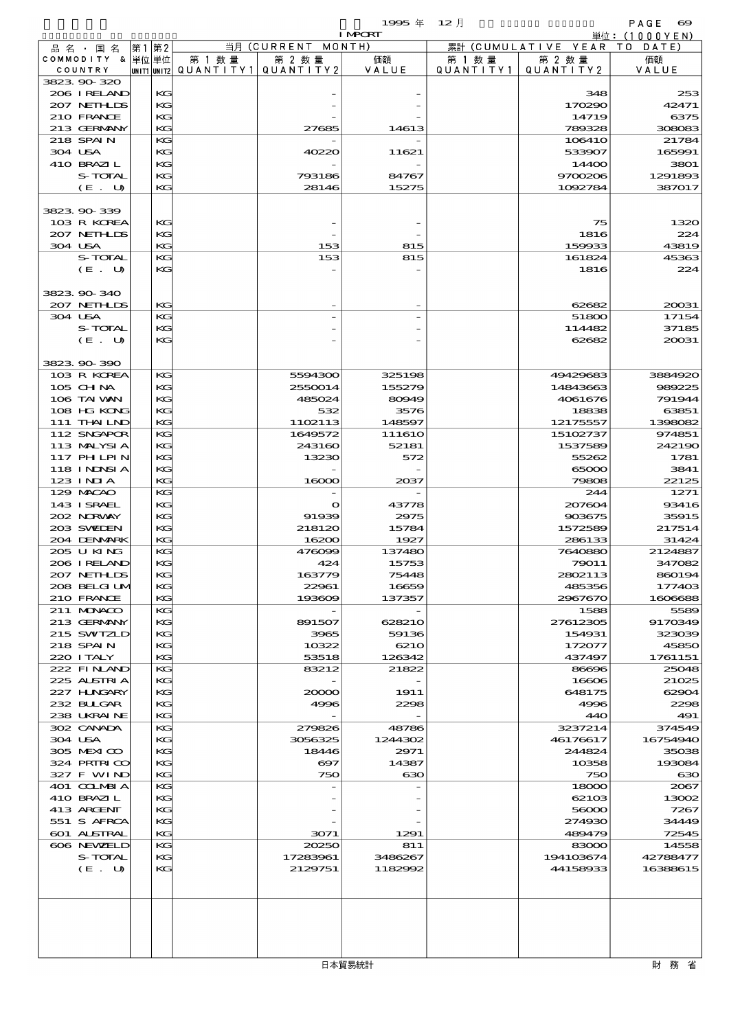1995 年 12 月 IMPORT 単位：(1000YEN)

| 品名・国名 COMMODITY & COUNTRY | 第1 単位 UNIT1 | 第2 単位 UNIT2 | 当月 (CURRENT MONTH) 第1数量 QUANTITY1 | 第2数量 QUANTITY2 | 価額 VALUE | 累計 (CUMULATIVE YEAR TO DATE) 第1数量 QUANTITY1 | 第2数量 QUANTITY2 | 価額 VALUE |
|---|---|---|---|---|---|---|---|---|
| 3823.90-320 | | | | | | | | |
| 206 IRELAND | | KG | | - | - | | 348 | 253 |
| 207 NETHLDS | | KG | | - | - | | 170290 | 42471 |
| 210 FRANCE | | KG | | - | - | | 14719 | 6375 |
| 213 GERMANY | | KG | | 27685 | 14613 | | 789328 | 308083 |
| 218 SPAIN | | KG | | - | - | | 106410 | 21784 |
| 304 USA | | KG | | 40220 | 11621 | | 533907 | 165991 |
| 410 BRAZIL | | KG | | - | - | | 14400 | 3801 |
| S-TOTAL | | KG | | 793186 | 84767 | | 9700206 | 1291893 |
| (E. U) | | KG | | 28146 | 15275 | | 1092784 | 387017 |
| 3823.90-339 | | | | | | | | |
| 103 R KOREA | | KG | | - | - | | 75 | 1320 |
| 207 NETHLDS | | KG | | - | - | | 1816 | 224 |
| 304 USA | | KG | | 153 | 815 | | 159933 | 43819 |
| S-TOTAL | | KG | | 153 | 815 | | 161824 | 45363 |
| (E. U) | | KG | | - | - | | 1816 | 224 |
| 3823.90-340 | | | | | | | | |
| 207 NETHLDS | | KG | | - | - | | 62682 | 20031 |
| 304 USA | | KG | | - | - | | 51800 | 17154 |
| S-TOTAL | | KG | | - | - | | 114482 | 37185 |
| (E. U) | | KG | | - | - | | 62682 | 20031 |
| 3823.90-390 | | | | | | | | |
| 103 R KOREA | | KG | | 5594300 | 325198 | | 49429683 | 3884920 |
| 105 CHINA | | KG | | 2550014 | 155279 | | 14843663 | 989225 |
| 106 TAIWAN | | KG | | 485024 | 80949 | | 4061676 | 791944 |
| 108 HG KONG | | KG | | 532 | 3576 | | 18838 | 63851 |
| 111 THAILND | | KG | | 1102113 | 148597 | | 12175557 | 1398082 |
| 112 SNGAPOR | | KG | | 1649572 | 111610 | | 15102737 | 974851 |
| 113 MALYSIA | | KG | | 243160 | 52181 | | 1537589 | 242190 |
| 117 PHLPIN | | KG | | 13230 | 572 | | 55262 | 1781 |
| 118 INDNSIA | | KG | | - | - | | 65000 | 3841 |
| 123 INDIA | | KG | | 16000 | 2037 | | 79808 | 22125 |
| 129 MACAO | | KG | | - | - | | 244 | 1271 |
| 143 ISRAEL | | KG | | 0 | 43778 | | 207604 | 93416 |
| 202 NORWAY | | KG | | 91939 | 2975 | | 903675 | 35915 |
| 203 SWEDEN | | KG | | 218120 | 15784 | | 1572589 | 217514 |
| 204 DENMARK | | KG | | 16200 | 1927 | | 286133 | 31424 |
| 205 U KING | | KG | | 476099 | 137480 | | 7640880 | 2124887 |
| 206 IRELAND | | KG | | 424 | 15753 | | 79011 | 347082 |
| 207 NETHLDS | | KG | | 163779 | 75448 | | 2802113 | 860194 |
| 208 BELGIUM | | KG | | 22961 | 16659 | | 485356 | 177403 |
| 210 FRANCE | | KG | | 193609 | 137357 | | 2967670 | 1606688 |
| 211 MONACO | | KG | | - | - | | 1588 | 5589 |
| 213 GERMANY | | KG | | 891507 | 628210 | | 27612305 | 9170349 |
| 215 SWITZLD | | KG | | 3965 | 59136 | | 154931 | 323039 |
| 218 SPAIN | | KG | | 10322 | 6210 | | 172077 | 45850 |
| 220 ITALY | | KG | | 53518 | 126342 | | 437497 | 1761151 |
| 222 FINLAND | | KG | | 83212 | 21822 | | 86696 | 25048 |
| 225 AUSTRIA | | KG | | - | - | | 16606 | 21025 |
| 227 HUNGARY | | KG | | 20000 | 1911 | | 648175 | 62904 |
| 232 BULGAR | | KG | | 4996 | 2298 | | 4996 | 2298 |
| 238 UKRAINE | | KG | | - | - | | 440 | 491 |
| 302 CANADA | | KG | | 279826 | 48786 | | 3237214 | 374549 |
| 304 USA | | KG | | 3056325 | 1244302 | | 46176617 | 16754940 |
| 305 MEXICO | | KG | | 18446 | 2971 | | 244824 | 35038 |
| 324 PRTRICO | | KG | | 697 | 14387 | | 10358 | 193084 |
| 327 F WIND | | KG | | 750 | 630 | | 750 | 630 |
| 401 COLMBIA | | KG | | - | - | | 18000 | 2067 |
| 410 BRAZIL | | KG | | - | - | | 62103 | 13002 |
| 413 ARGENT | | KG | | - | - | | 56000 | 7267 |
| 551 S AFRCA | | KG | | - | - | | 274930 | 34449 |
| 601 AUSTRAL | | KG | | 3071 | 1291 | | 489479 | 72545 |
| 606 NEWZELD | | KG | | 20250 | 811 | | 83000 | 14558 |
| S-TOTAL | | KG | | 17283961 | 3486267 | | 194103674 | 42788477 |
| (E. U) | | KG | | 2129751 | 1182992 | | 44158933 | 16388615 |